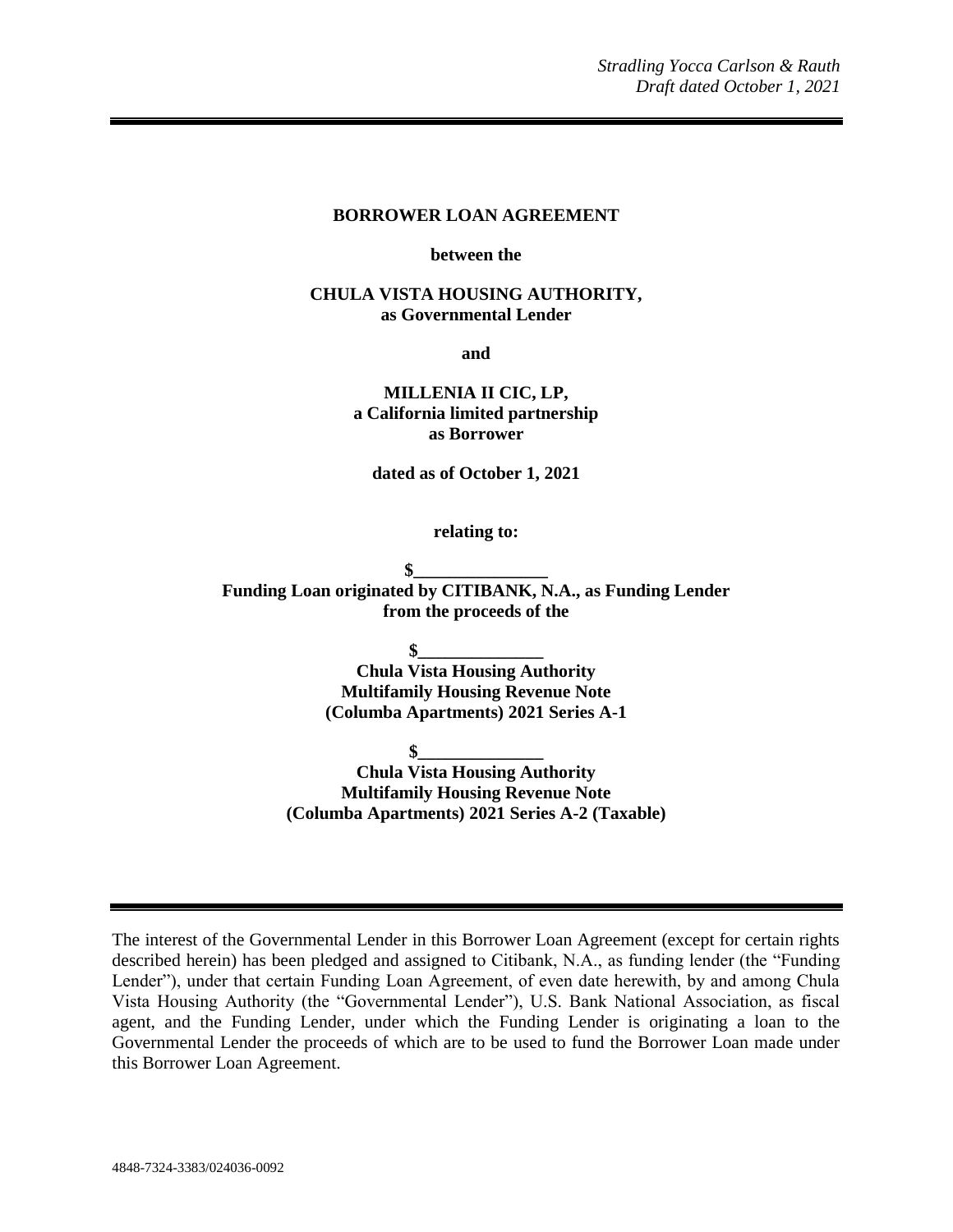*Stradling Yocca Carlson & Rauth*
*Draft dated October 1, 2021*

---

**BORROWER LOAN AGREEMENT**

**between the**

**CHULA VISTA HOUSING AUTHORITY,**
**as Governmental Lender**

**and**

**MILLENIA II CIC, LP,**
**a California limited partnership**
**as Borrower**

**dated as of October 1, 2021**

**relating to:**

**$\_\_\_\_\_\_\_\_\_\_\_\_\_\_\_**
**Funding Loan originated by CITIBANK, N.A., as Funding Lender**
**from the proceeds of the**

**$\_\_\_\_\_\_\_\_\_\_\_\_\_\_**
**Chula Vista Housing Authority**
**Multifamily Housing Revenue Note**
**(Columba Apartments) 2021 Series A-1**

**$\_\_\_\_\_\_\_\_\_\_\_\_\_\_**
**Chula Vista Housing Authority**
**Multifamily Housing Revenue Note**
**(Columba Apartments) 2021 Series A-2 (Taxable)**

---

The interest of the Governmental Lender in this Borrower Loan Agreement (except for certain rights described herein) has been pledged and assigned to Citibank, N.A., as funding lender (the "Funding Lender"), under that certain Funding Loan Agreement, of even date herewith, by and among Chula Vista Housing Authority (the "Governmental Lender"), U.S. Bank National Association, as fiscal agent, and the Funding Lender, under which the Funding Lender is originating a loan to the Governmental Lender the proceeds of which are to be used to fund the Borrower Loan made under this Borrower Loan Agreement.

4848-7324-3383/024036-0092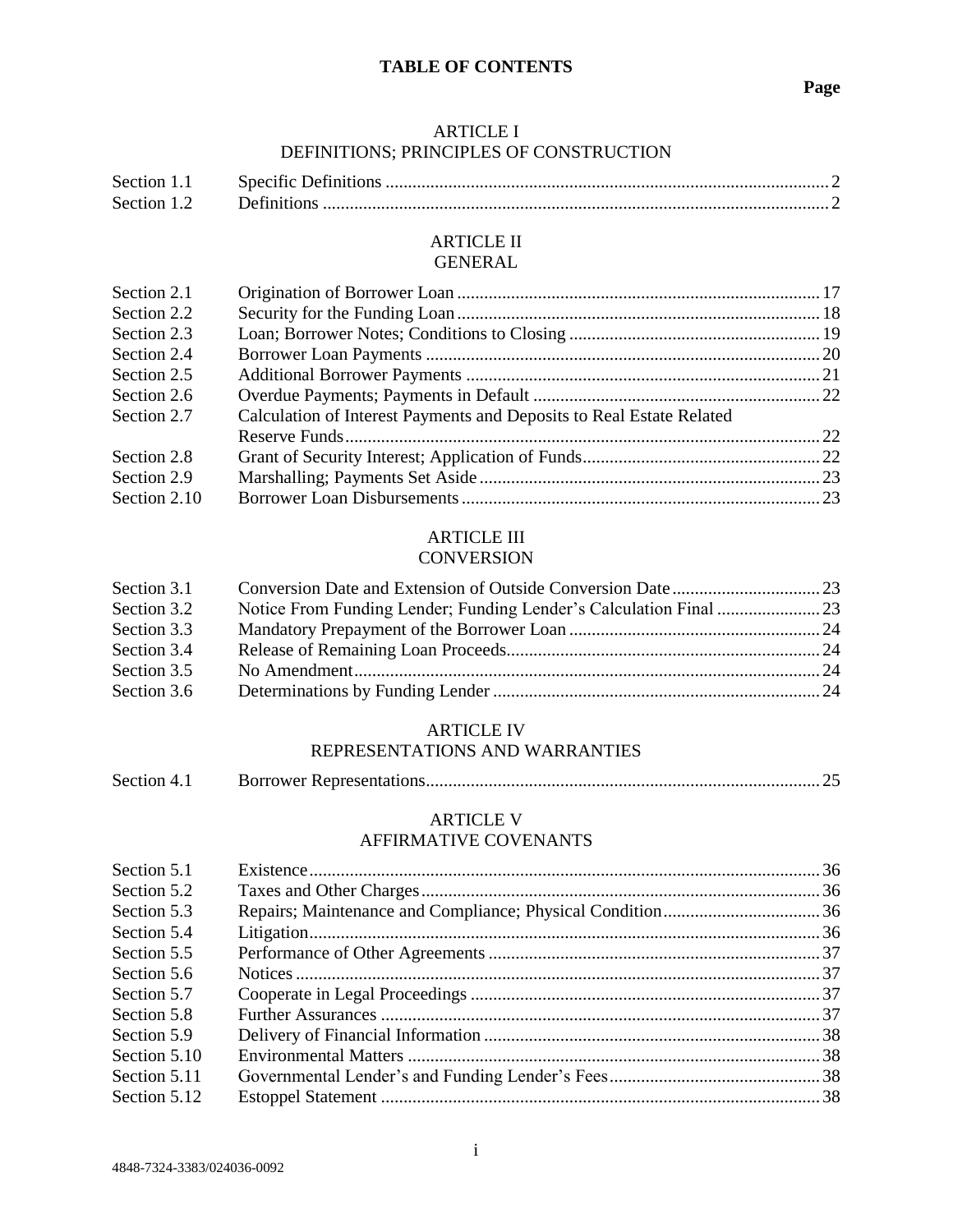# TABLE OF CONTENTS

**Page**

## ARTICLE I
## DEFINITIONS; PRINCIPLES OF CONSTRUCTION

| | | |
|---|---|---|
| Section 1.1 | Specific Definitions | 2 |
| Section 1.2 | Definitions | 2 |

## ARTICLE II
## GENERAL

| | | |
|---|---|---|
| Section 2.1 | Origination of Borrower Loan | 17 |
| Section 2.2 | Security for the Funding Loan | 18 |
| Section 2.3 | Loan; Borrower Notes; Conditions to Closing | 19 |
| Section 2.4 | Borrower Loan Payments | 20 |
| Section 2.5 | Additional Borrower Payments | 21 |
| Section 2.6 | Overdue Payments; Payments in Default | 22 |
| Section 2.7 | Calculation of Interest Payments and Deposits to Real Estate Related Reserve Funds | 22 |
| Section 2.8 | Grant of Security Interest; Application of Funds | 22 |
| Section 2.9 | Marshalling; Payments Set Aside | 23 |
| Section 2.10 | Borrower Loan Disbursements | 23 |

## ARTICLE III
## CONVERSION

| | | |
|---|---|---|
| Section 3.1 | Conversion Date and Extension of Outside Conversion Date | 23 |
| Section 3.2 | Notice From Funding Lender; Funding Lender's Calculation Final | 23 |
| Section 3.3 | Mandatory Prepayment of the Borrower Loan | 24 |
| Section 3.4 | Release of Remaining Loan Proceeds | 24 |
| Section 3.5 | No Amendment | 24 |
| Section 3.6 | Determinations by Funding Lender | 24 |

## ARTICLE IV
## REPRESENTATIONS AND WARRANTIES

| | | |
|---|---|---|
| Section 4.1 | Borrower Representations | 25 |

## ARTICLE V
## AFFIRMATIVE COVENANTS

| | | |
|---|---|---|
| Section 5.1 | Existence | 36 |
| Section 5.2 | Taxes and Other Charges | 36 |
| Section 5.3 | Repairs; Maintenance and Compliance; Physical Condition | 36 |
| Section 5.4 | Litigation | 36 |
| Section 5.5 | Performance of Other Agreements | 37 |
| Section 5.6 | Notices | 37 |
| Section 5.7 | Cooperate in Legal Proceedings | 37 |
| Section 5.8 | Further Assurances | 37 |
| Section 5.9 | Delivery of Financial Information | 38 |
| Section 5.10 | Environmental Matters | 38 |
| Section 5.11 | Governmental Lender's and Funding Lender's Fees | 38 |
| Section 5.12 | Estoppel Statement | 38 |

4848-7324-3383/024036-0092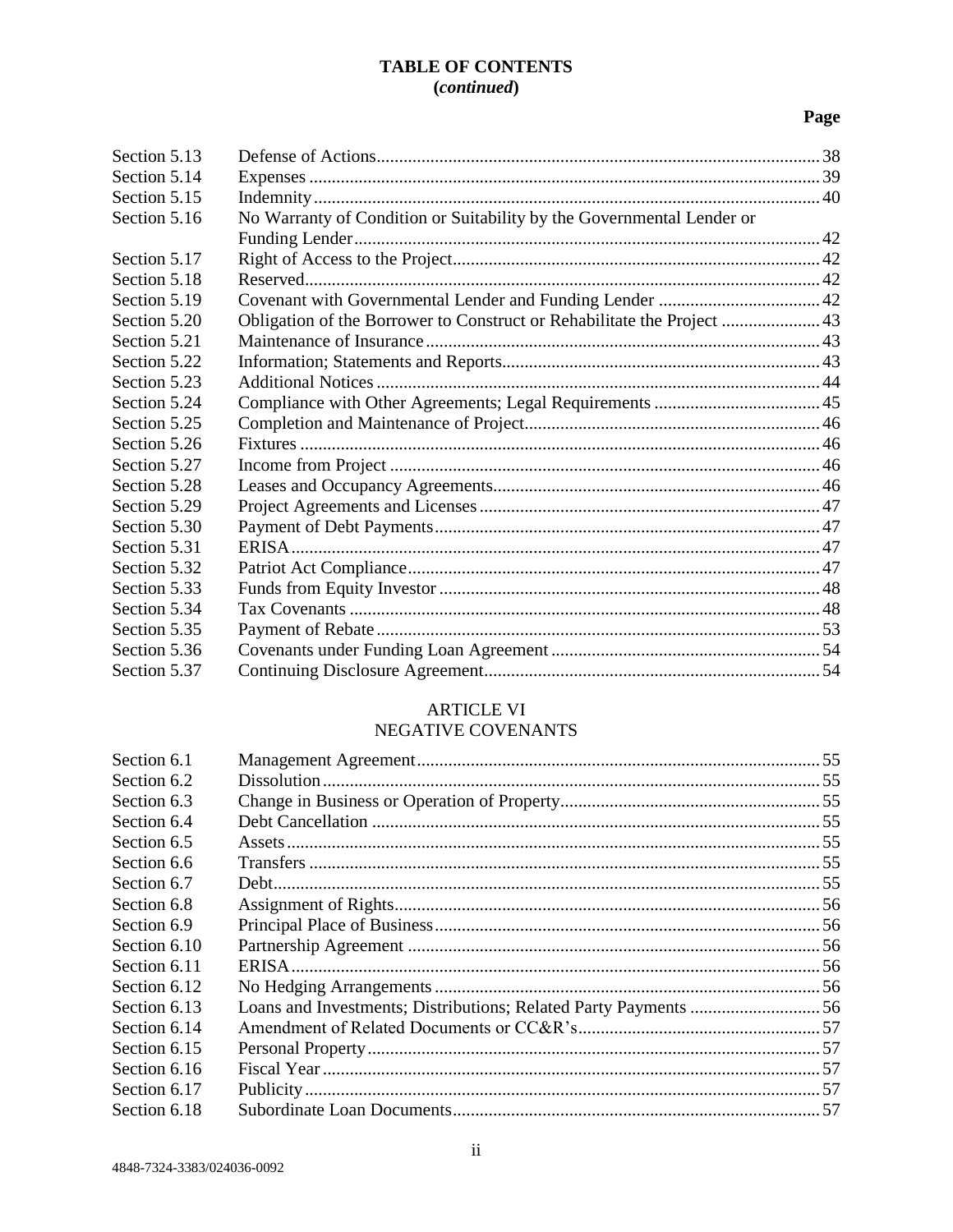**TABLE OF CONTENTS**
**(*continued*)**

| | | Page |
|---|---|---|
| Section 5.13 | Defense of Actions | 38 |
| Section 5.14 | Expenses | 39 |
| Section 5.15 | Indemnity | 40 |
| Section 5.16 | No Warranty of Condition or Suitability by the Governmental Lender or Funding Lender | 42 |
| Section 5.17 | Right of Access to the Project | 42 |
| Section 5.18 | Reserved | 42 |
| Section 5.19 | Covenant with Governmental Lender and Funding Lender | 42 |
| Section 5.20 | Obligation of the Borrower to Construct or Rehabilitate the Project | 43 |
| Section 5.21 | Maintenance of Insurance | 43 |
| Section 5.22 | Information; Statements and Reports | 43 |
| Section 5.23 | Additional Notices | 44 |
| Section 5.24 | Compliance with Other Agreements; Legal Requirements | 45 |
| Section 5.25 | Completion and Maintenance of Project | 46 |
| Section 5.26 | Fixtures | 46 |
| Section 5.27 | Income from Project | 46 |
| Section 5.28 | Leases and Occupancy Agreements | 46 |
| Section 5.29 | Project Agreements and Licenses | 47 |
| Section 5.30 | Payment of Debt Payments | 47 |
| Section 5.31 | ERISA | 47 |
| Section 5.32 | Patriot Act Compliance | 47 |
| Section 5.33 | Funds from Equity Investor | 48 |
| Section 5.34 | Tax Covenants | 48 |
| Section 5.35 | Payment of Rebate | 53 |
| Section 5.36 | Covenants under Funding Loan Agreement | 54 |
| Section 5.37 | Continuing Disclosure Agreement | 54 |

## ARTICLE VI
## NEGATIVE COVENANTS

| | | |
|---|---|---|
| Section 6.1 | Management Agreement | 55 |
| Section 6.2 | Dissolution | 55 |
| Section 6.3 | Change in Business or Operation of Property | 55 |
| Section 6.4 | Debt Cancellation | 55 |
| Section 6.5 | Assets | 55 |
| Section 6.6 | Transfers | 55 |
| Section 6.7 | Debt | 55 |
| Section 6.8 | Assignment of Rights | 56 |
| Section 6.9 | Principal Place of Business | 56 |
| Section 6.10 | Partnership Agreement | 56 |
| Section 6.11 | ERISA | 56 |
| Section 6.12 | No Hedging Arrangements | 56 |
| Section 6.13 | Loans and Investments; Distributions; Related Party Payments | 56 |
| Section 6.14 | Amendment of Related Documents or CC&R's | 57 |
| Section 6.15 | Personal Property | 57 |
| Section 6.16 | Fiscal Year | 57 |
| Section 6.17 | Publicity | 57 |
| Section 6.18 | Subordinate Loan Documents | 57 |

4848-7324-3383/024036-0092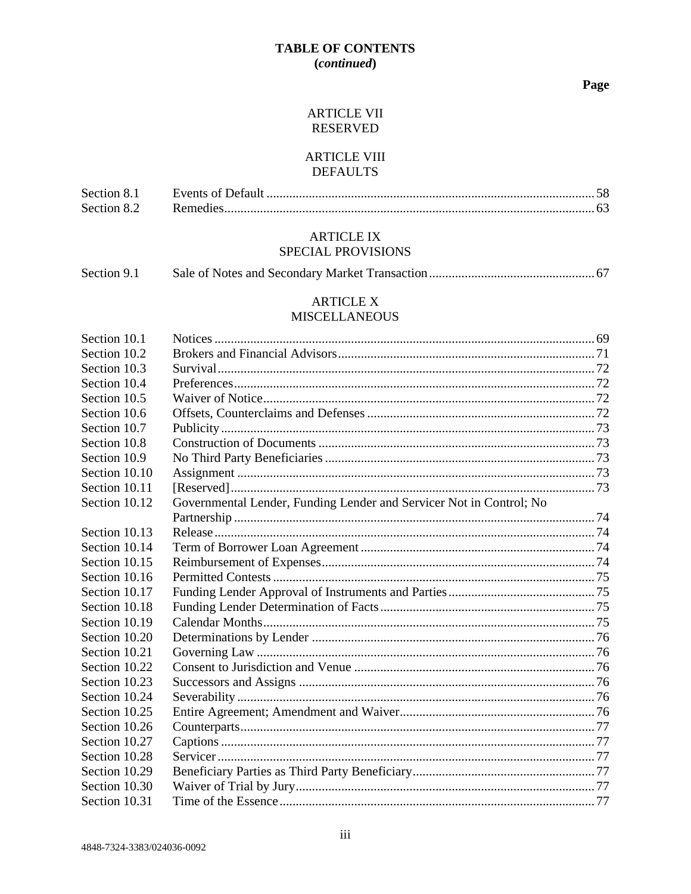**TABLE OF CONTENTS**
**(*continued*)**

**Page**

ARTICLE VII
RESERVED

ARTICLE VIII
DEFAULTS

| | | |
|---|---|---|
| Section 8.1 | Events of Default | 58 |
| Section 8.2 | Remedies | 63 |

ARTICLE IX
SPECIAL PROVISIONS

| | | |
|---|---|---|
| Section 9.1 | Sale of Notes and Secondary Market Transaction | 67 |

ARTICLE X
MISCELLANEOUS

| | | |
|---|---|---|
| Section 10.1 | Notices | 69 |
| Section 10.2 | Brokers and Financial Advisors | 71 |
| Section 10.3 | Survival | 72 |
| Section 10.4 | Preferences | 72 |
| Section 10.5 | Waiver of Notice | 72 |
| Section 10.6 | Offsets, Counterclaims and Defenses | 72 |
| Section 10.7 | Publicity | 73 |
| Section 10.8 | Construction of Documents | 73 |
| Section 10.9 | No Third Party Beneficiaries | 73 |
| Section 10.10 | Assignment | 73 |
| Section 10.11 | [Reserved] | 73 |
| Section 10.12 | Governmental Lender, Funding Lender and Servicer Not in Control; No Partnership | 74 |
| Section 10.13 | Release | 74 |
| Section 10.14 | Term of Borrower Loan Agreement | 74 |
| Section 10.15 | Reimbursement of Expenses | 74 |
| Section 10.16 | Permitted Contests | 75 |
| Section 10.17 | Funding Lender Approval of Instruments and Parties | 75 |
| Section 10.18 | Funding Lender Determination of Facts | 75 |
| Section 10.19 | Calendar Months | 75 |
| Section 10.20 | Determinations by Lender | 76 |
| Section 10.21 | Governing Law | 76 |
| Section 10.22 | Consent to Jurisdiction and Venue | 76 |
| Section 10.23 | Successors and Assigns | 76 |
| Section 10.24 | Severability | 76 |
| Section 10.25 | Entire Agreement; Amendment and Waiver | 76 |
| Section 10.26 | Counterparts | 77 |
| Section 10.27 | Captions | 77 |
| Section 10.28 | Servicer | 77 |
| Section 10.29 | Beneficiary Parties as Third Party Beneficiary | 77 |
| Section 10.30 | Waiver of Trial by Jury | 77 |
| Section 10.31 | Time of the Essence | 77 |

4848-7324-3383/024036-0092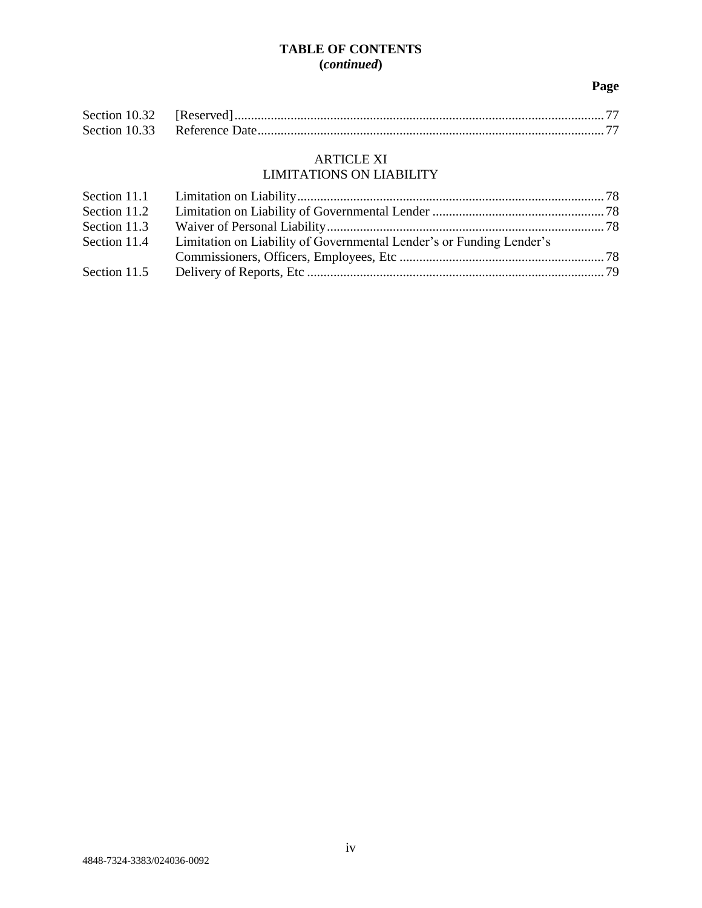**TABLE OF CONTENTS**
**(*continued*)**

| | | Page |
|---|---|---|
| Section 10.32 | [Reserved] | 77 |
| Section 10.33 | Reference Date | 77 |

ARTICLE XI
LIMITATIONS ON LIABILITY

| | | |
|---|---|---|
| Section 11.1 | Limitation on Liability | 78 |
| Section 11.2 | Limitation on Liability of Governmental Lender | 78 |
| Section 11.3 | Waiver of Personal Liability | 78 |
| Section 11.4 | Limitation on Liability of Governmental Lender's or Funding Lender's Commissioners, Officers, Employees, Etc | 78 |
| Section 11.5 | Delivery of Reports, Etc | 79 |

4848-7324-3383/024036-0092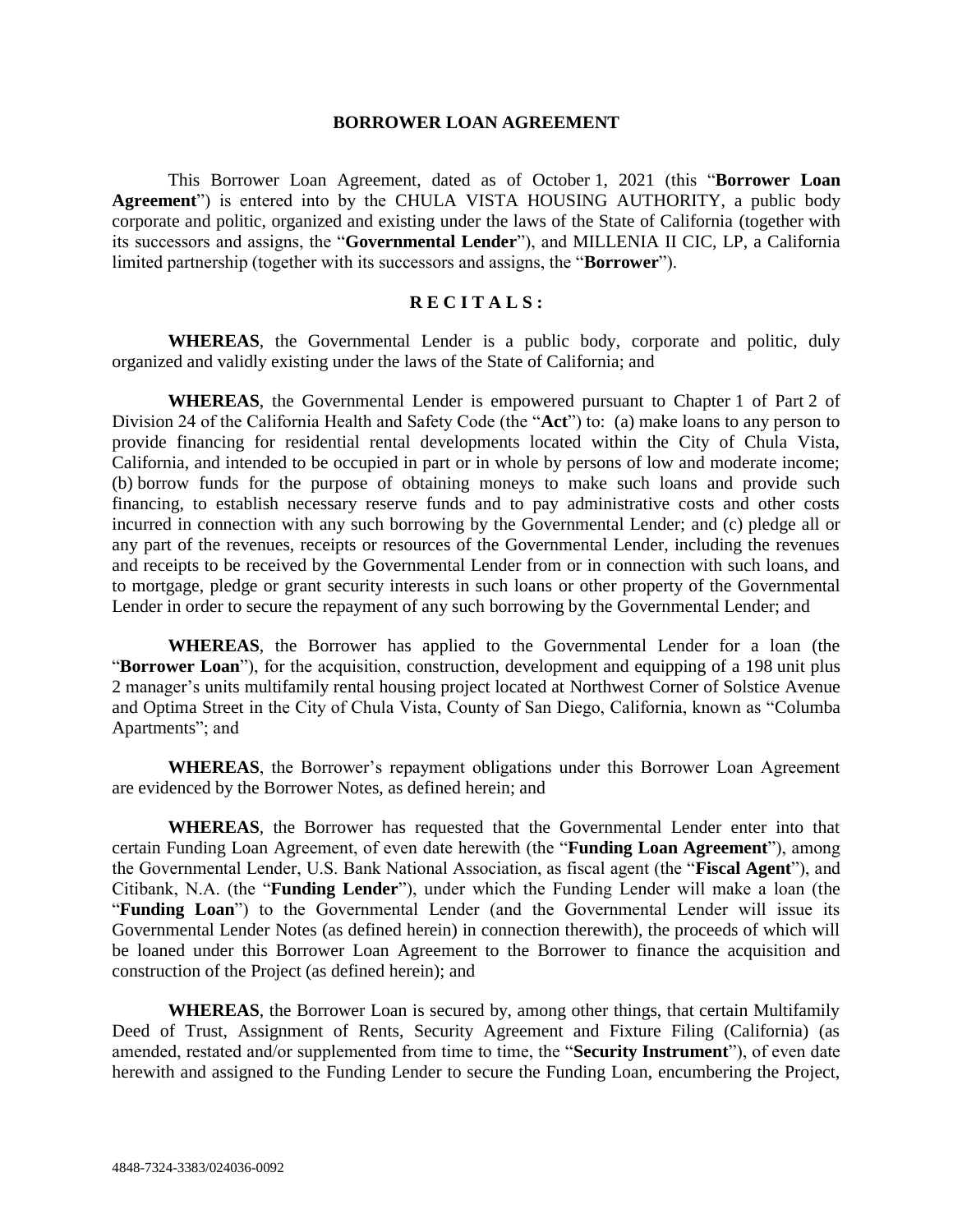# BORROWER LOAN AGREEMENT

This Borrower Loan Agreement, dated as of October 1, 2021 (this "**Borrower Loan Agreement**") is entered into by the CHULA VISTA HOUSING AUTHORITY, a public body corporate and politic, organized and existing under the laws of the State of California (together with its successors and assigns, the "**Governmental Lender**"), and MILLENIA II CIC, LP, a California limited partnership (together with its successors and assigns, the "**Borrower**").

## R E C I T A L S :

**WHEREAS**, the Governmental Lender is a public body, corporate and politic, duly organized and validly existing under the laws of the State of California; and

**WHEREAS**, the Governmental Lender is empowered pursuant to Chapter 1 of Part 2 of Division 24 of the California Health and Safety Code (the "**Act**") to: (a) make loans to any person to provide financing for residential rental developments located within the City of Chula Vista, California, and intended to be occupied in part or in whole by persons of low and moderate income; (b) borrow funds for the purpose of obtaining moneys to make such loans and provide such financing, to establish necessary reserve funds and to pay administrative costs and other costs incurred in connection with any such borrowing by the Governmental Lender; and (c) pledge all or any part of the revenues, receipts or resources of the Governmental Lender, including the revenues and receipts to be received by the Governmental Lender from or in connection with such loans, and to mortgage, pledge or grant security interests in such loans or other property of the Governmental Lender in order to secure the repayment of any such borrowing by the Governmental Lender; and

**WHEREAS**, the Borrower has applied to the Governmental Lender for a loan (the "**Borrower Loan**"), for the acquisition, construction, development and equipping of a 198 unit plus 2 manager's units multifamily rental housing project located at Northwest Corner of Solstice Avenue and Optima Street in the City of Chula Vista, County of San Diego, California, known as "Columba Apartments"; and

**WHEREAS**, the Borrower's repayment obligations under this Borrower Loan Agreement are evidenced by the Borrower Notes, as defined herein; and

**WHEREAS**, the Borrower has requested that the Governmental Lender enter into that certain Funding Loan Agreement, of even date herewith (the "**Funding Loan Agreement**"), among the Governmental Lender, U.S. Bank National Association, as fiscal agent (the "**Fiscal Agent**"), and Citibank, N.A. (the "**Funding Lender**"), under which the Funding Lender will make a loan (the "**Funding Loan**") to the Governmental Lender (and the Governmental Lender will issue its Governmental Lender Notes (as defined herein) in connection therewith), the proceeds of which will be loaned under this Borrower Loan Agreement to the Borrower to finance the acquisition and construction of the Project (as defined herein); and

**WHEREAS**, the Borrower Loan is secured by, among other things, that certain Multifamily Deed of Trust, Assignment of Rents, Security Agreement and Fixture Filing (California) (as amended, restated and/or supplemented from time to time, the "**Security Instrument**"), of even date herewith and assigned to the Funding Lender to secure the Funding Loan, encumbering the Project,

4848-7324-3383/024036-0092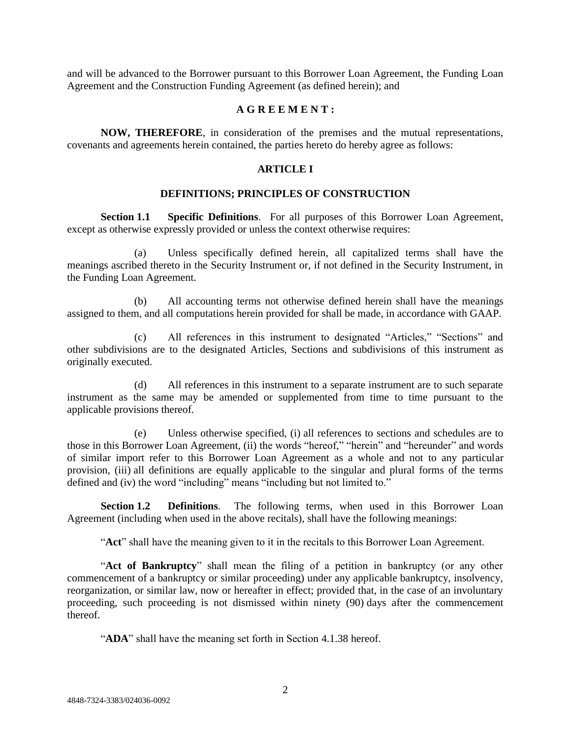and will be advanced to the Borrower pursuant to this Borrower Loan Agreement, the Funding Loan Agreement and the Construction Funding Agreement (as defined herein); and

**A G R E E M E N T :**

**NOW, THEREFORE**, in consideration of the premises and the mutual representations, covenants and agreements herein contained, the parties hereto do hereby agree as follows:

## ARTICLE I

## DEFINITIONS; PRINCIPLES OF CONSTRUCTION

**Section 1.1 Specific Definitions**. For all purposes of this Borrower Loan Agreement, except as otherwise expressly provided or unless the context otherwise requires:

(a) Unless specifically defined herein, all capitalized terms shall have the meanings ascribed thereto in the Security Instrument or, if not defined in the Security Instrument, in the Funding Loan Agreement.

(b) All accounting terms not otherwise defined herein shall have the meanings assigned to them, and all computations herein provided for shall be made, in accordance with GAAP.

(c) All references in this instrument to designated "Articles," "Sections" and other subdivisions are to the designated Articles, Sections and subdivisions of this instrument as originally executed.

(d) All references in this instrument to a separate instrument are to such separate instrument as the same may be amended or supplemented from time to time pursuant to the applicable provisions thereof.

(e) Unless otherwise specified, (i) all references to sections and schedules are to those in this Borrower Loan Agreement, (ii) the words "hereof," "herein" and "hereunder" and words of similar import refer to this Borrower Loan Agreement as a whole and not to any particular provision, (iii) all definitions are equally applicable to the singular and plural forms of the terms defined and (iv) the word "including" means "including but not limited to."

**Section 1.2 Definitions**. The following terms, when used in this Borrower Loan Agreement (including when used in the above recitals), shall have the following meanings:

"**Act**" shall have the meaning given to it in the recitals to this Borrower Loan Agreement.

"**Act of Bankruptcy**" shall mean the filing of a petition in bankruptcy (or any other commencement of a bankruptcy or similar proceeding) under any applicable bankruptcy, insolvency, reorganization, or similar law, now or hereafter in effect; provided that, in the case of an involuntary proceeding, such proceeding is not dismissed within ninety (90) days after the commencement thereof.

"**ADA**" shall have the meaning set forth in Section 4.1.38 hereof.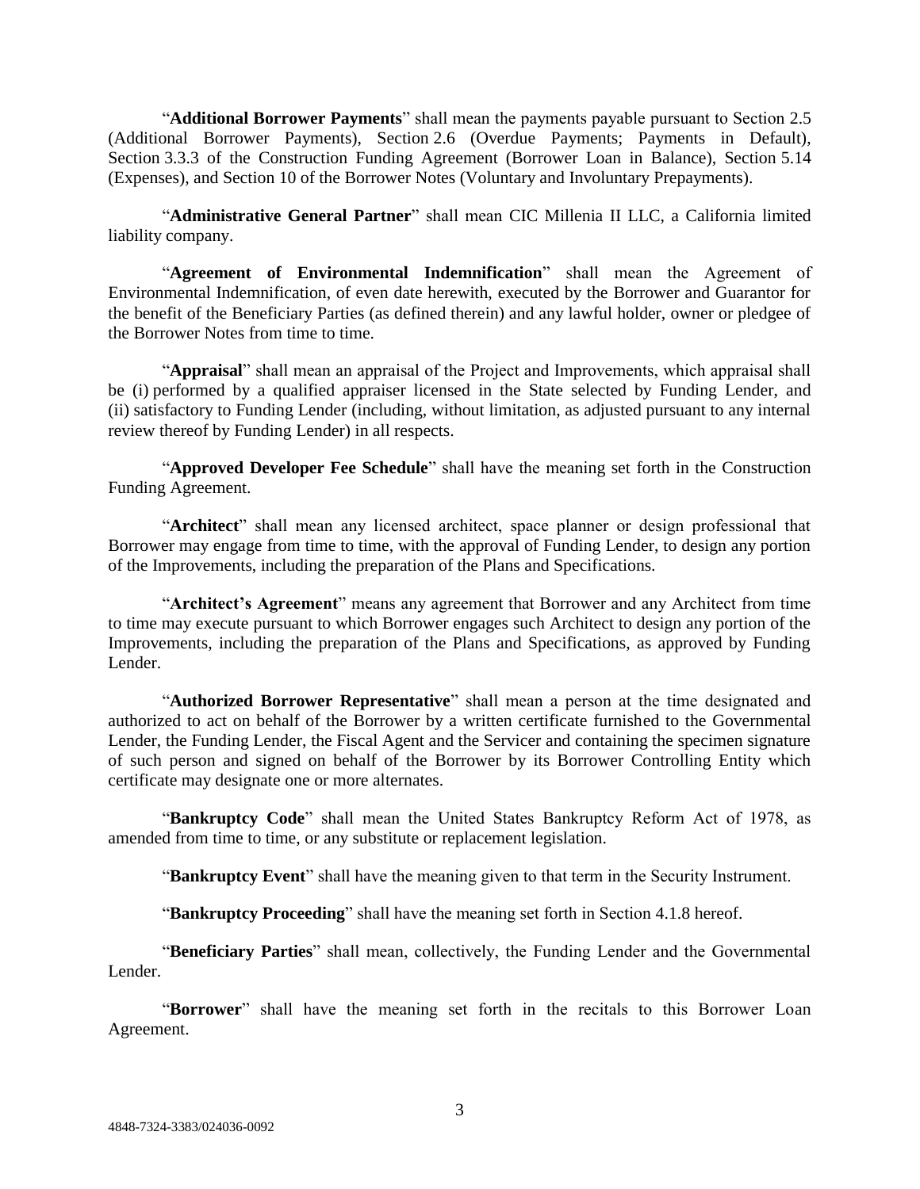"**Additional Borrower Payments**" shall mean the payments payable pursuant to Section 2.5 (Additional Borrower Payments), Section 2.6 (Overdue Payments; Payments in Default), Section 3.3.3 of the Construction Funding Agreement (Borrower Loan in Balance), Section 5.14 (Expenses), and Section 10 of the Borrower Notes (Voluntary and Involuntary Prepayments).

"**Administrative General Partner**" shall mean CIC Millenia II LLC, a California limited liability company.

"**Agreement of Environmental Indemnification**" shall mean the Agreement of Environmental Indemnification, of even date herewith, executed by the Borrower and Guarantor for the benefit of the Beneficiary Parties (as defined therein) and any lawful holder, owner or pledgee of the Borrower Notes from time to time.

"**Appraisal**" shall mean an appraisal of the Project and Improvements, which appraisal shall be (i) performed by a qualified appraiser licensed in the State selected by Funding Lender, and (ii) satisfactory to Funding Lender (including, without limitation, as adjusted pursuant to any internal review thereof by Funding Lender) in all respects.

"**Approved Developer Fee Schedule**" shall have the meaning set forth in the Construction Funding Agreement.

"**Architect**" shall mean any licensed architect, space planner or design professional that Borrower may engage from time to time, with the approval of Funding Lender, to design any portion of the Improvements, including the preparation of the Plans and Specifications.

"**Architect's Agreement**" means any agreement that Borrower and any Architect from time to time may execute pursuant to which Borrower engages such Architect to design any portion of the Improvements, including the preparation of the Plans and Specifications, as approved by Funding Lender.

"**Authorized Borrower Representative**" shall mean a person at the time designated and authorized to act on behalf of the Borrower by a written certificate furnished to the Governmental Lender, the Funding Lender, the Fiscal Agent and the Servicer and containing the specimen signature of such person and signed on behalf of the Borrower by its Borrower Controlling Entity which certificate may designate one or more alternates.

"**Bankruptcy Code**" shall mean the United States Bankruptcy Reform Act of 1978, as amended from time to time, or any substitute or replacement legislation.

"**Bankruptcy Event**" shall have the meaning given to that term in the Security Instrument.

"**Bankruptcy Proceeding**" shall have the meaning set forth in Section 4.1.8 hereof.

"**Beneficiary Parties**" shall mean, collectively, the Funding Lender and the Governmental Lender.

"**Borrower**" shall have the meaning set forth in the recitals to this Borrower Loan Agreement.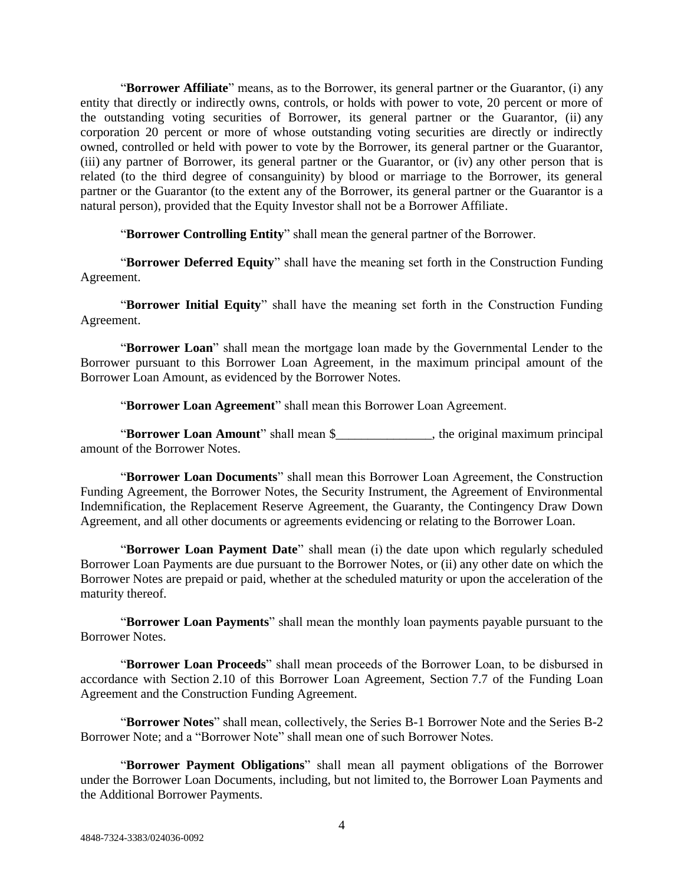"**Borrower Affiliate**" means, as to the Borrower, its general partner or the Guarantor, (i) any entity that directly or indirectly owns, controls, or holds with power to vote, 20 percent or more of the outstanding voting securities of Borrower, its general partner or the Guarantor, (ii) any corporation 20 percent or more of whose outstanding voting securities are directly or indirectly owned, controlled or held with power to vote by the Borrower, its general partner or the Guarantor, (iii) any partner of Borrower, its general partner or the Guarantor, or (iv) any other person that is related (to the third degree of consanguinity) by blood or marriage to the Borrower, its general partner or the Guarantor (to the extent any of the Borrower, its general partner or the Guarantor is a natural person), provided that the Equity Investor shall not be a Borrower Affiliate.

"**Borrower Controlling Entity**" shall mean the general partner of the Borrower.

"**Borrower Deferred Equity**" shall have the meaning set forth in the Construction Funding Agreement.

"**Borrower Initial Equity**" shall have the meaning set forth in the Construction Funding Agreement.

"**Borrower Loan**" shall mean the mortgage loan made by the Governmental Lender to the Borrower pursuant to this Borrower Loan Agreement, in the maximum principal amount of the Borrower Loan Amount, as evidenced by the Borrower Notes.

"**Borrower Loan Agreement**" shall mean this Borrower Loan Agreement.

"**Borrower Loan Amount**" shall mean $_______________, the original maximum principal amount of the Borrower Notes.

"**Borrower Loan Documents**" shall mean this Borrower Loan Agreement, the Construction Funding Agreement, the Borrower Notes, the Security Instrument, the Agreement of Environmental Indemnification, the Replacement Reserve Agreement, the Guaranty, the Contingency Draw Down Agreement, and all other documents or agreements evidencing or relating to the Borrower Loan.

"**Borrower Loan Payment Date**" shall mean (i) the date upon which regularly scheduled Borrower Loan Payments are due pursuant to the Borrower Notes, or (ii) any other date on which the Borrower Notes are prepaid or paid, whether at the scheduled maturity or upon the acceleration of the maturity thereof.

"**Borrower Loan Payments**" shall mean the monthly loan payments payable pursuant to the Borrower Notes.

"**Borrower Loan Proceeds**" shall mean proceeds of the Borrower Loan, to be disbursed in accordance with Section 2.10 of this Borrower Loan Agreement, Section 7.7 of the Funding Loan Agreement and the Construction Funding Agreement.

"**Borrower Notes**" shall mean, collectively, the Series B-1 Borrower Note and the Series B-2 Borrower Note; and a "Borrower Note" shall mean one of such Borrower Notes.

"**Borrower Payment Obligations**" shall mean all payment obligations of the Borrower under the Borrower Loan Documents, including, but not limited to, the Borrower Loan Payments and the Additional Borrower Payments.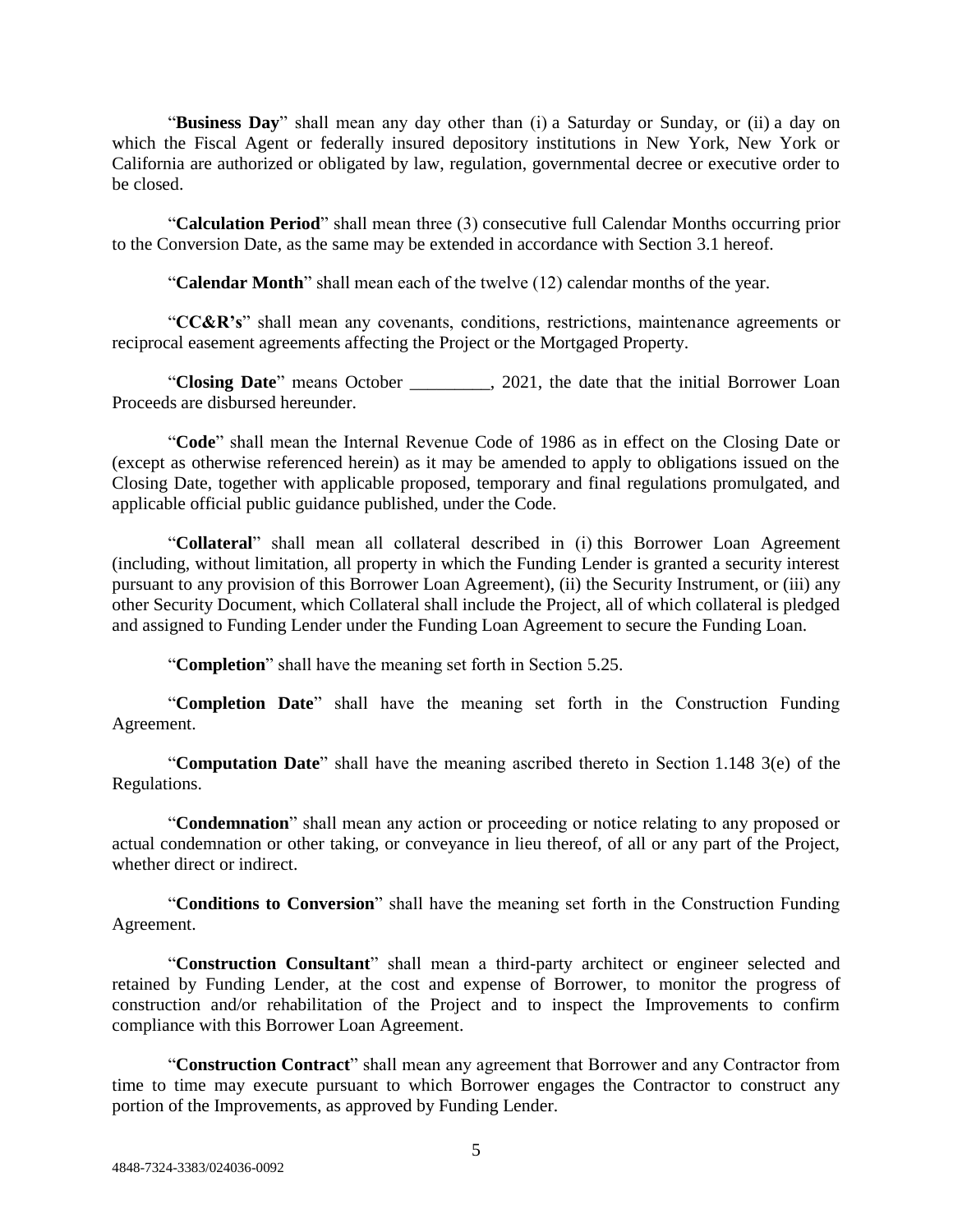"**Business Day**" shall mean any day other than (i) a Saturday or Sunday, or (ii) a day on which the Fiscal Agent or federally insured depository institutions in New York, New York or California are authorized or obligated by law, regulation, governmental decree or executive order to be closed.

"**Calculation Period**" shall mean three (3) consecutive full Calendar Months occurring prior to the Conversion Date, as the same may be extended in accordance with Section 3.1 hereof.

"**Calendar Month**" shall mean each of the twelve (12) calendar months of the year.

"**CC&R's**" shall mean any covenants, conditions, restrictions, maintenance agreements or reciprocal easement agreements affecting the Project or the Mortgaged Property.

"**Closing Date**" means October _________, 2021, the date that the initial Borrower Loan Proceeds are disbursed hereunder.

"**Code**" shall mean the Internal Revenue Code of 1986 as in effect on the Closing Date or (except as otherwise referenced herein) as it may be amended to apply to obligations issued on the Closing Date, together with applicable proposed, temporary and final regulations promulgated, and applicable official public guidance published, under the Code.

"**Collateral**" shall mean all collateral described in (i) this Borrower Loan Agreement (including, without limitation, all property in which the Funding Lender is granted a security interest pursuant to any provision of this Borrower Loan Agreement), (ii) the Security Instrument, or (iii) any other Security Document, which Collateral shall include the Project, all of which collateral is pledged and assigned to Funding Lender under the Funding Loan Agreement to secure the Funding Loan.

"**Completion**" shall have the meaning set forth in Section 5.25.

"**Completion Date**" shall have the meaning set forth in the Construction Funding Agreement.

"**Computation Date**" shall have the meaning ascribed thereto in Section 1.148 3(e) of the Regulations.

"**Condemnation**" shall mean any action or proceeding or notice relating to any proposed or actual condemnation or other taking, or conveyance in lieu thereof, of all or any part of the Project, whether direct or indirect.

"**Conditions to Conversion**" shall have the meaning set forth in the Construction Funding Agreement.

"**Construction Consultant**" shall mean a third-party architect or engineer selected and retained by Funding Lender, at the cost and expense of Borrower, to monitor the progress of construction and/or rehabilitation of the Project and to inspect the Improvements to confirm compliance with this Borrower Loan Agreement.

"**Construction Contract**" shall mean any agreement that Borrower and any Contractor from time to time may execute pursuant to which Borrower engages the Contractor to construct any portion of the Improvements, as approved by Funding Lender.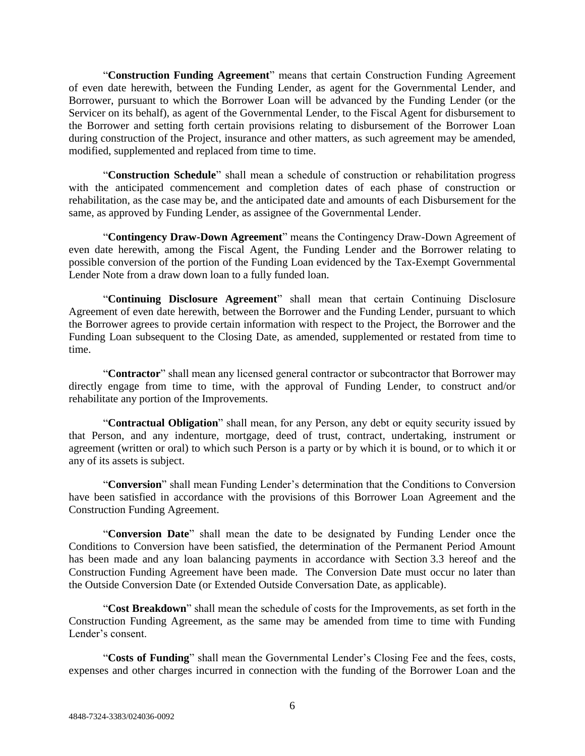"**Construction Funding Agreement**" means that certain Construction Funding Agreement of even date herewith, between the Funding Lender, as agent for the Governmental Lender, and Borrower, pursuant to which the Borrower Loan will be advanced by the Funding Lender (or the Servicer on its behalf), as agent of the Governmental Lender, to the Fiscal Agent for disbursement to the Borrower and setting forth certain provisions relating to disbursement of the Borrower Loan during construction of the Project, insurance and other matters, as such agreement may be amended, modified, supplemented and replaced from time to time.

"**Construction Schedule**" shall mean a schedule of construction or rehabilitation progress with the anticipated commencement and completion dates of each phase of construction or rehabilitation, as the case may be, and the anticipated date and amounts of each Disbursement for the same, as approved by Funding Lender, as assignee of the Governmental Lender.

"**Contingency Draw-Down Agreement**" means the Contingency Draw-Down Agreement of even date herewith, among the Fiscal Agent, the Funding Lender and the Borrower relating to possible conversion of the portion of the Funding Loan evidenced by the Tax-Exempt Governmental Lender Note from a draw down loan to a fully funded loan.

"**Continuing Disclosure Agreement**" shall mean that certain Continuing Disclosure Agreement of even date herewith, between the Borrower and the Funding Lender, pursuant to which the Borrower agrees to provide certain information with respect to the Project, the Borrower and the Funding Loan subsequent to the Closing Date, as amended, supplemented or restated from time to time.

"**Contractor**" shall mean any licensed general contractor or subcontractor that Borrower may directly engage from time to time, with the approval of Funding Lender, to construct and/or rehabilitate any portion of the Improvements.

"**Contractual Obligation**" shall mean, for any Person, any debt or equity security issued by that Person, and any indenture, mortgage, deed of trust, contract, undertaking, instrument or agreement (written or oral) to which such Person is a party or by which it is bound, or to which it or any of its assets is subject.

"**Conversion**" shall mean Funding Lender's determination that the Conditions to Conversion have been satisfied in accordance with the provisions of this Borrower Loan Agreement and the Construction Funding Agreement.

"**Conversion Date**" shall mean the date to be designated by Funding Lender once the Conditions to Conversion have been satisfied, the determination of the Permanent Period Amount has been made and any loan balancing payments in accordance with Section 3.3 hereof and the Construction Funding Agreement have been made. The Conversion Date must occur no later than the Outside Conversion Date (or Extended Outside Conversation Date, as applicable).

"**Cost Breakdown**" shall mean the schedule of costs for the Improvements, as set forth in the Construction Funding Agreement, as the same may be amended from time to time with Funding Lender's consent.

"**Costs of Funding**" shall mean the Governmental Lender's Closing Fee and the fees, costs, expenses and other charges incurred in connection with the funding of the Borrower Loan and the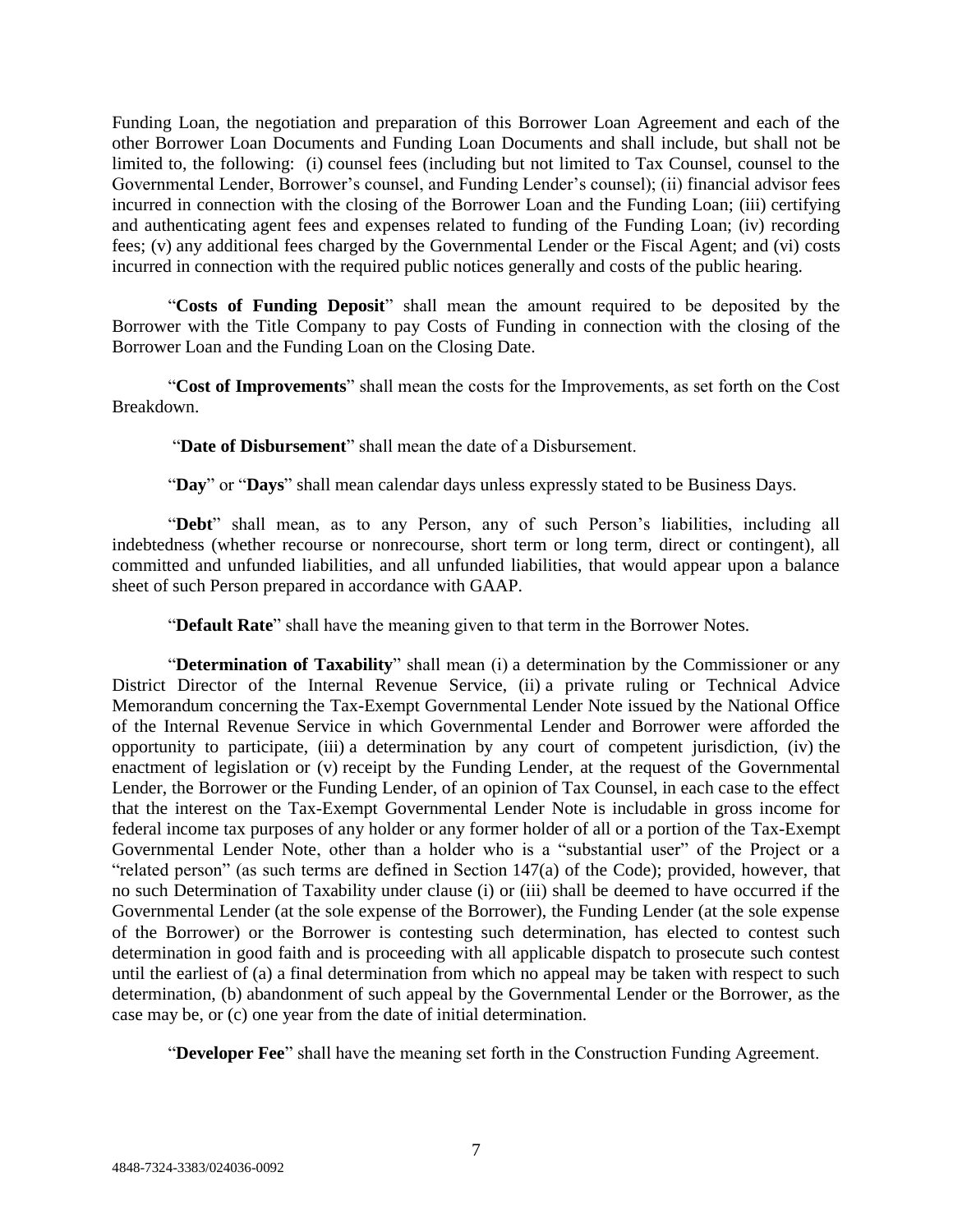Funding Loan, the negotiation and preparation of this Borrower Loan Agreement and each of the other Borrower Loan Documents and Funding Loan Documents and shall include, but shall not be limited to, the following: (i) counsel fees (including but not limited to Tax Counsel, counsel to the Governmental Lender, Borrower's counsel, and Funding Lender's counsel); (ii) financial advisor fees incurred in connection with the closing of the Borrower Loan and the Funding Loan; (iii) certifying and authenticating agent fees and expenses related to funding of the Funding Loan; (iv) recording fees; (v) any additional fees charged by the Governmental Lender or the Fiscal Agent; and (vi) costs incurred in connection with the required public notices generally and costs of the public hearing.

"**Costs of Funding Deposit**" shall mean the amount required to be deposited by the Borrower with the Title Company to pay Costs of Funding in connection with the closing of the Borrower Loan and the Funding Loan on the Closing Date.

"**Cost of Improvements**" shall mean the costs for the Improvements, as set forth on the Cost Breakdown.

"**Date of Disbursement**" shall mean the date of a Disbursement.

"**Day**" or "**Days**" shall mean calendar days unless expressly stated to be Business Days.

"**Debt**" shall mean, as to any Person, any of such Person's liabilities, including all indebtedness (whether recourse or nonrecourse, short term or long term, direct or contingent), all committed and unfunded liabilities, and all unfunded liabilities, that would appear upon a balance sheet of such Person prepared in accordance with GAAP.

"**Default Rate**" shall have the meaning given to that term in the Borrower Notes.

"**Determination of Taxability**" shall mean (i) a determination by the Commissioner or any District Director of the Internal Revenue Service, (ii) a private ruling or Technical Advice Memorandum concerning the Tax-Exempt Governmental Lender Note issued by the National Office of the Internal Revenue Service in which Governmental Lender and Borrower were afforded the opportunity to participate, (iii) a determination by any court of competent jurisdiction, (iv) the enactment of legislation or (v) receipt by the Funding Lender, at the request of the Governmental Lender, the Borrower or the Funding Lender, of an opinion of Tax Counsel, in each case to the effect that the interest on the Tax-Exempt Governmental Lender Note is includable in gross income for federal income tax purposes of any holder or any former holder of all or a portion of the Tax-Exempt Governmental Lender Note, other than a holder who is a "substantial user" of the Project or a "related person" (as such terms are defined in Section 147(a) of the Code); provided, however, that no such Determination of Taxability under clause (i) or (iii) shall be deemed to have occurred if the Governmental Lender (at the sole expense of the Borrower), the Funding Lender (at the sole expense of the Borrower) or the Borrower is contesting such determination, has elected to contest such determination in good faith and is proceeding with all applicable dispatch to prosecute such contest until the earliest of (a) a final determination from which no appeal may be taken with respect to such determination, (b) abandonment of such appeal by the Governmental Lender or the Borrower, as the case may be, or (c) one year from the date of initial determination.

"**Developer Fee**" shall have the meaning set forth in the Construction Funding Agreement.

4848-7324-3383/024036-0092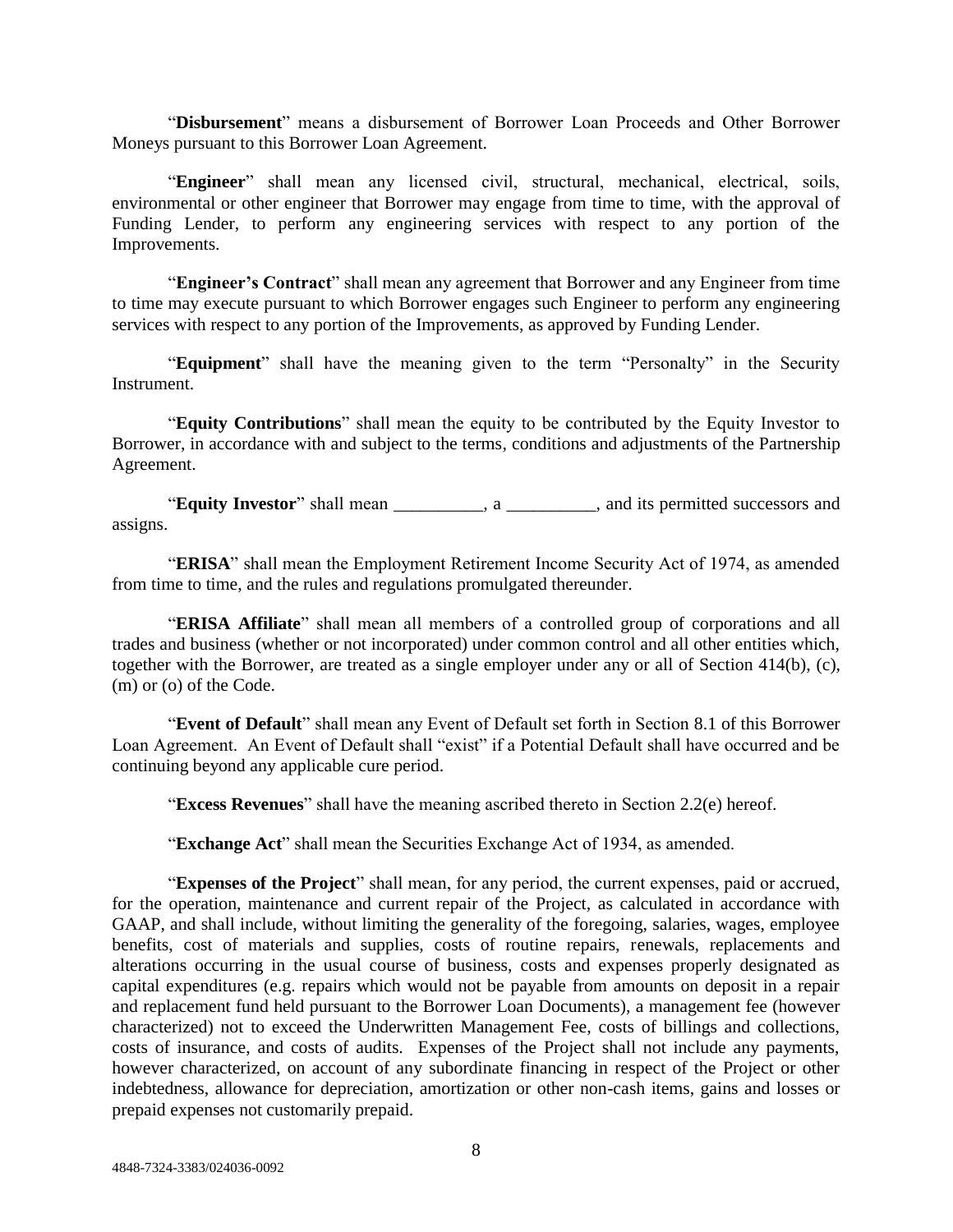"**Disbursement**" means a disbursement of Borrower Loan Proceeds and Other Borrower Moneys pursuant to this Borrower Loan Agreement.

"**Engineer**" shall mean any licensed civil, structural, mechanical, electrical, soils, environmental or other engineer that Borrower may engage from time to time, with the approval of Funding Lender, to perform any engineering services with respect to any portion of the Improvements.

"**Engineer's Contract**" shall mean any agreement that Borrower and any Engineer from time to time may execute pursuant to which Borrower engages such Engineer to perform any engineering services with respect to any portion of the Improvements, as approved by Funding Lender.

"**Equipment**" shall have the meaning given to the term "Personalty" in the Security Instrument.

"**Equity Contributions**" shall mean the equity to be contributed by the Equity Investor to Borrower, in accordance with and subject to the terms, conditions and adjustments of the Partnership Agreement.

"**Equity Investor**" shall mean __________, a __________, and its permitted successors and assigns.

"**ERISA**" shall mean the Employment Retirement Income Security Act of 1974, as amended from time to time, and the rules and regulations promulgated thereunder.

"**ERISA Affiliate**" shall mean all members of a controlled group of corporations and all trades and business (whether or not incorporated) under common control and all other entities which, together with the Borrower, are treated as a single employer under any or all of Section 414(b), (c), (m) or (o) of the Code.

"**Event of Default**" shall mean any Event of Default set forth in Section 8.1 of this Borrower Loan Agreement. An Event of Default shall "exist" if a Potential Default shall have occurred and be continuing beyond any applicable cure period.

"**Excess Revenues**" shall have the meaning ascribed thereto in Section 2.2(e) hereof.

"**Exchange Act**" shall mean the Securities Exchange Act of 1934, as amended.

"**Expenses of the Project**" shall mean, for any period, the current expenses, paid or accrued, for the operation, maintenance and current repair of the Project, as calculated in accordance with GAAP, and shall include, without limiting the generality of the foregoing, salaries, wages, employee benefits, cost of materials and supplies, costs of routine repairs, renewals, replacements and alterations occurring in the usual course of business, costs and expenses properly designated as capital expenditures (e.g. repairs which would not be payable from amounts on deposit in a repair and replacement fund held pursuant to the Borrower Loan Documents), a management fee (however characterized) not to exceed the Underwritten Management Fee, costs of billings and collections, costs of insurance, and costs of audits. Expenses of the Project shall not include any payments, however characterized, on account of any subordinate financing in respect of the Project or other indebtedness, allowance for depreciation, amortization or other non-cash items, gains and losses or prepaid expenses not customarily prepaid.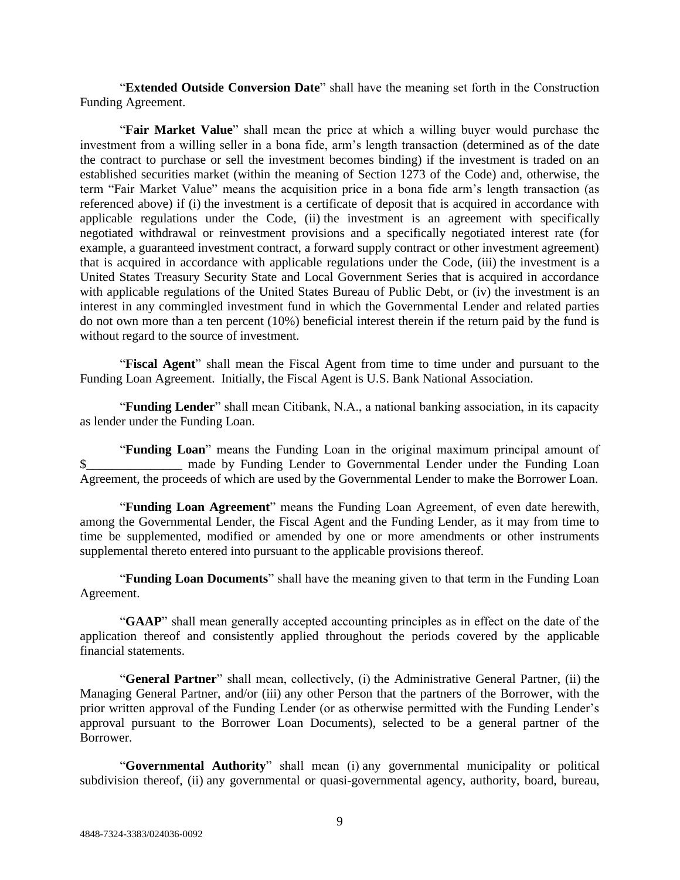"**Extended Outside Conversion Date**" shall have the meaning set forth in the Construction Funding Agreement.

"**Fair Market Value**" shall mean the price at which a willing buyer would purchase the investment from a willing seller in a bona fide, arm's length transaction (determined as of the date the contract to purchase or sell the investment becomes binding) if the investment is traded on an established securities market (within the meaning of Section 1273 of the Code) and, otherwise, the term "Fair Market Value" means the acquisition price in a bona fide arm's length transaction (as referenced above) if (i) the investment is a certificate of deposit that is acquired in accordance with applicable regulations under the Code, (ii) the investment is an agreement with specifically negotiated withdrawal or reinvestment provisions and a specifically negotiated interest rate (for example, a guaranteed investment contract, a forward supply contract or other investment agreement) that is acquired in accordance with applicable regulations under the Code, (iii) the investment is a United States Treasury Security State and Local Government Series that is acquired in accordance with applicable regulations of the United States Bureau of Public Debt, or (iv) the investment is an interest in any commingled investment fund in which the Governmental Lender and related parties do not own more than a ten percent (10%) beneficial interest therein if the return paid by the fund is without regard to the source of investment.

"**Fiscal Agent**" shall mean the Fiscal Agent from time to time under and pursuant to the Funding Loan Agreement. Initially, the Fiscal Agent is U.S. Bank National Association.

"**Funding Lender**" shall mean Citibank, N.A., a national banking association, in its capacity as lender under the Funding Loan.

"**Funding Loan**" means the Funding Loan in the original maximum principal amount of $_______________ made by Funding Lender to Governmental Lender under the Funding Loan Agreement, the proceeds of which are used by the Governmental Lender to make the Borrower Loan.

"**Funding Loan Agreement**" means the Funding Loan Agreement, of even date herewith, among the Governmental Lender, the Fiscal Agent and the Funding Lender, as it may from time to time be supplemented, modified or amended by one or more amendments or other instruments supplemental thereto entered into pursuant to the applicable provisions thereof.

"**Funding Loan Documents**" shall have the meaning given to that term in the Funding Loan Agreement.

"**GAAP**" shall mean generally accepted accounting principles as in effect on the date of the application thereof and consistently applied throughout the periods covered by the applicable financial statements.

"**General Partner**" shall mean, collectively, (i) the Administrative General Partner, (ii) the Managing General Partner, and/or (iii) any other Person that the partners of the Borrower, with the prior written approval of the Funding Lender (or as otherwise permitted with the Funding Lender's approval pursuant to the Borrower Loan Documents), selected to be a general partner of the Borrower.

"**Governmental Authority**" shall mean (i) any governmental municipality or political subdivision thereof, (ii) any governmental or quasi-governmental agency, authority, board, bureau,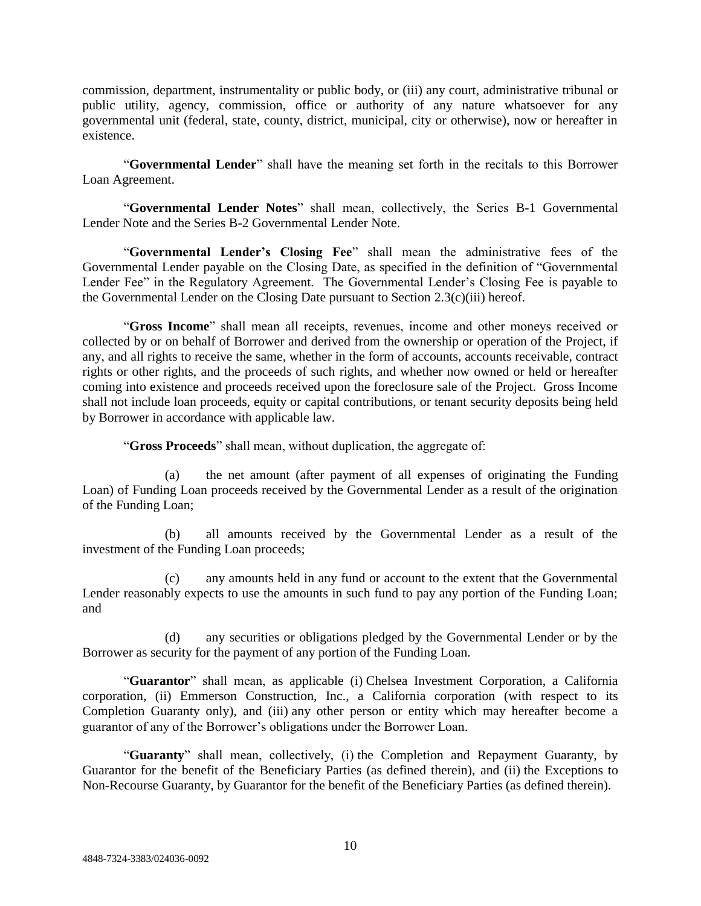commission, department, instrumentality or public body, or (iii) any court, administrative tribunal or public utility, agency, commission, office or authority of any nature whatsoever for any governmental unit (federal, state, county, district, municipal, city or otherwise), now or hereafter in existence.

"**Governmental Lender**" shall have the meaning set forth in the recitals to this Borrower Loan Agreement.

"**Governmental Lender Notes**" shall mean, collectively, the Series B-1 Governmental Lender Note and the Series B-2 Governmental Lender Note.

"**Governmental Lender's Closing Fee**" shall mean the administrative fees of the Governmental Lender payable on the Closing Date, as specified in the definition of "Governmental Lender Fee" in the Regulatory Agreement. The Governmental Lender's Closing Fee is payable to the Governmental Lender on the Closing Date pursuant to Section 2.3(c)(iii) hereof.

"**Gross Income**" shall mean all receipts, revenues, income and other moneys received or collected by or on behalf of Borrower and derived from the ownership or operation of the Project, if any, and all rights to receive the same, whether in the form of accounts, accounts receivable, contract rights or other rights, and the proceeds of such rights, and whether now owned or held or hereafter coming into existence and proceeds received upon the foreclosure sale of the Project. Gross Income shall not include loan proceeds, equity or capital contributions, or tenant security deposits being held by Borrower in accordance with applicable law.

"**Gross Proceeds**" shall mean, without duplication, the aggregate of:

(a) the net amount (after payment of all expenses of originating the Funding Loan) of Funding Loan proceeds received by the Governmental Lender as a result of the origination of the Funding Loan;

(b) all amounts received by the Governmental Lender as a result of the investment of the Funding Loan proceeds;

(c) any amounts held in any fund or account to the extent that the Governmental Lender reasonably expects to use the amounts in such fund to pay any portion of the Funding Loan; and

(d) any securities or obligations pledged by the Governmental Lender or by the Borrower as security for the payment of any portion of the Funding Loan.

"**Guarantor**" shall mean, as applicable (i) Chelsea Investment Corporation, a California corporation, (ii) Emmerson Construction, Inc., a California corporation (with respect to its Completion Guaranty only), and (iii) any other person or entity which may hereafter become a guarantor of any of the Borrower's obligations under the Borrower Loan.

"**Guaranty**" shall mean, collectively, (i) the Completion and Repayment Guaranty, by Guarantor for the benefit of the Beneficiary Parties (as defined therein), and (ii) the Exceptions to Non-Recourse Guaranty, by Guarantor for the benefit of the Beneficiary Parties (as defined therein).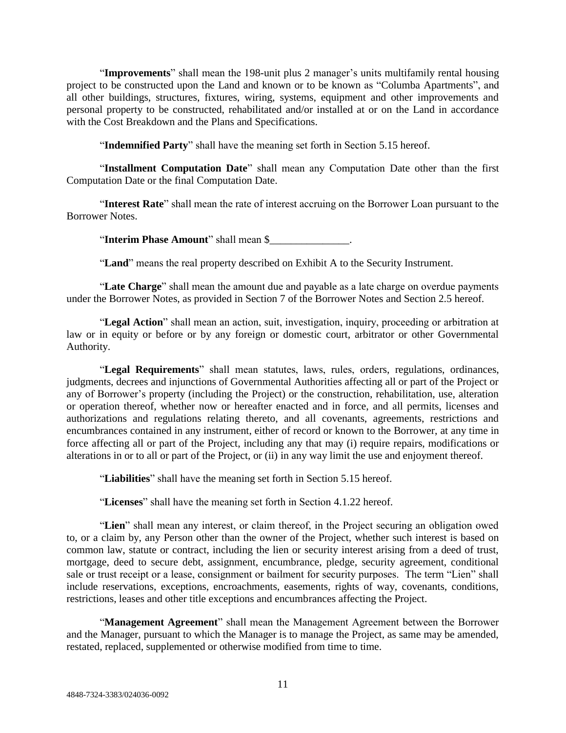"**Improvements**" shall mean the 198-unit plus 2 manager's units multifamily rental housing project to be constructed upon the Land and known or to be known as "Columba Apartments", and all other buildings, structures, fixtures, wiring, systems, equipment and other improvements and personal property to be constructed, rehabilitated and/or installed at or on the Land in accordance with the Cost Breakdown and the Plans and Specifications.

"**Indemnified Party**" shall have the meaning set forth in Section 5.15 hereof.

"**Installment Computation Date**" shall mean any Computation Date other than the first Computation Date or the final Computation Date.

"**Interest Rate**" shall mean the rate of interest accruing on the Borrower Loan pursuant to the Borrower Notes.

"**Interim Phase Amount**" shall mean $_______________.

"**Land**" means the real property described on Exhibit A to the Security Instrument.

"**Late Charge**" shall mean the amount due and payable as a late charge on overdue payments under the Borrower Notes, as provided in Section 7 of the Borrower Notes and Section 2.5 hereof.

"**Legal Action**" shall mean an action, suit, investigation, inquiry, proceeding or arbitration at law or in equity or before or by any foreign or domestic court, arbitrator or other Governmental Authority.

"**Legal Requirements**" shall mean statutes, laws, rules, orders, regulations, ordinances, judgments, decrees and injunctions of Governmental Authorities affecting all or part of the Project or any of Borrower's property (including the Project) or the construction, rehabilitation, use, alteration or operation thereof, whether now or hereafter enacted and in force, and all permits, licenses and authorizations and regulations relating thereto, and all covenants, agreements, restrictions and encumbrances contained in any instrument, either of record or known to the Borrower, at any time in force affecting all or part of the Project, including any that may (i) require repairs, modifications or alterations in or to all or part of the Project, or (ii) in any way limit the use and enjoyment thereof.

"**Liabilities**" shall have the meaning set forth in Section 5.15 hereof.

"**Licenses**" shall have the meaning set forth in Section 4.1.22 hereof.

"**Lien**" shall mean any interest, or claim thereof, in the Project securing an obligation owed to, or a claim by, any Person other than the owner of the Project, whether such interest is based on common law, statute or contract, including the lien or security interest arising from a deed of trust, mortgage, deed to secure debt, assignment, encumbrance, pledge, security agreement, conditional sale or trust receipt or a lease, consignment or bailment for security purposes. The term "Lien" shall include reservations, exceptions, encroachments, easements, rights of way, covenants, conditions, restrictions, leases and other title exceptions and encumbrances affecting the Project.

"**Management Agreement**" shall mean the Management Agreement between the Borrower and the Manager, pursuant to which the Manager is to manage the Project, as same may be amended, restated, replaced, supplemented or otherwise modified from time to time.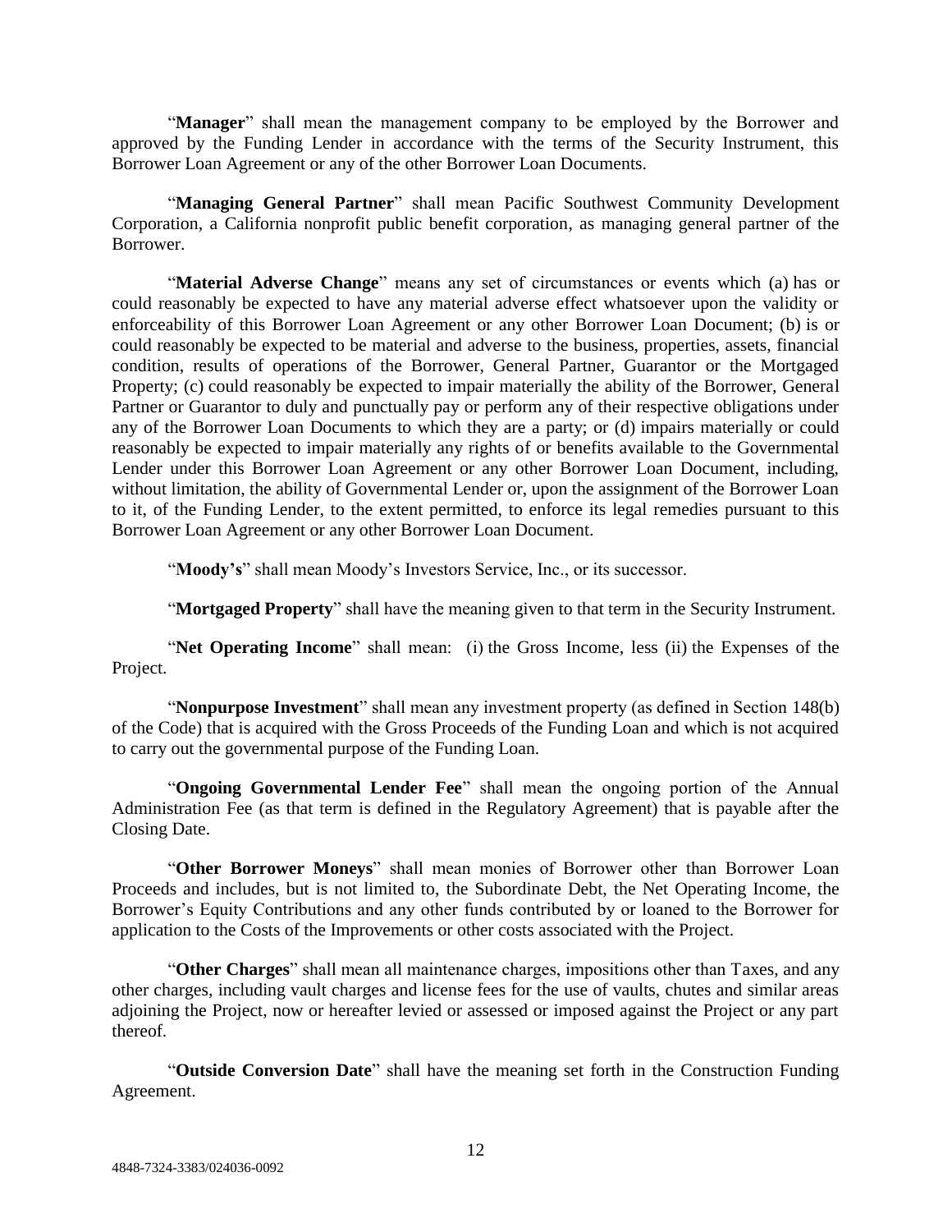"**Manager**" shall mean the management company to be employed by the Borrower and approved by the Funding Lender in accordance with the terms of the Security Instrument, this Borrower Loan Agreement or any of the other Borrower Loan Documents.

"**Managing General Partner**" shall mean Pacific Southwest Community Development Corporation, a California nonprofit public benefit corporation, as managing general partner of the Borrower.

"**Material Adverse Change**" means any set of circumstances or events which (a) has or could reasonably be expected to have any material adverse effect whatsoever upon the validity or enforceability of this Borrower Loan Agreement or any other Borrower Loan Document; (b) is or could reasonably be expected to be material and adverse to the business, properties, assets, financial condition, results of operations of the Borrower, General Partner, Guarantor or the Mortgaged Property; (c) could reasonably be expected to impair materially the ability of the Borrower, General Partner or Guarantor to duly and punctually pay or perform any of their respective obligations under any of the Borrower Loan Documents to which they are a party; or (d) impairs materially or could reasonably be expected to impair materially any rights of or benefits available to the Governmental Lender under this Borrower Loan Agreement or any other Borrower Loan Document, including, without limitation, the ability of Governmental Lender or, upon the assignment of the Borrower Loan to it, of the Funding Lender, to the extent permitted, to enforce its legal remedies pursuant to this Borrower Loan Agreement or any other Borrower Loan Document.

"**Moody's**" shall mean Moody's Investors Service, Inc., or its successor.

"**Mortgaged Property**" shall have the meaning given to that term in the Security Instrument.

"**Net Operating Income**" shall mean: (i) the Gross Income, less (ii) the Expenses of the Project.

"**Nonpurpose Investment**" shall mean any investment property (as defined in Section 148(b) of the Code) that is acquired with the Gross Proceeds of the Funding Loan and which is not acquired to carry out the governmental purpose of the Funding Loan.

"**Ongoing Governmental Lender Fee**" shall mean the ongoing portion of the Annual Administration Fee (as that term is defined in the Regulatory Agreement) that is payable after the Closing Date.

"**Other Borrower Moneys**" shall mean monies of Borrower other than Borrower Loan Proceeds and includes, but is not limited to, the Subordinate Debt, the Net Operating Income, the Borrower's Equity Contributions and any other funds contributed by or loaned to the Borrower for application to the Costs of the Improvements or other costs associated with the Project.

"**Other Charges**" shall mean all maintenance charges, impositions other than Taxes, and any other charges, including vault charges and license fees for the use of vaults, chutes and similar areas adjoining the Project, now or hereafter levied or assessed or imposed against the Project or any part thereof.

"**Outside Conversion Date**" shall have the meaning set forth in the Construction Funding Agreement.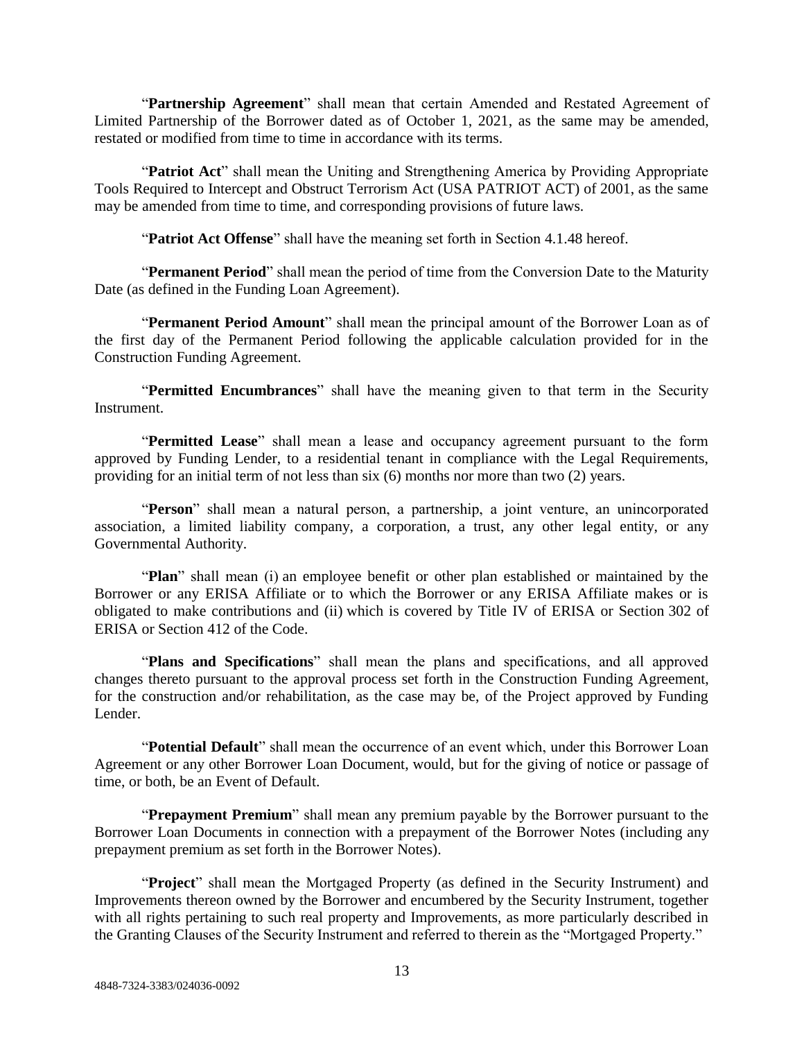"**Partnership Agreement**" shall mean that certain Amended and Restated Agreement of Limited Partnership of the Borrower dated as of October 1, 2021, as the same may be amended, restated or modified from time to time in accordance with its terms.

"**Patriot Act**" shall mean the Uniting and Strengthening America by Providing Appropriate Tools Required to Intercept and Obstruct Terrorism Act (USA PATRIOT ACT) of 2001, as the same may be amended from time to time, and corresponding provisions of future laws.

"**Patriot Act Offense**" shall have the meaning set forth in Section 4.1.48 hereof.

"**Permanent Period**" shall mean the period of time from the Conversion Date to the Maturity Date (as defined in the Funding Loan Agreement).

"**Permanent Period Amount**" shall mean the principal amount of the Borrower Loan as of the first day of the Permanent Period following the applicable calculation provided for in the Construction Funding Agreement.

"**Permitted Encumbrances**" shall have the meaning given to that term in the Security Instrument.

"**Permitted Lease**" shall mean a lease and occupancy agreement pursuant to the form approved by Funding Lender, to a residential tenant in compliance with the Legal Requirements, providing for an initial term of not less than six (6) months nor more than two (2) years.

"**Person**" shall mean a natural person, a partnership, a joint venture, an unincorporated association, a limited liability company, a corporation, a trust, any other legal entity, or any Governmental Authority.

"**Plan**" shall mean (i) an employee benefit or other plan established or maintained by the Borrower or any ERISA Affiliate or to which the Borrower or any ERISA Affiliate makes or is obligated to make contributions and (ii) which is covered by Title IV of ERISA or Section 302 of ERISA or Section 412 of the Code.

"**Plans and Specifications**" shall mean the plans and specifications, and all approved changes thereto pursuant to the approval process set forth in the Construction Funding Agreement, for the construction and/or rehabilitation, as the case may be, of the Project approved by Funding Lender.

"**Potential Default**" shall mean the occurrence of an event which, under this Borrower Loan Agreement or any other Borrower Loan Document, would, but for the giving of notice or passage of time, or both, be an Event of Default.

"**Prepayment Premium**" shall mean any premium payable by the Borrower pursuant to the Borrower Loan Documents in connection with a prepayment of the Borrower Notes (including any prepayment premium as set forth in the Borrower Notes).

"**Project**" shall mean the Mortgaged Property (as defined in the Security Instrument) and Improvements thereon owned by the Borrower and encumbered by the Security Instrument, together with all rights pertaining to such real property and Improvements, as more particularly described in the Granting Clauses of the Security Instrument and referred to therein as the "Mortgaged Property."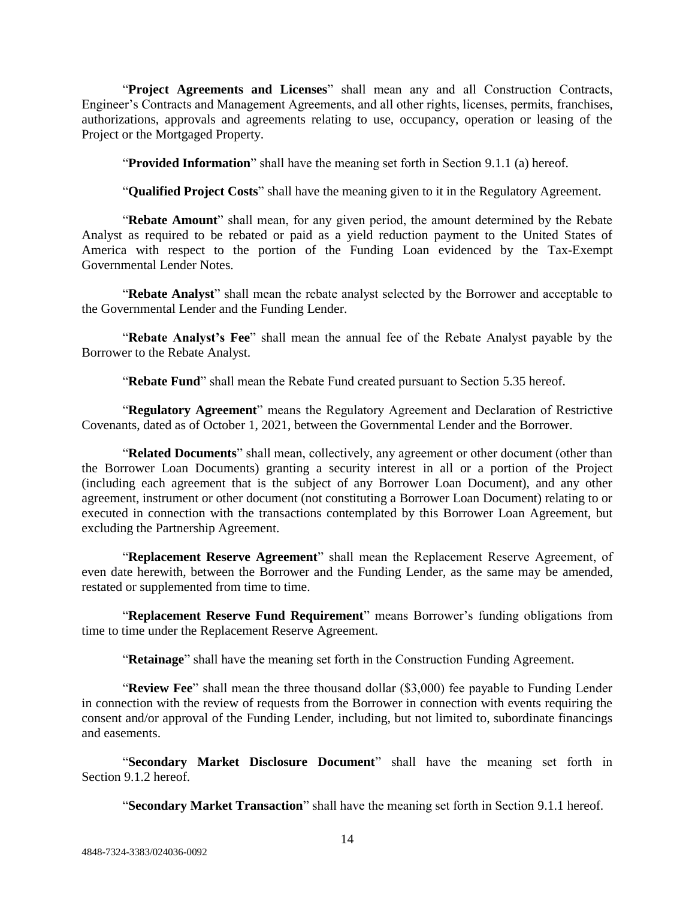"**Project Agreements and Licenses**" shall mean any and all Construction Contracts, Engineer's Contracts and Management Agreements, and all other rights, licenses, permits, franchises, authorizations, approvals and agreements relating to use, occupancy, operation or leasing of the Project or the Mortgaged Property.

"**Provided Information**" shall have the meaning set forth in Section 9.1.1 (a) hereof.

"**Qualified Project Costs**" shall have the meaning given to it in the Regulatory Agreement.

"**Rebate Amount**" shall mean, for any given period, the amount determined by the Rebate Analyst as required to be rebated or paid as a yield reduction payment to the United States of America with respect to the portion of the Funding Loan evidenced by the Tax-Exempt Governmental Lender Notes.

"**Rebate Analyst**" shall mean the rebate analyst selected by the Borrower and acceptable to the Governmental Lender and the Funding Lender.

"**Rebate Analyst's Fee**" shall mean the annual fee of the Rebate Analyst payable by the Borrower to the Rebate Analyst.

"**Rebate Fund**" shall mean the Rebate Fund created pursuant to Section 5.35 hereof.

"**Regulatory Agreement**" means the Regulatory Agreement and Declaration of Restrictive Covenants, dated as of October 1, 2021, between the Governmental Lender and the Borrower.

"**Related Documents**" shall mean, collectively, any agreement or other document (other than the Borrower Loan Documents) granting a security interest in all or a portion of the Project (including each agreement that is the subject of any Borrower Loan Document), and any other agreement, instrument or other document (not constituting a Borrower Loan Document) relating to or executed in connection with the transactions contemplated by this Borrower Loan Agreement, but excluding the Partnership Agreement.

"**Replacement Reserve Agreement**" shall mean the Replacement Reserve Agreement, of even date herewith, between the Borrower and the Funding Lender, as the same may be amended, restated or supplemented from time to time.

"**Replacement Reserve Fund Requirement**" means Borrower's funding obligations from time to time under the Replacement Reserve Agreement.

"**Retainage**" shall have the meaning set forth in the Construction Funding Agreement.

"**Review Fee**" shall mean the three thousand dollar ($3,000) fee payable to Funding Lender in connection with the review of requests from the Borrower in connection with events requiring the consent and/or approval of the Funding Lender, including, but not limited to, subordinate financings and easements.

"**Secondary Market Disclosure Document**" shall have the meaning set forth in Section 9.1.2 hereof.

"**Secondary Market Transaction**" shall have the meaning set forth in Section 9.1.1 hereof.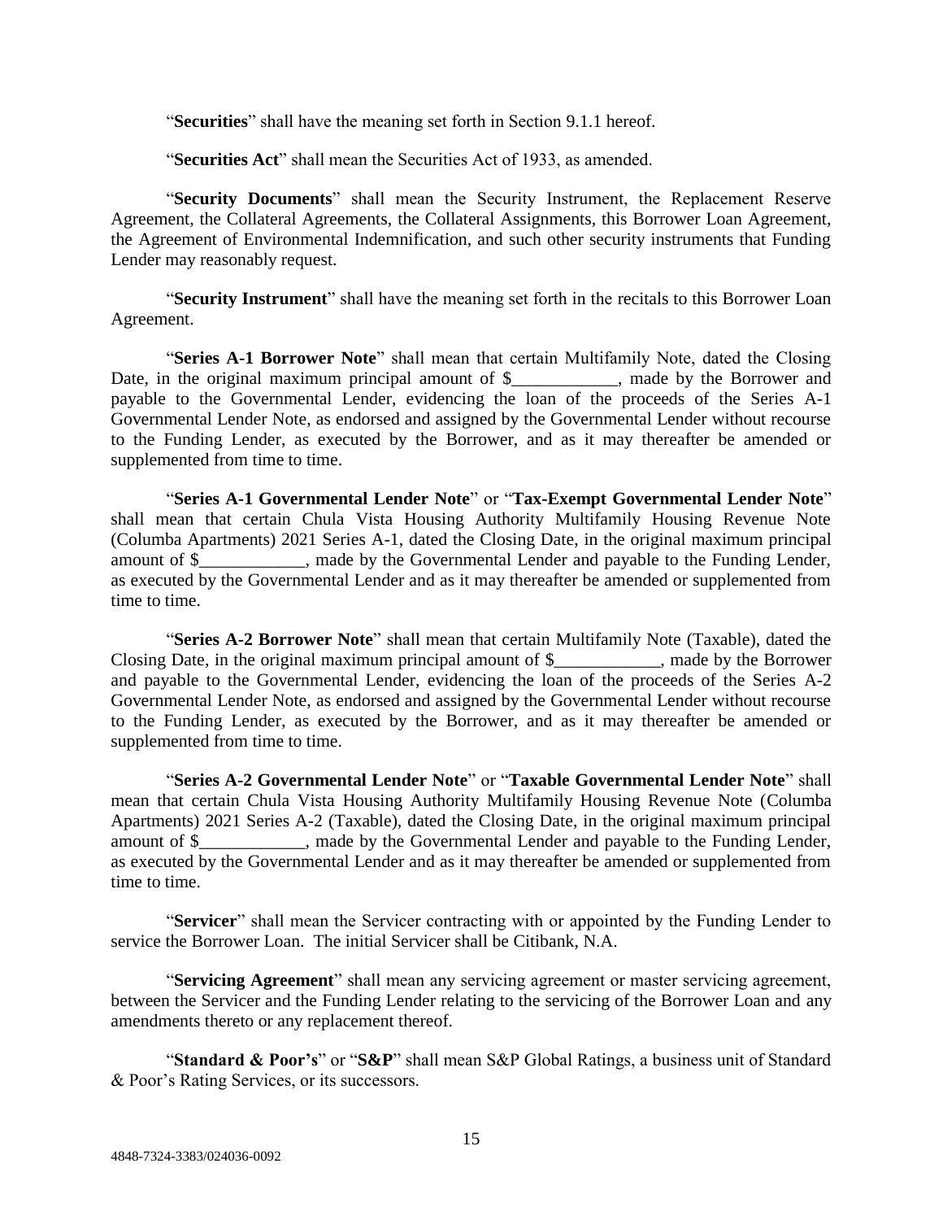"**Securities**" shall have the meaning set forth in Section 9.1.1 hereof.

"**Securities Act**" shall mean the Securities Act of 1933, as amended.

"**Security Documents**" shall mean the Security Instrument, the Replacement Reserve Agreement, the Collateral Agreements, the Collateral Assignments, this Borrower Loan Agreement, the Agreement of Environmental Indemnification, and such other security instruments that Funding Lender may reasonably request.

"**Security Instrument**" shall have the meaning set forth in the recitals to this Borrower Loan Agreement.

"**Series A-1 Borrower Note**" shall mean that certain Multifamily Note, dated the Closing Date, in the original maximum principal amount of $____________, made by the Borrower and payable to the Governmental Lender, evidencing the loan of the proceeds of the Series A-1 Governmental Lender Note, as endorsed and assigned by the Governmental Lender without recourse to the Funding Lender, as executed by the Borrower, and as it may thereafter be amended or supplemented from time to time.

"**Series A-1 Governmental Lender Note**" or "**Tax-Exempt Governmental Lender Note**" shall mean that certain Chula Vista Housing Authority Multifamily Housing Revenue Note (Columba Apartments) 2021 Series A-1, dated the Closing Date, in the original maximum principal amount of $____________, made by the Governmental Lender and payable to the Funding Lender, as executed by the Governmental Lender and as it may thereafter be amended or supplemented from time to time.

"**Series A-2 Borrower Note**" shall mean that certain Multifamily Note (Taxable), dated the Closing Date, in the original maximum principal amount of $____________, made by the Borrower and payable to the Governmental Lender, evidencing the loan of the proceeds of the Series A-2 Governmental Lender Note, as endorsed and assigned by the Governmental Lender without recourse to the Funding Lender, as executed by the Borrower, and as it may thereafter be amended or supplemented from time to time.

"**Series A-2 Governmental Lender Note**" or "**Taxable Governmental Lender Note**" shall mean that certain Chula Vista Housing Authority Multifamily Housing Revenue Note (Columba Apartments) 2021 Series A-2 (Taxable), dated the Closing Date, in the original maximum principal amount of $____________, made by the Governmental Lender and payable to the Funding Lender, as executed by the Governmental Lender and as it may thereafter be amended or supplemented from time to time.

"**Servicer**" shall mean the Servicer contracting with or appointed by the Funding Lender to service the Borrower Loan. The initial Servicer shall be Citibank, N.A.

"**Servicing Agreement**" shall mean any servicing agreement or master servicing agreement, between the Servicer and the Funding Lender relating to the servicing of the Borrower Loan and any amendments thereto or any replacement thereof.

"**Standard & Poor's**" or "**S&P**" shall mean S&P Global Ratings, a business unit of Standard & Poor's Rating Services, or its successors.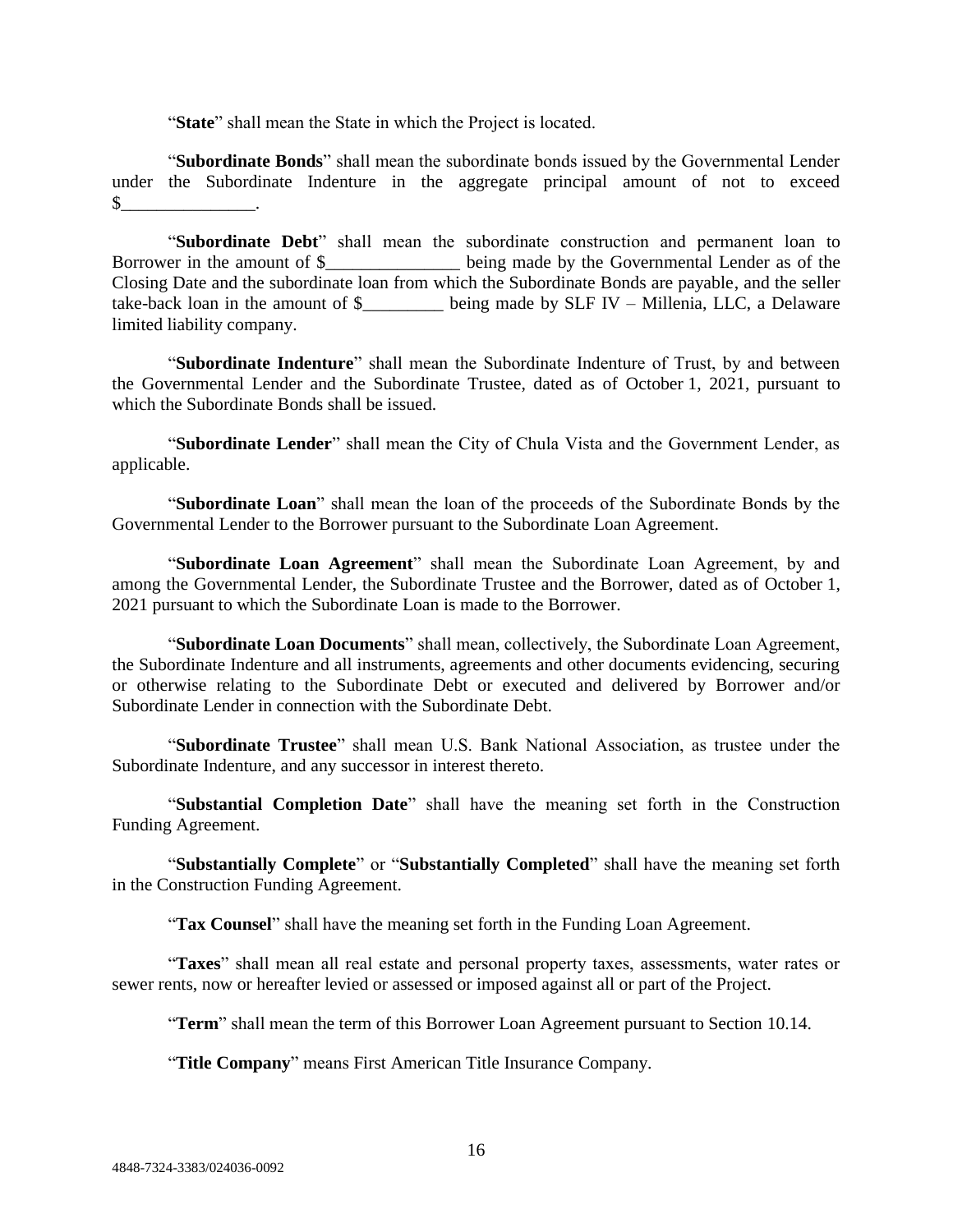"**State**" shall mean the State in which the Project is located.

"**Subordinate Bonds**" shall mean the subordinate bonds issued by the Governmental Lender under the Subordinate Indenture in the aggregate principal amount of not to exceed $_______________.

"**Subordinate Debt**" shall mean the subordinate construction and permanent loan to Borrower in the amount of $_______________ being made by the Governmental Lender as of the Closing Date and the subordinate loan from which the Subordinate Bonds are payable, and the seller take-back loan in the amount of $_________ being made by SLF IV – Millenia, LLC, a Delaware limited liability company.

"**Subordinate Indenture**" shall mean the Subordinate Indenture of Trust, by and between the Governmental Lender and the Subordinate Trustee, dated as of October 1, 2021, pursuant to which the Subordinate Bonds shall be issued.

"**Subordinate Lender**" shall mean the City of Chula Vista and the Government Lender, as applicable.

"**Subordinate Loan**" shall mean the loan of the proceeds of the Subordinate Bonds by the Governmental Lender to the Borrower pursuant to the Subordinate Loan Agreement.

"**Subordinate Loan Agreement**" shall mean the Subordinate Loan Agreement, by and among the Governmental Lender, the Subordinate Trustee and the Borrower, dated as of October 1, 2021 pursuant to which the Subordinate Loan is made to the Borrower.

"**Subordinate Loan Documents**" shall mean, collectively, the Subordinate Loan Agreement, the Subordinate Indenture and all instruments, agreements and other documents evidencing, securing or otherwise relating to the Subordinate Debt or executed and delivered by Borrower and/or Subordinate Lender in connection with the Subordinate Debt.

"**Subordinate Trustee**" shall mean U.S. Bank National Association, as trustee under the Subordinate Indenture, and any successor in interest thereto.

"**Substantial Completion Date**" shall have the meaning set forth in the Construction Funding Agreement.

"**Substantially Complete**" or "**Substantially Completed**" shall have the meaning set forth in the Construction Funding Agreement.

"**Tax Counsel**" shall have the meaning set forth in the Funding Loan Agreement.

"**Taxes**" shall mean all real estate and personal property taxes, assessments, water rates or sewer rents, now or hereafter levied or assessed or imposed against all or part of the Project.

"**Term**" shall mean the term of this Borrower Loan Agreement pursuant to Section 10.14.

"**Title Company**" means First American Title Insurance Company.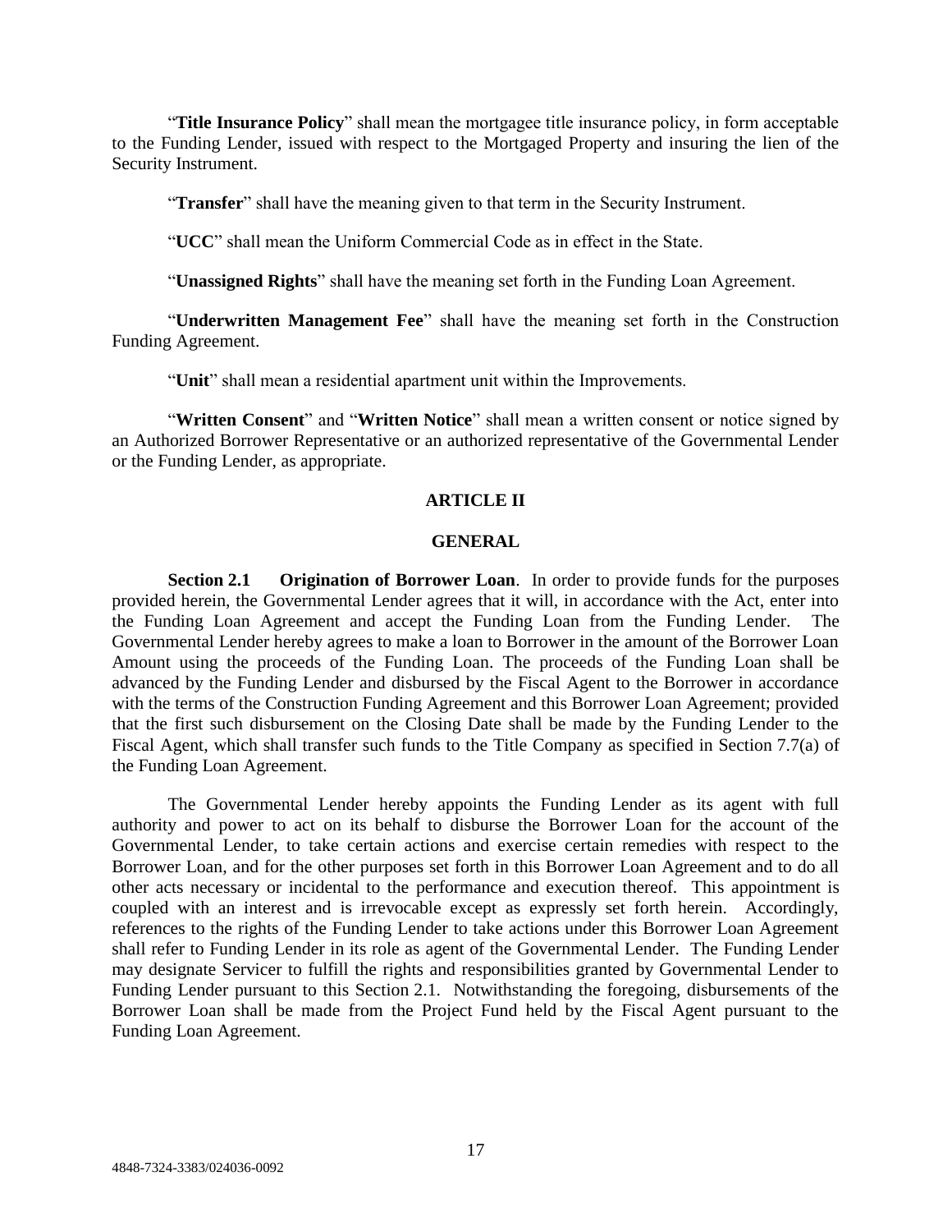"**Title Insurance Policy**" shall mean the mortgagee title insurance policy, in form acceptable to the Funding Lender, issued with respect to the Mortgaged Property and insuring the lien of the Security Instrument.

"**Transfer**" shall have the meaning given to that term in the Security Instrument.

"**UCC**" shall mean the Uniform Commercial Code as in effect in the State.

"**Unassigned Rights**" shall have the meaning set forth in the Funding Loan Agreement.

"**Underwritten Management Fee**" shall have the meaning set forth in the Construction Funding Agreement.

"**Unit**" shall mean a residential apartment unit within the Improvements.

"**Written Consent**" and "**Written Notice**" shall mean a written consent or notice signed by an Authorized Borrower Representative or an authorized representative of the Governmental Lender or the Funding Lender, as appropriate.

## ARTICLE II

## GENERAL

**Section 2.1 Origination of Borrower Loan**. In order to provide funds for the purposes provided herein, the Governmental Lender agrees that it will, in accordance with the Act, enter into the Funding Loan Agreement and accept the Funding Loan from the Funding Lender. The Governmental Lender hereby agrees to make a loan to Borrower in the amount of the Borrower Loan Amount using the proceeds of the Funding Loan. The proceeds of the Funding Loan shall be advanced by the Funding Lender and disbursed by the Fiscal Agent to the Borrower in accordance with the terms of the Construction Funding Agreement and this Borrower Loan Agreement; provided that the first such disbursement on the Closing Date shall be made by the Funding Lender to the Fiscal Agent, which shall transfer such funds to the Title Company as specified in Section 7.7(a) of the Funding Loan Agreement.

The Governmental Lender hereby appoints the Funding Lender as its agent with full authority and power to act on its behalf to disburse the Borrower Loan for the account of the Governmental Lender, to take certain actions and exercise certain remedies with respect to the Borrower Loan, and for the other purposes set forth in this Borrower Loan Agreement and to do all other acts necessary or incidental to the performance and execution thereof. This appointment is coupled with an interest and is irrevocable except as expressly set forth herein. Accordingly, references to the rights of the Funding Lender to take actions under this Borrower Loan Agreement shall refer to Funding Lender in its role as agent of the Governmental Lender. The Funding Lender may designate Servicer to fulfill the rights and responsibilities granted by Governmental Lender to Funding Lender pursuant to this Section 2.1. Notwithstanding the foregoing, disbursements of the Borrower Loan shall be made from the Project Fund held by the Fiscal Agent pursuant to the Funding Loan Agreement.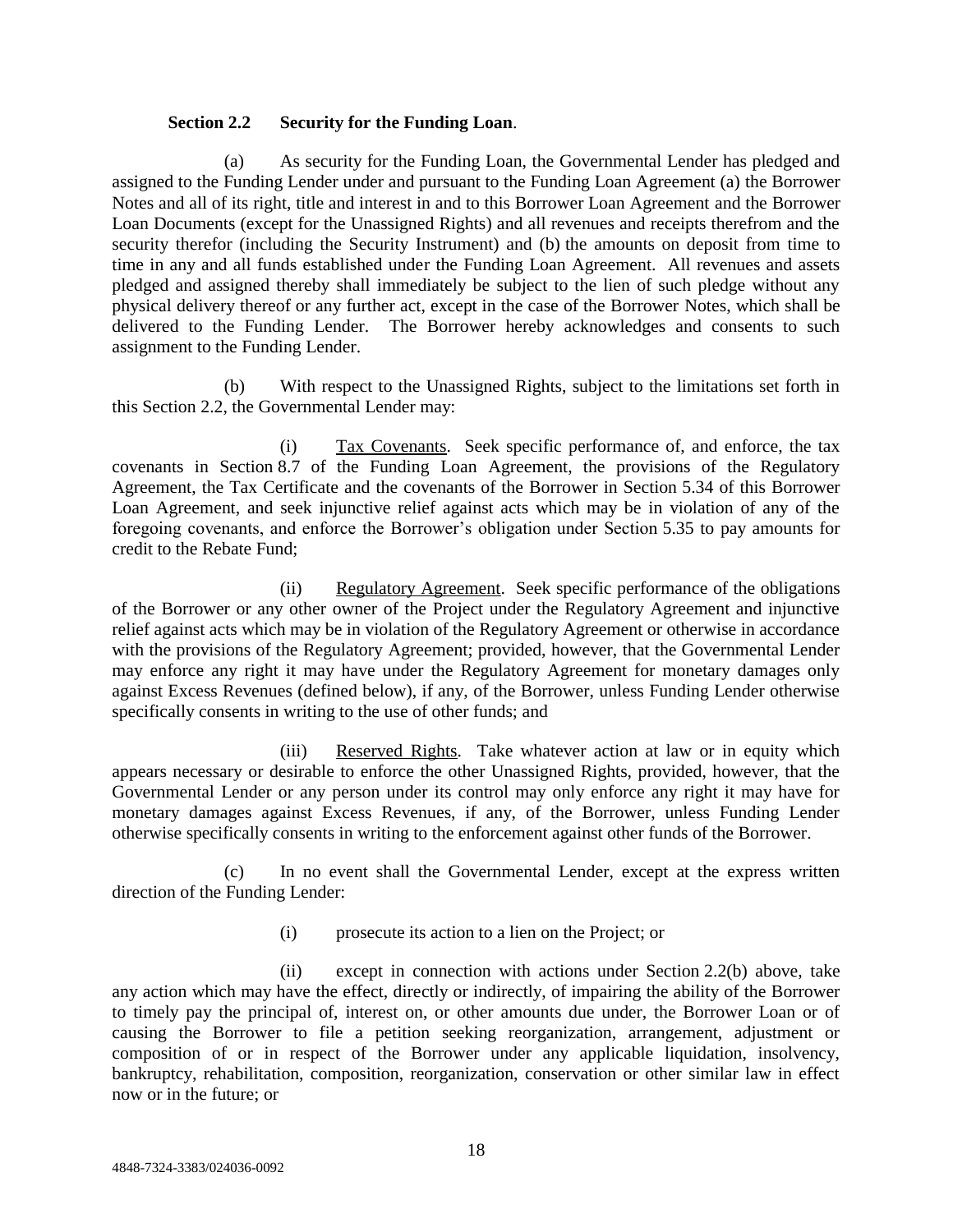**Section 2.2 Security for the Funding Loan**.

(a) As security for the Funding Loan, the Governmental Lender has pledged and assigned to the Funding Lender under and pursuant to the Funding Loan Agreement (a) the Borrower Notes and all of its right, title and interest in and to this Borrower Loan Agreement and the Borrower Loan Documents (except for the Unassigned Rights) and all revenues and receipts therefrom and the security therefor (including the Security Instrument) and (b) the amounts on deposit from time to time in any and all funds established under the Funding Loan Agreement. All revenues and assets pledged and assigned thereby shall immediately be subject to the lien of such pledge without any physical delivery thereof or any further act, except in the case of the Borrower Notes, which shall be delivered to the Funding Lender. The Borrower hereby acknowledges and consents to such assignment to the Funding Lender.

(b) With respect to the Unassigned Rights, subject to the limitations set forth in this Section 2.2, the Governmental Lender may:

(i) Tax Covenants. Seek specific performance of, and enforce, the tax covenants in Section 8.7 of the Funding Loan Agreement, the provisions of the Regulatory Agreement, the Tax Certificate and the covenants of the Borrower in Section 5.34 of this Borrower Loan Agreement, and seek injunctive relief against acts which may be in violation of any of the foregoing covenants, and enforce the Borrower's obligation under Section 5.35 to pay amounts for credit to the Rebate Fund;

(ii) Regulatory Agreement. Seek specific performance of the obligations of the Borrower or any other owner of the Project under the Regulatory Agreement and injunctive relief against acts which may be in violation of the Regulatory Agreement or otherwise in accordance with the provisions of the Regulatory Agreement; provided, however, that the Governmental Lender may enforce any right it may have under the Regulatory Agreement for monetary damages only against Excess Revenues (defined below), if any, of the Borrower, unless Funding Lender otherwise specifically consents in writing to the use of other funds; and

(iii) Reserved Rights. Take whatever action at law or in equity which appears necessary or desirable to enforce the other Unassigned Rights, provided, however, that the Governmental Lender or any person under its control may only enforce any right it may have for monetary damages against Excess Revenues, if any, of the Borrower, unless Funding Lender otherwise specifically consents in writing to the enforcement against other funds of the Borrower.

(c) In no event shall the Governmental Lender, except at the express written direction of the Funding Lender:

(i) prosecute its action to a lien on the Project; or

(ii) except in connection with actions under Section 2.2(b) above, take any action which may have the effect, directly or indirectly, of impairing the ability of the Borrower to timely pay the principal of, interest on, or other amounts due under, the Borrower Loan or of causing the Borrower to file a petition seeking reorganization, arrangement, adjustment or composition of or in respect of the Borrower under any applicable liquidation, insolvency, bankruptcy, rehabilitation, composition, reorganization, conservation or other similar law in effect now or in the future; or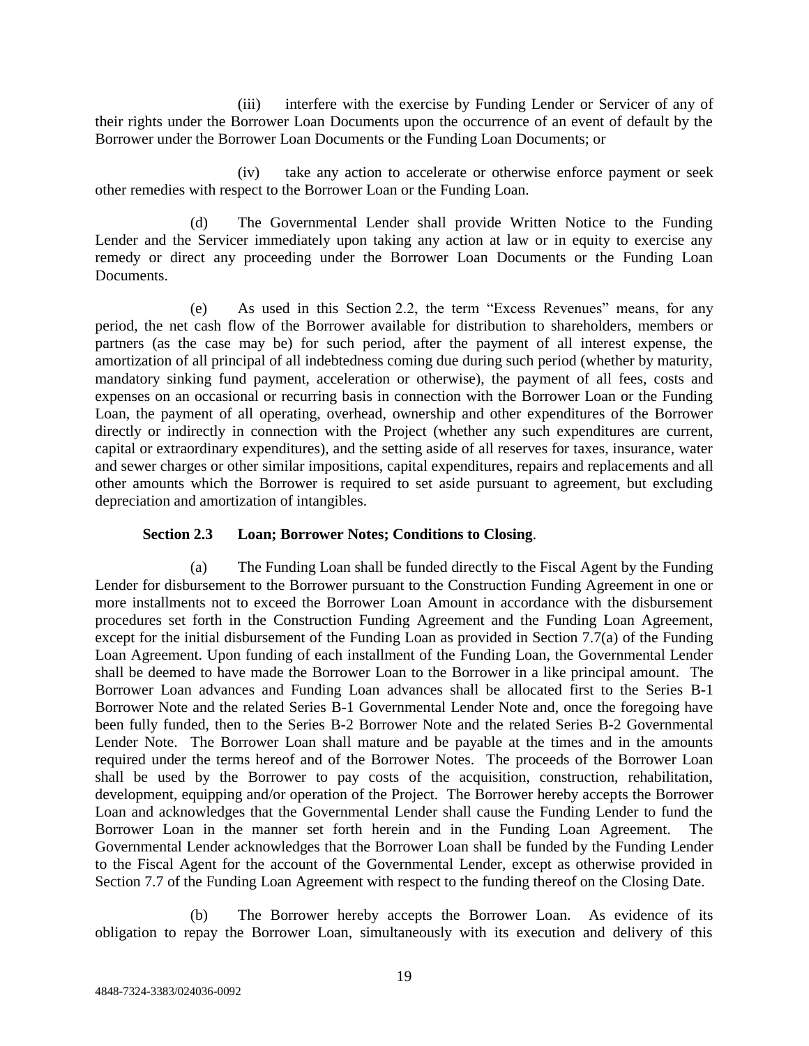(iii) interfere with the exercise by Funding Lender or Servicer of any of their rights under the Borrower Loan Documents upon the occurrence of an event of default by the Borrower under the Borrower Loan Documents or the Funding Loan Documents; or

(iv) take any action to accelerate or otherwise enforce payment or seek other remedies with respect to the Borrower Loan or the Funding Loan.

(d) The Governmental Lender shall provide Written Notice to the Funding Lender and the Servicer immediately upon taking any action at law or in equity to exercise any remedy or direct any proceeding under the Borrower Loan Documents or the Funding Loan Documents.

(e) As used in this Section 2.2, the term "Excess Revenues" means, for any period, the net cash flow of the Borrower available for distribution to shareholders, members or partners (as the case may be) for such period, after the payment of all interest expense, the amortization of all principal of all indebtedness coming due during such period (whether by maturity, mandatory sinking fund payment, acceleration or otherwise), the payment of all fees, costs and expenses on an occasional or recurring basis in connection with the Borrower Loan or the Funding Loan, the payment of all operating, overhead, ownership and other expenditures of the Borrower directly or indirectly in connection with the Project (whether any such expenditures are current, capital or extraordinary expenditures), and the setting aside of all reserves for taxes, insurance, water and sewer charges or other similar impositions, capital expenditures, repairs and replacements and all other amounts which the Borrower is required to set aside pursuant to agreement, but excluding depreciation and amortization of intangibles.

**Section 2.3 Loan; Borrower Notes; Conditions to Closing**.

(a) The Funding Loan shall be funded directly to the Fiscal Agent by the Funding Lender for disbursement to the Borrower pursuant to the Construction Funding Agreement in one or more installments not to exceed the Borrower Loan Amount in accordance with the disbursement procedures set forth in the Construction Funding Agreement and the Funding Loan Agreement, except for the initial disbursement of the Funding Loan as provided in Section 7.7(a) of the Funding Loan Agreement. Upon funding of each installment of the Funding Loan, the Governmental Lender shall be deemed to have made the Borrower Loan to the Borrower in a like principal amount. The Borrower Loan advances and Funding Loan advances shall be allocated first to the Series B-1 Borrower Note and the related Series B-1 Governmental Lender Note and, once the foregoing have been fully funded, then to the Series B-2 Borrower Note and the related Series B-2 Governmental Lender Note. The Borrower Loan shall mature and be payable at the times and in the amounts required under the terms hereof and of the Borrower Notes. The proceeds of the Borrower Loan shall be used by the Borrower to pay costs of the acquisition, construction, rehabilitation, development, equipping and/or operation of the Project. The Borrower hereby accepts the Borrower Loan and acknowledges that the Governmental Lender shall cause the Funding Lender to fund the Borrower Loan in the manner set forth herein and in the Funding Loan Agreement. The Governmental Lender acknowledges that the Borrower Loan shall be funded by the Funding Lender to the Fiscal Agent for the account of the Governmental Lender, except as otherwise provided in Section 7.7 of the Funding Loan Agreement with respect to the funding thereof on the Closing Date.

(b) The Borrower hereby accepts the Borrower Loan. As evidence of its obligation to repay the Borrower Loan, simultaneously with its execution and delivery of this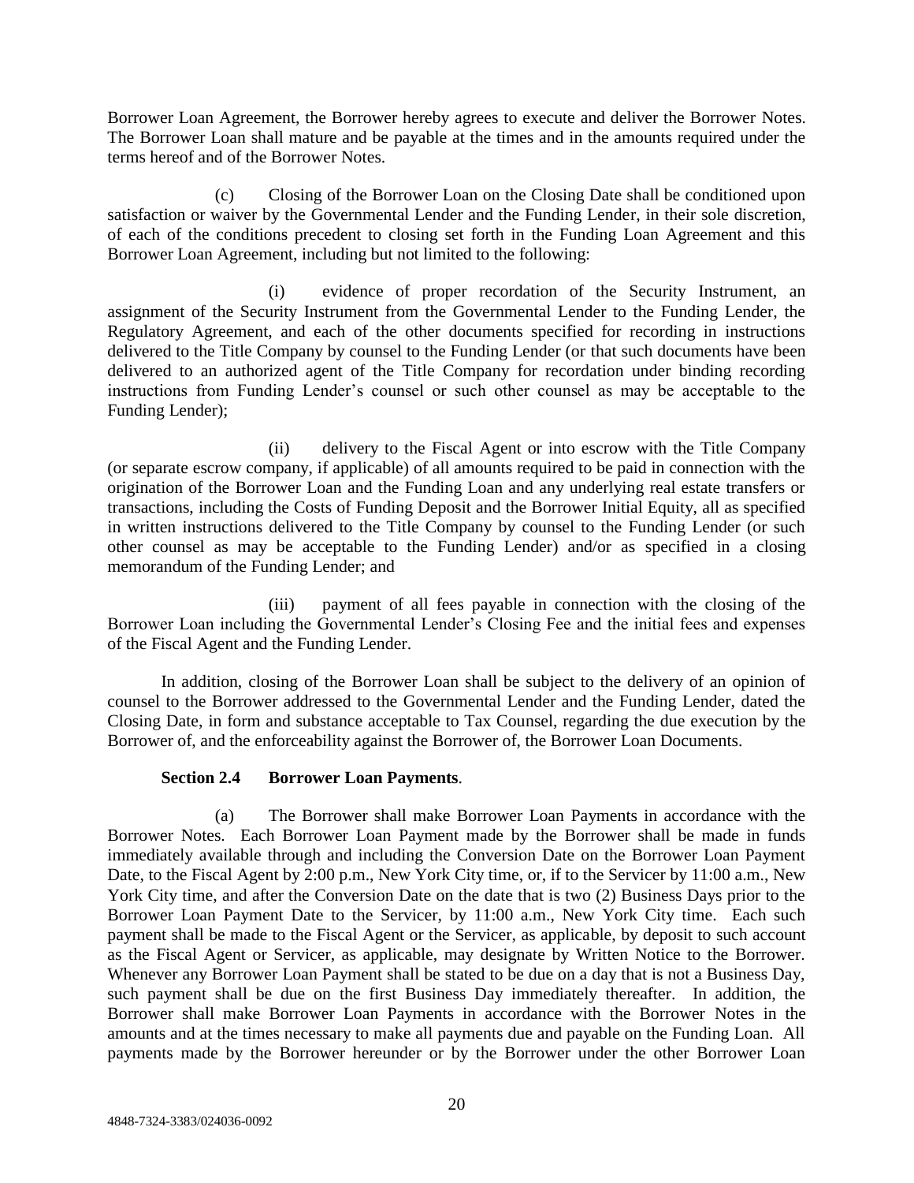Borrower Loan Agreement, the Borrower hereby agrees to execute and deliver the Borrower Notes. The Borrower Loan shall mature and be payable at the times and in the amounts required under the terms hereof and of the Borrower Notes.

(c) Closing of the Borrower Loan on the Closing Date shall be conditioned upon satisfaction or waiver by the Governmental Lender and the Funding Lender, in their sole discretion, of each of the conditions precedent to closing set forth in the Funding Loan Agreement and this Borrower Loan Agreement, including but not limited to the following:

(i) evidence of proper recordation of the Security Instrument, an assignment of the Security Instrument from the Governmental Lender to the Funding Lender, the Regulatory Agreement, and each of the other documents specified for recording in instructions delivered to the Title Company by counsel to the Funding Lender (or that such documents have been delivered to an authorized agent of the Title Company for recordation under binding recording instructions from Funding Lender's counsel or such other counsel as may be acceptable to the Funding Lender);

(ii) delivery to the Fiscal Agent or into escrow with the Title Company (or separate escrow company, if applicable) of all amounts required to be paid in connection with the origination of the Borrower Loan and the Funding Loan and any underlying real estate transfers or transactions, including the Costs of Funding Deposit and the Borrower Initial Equity, all as specified in written instructions delivered to the Title Company by counsel to the Funding Lender (or such other counsel as may be acceptable to the Funding Lender) and/or as specified in a closing memorandum of the Funding Lender; and

(iii) payment of all fees payable in connection with the closing of the Borrower Loan including the Governmental Lender's Closing Fee and the initial fees and expenses of the Fiscal Agent and the Funding Lender.

In addition, closing of the Borrower Loan shall be subject to the delivery of an opinion of counsel to the Borrower addressed to the Governmental Lender and the Funding Lender, dated the Closing Date, in form and substance acceptable to Tax Counsel, regarding the due execution by the Borrower of, and the enforceability against the Borrower of, the Borrower Loan Documents.

**Section 2.4 Borrower Loan Payments**.

(a) The Borrower shall make Borrower Loan Payments in accordance with the Borrower Notes. Each Borrower Loan Payment made by the Borrower shall be made in funds immediately available through and including the Conversion Date on the Borrower Loan Payment Date, to the Fiscal Agent by 2:00 p.m., New York City time, or, if to the Servicer by 11:00 a.m., New York City time, and after the Conversion Date on the date that is two (2) Business Days prior to the Borrower Loan Payment Date to the Servicer, by 11:00 a.m., New York City time. Each such payment shall be made to the Fiscal Agent or the Servicer, as applicable, by deposit to such account as the Fiscal Agent or Servicer, as applicable, may designate by Written Notice to the Borrower. Whenever any Borrower Loan Payment shall be stated to be due on a day that is not a Business Day, such payment shall be due on the first Business Day immediately thereafter. In addition, the Borrower shall make Borrower Loan Payments in accordance with the Borrower Notes in the amounts and at the times necessary to make all payments due and payable on the Funding Loan. All payments made by the Borrower hereunder or by the Borrower under the other Borrower Loan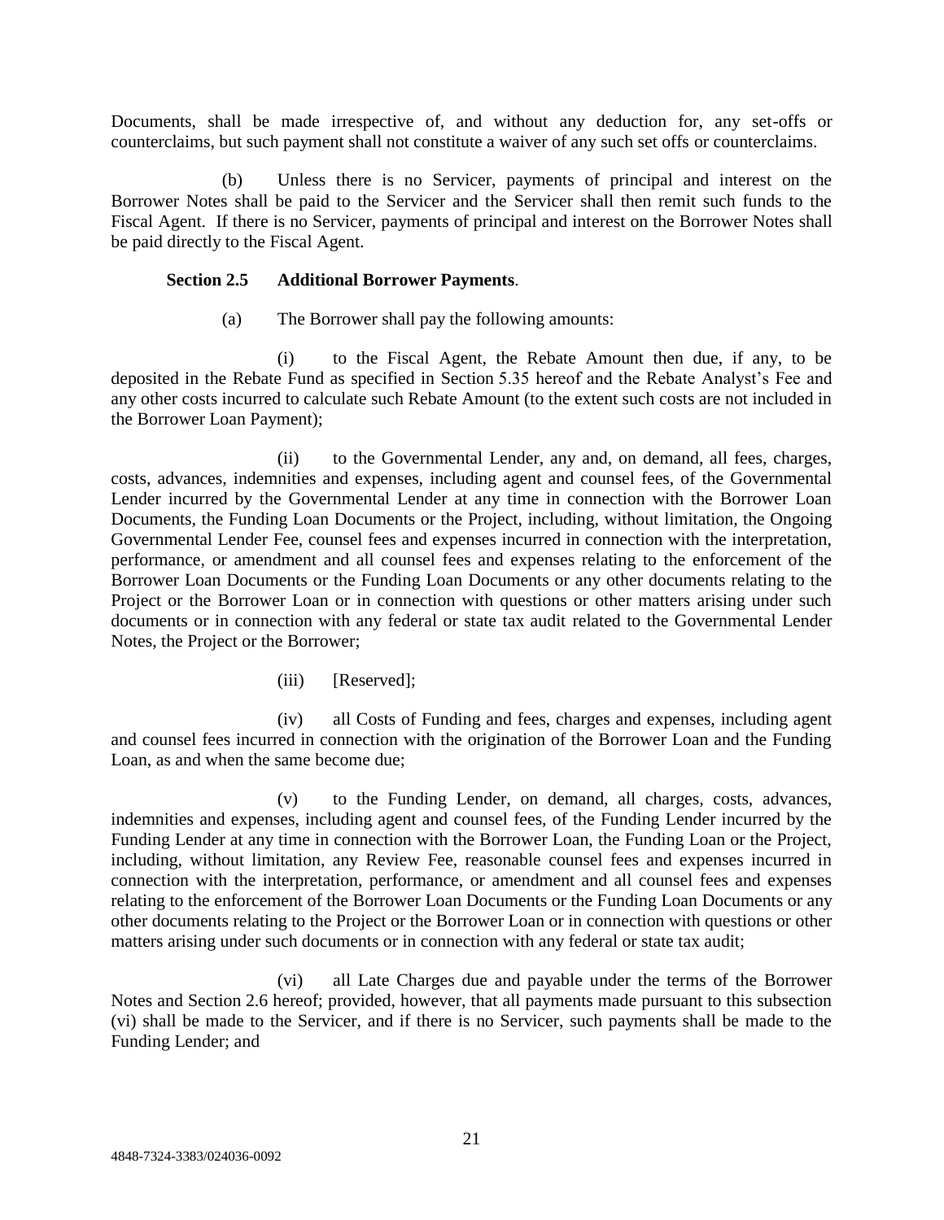Documents, shall be made irrespective of, and without any deduction for, any set-offs or counterclaims, but such payment shall not constitute a waiver of any such set offs or counterclaims.

(b) Unless there is no Servicer, payments of principal and interest on the Borrower Notes shall be paid to the Servicer and the Servicer shall then remit such funds to the Fiscal Agent. If there is no Servicer, payments of principal and interest on the Borrower Notes shall be paid directly to the Fiscal Agent.

**Section 2.5 Additional Borrower Payments**.

(a) The Borrower shall pay the following amounts:

(i) to the Fiscal Agent, the Rebate Amount then due, if any, to be deposited in the Rebate Fund as specified in Section 5.35 hereof and the Rebate Analyst's Fee and any other costs incurred to calculate such Rebate Amount (to the extent such costs are not included in the Borrower Loan Payment);

(ii) to the Governmental Lender, any and, on demand, all fees, charges, costs, advances, indemnities and expenses, including agent and counsel fees, of the Governmental Lender incurred by the Governmental Lender at any time in connection with the Borrower Loan Documents, the Funding Loan Documents or the Project, including, without limitation, the Ongoing Governmental Lender Fee, counsel fees and expenses incurred in connection with the interpretation, performance, or amendment and all counsel fees and expenses relating to the enforcement of the Borrower Loan Documents or the Funding Loan Documents or any other documents relating to the Project or the Borrower Loan or in connection with questions or other matters arising under such documents or in connection with any federal or state tax audit related to the Governmental Lender Notes, the Project or the Borrower;

(iii) [Reserved];

(iv) all Costs of Funding and fees, charges and expenses, including agent and counsel fees incurred in connection with the origination of the Borrower Loan and the Funding Loan, as and when the same become due;

(v) to the Funding Lender, on demand, all charges, costs, advances, indemnities and expenses, including agent and counsel fees, of the Funding Lender incurred by the Funding Lender at any time in connection with the Borrower Loan, the Funding Loan or the Project, including, without limitation, any Review Fee, reasonable counsel fees and expenses incurred in connection with the interpretation, performance, or amendment and all counsel fees and expenses relating to the enforcement of the Borrower Loan Documents or the Funding Loan Documents or any other documents relating to the Project or the Borrower Loan or in connection with questions or other matters arising under such documents or in connection with any federal or state tax audit;

(vi) all Late Charges due and payable under the terms of the Borrower Notes and Section 2.6 hereof; provided, however, that all payments made pursuant to this subsection (vi) shall be made to the Servicer, and if there is no Servicer, such payments shall be made to the Funding Lender; and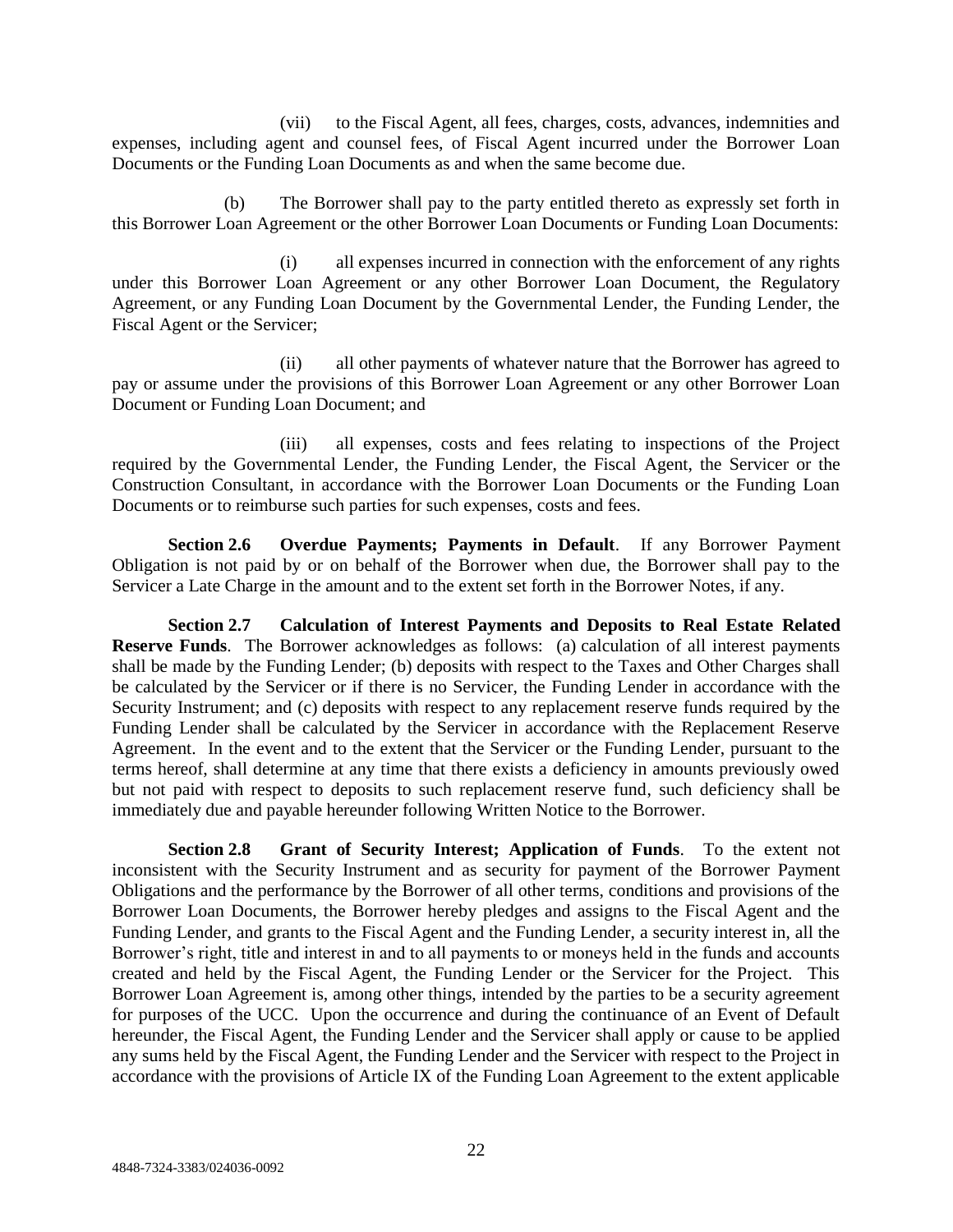(vii) to the Fiscal Agent, all fees, charges, costs, advances, indemnities and expenses, including agent and counsel fees, of Fiscal Agent incurred under the Borrower Loan Documents or the Funding Loan Documents as and when the same become due.

(b) The Borrower shall pay to the party entitled thereto as expressly set forth in this Borrower Loan Agreement or the other Borrower Loan Documents or Funding Loan Documents:

(i) all expenses incurred in connection with the enforcement of any rights under this Borrower Loan Agreement or any other Borrower Loan Document, the Regulatory Agreement, or any Funding Loan Document by the Governmental Lender, the Funding Lender, the Fiscal Agent or the Servicer;

(ii) all other payments of whatever nature that the Borrower has agreed to pay or assume under the provisions of this Borrower Loan Agreement or any other Borrower Loan Document or Funding Loan Document; and

(iii) all expenses, costs and fees relating to inspections of the Project required by the Governmental Lender, the Funding Lender, the Fiscal Agent, the Servicer or the Construction Consultant, in accordance with the Borrower Loan Documents or the Funding Loan Documents or to reimburse such parties for such expenses, costs and fees.

**Section 2.6 Overdue Payments; Payments in Default**. If any Borrower Payment Obligation is not paid by or on behalf of the Borrower when due, the Borrower shall pay to the Servicer a Late Charge in the amount and to the extent set forth in the Borrower Notes, if any.

**Section 2.7 Calculation of Interest Payments and Deposits to Real Estate Related Reserve Funds**. The Borrower acknowledges as follows: (a) calculation of all interest payments shall be made by the Funding Lender; (b) deposits with respect to the Taxes and Other Charges shall be calculated by the Servicer or if there is no Servicer, the Funding Lender in accordance with the Security Instrument; and (c) deposits with respect to any replacement reserve funds required by the Funding Lender shall be calculated by the Servicer in accordance with the Replacement Reserve Agreement. In the event and to the extent that the Servicer or the Funding Lender, pursuant to the terms hereof, shall determine at any time that there exists a deficiency in amounts previously owed but not paid with respect to deposits to such replacement reserve fund, such deficiency shall be immediately due and payable hereunder following Written Notice to the Borrower.

**Section 2.8 Grant of Security Interest; Application of Funds**. To the extent not inconsistent with the Security Instrument and as security for payment of the Borrower Payment Obligations and the performance by the Borrower of all other terms, conditions and provisions of the Borrower Loan Documents, the Borrower hereby pledges and assigns to the Fiscal Agent and the Funding Lender, and grants to the Fiscal Agent and the Funding Lender, a security interest in, all the Borrower's right, title and interest in and to all payments to or moneys held in the funds and accounts created and held by the Fiscal Agent, the Funding Lender or the Servicer for the Project. This Borrower Loan Agreement is, among other things, intended by the parties to be a security agreement for purposes of the UCC. Upon the occurrence and during the continuance of an Event of Default hereunder, the Fiscal Agent, the Funding Lender and the Servicer shall apply or cause to be applied any sums held by the Fiscal Agent, the Funding Lender and the Servicer with respect to the Project in accordance with the provisions of Article IX of the Funding Loan Agreement to the extent applicable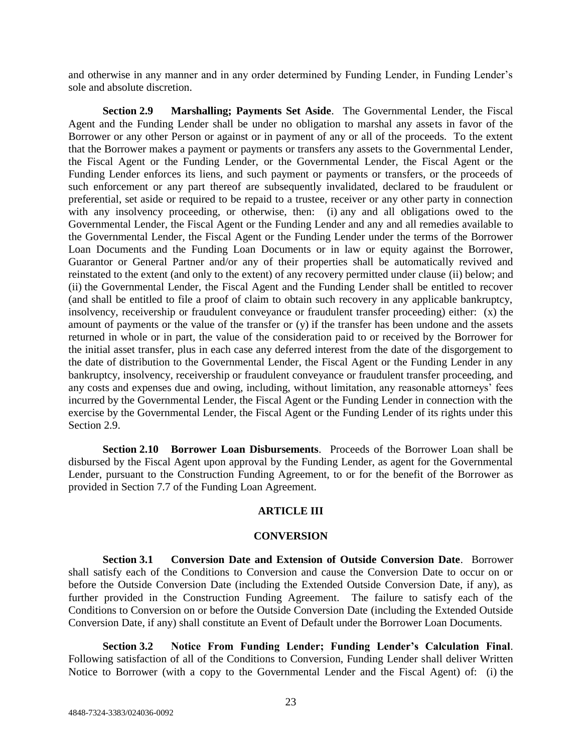and otherwise in any manner and in any order determined by Funding Lender, in Funding Lender's sole and absolute discretion.

**Section 2.9 Marshalling; Payments Set Aside**. The Governmental Lender, the Fiscal Agent and the Funding Lender shall be under no obligation to marshal any assets in favor of the Borrower or any other Person or against or in payment of any or all of the proceeds. To the extent that the Borrower makes a payment or payments or transfers any assets to the Governmental Lender, the Fiscal Agent or the Funding Lender, or the Governmental Lender, the Fiscal Agent or the Funding Lender enforces its liens, and such payment or payments or transfers, or the proceeds of such enforcement or any part thereof are subsequently invalidated, declared to be fraudulent or preferential, set aside or required to be repaid to a trustee, receiver or any other party in connection with any insolvency proceeding, or otherwise, then: (i) any and all obligations owed to the Governmental Lender, the Fiscal Agent or the Funding Lender and any and all remedies available to the Governmental Lender, the Fiscal Agent or the Funding Lender under the terms of the Borrower Loan Documents and the Funding Loan Documents or in law or equity against the Borrower, Guarantor or General Partner and/or any of their properties shall be automatically revived and reinstated to the extent (and only to the extent) of any recovery permitted under clause (ii) below; and (ii) the Governmental Lender, the Fiscal Agent and the Funding Lender shall be entitled to recover (and shall be entitled to file a proof of claim to obtain such recovery in any applicable bankruptcy, insolvency, receivership or fraudulent conveyance or fraudulent transfer proceeding) either: (x) the amount of payments or the value of the transfer or (y) if the transfer has been undone and the assets returned in whole or in part, the value of the consideration paid to or received by the Borrower for the initial asset transfer, plus in each case any deferred interest from the date of the disgorgement to the date of distribution to the Governmental Lender, the Fiscal Agent or the Funding Lender in any bankruptcy, insolvency, receivership or fraudulent conveyance or fraudulent transfer proceeding, and any costs and expenses due and owing, including, without limitation, any reasonable attorneys' fees incurred by the Governmental Lender, the Fiscal Agent or the Funding Lender in connection with the exercise by the Governmental Lender, the Fiscal Agent or the Funding Lender of its rights under this Section 2.9.

**Section 2.10 Borrower Loan Disbursements**. Proceeds of the Borrower Loan shall be disbursed by the Fiscal Agent upon approval by the Funding Lender, as agent for the Governmental Lender, pursuant to the Construction Funding Agreement, to or for the benefit of the Borrower as provided in Section 7.7 of the Funding Loan Agreement.

## ARTICLE III

## CONVERSION

**Section 3.1 Conversion Date and Extension of Outside Conversion Date**. Borrower shall satisfy each of the Conditions to Conversion and cause the Conversion Date to occur on or before the Outside Conversion Date (including the Extended Outside Conversion Date, if any), as further provided in the Construction Funding Agreement. The failure to satisfy each of the Conditions to Conversion on or before the Outside Conversion Date (including the Extended Outside Conversion Date, if any) shall constitute an Event of Default under the Borrower Loan Documents.

**Section 3.2 Notice From Funding Lender; Funding Lender's Calculation Final**. Following satisfaction of all of the Conditions to Conversion, Funding Lender shall deliver Written Notice to Borrower (with a copy to the Governmental Lender and the Fiscal Agent) of: (i) the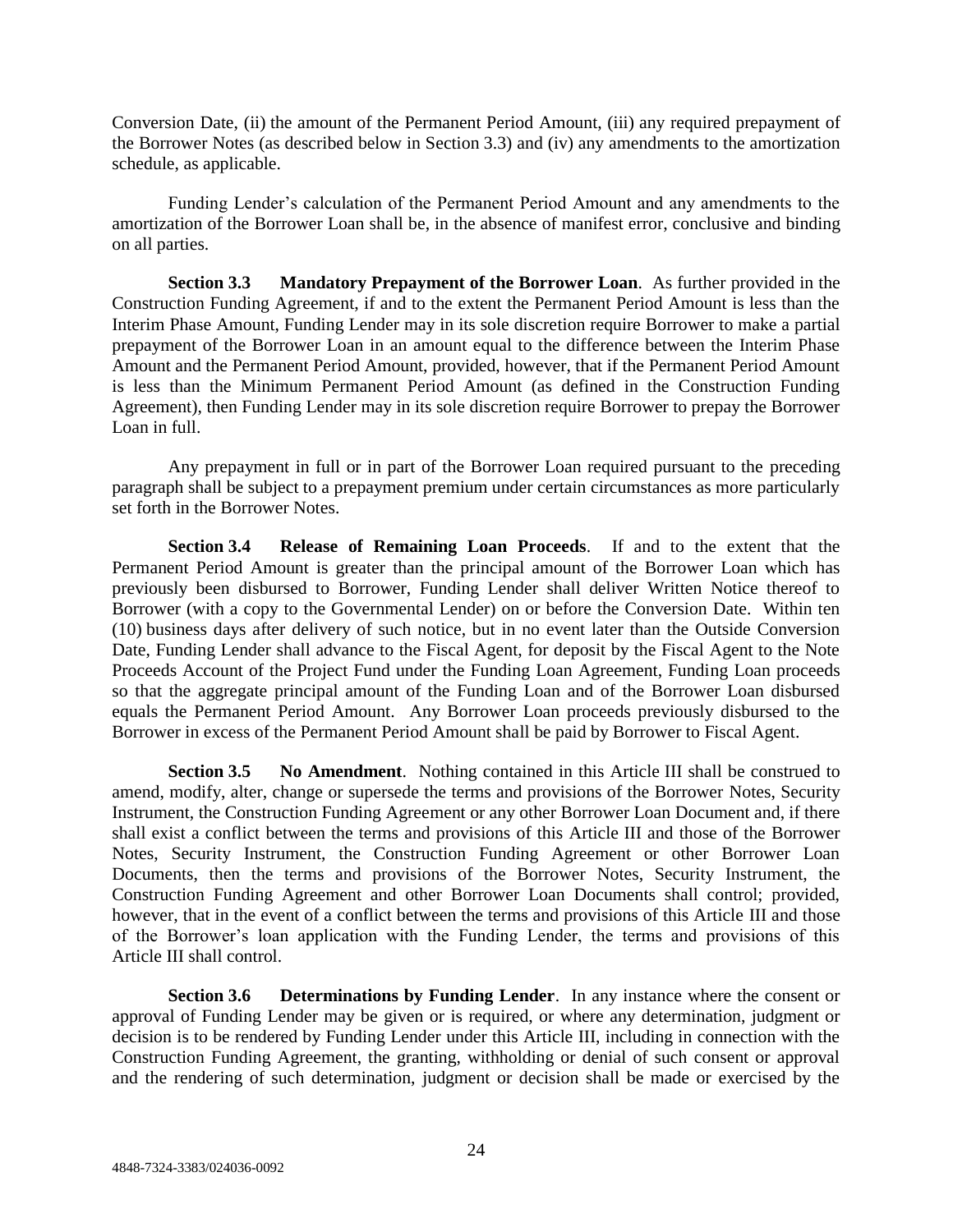Conversion Date, (ii) the amount of the Permanent Period Amount, (iii) any required prepayment of the Borrower Notes (as described below in Section 3.3) and (iv) any amendments to the amortization schedule, as applicable.

Funding Lender's calculation of the Permanent Period Amount and any amendments to the amortization of the Borrower Loan shall be, in the absence of manifest error, conclusive and binding on all parties.

**Section 3.3 Mandatory Prepayment of the Borrower Loan**. As further provided in the Construction Funding Agreement, if and to the extent the Permanent Period Amount is less than the Interim Phase Amount, Funding Lender may in its sole discretion require Borrower to make a partial prepayment of the Borrower Loan in an amount equal to the difference between the Interim Phase Amount and the Permanent Period Amount, provided, however, that if the Permanent Period Amount is less than the Minimum Permanent Period Amount (as defined in the Construction Funding Agreement), then Funding Lender may in its sole discretion require Borrower to prepay the Borrower Loan in full.

Any prepayment in full or in part of the Borrower Loan required pursuant to the preceding paragraph shall be subject to a prepayment premium under certain circumstances as more particularly set forth in the Borrower Notes.

**Section 3.4 Release of Remaining Loan Proceeds**. If and to the extent that the Permanent Period Amount is greater than the principal amount of the Borrower Loan which has previously been disbursed to Borrower, Funding Lender shall deliver Written Notice thereof to Borrower (with a copy to the Governmental Lender) on or before the Conversion Date. Within ten (10) business days after delivery of such notice, but in no event later than the Outside Conversion Date, Funding Lender shall advance to the Fiscal Agent, for deposit by the Fiscal Agent to the Note Proceeds Account of the Project Fund under the Funding Loan Agreement, Funding Loan proceeds so that the aggregate principal amount of the Funding Loan and of the Borrower Loan disbursed equals the Permanent Period Amount. Any Borrower Loan proceeds previously disbursed to the Borrower in excess of the Permanent Period Amount shall be paid by Borrower to Fiscal Agent.

**Section 3.5 No Amendment**. Nothing contained in this Article III shall be construed to amend, modify, alter, change or supersede the terms and provisions of the Borrower Notes, Security Instrument, the Construction Funding Agreement or any other Borrower Loan Document and, if there shall exist a conflict between the terms and provisions of this Article III and those of the Borrower Notes, Security Instrument, the Construction Funding Agreement or other Borrower Loan Documents, then the terms and provisions of the Borrower Notes, Security Instrument, the Construction Funding Agreement and other Borrower Loan Documents shall control; provided, however, that in the event of a conflict between the terms and provisions of this Article III and those of the Borrower's loan application with the Funding Lender, the terms and provisions of this Article III shall control.

**Section 3.6 Determinations by Funding Lender**. In any instance where the consent or approval of Funding Lender may be given or is required, or where any determination, judgment or decision is to be rendered by Funding Lender under this Article III, including in connection with the Construction Funding Agreement, the granting, withholding or denial of such consent or approval and the rendering of such determination, judgment or decision shall be made or exercised by the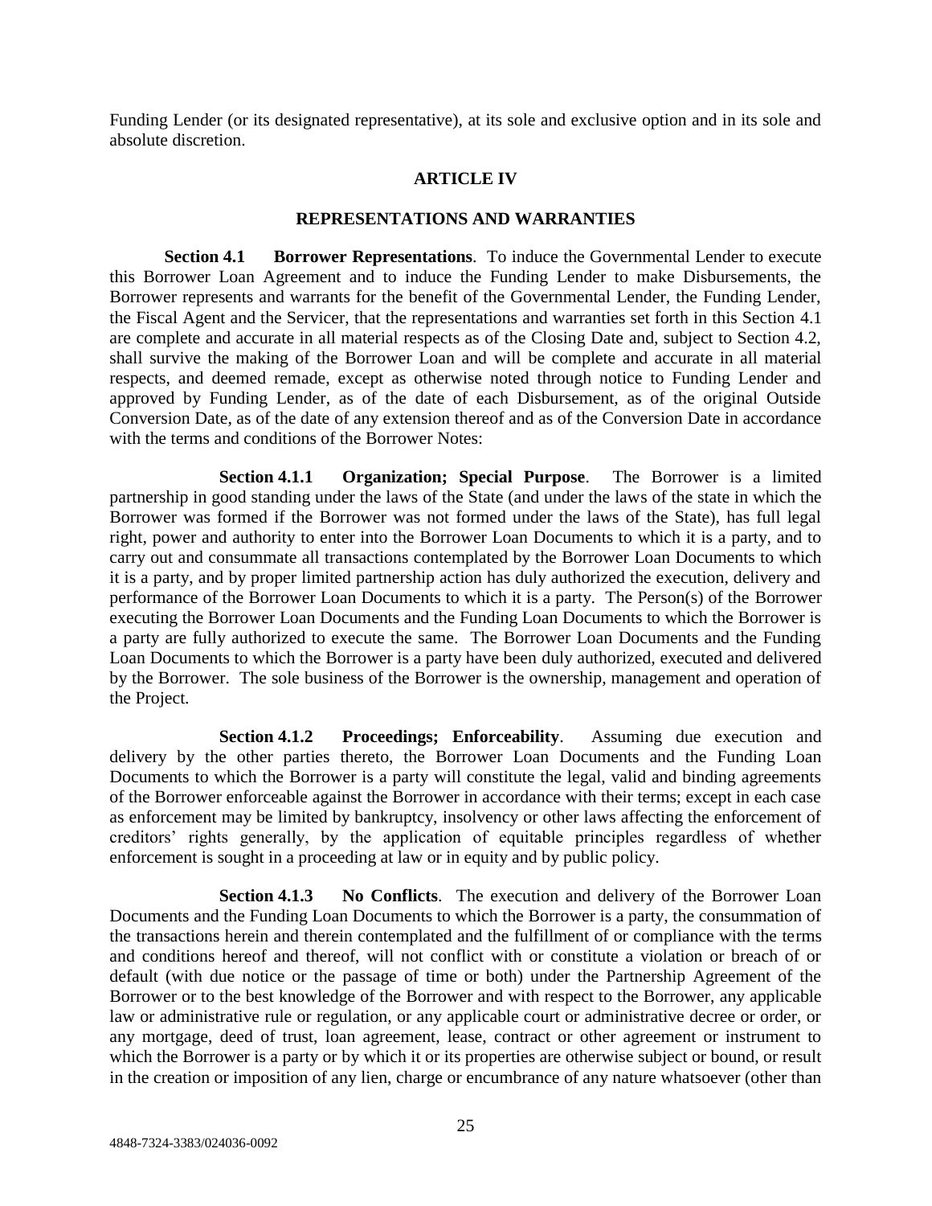Funding Lender (or its designated representative), at its sole and exclusive option and in its sole and absolute discretion.

## ARTICLE IV

## REPRESENTATIONS AND WARRANTIES

**Section 4.1 Borrower Representations**. To induce the Governmental Lender to execute this Borrower Loan Agreement and to induce the Funding Lender to make Disbursements, the Borrower represents and warrants for the benefit of the Governmental Lender, the Funding Lender, the Fiscal Agent and the Servicer, that the representations and warranties set forth in this Section 4.1 are complete and accurate in all material respects as of the Closing Date and, subject to Section 4.2, shall survive the making of the Borrower Loan and will be complete and accurate in all material respects, and deemed remade, except as otherwise noted through notice to Funding Lender and approved by Funding Lender, as of the date of each Disbursement, as of the original Outside Conversion Date, as of the date of any extension thereof and as of the Conversion Date in accordance with the terms and conditions of the Borrower Notes:

**Section 4.1.1 Organization; Special Purpose**. The Borrower is a limited partnership in good standing under the laws of the State (and under the laws of the state in which the Borrower was formed if the Borrower was not formed under the laws of the State), has full legal right, power and authority to enter into the Borrower Loan Documents to which it is a party, and to carry out and consummate all transactions contemplated by the Borrower Loan Documents to which it is a party, and by proper limited partnership action has duly authorized the execution, delivery and performance of the Borrower Loan Documents to which it is a party. The Person(s) of the Borrower executing the Borrower Loan Documents and the Funding Loan Documents to which the Borrower is a party are fully authorized to execute the same. The Borrower Loan Documents and the Funding Loan Documents to which the Borrower is a party have been duly authorized, executed and delivered by the Borrower. The sole business of the Borrower is the ownership, management and operation of the Project.

**Section 4.1.2 Proceedings; Enforceability**. Assuming due execution and delivery by the other parties thereto, the Borrower Loan Documents and the Funding Loan Documents to which the Borrower is a party will constitute the legal, valid and binding agreements of the Borrower enforceable against the Borrower in accordance with their terms; except in each case as enforcement may be limited by bankruptcy, insolvency or other laws affecting the enforcement of creditors' rights generally, by the application of equitable principles regardless of whether enforcement is sought in a proceeding at law or in equity and by public policy.

**Section 4.1.3 No Conflicts**. The execution and delivery of the Borrower Loan Documents and the Funding Loan Documents to which the Borrower is a party, the consummation of the transactions herein and therein contemplated and the fulfillment of or compliance with the terms and conditions hereof and thereof, will not conflict with or constitute a violation or breach of or default (with due notice or the passage of time or both) under the Partnership Agreement of the Borrower or to the best knowledge of the Borrower and with respect to the Borrower, any applicable law or administrative rule or regulation, or any applicable court or administrative decree or order, or any mortgage, deed of trust, loan agreement, lease, contract or other agreement or instrument to which the Borrower is a party or by which it or its properties are otherwise subject or bound, or result in the creation or imposition of any lien, charge or encumbrance of any nature whatsoever (other than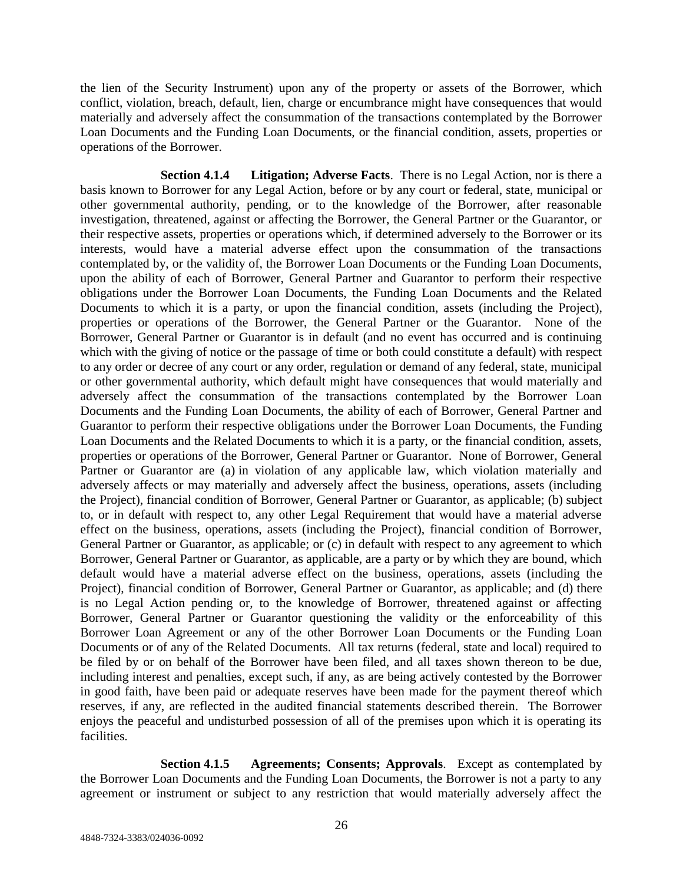the lien of the Security Instrument) upon any of the property or assets of the Borrower, which conflict, violation, breach, default, lien, charge or encumbrance might have consequences that would materially and adversely affect the consummation of the transactions contemplated by the Borrower Loan Documents and the Funding Loan Documents, or the financial condition, assets, properties or operations of the Borrower.

**Section 4.1.4 Litigation; Adverse Facts**. There is no Legal Action, nor is there a basis known to Borrower for any Legal Action, before or by any court or federal, state, municipal or other governmental authority, pending, or to the knowledge of the Borrower, after reasonable investigation, threatened, against or affecting the Borrower, the General Partner or the Guarantor, or their respective assets, properties or operations which, if determined adversely to the Borrower or its interests, would have a material adverse effect upon the consummation of the transactions contemplated by, or the validity of, the Borrower Loan Documents or the Funding Loan Documents, upon the ability of each of Borrower, General Partner and Guarantor to perform their respective obligations under the Borrower Loan Documents, the Funding Loan Documents and the Related Documents to which it is a party, or upon the financial condition, assets (including the Project), properties or operations of the Borrower, the General Partner or the Guarantor. None of the Borrower, General Partner or Guarantor is in default (and no event has occurred and is continuing which with the giving of notice or the passage of time or both could constitute a default) with respect to any order or decree of any court or any order, regulation or demand of any federal, state, municipal or other governmental authority, which default might have consequences that would materially and adversely affect the consummation of the transactions contemplated by the Borrower Loan Documents and the Funding Loan Documents, the ability of each of Borrower, General Partner and Guarantor to perform their respective obligations under the Borrower Loan Documents, the Funding Loan Documents and the Related Documents to which it is a party, or the financial condition, assets, properties or operations of the Borrower, General Partner or Guarantor. None of Borrower, General Partner or Guarantor are (a) in violation of any applicable law, which violation materially and adversely affects or may materially and adversely affect the business, operations, assets (including the Project), financial condition of Borrower, General Partner or Guarantor, as applicable; (b) subject to, or in default with respect to, any other Legal Requirement that would have a material adverse effect on the business, operations, assets (including the Project), financial condition of Borrower, General Partner or Guarantor, as applicable; or (c) in default with respect to any agreement to which Borrower, General Partner or Guarantor, as applicable, are a party or by which they are bound, which default would have a material adverse effect on the business, operations, assets (including the Project), financial condition of Borrower, General Partner or Guarantor, as applicable; and (d) there is no Legal Action pending or, to the knowledge of Borrower, threatened against or affecting Borrower, General Partner or Guarantor questioning the validity or the enforceability of this Borrower Loan Agreement or any of the other Borrower Loan Documents or the Funding Loan Documents or of any of the Related Documents. All tax returns (federal, state and local) required to be filed by or on behalf of the Borrower have been filed, and all taxes shown thereon to be due, including interest and penalties, except such, if any, as are being actively contested by the Borrower in good faith, have been paid or adequate reserves have been made for the payment thereof which reserves, if any, are reflected in the audited financial statements described therein. The Borrower enjoys the peaceful and undisturbed possession of all of the premises upon which it is operating its facilities.

**Section 4.1.5 Agreements; Consents; Approvals**. Except as contemplated by the Borrower Loan Documents and the Funding Loan Documents, the Borrower is not a party to any agreement or instrument or subject to any restriction that would materially adversely affect the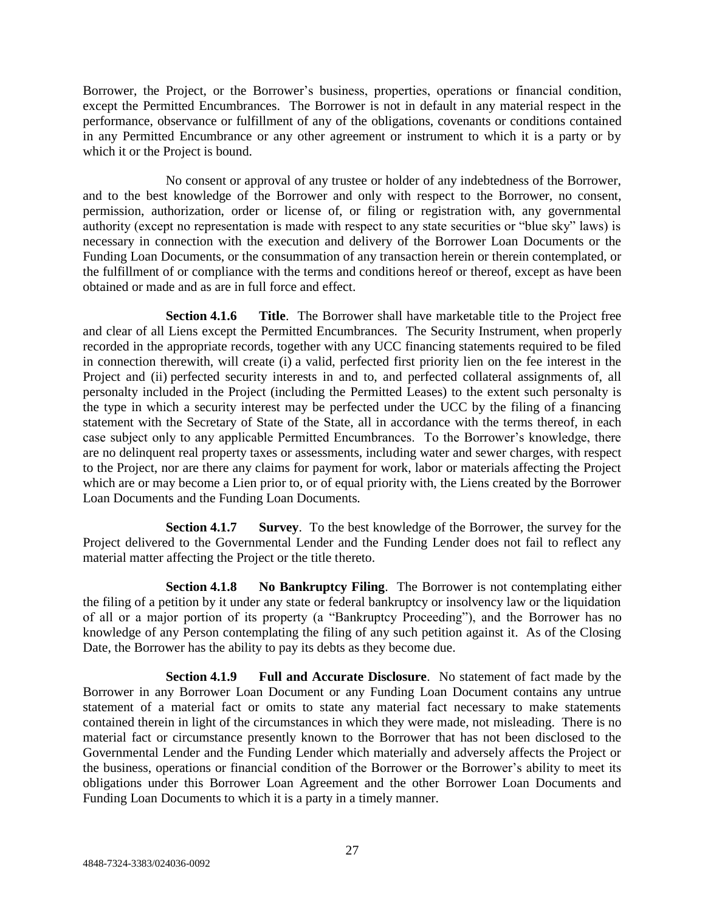Borrower, the Project, or the Borrower's business, properties, operations or financial condition, except the Permitted Encumbrances. The Borrower is not in default in any material respect in the performance, observance or fulfillment of any of the obligations, covenants or conditions contained in any Permitted Encumbrance or any other agreement or instrument to which it is a party or by which it or the Project is bound.

No consent or approval of any trustee or holder of any indebtedness of the Borrower, and to the best knowledge of the Borrower and only with respect to the Borrower, no consent, permission, authorization, order or license of, or filing or registration with, any governmental authority (except no representation is made with respect to any state securities or "blue sky" laws) is necessary in connection with the execution and delivery of the Borrower Loan Documents or the Funding Loan Documents, or the consummation of any transaction herein or therein contemplated, or the fulfillment of or compliance with the terms and conditions hereof or thereof, except as have been obtained or made and as are in full force and effect.

**Section 4.1.6 Title**. The Borrower shall have marketable title to the Project free and clear of all Liens except the Permitted Encumbrances. The Security Instrument, when properly recorded in the appropriate records, together with any UCC financing statements required to be filed in connection therewith, will create (i) a valid, perfected first priority lien on the fee interest in the Project and (ii) perfected security interests in and to, and perfected collateral assignments of, all personalty included in the Project (including the Permitted Leases) to the extent such personalty is the type in which a security interest may be perfected under the UCC by the filing of a financing statement with the Secretary of State of the State, all in accordance with the terms thereof, in each case subject only to any applicable Permitted Encumbrances. To the Borrower's knowledge, there are no delinquent real property taxes or assessments, including water and sewer charges, with respect to the Project, nor are there any claims for payment for work, labor or materials affecting the Project which are or may become a Lien prior to, or of equal priority with, the Liens created by the Borrower Loan Documents and the Funding Loan Documents.

**Section 4.1.7 Survey**. To the best knowledge of the Borrower, the survey for the Project delivered to the Governmental Lender and the Funding Lender does not fail to reflect any material matter affecting the Project or the title thereto.

**Section 4.1.8 No Bankruptcy Filing**. The Borrower is not contemplating either the filing of a petition by it under any state or federal bankruptcy or insolvency law or the liquidation of all or a major portion of its property (a "Bankruptcy Proceeding"), and the Borrower has no knowledge of any Person contemplating the filing of any such petition against it. As of the Closing Date, the Borrower has the ability to pay its debts as they become due.

**Section 4.1.9 Full and Accurate Disclosure**. No statement of fact made by the Borrower in any Borrower Loan Document or any Funding Loan Document contains any untrue statement of a material fact or omits to state any material fact necessary to make statements contained therein in light of the circumstances in which they were made, not misleading. There is no material fact or circumstance presently known to the Borrower that has not been disclosed to the Governmental Lender and the Funding Lender which materially and adversely affects the Project or the business, operations or financial condition of the Borrower or the Borrower's ability to meet its obligations under this Borrower Loan Agreement and the other Borrower Loan Documents and Funding Loan Documents to which it is a party in a timely manner.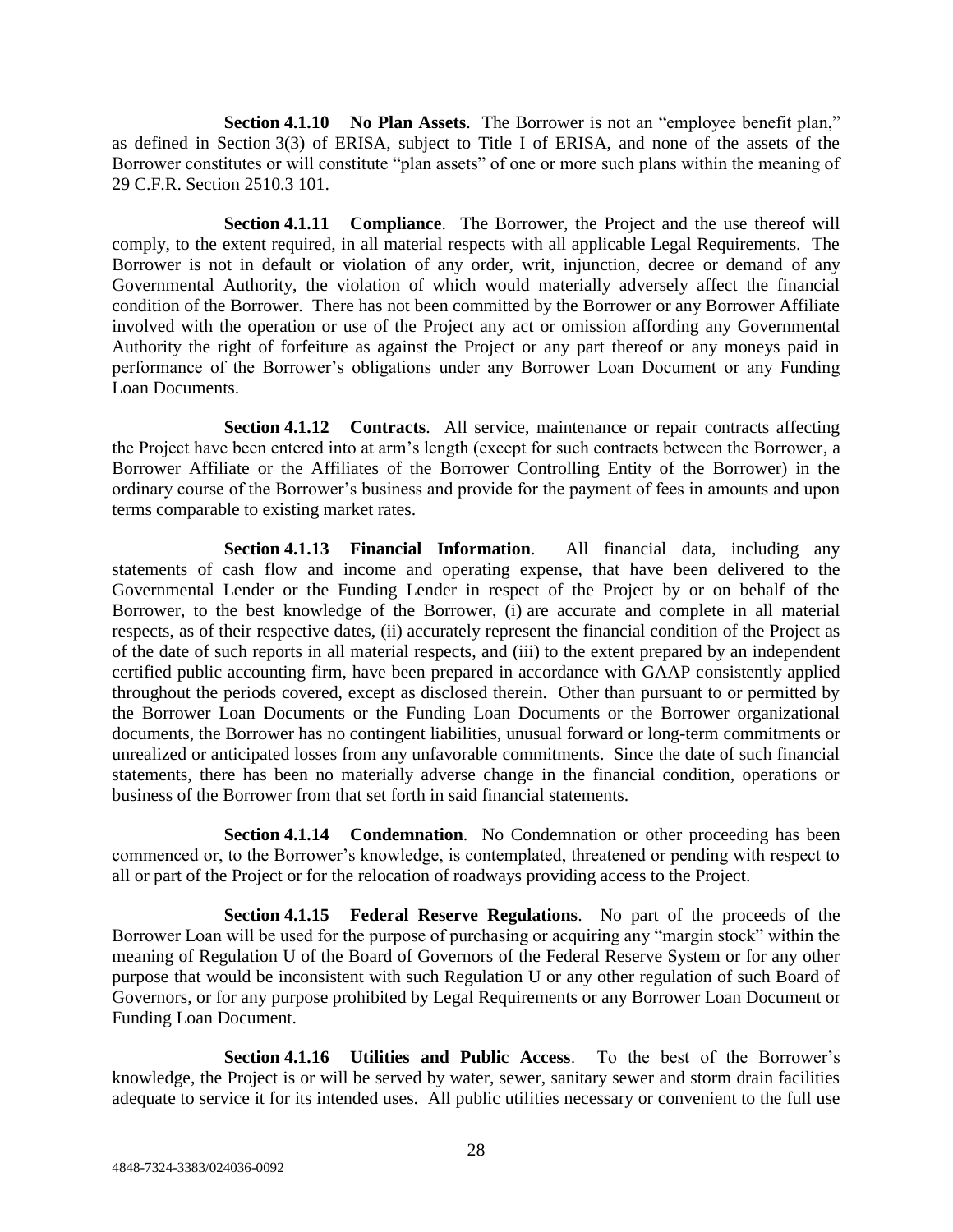**Section 4.1.10 No Plan Assets**. The Borrower is not an "employee benefit plan," as defined in Section 3(3) of ERISA, subject to Title I of ERISA, and none of the assets of the Borrower constitutes or will constitute "plan assets" of one or more such plans within the meaning of 29 C.F.R. Section 2510.3 101.

**Section 4.1.11 Compliance**. The Borrower, the Project and the use thereof will comply, to the extent required, in all material respects with all applicable Legal Requirements. The Borrower is not in default or violation of any order, writ, injunction, decree or demand of any Governmental Authority, the violation of which would materially adversely affect the financial condition of the Borrower. There has not been committed by the Borrower or any Borrower Affiliate involved with the operation or use of the Project any act or omission affording any Governmental Authority the right of forfeiture as against the Project or any part thereof or any moneys paid in performance of the Borrower's obligations under any Borrower Loan Document or any Funding Loan Documents.

**Section 4.1.12 Contracts**. All service, maintenance or repair contracts affecting the Project have been entered into at arm's length (except for such contracts between the Borrower, a Borrower Affiliate or the Affiliates of the Borrower Controlling Entity of the Borrower) in the ordinary course of the Borrower's business and provide for the payment of fees in amounts and upon terms comparable to existing market rates.

**Section 4.1.13 Financial Information**. All financial data, including any statements of cash flow and income and operating expense, that have been delivered to the Governmental Lender or the Funding Lender in respect of the Project by or on behalf of the Borrower, to the best knowledge of the Borrower, (i) are accurate and complete in all material respects, as of their respective dates, (ii) accurately represent the financial condition of the Project as of the date of such reports in all material respects, and (iii) to the extent prepared by an independent certified public accounting firm, have been prepared in accordance with GAAP consistently applied throughout the periods covered, except as disclosed therein. Other than pursuant to or permitted by the Borrower Loan Documents or the Funding Loan Documents or the Borrower organizational documents, the Borrower has no contingent liabilities, unusual forward or long-term commitments or unrealized or anticipated losses from any unfavorable commitments. Since the date of such financial statements, there has been no materially adverse change in the financial condition, operations or business of the Borrower from that set forth in said financial statements.

**Section 4.1.14 Condemnation**. No Condemnation or other proceeding has been commenced or, to the Borrower's knowledge, is contemplated, threatened or pending with respect to all or part of the Project or for the relocation of roadways providing access to the Project.

**Section 4.1.15 Federal Reserve Regulations**. No part of the proceeds of the Borrower Loan will be used for the purpose of purchasing or acquiring any "margin stock" within the meaning of Regulation U of the Board of Governors of the Federal Reserve System or for any other purpose that would be inconsistent with such Regulation U or any other regulation of such Board of Governors, or for any purpose prohibited by Legal Requirements or any Borrower Loan Document or Funding Loan Document.

**Section 4.1.16 Utilities and Public Access**. To the best of the Borrower's knowledge, the Project is or will be served by water, sewer, sanitary sewer and storm drain facilities adequate to service it for its intended uses. All public utilities necessary or convenient to the full use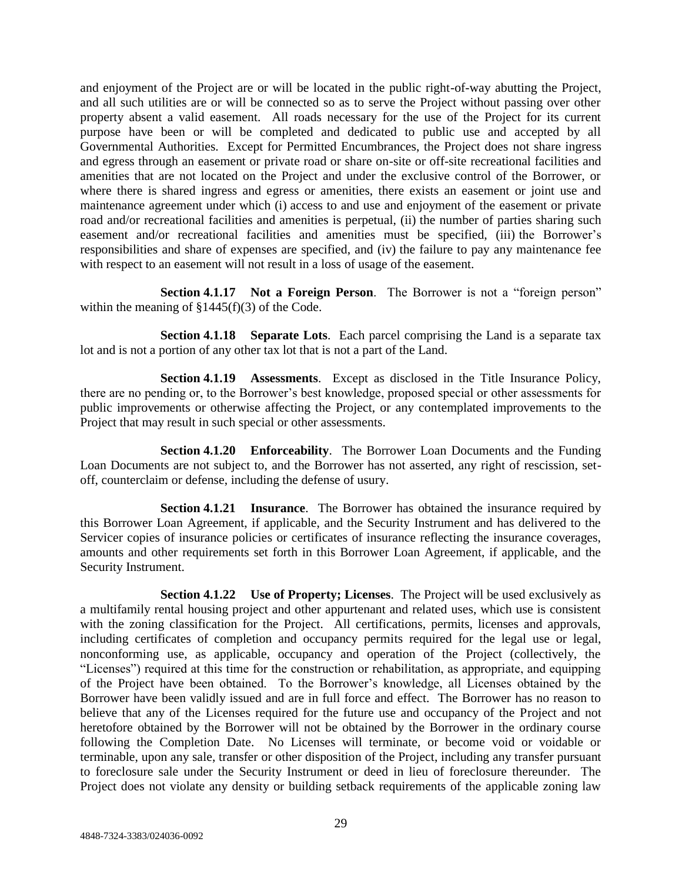and enjoyment of the Project are or will be located in the public right-of-way abutting the Project, and all such utilities are or will be connected so as to serve the Project without passing over other property absent a valid easement. All roads necessary for the use of the Project for its current purpose have been or will be completed and dedicated to public use and accepted by all Governmental Authorities. Except for Permitted Encumbrances, the Project does not share ingress and egress through an easement or private road or share on-site or off-site recreational facilities and amenities that are not located on the Project and under the exclusive control of the Borrower, or where there is shared ingress and egress or amenities, there exists an easement or joint use and maintenance agreement under which (i) access to and use and enjoyment of the easement or private road and/or recreational facilities and amenities is perpetual, (ii) the number of parties sharing such easement and/or recreational facilities and amenities must be specified, (iii) the Borrower's responsibilities and share of expenses are specified, and (iv) the failure to pay any maintenance fee with respect to an easement will not result in a loss of usage of the easement.

**Section 4.1.17 Not a Foreign Person**. The Borrower is not a "foreign person" within the meaning of §1445(f)(3) of the Code.

**Section 4.1.18 Separate Lots**. Each parcel comprising the Land is a separate tax lot and is not a portion of any other tax lot that is not a part of the Land.

**Section 4.1.19 Assessments**. Except as disclosed in the Title Insurance Policy, there are no pending or, to the Borrower's best knowledge, proposed special or other assessments for public improvements or otherwise affecting the Project, or any contemplated improvements to the Project that may result in such special or other assessments.

**Section 4.1.20 Enforceability**. The Borrower Loan Documents and the Funding Loan Documents are not subject to, and the Borrower has not asserted, any right of rescission, set-off, counterclaim or defense, including the defense of usury.

**Section 4.1.21 Insurance**. The Borrower has obtained the insurance required by this Borrower Loan Agreement, if applicable, and the Security Instrument and has delivered to the Servicer copies of insurance policies or certificates of insurance reflecting the insurance coverages, amounts and other requirements set forth in this Borrower Loan Agreement, if applicable, and the Security Instrument.

**Section 4.1.22 Use of Property; Licenses**. The Project will be used exclusively as a multifamily rental housing project and other appurtenant and related uses, which use is consistent with the zoning classification for the Project. All certifications, permits, licenses and approvals, including certificates of completion and occupancy permits required for the legal use or legal, nonconforming use, as applicable, occupancy and operation of the Project (collectively, the "Licenses") required at this time for the construction or rehabilitation, as appropriate, and equipping of the Project have been obtained. To the Borrower's knowledge, all Licenses obtained by the Borrower have been validly issued and are in full force and effect. The Borrower has no reason to believe that any of the Licenses required for the future use and occupancy of the Project and not heretofore obtained by the Borrower will not be obtained by the Borrower in the ordinary course following the Completion Date. No Licenses will terminate, or become void or voidable or terminable, upon any sale, transfer or other disposition of the Project, including any transfer pursuant to foreclosure sale under the Security Instrument or deed in lieu of foreclosure thereunder. The Project does not violate any density or building setback requirements of the applicable zoning law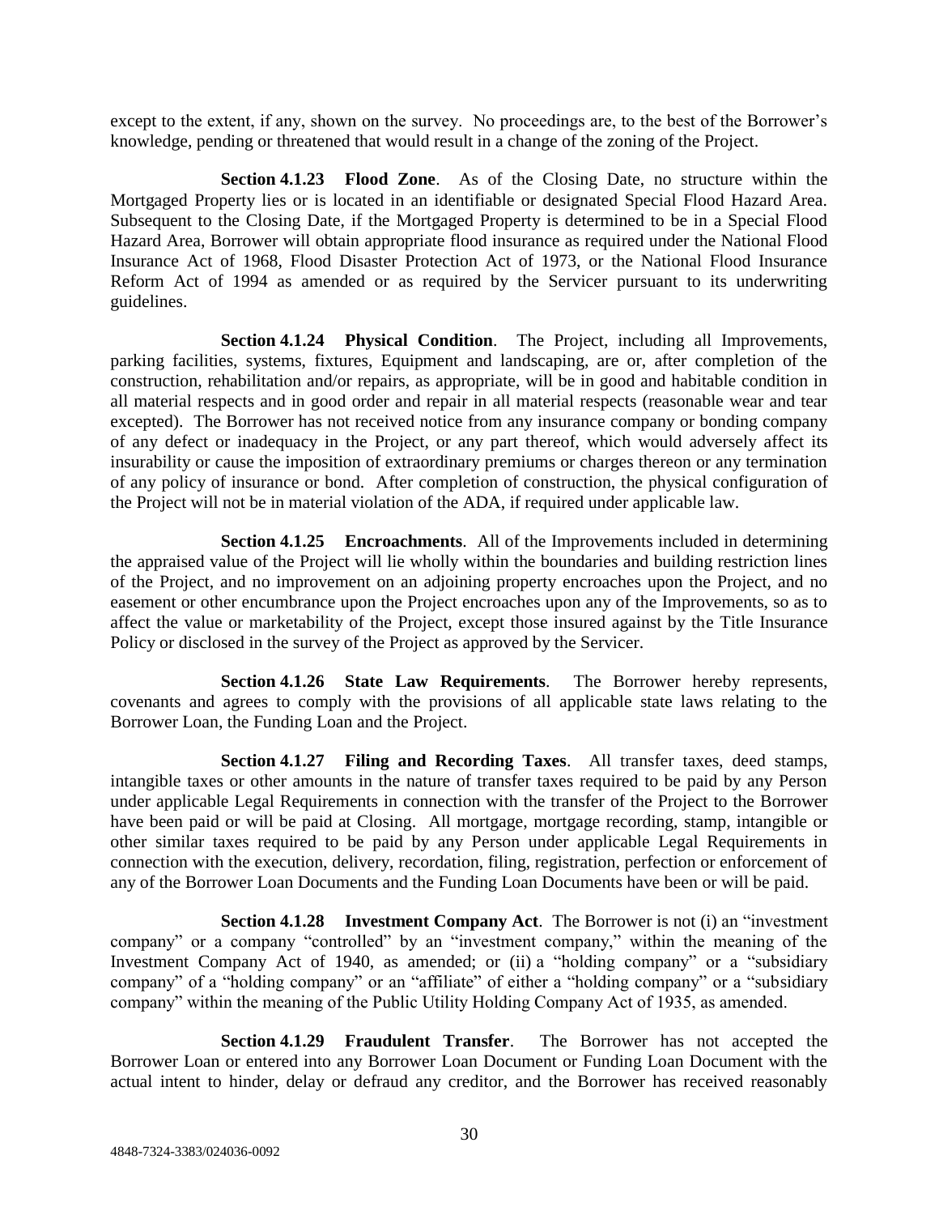except to the extent, if any, shown on the survey. No proceedings are, to the best of the Borrower's knowledge, pending or threatened that would result in a change of the zoning of the Project.

**Section 4.1.23 Flood Zone**. As of the Closing Date, no structure within the Mortgaged Property lies or is located in an identifiable or designated Special Flood Hazard Area. Subsequent to the Closing Date, if the Mortgaged Property is determined to be in a Special Flood Hazard Area, Borrower will obtain appropriate flood insurance as required under the National Flood Insurance Act of 1968, Flood Disaster Protection Act of 1973, or the National Flood Insurance Reform Act of 1994 as amended or as required by the Servicer pursuant to its underwriting guidelines.

**Section 4.1.24 Physical Condition**. The Project, including all Improvements, parking facilities, systems, fixtures, Equipment and landscaping, are or, after completion of the construction, rehabilitation and/or repairs, as appropriate, will be in good and habitable condition in all material respects and in good order and repair in all material respects (reasonable wear and tear excepted). The Borrower has not received notice from any insurance company or bonding company of any defect or inadequacy in the Project, or any part thereof, which would adversely affect its insurability or cause the imposition of extraordinary premiums or charges thereon or any termination of any policy of insurance or bond. After completion of construction, the physical configuration of the Project will not be in material violation of the ADA, if required under applicable law.

**Section 4.1.25 Encroachments**. All of the Improvements included in determining the appraised value of the Project will lie wholly within the boundaries and building restriction lines of the Project, and no improvement on an adjoining property encroaches upon the Project, and no easement or other encumbrance upon the Project encroaches upon any of the Improvements, so as to affect the value or marketability of the Project, except those insured against by the Title Insurance Policy or disclosed in the survey of the Project as approved by the Servicer.

**Section 4.1.26 State Law Requirements**. The Borrower hereby represents, covenants and agrees to comply with the provisions of all applicable state laws relating to the Borrower Loan, the Funding Loan and the Project.

**Section 4.1.27 Filing and Recording Taxes**. All transfer taxes, deed stamps, intangible taxes or other amounts in the nature of transfer taxes required to be paid by any Person under applicable Legal Requirements in connection with the transfer of the Project to the Borrower have been paid or will be paid at Closing. All mortgage, mortgage recording, stamp, intangible or other similar taxes required to be paid by any Person under applicable Legal Requirements in connection with the execution, delivery, recordation, filing, registration, perfection or enforcement of any of the Borrower Loan Documents and the Funding Loan Documents have been or will be paid.

**Section 4.1.28 Investment Company Act**. The Borrower is not (i) an "investment company" or a company "controlled" by an "investment company," within the meaning of the Investment Company Act of 1940, as amended; or (ii) a "holding company" or a "subsidiary company" of a "holding company" or an "affiliate" of either a "holding company" or a "subsidiary company" within the meaning of the Public Utility Holding Company Act of 1935, as amended.

**Section 4.1.29 Fraudulent Transfer**. The Borrower has not accepted the Borrower Loan or entered into any Borrower Loan Document or Funding Loan Document with the actual intent to hinder, delay or defraud any creditor, and the Borrower has received reasonably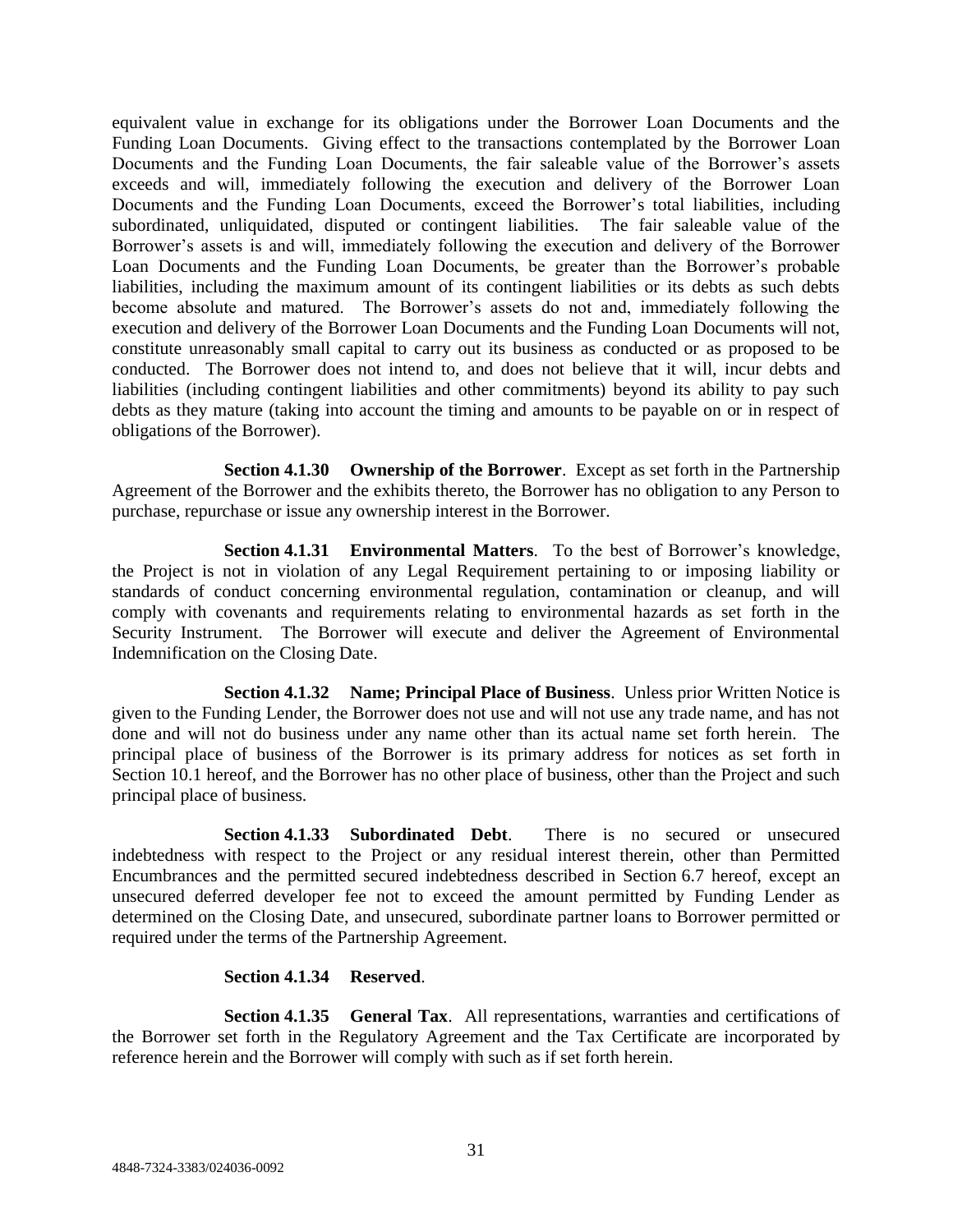equivalent value in exchange for its obligations under the Borrower Loan Documents and the Funding Loan Documents. Giving effect to the transactions contemplated by the Borrower Loan Documents and the Funding Loan Documents, the fair saleable value of the Borrower's assets exceeds and will, immediately following the execution and delivery of the Borrower Loan Documents and the Funding Loan Documents, exceed the Borrower's total liabilities, including subordinated, unliquidated, disputed or contingent liabilities. The fair saleable value of the Borrower's assets is and will, immediately following the execution and delivery of the Borrower Loan Documents and the Funding Loan Documents, be greater than the Borrower's probable liabilities, including the maximum amount of its contingent liabilities or its debts as such debts become absolute and matured. The Borrower's assets do not and, immediately following the execution and delivery of the Borrower Loan Documents and the Funding Loan Documents will not, constitute unreasonably small capital to carry out its business as conducted or as proposed to be conducted. The Borrower does not intend to, and does not believe that it will, incur debts and liabilities (including contingent liabilities and other commitments) beyond its ability to pay such debts as they mature (taking into account the timing and amounts to be payable on or in respect of obligations of the Borrower).

**Section 4.1.30 Ownership of the Borrower**. Except as set forth in the Partnership Agreement of the Borrower and the exhibits thereto, the Borrower has no obligation to any Person to purchase, repurchase or issue any ownership interest in the Borrower.

**Section 4.1.31 Environmental Matters**. To the best of Borrower's knowledge, the Project is not in violation of any Legal Requirement pertaining to or imposing liability or standards of conduct concerning environmental regulation, contamination or cleanup, and will comply with covenants and requirements relating to environmental hazards as set forth in the Security Instrument. The Borrower will execute and deliver the Agreement of Environmental Indemnification on the Closing Date.

**Section 4.1.32 Name; Principal Place of Business**. Unless prior Written Notice is given to the Funding Lender, the Borrower does not use and will not use any trade name, and has not done and will not do business under any name other than its actual name set forth herein. The principal place of business of the Borrower is its primary address for notices as set forth in Section 10.1 hereof, and the Borrower has no other place of business, other than the Project and such principal place of business.

**Section 4.1.33 Subordinated Debt**. There is no secured or unsecured indebtedness with respect to the Project or any residual interest therein, other than Permitted Encumbrances and the permitted secured indebtedness described in Section 6.7 hereof, except an unsecured deferred developer fee not to exceed the amount permitted by Funding Lender as determined on the Closing Date, and unsecured, subordinate partner loans to Borrower permitted or required under the terms of the Partnership Agreement.

**Section 4.1.34 Reserved**.

**Section 4.1.35 General Tax**. All representations, warranties and certifications of the Borrower set forth in the Regulatory Agreement and the Tax Certificate are incorporated by reference herein and the Borrower will comply with such as if set forth herein.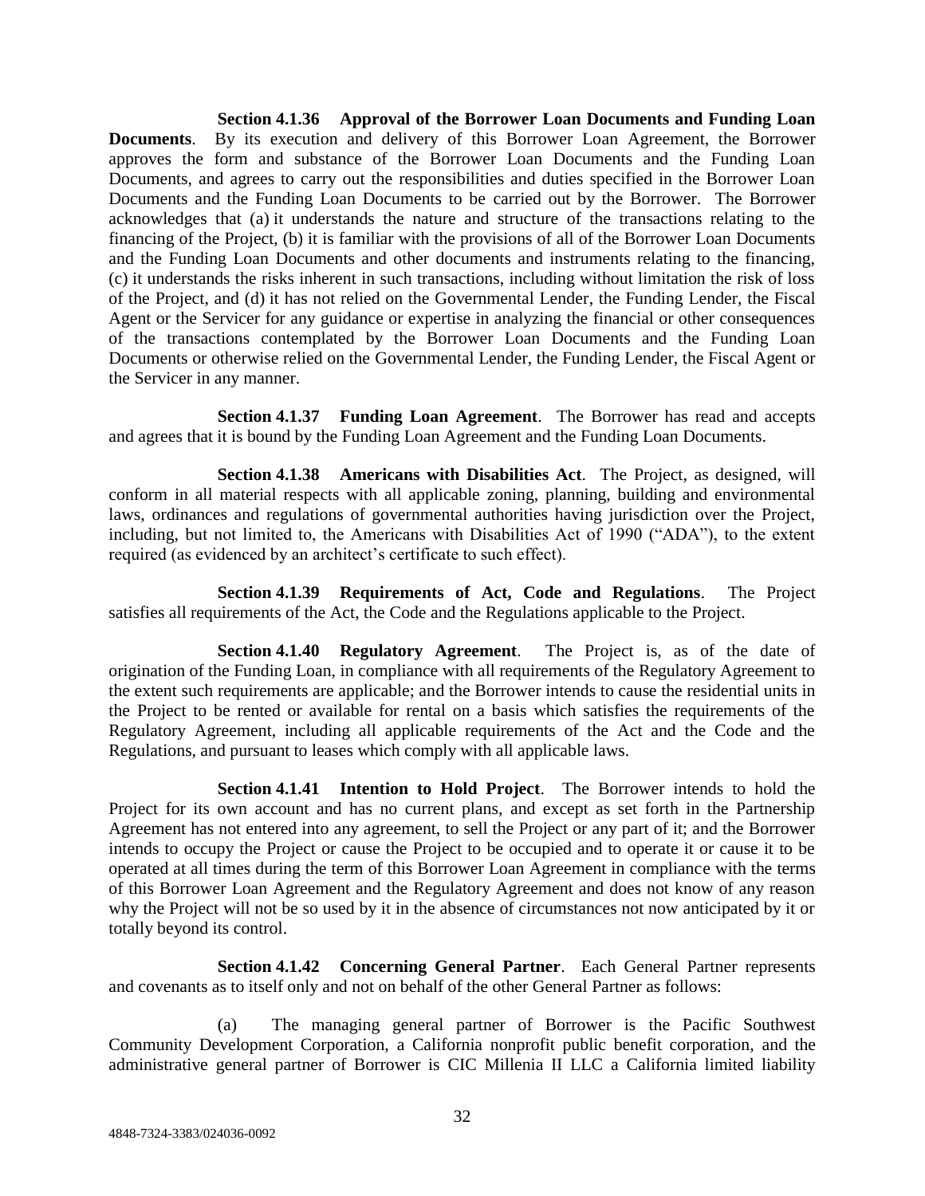**Section 4.1.36 Approval of the Borrower Loan Documents and Funding Loan Documents**. By its execution and delivery of this Borrower Loan Agreement, the Borrower approves the form and substance of the Borrower Loan Documents and the Funding Loan Documents, and agrees to carry out the responsibilities and duties specified in the Borrower Loan Documents and the Funding Loan Documents to be carried out by the Borrower. The Borrower acknowledges that (a) it understands the nature and structure of the transactions relating to the financing of the Project, (b) it is familiar with the provisions of all of the Borrower Loan Documents and the Funding Loan Documents and other documents and instruments relating to the financing, (c) it understands the risks inherent in such transactions, including without limitation the risk of loss of the Project, and (d) it has not relied on the Governmental Lender, the Funding Lender, the Fiscal Agent or the Servicer for any guidance or expertise in analyzing the financial or other consequences of the transactions contemplated by the Borrower Loan Documents and the Funding Loan Documents or otherwise relied on the Governmental Lender, the Funding Lender, the Fiscal Agent or the Servicer in any manner.

**Section 4.1.37 Funding Loan Agreement**. The Borrower has read and accepts and agrees that it is bound by the Funding Loan Agreement and the Funding Loan Documents.

**Section 4.1.38 Americans with Disabilities Act**. The Project, as designed, will conform in all material respects with all applicable zoning, planning, building and environmental laws, ordinances and regulations of governmental authorities having jurisdiction over the Project, including, but not limited to, the Americans with Disabilities Act of 1990 ("ADA"), to the extent required (as evidenced by an architect's certificate to such effect).

**Section 4.1.39 Requirements of Act, Code and Regulations**. The Project satisfies all requirements of the Act, the Code and the Regulations applicable to the Project.

**Section 4.1.40 Regulatory Agreement**. The Project is, as of the date of origination of the Funding Loan, in compliance with all requirements of the Regulatory Agreement to the extent such requirements are applicable; and the Borrower intends to cause the residential units in the Project to be rented or available for rental on a basis which satisfies the requirements of the Regulatory Agreement, including all applicable requirements of the Act and the Code and the Regulations, and pursuant to leases which comply with all applicable laws.

**Section 4.1.41 Intention to Hold Project**. The Borrower intends to hold the Project for its own account and has no current plans, and except as set forth in the Partnership Agreement has not entered into any agreement, to sell the Project or any part of it; and the Borrower intends to occupy the Project or cause the Project to be occupied and to operate it or cause it to be operated at all times during the term of this Borrower Loan Agreement in compliance with the terms of this Borrower Loan Agreement and the Regulatory Agreement and does not know of any reason why the Project will not be so used by it in the absence of circumstances not now anticipated by it or totally beyond its control.

**Section 4.1.42 Concerning General Partner**. Each General Partner represents and covenants as to itself only and not on behalf of the other General Partner as follows:

(a) The managing general partner of Borrower is the Pacific Southwest Community Development Corporation, a California nonprofit public benefit corporation, and the administrative general partner of Borrower is CIC Millenia II LLC a California limited liability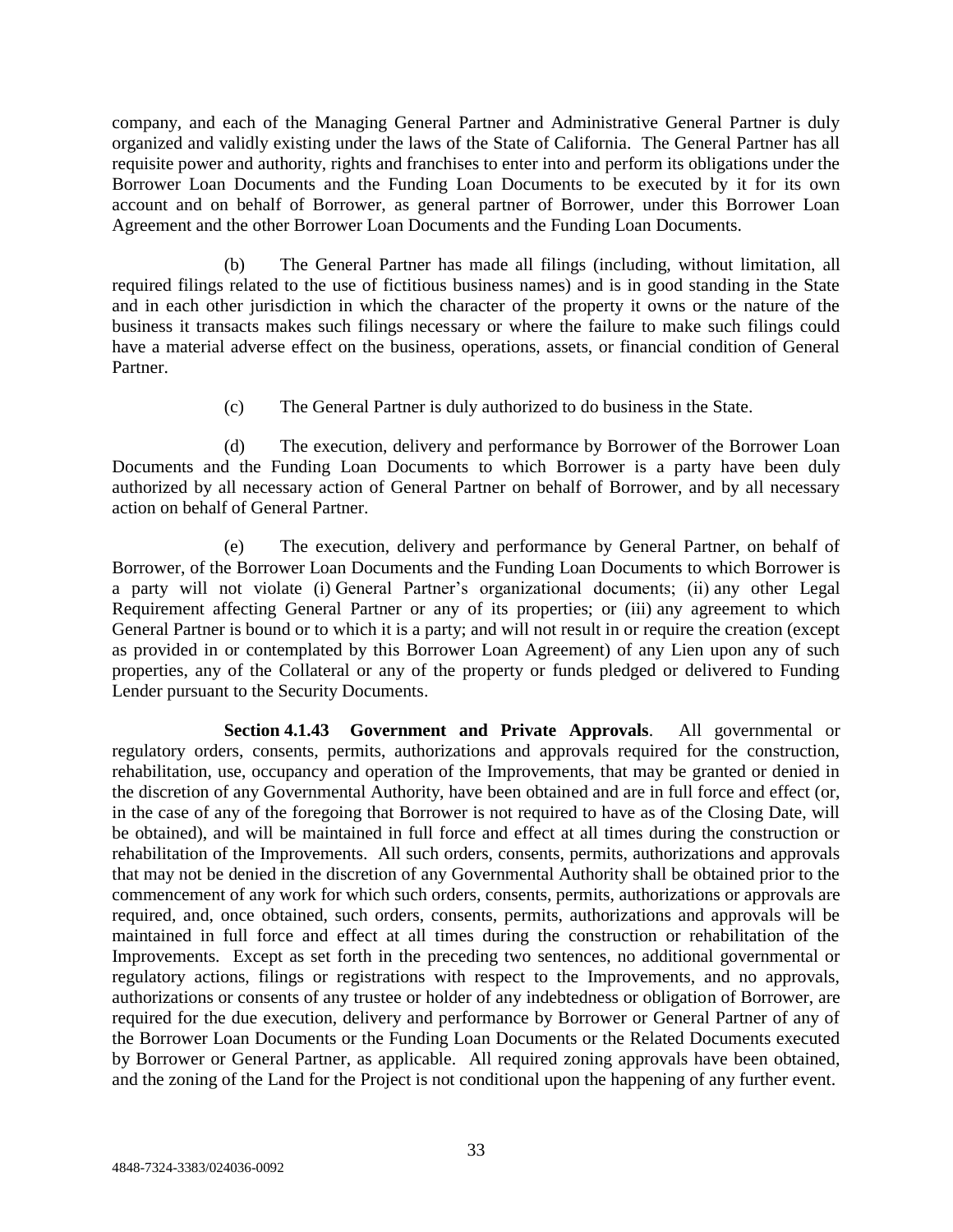company, and each of the Managing General Partner and Administrative General Partner is duly organized and validly existing under the laws of the State of California. The General Partner has all requisite power and authority, rights and franchises to enter into and perform its obligations under the Borrower Loan Documents and the Funding Loan Documents to be executed by it for its own account and on behalf of Borrower, as general partner of Borrower, under this Borrower Loan Agreement and the other Borrower Loan Documents and the Funding Loan Documents.

(b) The General Partner has made all filings (including, without limitation, all required filings related to the use of fictitious business names) and is in good standing in the State and in each other jurisdiction in which the character of the property it owns or the nature of the business it transacts makes such filings necessary or where the failure to make such filings could have a material adverse effect on the business, operations, assets, or financial condition of General Partner.

(c) The General Partner is duly authorized to do business in the State.

(d) The execution, delivery and performance by Borrower of the Borrower Loan Documents and the Funding Loan Documents to which Borrower is a party have been duly authorized by all necessary action of General Partner on behalf of Borrower, and by all necessary action on behalf of General Partner.

(e) The execution, delivery and performance by General Partner, on behalf of Borrower, of the Borrower Loan Documents and the Funding Loan Documents to which Borrower is a party will not violate (i) General Partner's organizational documents; (ii) any other Legal Requirement affecting General Partner or any of its properties; or (iii) any agreement to which General Partner is bound or to which it is a party; and will not result in or require the creation (except as provided in or contemplated by this Borrower Loan Agreement) of any Lien upon any of such properties, any of the Collateral or any of the property or funds pledged or delivered to Funding Lender pursuant to the Security Documents.

**Section 4.1.43 Government and Private Approvals**. All governmental or regulatory orders, consents, permits, authorizations and approvals required for the construction, rehabilitation, use, occupancy and operation of the Improvements, that may be granted or denied in the discretion of any Governmental Authority, have been obtained and are in full force and effect (or, in the case of any of the foregoing that Borrower is not required to have as of the Closing Date, will be obtained), and will be maintained in full force and effect at all times during the construction or rehabilitation of the Improvements. All such orders, consents, permits, authorizations and approvals that may not be denied in the discretion of any Governmental Authority shall be obtained prior to the commencement of any work for which such orders, consents, permits, authorizations or approvals are required, and, once obtained, such orders, consents, permits, authorizations and approvals will be maintained in full force and effect at all times during the construction or rehabilitation of the Improvements. Except as set forth in the preceding two sentences, no additional governmental or regulatory actions, filings or registrations with respect to the Improvements, and no approvals, authorizations or consents of any trustee or holder of any indebtedness or obligation of Borrower, are required for the due execution, delivery and performance by Borrower or General Partner of any of the Borrower Loan Documents or the Funding Loan Documents or the Related Documents executed by Borrower or General Partner, as applicable. All required zoning approvals have been obtained, and the zoning of the Land for the Project is not conditional upon the happening of any further event.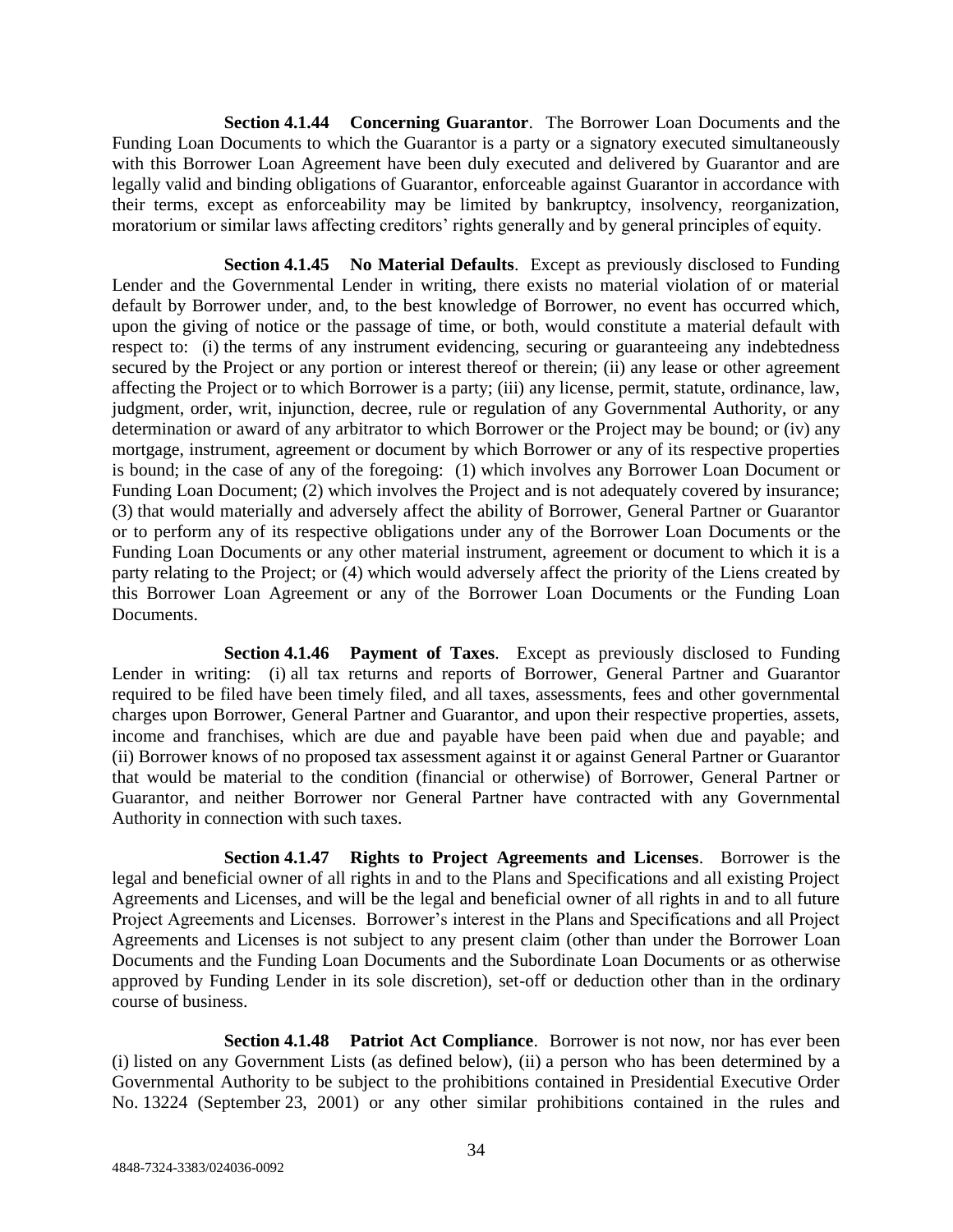**Section 4.1.44 Concerning Guarantor**. The Borrower Loan Documents and the Funding Loan Documents to which the Guarantor is a party or a signatory executed simultaneously with this Borrower Loan Agreement have been duly executed and delivered by Guarantor and are legally valid and binding obligations of Guarantor, enforceable against Guarantor in accordance with their terms, except as enforceability may be limited by bankruptcy, insolvency, reorganization, moratorium or similar laws affecting creditors' rights generally and by general principles of equity.

**Section 4.1.45 No Material Defaults**. Except as previously disclosed to Funding Lender and the Governmental Lender in writing, there exists no material violation of or material default by Borrower under, and, to the best knowledge of Borrower, no event has occurred which, upon the giving of notice or the passage of time, or both, would constitute a material default with respect to: (i) the terms of any instrument evidencing, securing or guaranteeing any indebtedness secured by the Project or any portion or interest thereof or therein; (ii) any lease or other agreement affecting the Project or to which Borrower is a party; (iii) any license, permit, statute, ordinance, law, judgment, order, writ, injunction, decree, rule or regulation of any Governmental Authority, or any determination or award of any arbitrator to which Borrower or the Project may be bound; or (iv) any mortgage, instrument, agreement or document by which Borrower or any of its respective properties is bound; in the case of any of the foregoing: (1) which involves any Borrower Loan Document or Funding Loan Document; (2) which involves the Project and is not adequately covered by insurance; (3) that would materially and adversely affect the ability of Borrower, General Partner or Guarantor or to perform any of its respective obligations under any of the Borrower Loan Documents or the Funding Loan Documents or any other material instrument, agreement or document to which it is a party relating to the Project; or (4) which would adversely affect the priority of the Liens created by this Borrower Loan Agreement or any of the Borrower Loan Documents or the Funding Loan Documents.

**Section 4.1.46 Payment of Taxes**. Except as previously disclosed to Funding Lender in writing: (i) all tax returns and reports of Borrower, General Partner and Guarantor required to be filed have been timely filed, and all taxes, assessments, fees and other governmental charges upon Borrower, General Partner and Guarantor, and upon their respective properties, assets, income and franchises, which are due and payable have been paid when due and payable; and (ii) Borrower knows of no proposed tax assessment against it or against General Partner or Guarantor that would be material to the condition (financial or otherwise) of Borrower, General Partner or Guarantor, and neither Borrower nor General Partner have contracted with any Governmental Authority in connection with such taxes.

**Section 4.1.47 Rights to Project Agreements and Licenses**. Borrower is the legal and beneficial owner of all rights in and to the Plans and Specifications and all existing Project Agreements and Licenses, and will be the legal and beneficial owner of all rights in and to all future Project Agreements and Licenses. Borrower's interest in the Plans and Specifications and all Project Agreements and Licenses is not subject to any present claim (other than under the Borrower Loan Documents and the Funding Loan Documents and the Subordinate Loan Documents or as otherwise approved by Funding Lender in its sole discretion), set-off or deduction other than in the ordinary course of business.

**Section 4.1.48 Patriot Act Compliance**. Borrower is not now, nor has ever been (i) listed on any Government Lists (as defined below), (ii) a person who has been determined by a Governmental Authority to be subject to the prohibitions contained in Presidential Executive Order No. 13224 (September 23, 2001) or any other similar prohibitions contained in the rules and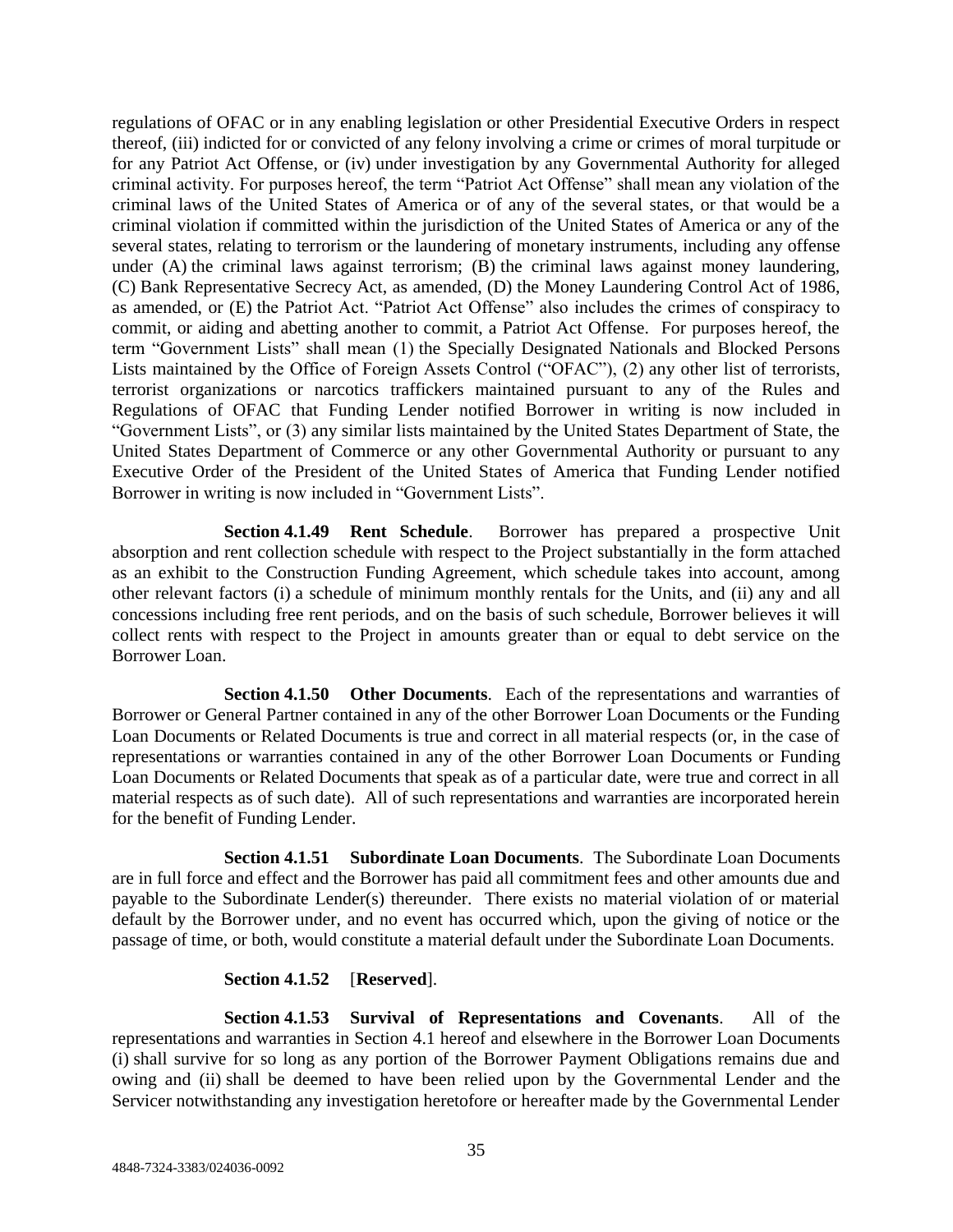regulations of OFAC or in any enabling legislation or other Presidential Executive Orders in respect thereof, (iii) indicted for or convicted of any felony involving a crime or crimes of moral turpitude or for any Patriot Act Offense, or (iv) under investigation by any Governmental Authority for alleged criminal activity. For purposes hereof, the term "Patriot Act Offense" shall mean any violation of the criminal laws of the United States of America or of any of the several states, or that would be a criminal violation if committed within the jurisdiction of the United States of America or any of the several states, relating to terrorism or the laundering of monetary instruments, including any offense under (A) the criminal laws against terrorism; (B) the criminal laws against money laundering, (C) Bank Representative Secrecy Act, as amended, (D) the Money Laundering Control Act of 1986, as amended, or (E) the Patriot Act. "Patriot Act Offense" also includes the crimes of conspiracy to commit, or aiding and abetting another to commit, a Patriot Act Offense. For purposes hereof, the term "Government Lists" shall mean (1) the Specially Designated Nationals and Blocked Persons Lists maintained by the Office of Foreign Assets Control ("OFAC"), (2) any other list of terrorists, terrorist organizations or narcotics traffickers maintained pursuant to any of the Rules and Regulations of OFAC that Funding Lender notified Borrower in writing is now included in "Government Lists", or (3) any similar lists maintained by the United States Department of State, the United States Department of Commerce or any other Governmental Authority or pursuant to any Executive Order of the President of the United States of America that Funding Lender notified Borrower in writing is now included in "Government Lists".

**Section 4.1.49 Rent Schedule**. Borrower has prepared a prospective Unit absorption and rent collection schedule with respect to the Project substantially in the form attached as an exhibit to the Construction Funding Agreement, which schedule takes into account, among other relevant factors (i) a schedule of minimum monthly rentals for the Units, and (ii) any and all concessions including free rent periods, and on the basis of such schedule, Borrower believes it will collect rents with respect to the Project in amounts greater than or equal to debt service on the Borrower Loan.

**Section 4.1.50 Other Documents**. Each of the representations and warranties of Borrower or General Partner contained in any of the other Borrower Loan Documents or the Funding Loan Documents or Related Documents is true and correct in all material respects (or, in the case of representations or warranties contained in any of the other Borrower Loan Documents or Funding Loan Documents or Related Documents that speak as of a particular date, were true and correct in all material respects as of such date). All of such representations and warranties are incorporated herein for the benefit of Funding Lender.

**Section 4.1.51 Subordinate Loan Documents**. The Subordinate Loan Documents are in full force and effect and the Borrower has paid all commitment fees and other amounts due and payable to the Subordinate Lender(s) thereunder. There exists no material violation of or material default by the Borrower under, and no event has occurred which, upon the giving of notice or the passage of time, or both, would constitute a material default under the Subordinate Loan Documents.

**Section 4.1.52** [**Reserved**].

**Section 4.1.53 Survival of Representations and Covenants**. All of the representations and warranties in Section 4.1 hereof and elsewhere in the Borrower Loan Documents (i) shall survive for so long as any portion of the Borrower Payment Obligations remains due and owing and (ii) shall be deemed to have been relied upon by the Governmental Lender and the Servicer notwithstanding any investigation heretofore or hereafter made by the Governmental Lender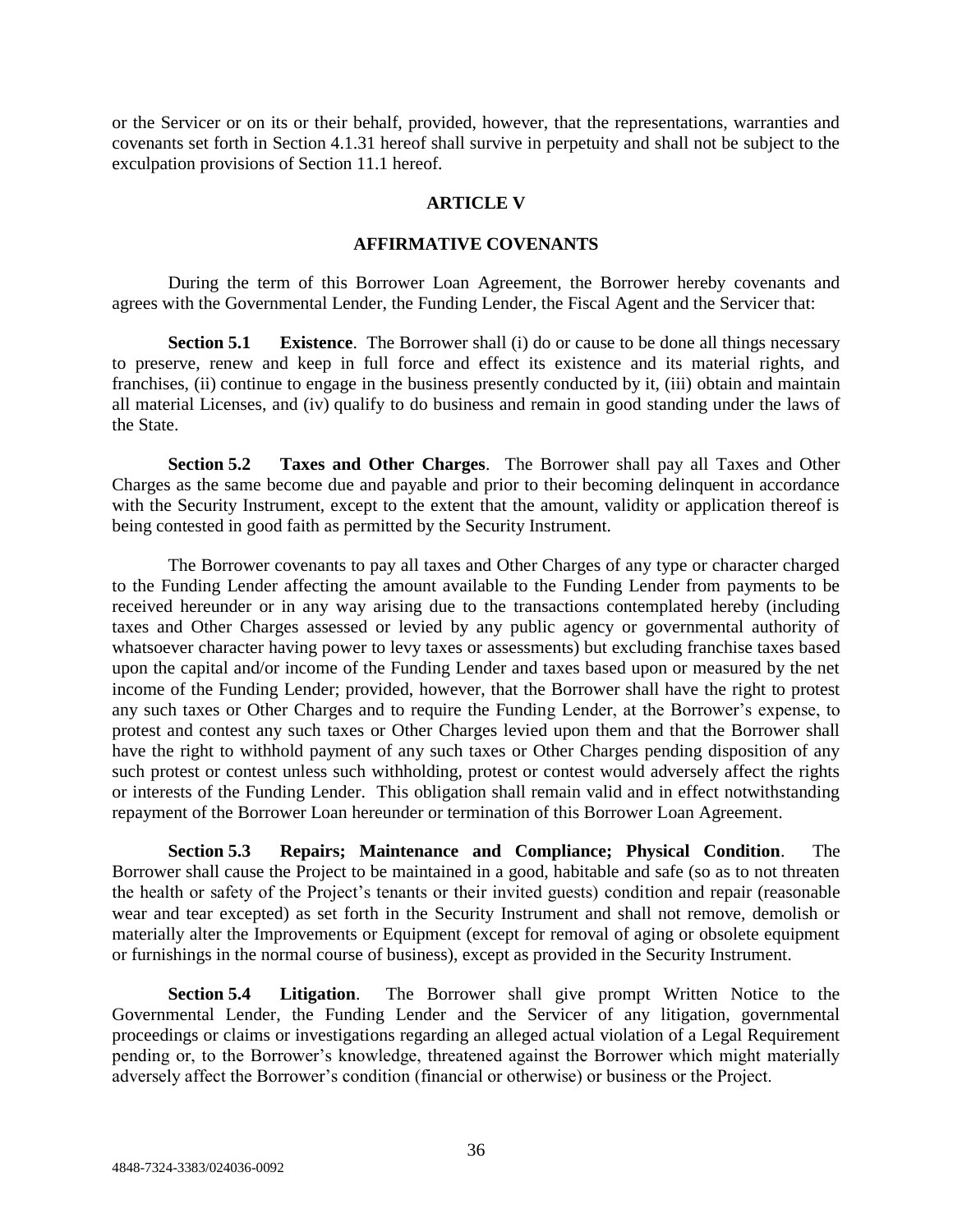or the Servicer or on its or their behalf, provided, however, that the representations, warranties and covenants set forth in Section 4.1.31 hereof shall survive in perpetuity and shall not be subject to the exculpation provisions of Section 11.1 hereof.

## ARTICLE V

## AFFIRMATIVE COVENANTS

During the term of this Borrower Loan Agreement, the Borrower hereby covenants and agrees with the Governmental Lender, the Funding Lender, the Fiscal Agent and the Servicer that:

**Section 5.1 Existence**. The Borrower shall (i) do or cause to be done all things necessary to preserve, renew and keep in full force and effect its existence and its material rights, and franchises, (ii) continue to engage in the business presently conducted by it, (iii) obtain and maintain all material Licenses, and (iv) qualify to do business and remain in good standing under the laws of the State.

**Section 5.2 Taxes and Other Charges**. The Borrower shall pay all Taxes and Other Charges as the same become due and payable and prior to their becoming delinquent in accordance with the Security Instrument, except to the extent that the amount, validity or application thereof is being contested in good faith as permitted by the Security Instrument.

The Borrower covenants to pay all taxes and Other Charges of any type or character charged to the Funding Lender affecting the amount available to the Funding Lender from payments to be received hereunder or in any way arising due to the transactions contemplated hereby (including taxes and Other Charges assessed or levied by any public agency or governmental authority of whatsoever character having power to levy taxes or assessments) but excluding franchise taxes based upon the capital and/or income of the Funding Lender and taxes based upon or measured by the net income of the Funding Lender; provided, however, that the Borrower shall have the right to protest any such taxes or Other Charges and to require the Funding Lender, at the Borrower's expense, to protest and contest any such taxes or Other Charges levied upon them and that the Borrower shall have the right to withhold payment of any such taxes or Other Charges pending disposition of any such protest or contest unless such withholding, protest or contest would adversely affect the rights or interests of the Funding Lender. This obligation shall remain valid and in effect notwithstanding repayment of the Borrower Loan hereunder or termination of this Borrower Loan Agreement.

**Section 5.3 Repairs; Maintenance and Compliance; Physical Condition**. The Borrower shall cause the Project to be maintained in a good, habitable and safe (so as to not threaten the health or safety of the Project's tenants or their invited guests) condition and repair (reasonable wear and tear excepted) as set forth in the Security Instrument and shall not remove, demolish or materially alter the Improvements or Equipment (except for removal of aging or obsolete equipment or furnishings in the normal course of business), except as provided in the Security Instrument.

**Section 5.4 Litigation**. The Borrower shall give prompt Written Notice to the Governmental Lender, the Funding Lender and the Servicer of any litigation, governmental proceedings or claims or investigations regarding an alleged actual violation of a Legal Requirement pending or, to the Borrower's knowledge, threatened against the Borrower which might materially adversely affect the Borrower's condition (financial or otherwise) or business or the Project.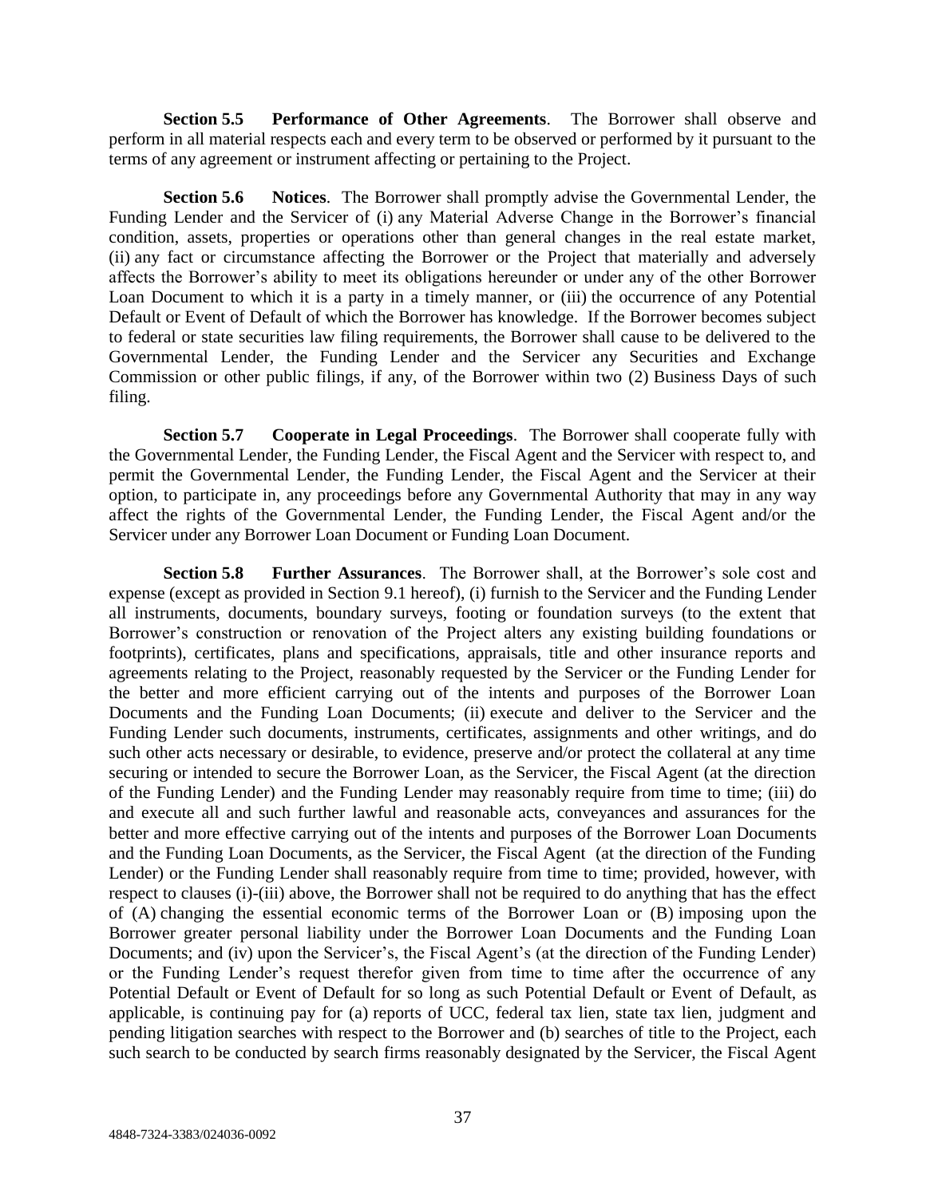**Section 5.5 Performance of Other Agreements**. The Borrower shall observe and perform in all material respects each and every term to be observed or performed by it pursuant to the terms of any agreement or instrument affecting or pertaining to the Project.

**Section 5.6 Notices**. The Borrower shall promptly advise the Governmental Lender, the Funding Lender and the Servicer of (i) any Material Adverse Change in the Borrower's financial condition, assets, properties or operations other than general changes in the real estate market, (ii) any fact or circumstance affecting the Borrower or the Project that materially and adversely affects the Borrower's ability to meet its obligations hereunder or under any of the other Borrower Loan Document to which it is a party in a timely manner, or (iii) the occurrence of any Potential Default or Event of Default of which the Borrower has knowledge. If the Borrower becomes subject to federal or state securities law filing requirements, the Borrower shall cause to be delivered to the Governmental Lender, the Funding Lender and the Servicer any Securities and Exchange Commission or other public filings, if any, of the Borrower within two (2) Business Days of such filing.

**Section 5.7 Cooperate in Legal Proceedings**. The Borrower shall cooperate fully with the Governmental Lender, the Funding Lender, the Fiscal Agent and the Servicer with respect to, and permit the Governmental Lender, the Funding Lender, the Fiscal Agent and the Servicer at their option, to participate in, any proceedings before any Governmental Authority that may in any way affect the rights of the Governmental Lender, the Funding Lender, the Fiscal Agent and/or the Servicer under any Borrower Loan Document or Funding Loan Document.

**Section 5.8 Further Assurances**. The Borrower shall, at the Borrower's sole cost and expense (except as provided in Section 9.1 hereof), (i) furnish to the Servicer and the Funding Lender all instruments, documents, boundary surveys, footing or foundation surveys (to the extent that Borrower's construction or renovation of the Project alters any existing building foundations or footprints), certificates, plans and specifications, appraisals, title and other insurance reports and agreements relating to the Project, reasonably requested by the Servicer or the Funding Lender for the better and more efficient carrying out of the intents and purposes of the Borrower Loan Documents and the Funding Loan Documents; (ii) execute and deliver to the Servicer and the Funding Lender such documents, instruments, certificates, assignments and other writings, and do such other acts necessary or desirable, to evidence, preserve and/or protect the collateral at any time securing or intended to secure the Borrower Loan, as the Servicer, the Fiscal Agent (at the direction of the Funding Lender) and the Funding Lender may reasonably require from time to time; (iii) do and execute all and such further lawful and reasonable acts, conveyances and assurances for the better and more effective carrying out of the intents and purposes of the Borrower Loan Documents and the Funding Loan Documents, as the Servicer, the Fiscal Agent (at the direction of the Funding Lender) or the Funding Lender shall reasonably require from time to time; provided, however, with respect to clauses (i)-(iii) above, the Borrower shall not be required to do anything that has the effect of (A) changing the essential economic terms of the Borrower Loan or (B) imposing upon the Borrower greater personal liability under the Borrower Loan Documents and the Funding Loan Documents; and (iv) upon the Servicer's, the Fiscal Agent's (at the direction of the Funding Lender) or the Funding Lender's request therefor given from time to time after the occurrence of any Potential Default or Event of Default for so long as such Potential Default or Event of Default, as applicable, is continuing pay for (a) reports of UCC, federal tax lien, state tax lien, judgment and pending litigation searches with respect to the Borrower and (b) searches of title to the Project, each such search to be conducted by search firms reasonably designated by the Servicer, the Fiscal Agent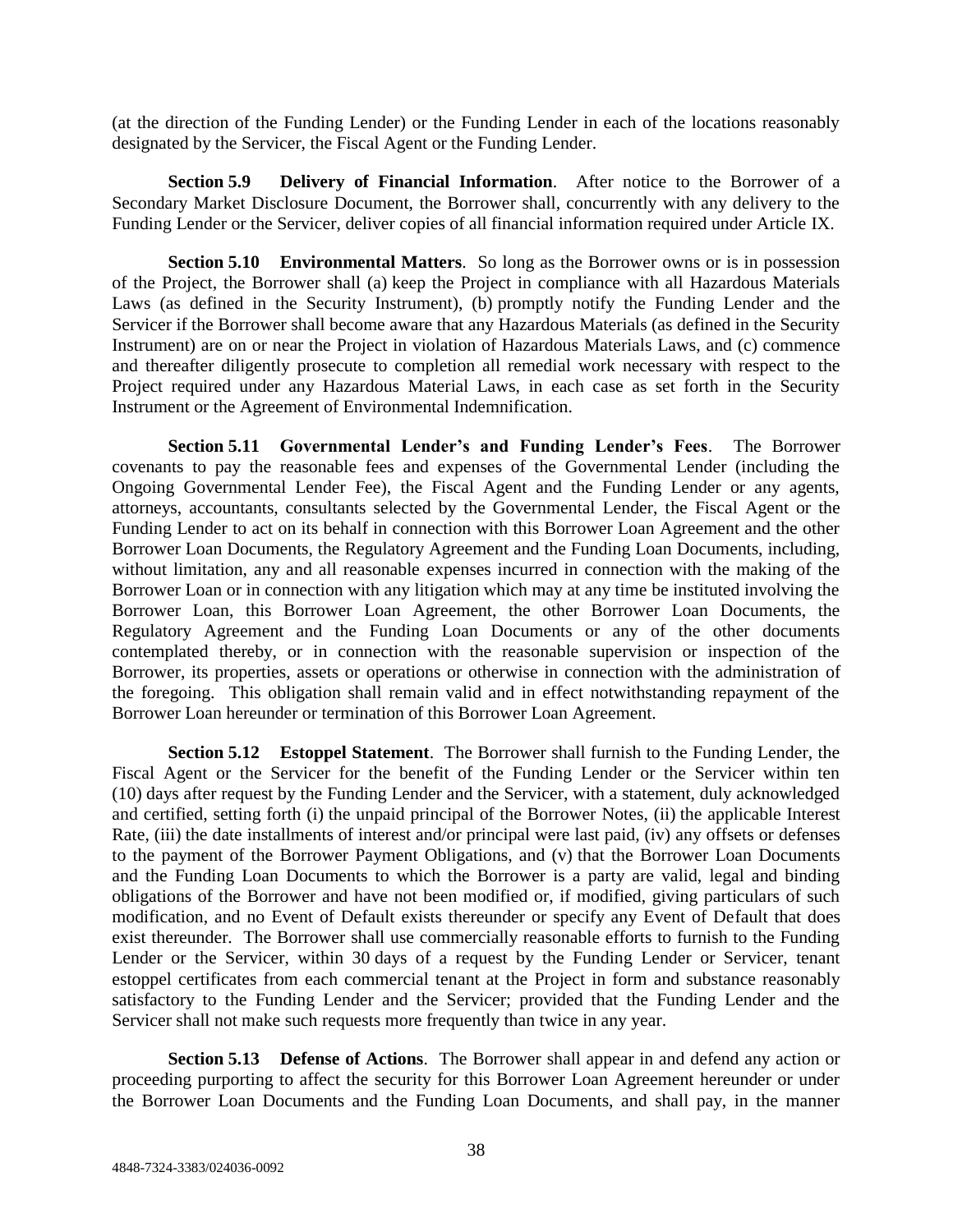(at the direction of the Funding Lender) or the Funding Lender in each of the locations reasonably designated by the Servicer, the Fiscal Agent or the Funding Lender.

**Section 5.9 Delivery of Financial Information**. After notice to the Borrower of a Secondary Market Disclosure Document, the Borrower shall, concurrently with any delivery to the Funding Lender or the Servicer, deliver copies of all financial information required under Article IX.

**Section 5.10 Environmental Matters**. So long as the Borrower owns or is in possession of the Project, the Borrower shall (a) keep the Project in compliance with all Hazardous Materials Laws (as defined in the Security Instrument), (b) promptly notify the Funding Lender and the Servicer if the Borrower shall become aware that any Hazardous Materials (as defined in the Security Instrument) are on or near the Project in violation of Hazardous Materials Laws, and (c) commence and thereafter diligently prosecute to completion all remedial work necessary with respect to the Project required under any Hazardous Material Laws, in each case as set forth in the Security Instrument or the Agreement of Environmental Indemnification.

**Section 5.11 Governmental Lender's and Funding Lender's Fees**. The Borrower covenants to pay the reasonable fees and expenses of the Governmental Lender (including the Ongoing Governmental Lender Fee), the Fiscal Agent and the Funding Lender or any agents, attorneys, accountants, consultants selected by the Governmental Lender, the Fiscal Agent or the Funding Lender to act on its behalf in connection with this Borrower Loan Agreement and the other Borrower Loan Documents, the Regulatory Agreement and the Funding Loan Documents, including, without limitation, any and all reasonable expenses incurred in connection with the making of the Borrower Loan or in connection with any litigation which may at any time be instituted involving the Borrower Loan, this Borrower Loan Agreement, the other Borrower Loan Documents, the Regulatory Agreement and the Funding Loan Documents or any of the other documents contemplated thereby, or in connection with the reasonable supervision or inspection of the Borrower, its properties, assets or operations or otherwise in connection with the administration of the foregoing. This obligation shall remain valid and in effect notwithstanding repayment of the Borrower Loan hereunder or termination of this Borrower Loan Agreement.

**Section 5.12 Estoppel Statement**. The Borrower shall furnish to the Funding Lender, the Fiscal Agent or the Servicer for the benefit of the Funding Lender or the Servicer within ten (10) days after request by the Funding Lender and the Servicer, with a statement, duly acknowledged and certified, setting forth (i) the unpaid principal of the Borrower Notes, (ii) the applicable Interest Rate, (iii) the date installments of interest and/or principal were last paid, (iv) any offsets or defenses to the payment of the Borrower Payment Obligations, and (v) that the Borrower Loan Documents and the Funding Loan Documents to which the Borrower is a party are valid, legal and binding obligations of the Borrower and have not been modified or, if modified, giving particulars of such modification, and no Event of Default exists thereunder or specify any Event of Default that does exist thereunder. The Borrower shall use commercially reasonable efforts to furnish to the Funding Lender or the Servicer, within 30 days of a request by the Funding Lender or Servicer, tenant estoppel certificates from each commercial tenant at the Project in form and substance reasonably satisfactory to the Funding Lender and the Servicer; provided that the Funding Lender and the Servicer shall not make such requests more frequently than twice in any year.

**Section 5.13 Defense of Actions**. The Borrower shall appear in and defend any action or proceeding purporting to affect the security for this Borrower Loan Agreement hereunder or under the Borrower Loan Documents and the Funding Loan Documents, and shall pay, in the manner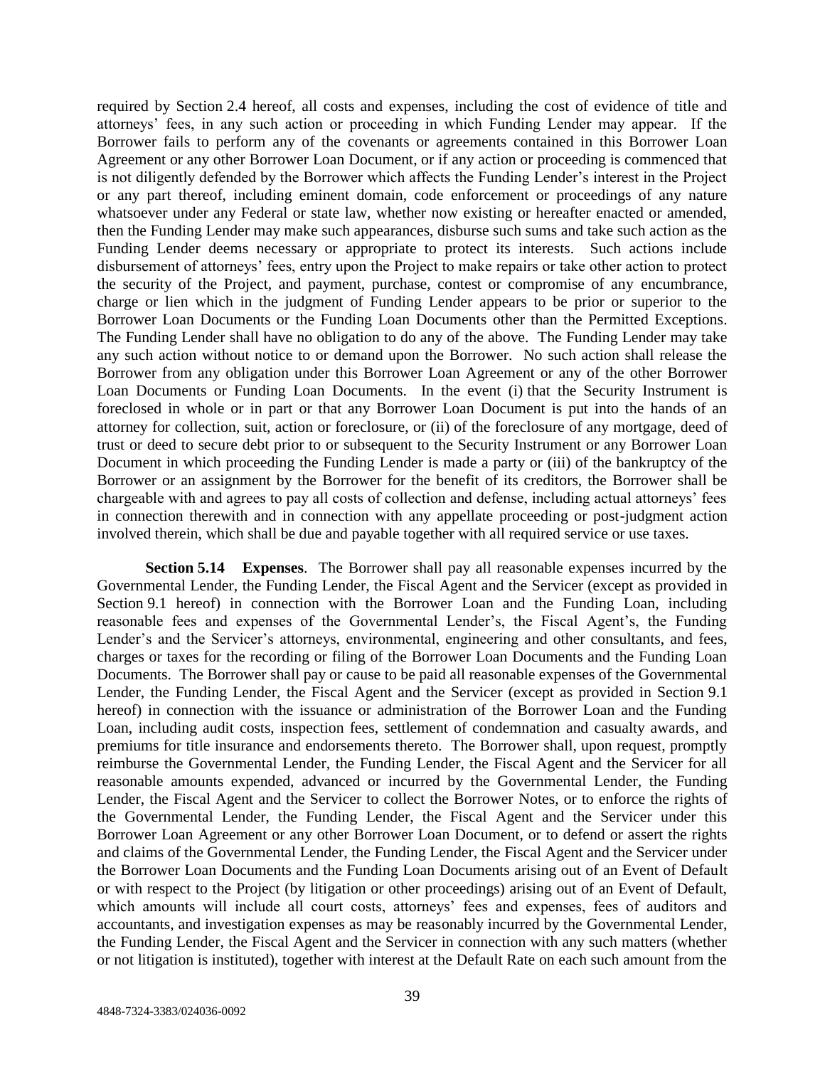required by Section 2.4 hereof, all costs and expenses, including the cost of evidence of title and attorneys' fees, in any such action or proceeding in which Funding Lender may appear. If the Borrower fails to perform any of the covenants or agreements contained in this Borrower Loan Agreement or any other Borrower Loan Document, or if any action or proceeding is commenced that is not diligently defended by the Borrower which affects the Funding Lender's interest in the Project or any part thereof, including eminent domain, code enforcement or proceedings of any nature whatsoever under any Federal or state law, whether now existing or hereafter enacted or amended, then the Funding Lender may make such appearances, disburse such sums and take such action as the Funding Lender deems necessary or appropriate to protect its interests. Such actions include disbursement of attorneys' fees, entry upon the Project to make repairs or take other action to protect the security of the Project, and payment, purchase, contest or compromise of any encumbrance, charge or lien which in the judgment of Funding Lender appears to be prior or superior to the Borrower Loan Documents or the Funding Loan Documents other than the Permitted Exceptions. The Funding Lender shall have no obligation to do any of the above. The Funding Lender may take any such action without notice to or demand upon the Borrower. No such action shall release the Borrower from any obligation under this Borrower Loan Agreement or any of the other Borrower Loan Documents or Funding Loan Documents. In the event (i) that the Security Instrument is foreclosed in whole or in part or that any Borrower Loan Document is put into the hands of an attorney for collection, suit, action or foreclosure, or (ii) of the foreclosure of any mortgage, deed of trust or deed to secure debt prior to or subsequent to the Security Instrument or any Borrower Loan Document in which proceeding the Funding Lender is made a party or (iii) of the bankruptcy of the Borrower or an assignment by the Borrower for the benefit of its creditors, the Borrower shall be chargeable with and agrees to pay all costs of collection and defense, including actual attorneys' fees in connection therewith and in connection with any appellate proceeding or post-judgment action involved therein, which shall be due and payable together with all required service or use taxes.

**Section 5.14 Expenses**. The Borrower shall pay all reasonable expenses incurred by the Governmental Lender, the Funding Lender, the Fiscal Agent and the Servicer (except as provided in Section 9.1 hereof) in connection with the Borrower Loan and the Funding Loan, including reasonable fees and expenses of the Governmental Lender's, the Fiscal Agent's, the Funding Lender's and the Servicer's attorneys, environmental, engineering and other consultants, and fees, charges or taxes for the recording or filing of the Borrower Loan Documents and the Funding Loan Documents. The Borrower shall pay or cause to be paid all reasonable expenses of the Governmental Lender, the Funding Lender, the Fiscal Agent and the Servicer (except as provided in Section 9.1 hereof) in connection with the issuance or administration of the Borrower Loan and the Funding Loan, including audit costs, inspection fees, settlement of condemnation and casualty awards, and premiums for title insurance and endorsements thereto. The Borrower shall, upon request, promptly reimburse the Governmental Lender, the Funding Lender, the Fiscal Agent and the Servicer for all reasonable amounts expended, advanced or incurred by the Governmental Lender, the Funding Lender, the Fiscal Agent and the Servicer to collect the Borrower Notes, or to enforce the rights of the Governmental Lender, the Funding Lender, the Fiscal Agent and the Servicer under this Borrower Loan Agreement or any other Borrower Loan Document, or to defend or assert the rights and claims of the Governmental Lender, the Funding Lender, the Fiscal Agent and the Servicer under the Borrower Loan Documents and the Funding Loan Documents arising out of an Event of Default or with respect to the Project (by litigation or other proceedings) arising out of an Event of Default, which amounts will include all court costs, attorneys' fees and expenses, fees of auditors and accountants, and investigation expenses as may be reasonably incurred by the Governmental Lender, the Funding Lender, the Fiscal Agent and the Servicer in connection with any such matters (whether or not litigation is instituted), together with interest at the Default Rate on each such amount from the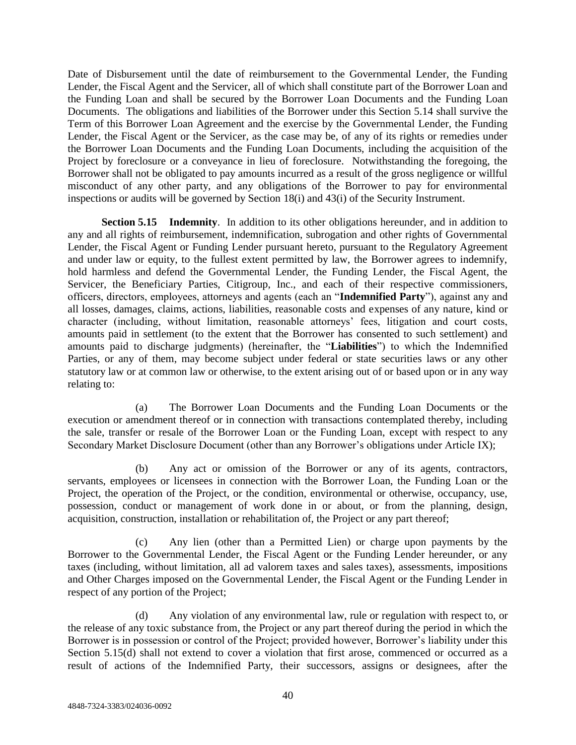Date of Disbursement until the date of reimbursement to the Governmental Lender, the Funding Lender, the Fiscal Agent and the Servicer, all of which shall constitute part of the Borrower Loan and the Funding Loan and shall be secured by the Borrower Loan Documents and the Funding Loan Documents. The obligations and liabilities of the Borrower under this Section 5.14 shall survive the Term of this Borrower Loan Agreement and the exercise by the Governmental Lender, the Funding Lender, the Fiscal Agent or the Servicer, as the case may be, of any of its rights or remedies under the Borrower Loan Documents and the Funding Loan Documents, including the acquisition of the Project by foreclosure or a conveyance in lieu of foreclosure. Notwithstanding the foregoing, the Borrower shall not be obligated to pay amounts incurred as a result of the gross negligence or willful misconduct of any other party, and any obligations of the Borrower to pay for environmental inspections or audits will be governed by Section 18(i) and 43(i) of the Security Instrument.

**Section 5.15 Indemnity**. In addition to its other obligations hereunder, and in addition to any and all rights of reimbursement, indemnification, subrogation and other rights of Governmental Lender, the Fiscal Agent or Funding Lender pursuant hereto, pursuant to the Regulatory Agreement and under law or equity, to the fullest extent permitted by law, the Borrower agrees to indemnify, hold harmless and defend the Governmental Lender, the Funding Lender, the Fiscal Agent, the Servicer, the Beneficiary Parties, Citigroup, Inc., and each of their respective commissioners, officers, directors, employees, attorneys and agents (each an "**Indemnified Party**"), against any and all losses, damages, claims, actions, liabilities, reasonable costs and expenses of any nature, kind or character (including, without limitation, reasonable attorneys' fees, litigation and court costs, amounts paid in settlement (to the extent that the Borrower has consented to such settlement) and amounts paid to discharge judgments) (hereinafter, the "**Liabilities**") to which the Indemnified Parties, or any of them, may become subject under federal or state securities laws or any other statutory law or at common law or otherwise, to the extent arising out of or based upon or in any way relating to:

(a) The Borrower Loan Documents and the Funding Loan Documents or the execution or amendment thereof or in connection with transactions contemplated thereby, including the sale, transfer or resale of the Borrower Loan or the Funding Loan, except with respect to any Secondary Market Disclosure Document (other than any Borrower's obligations under Article IX);

(b) Any act or omission of the Borrower or any of its agents, contractors, servants, employees or licensees in connection with the Borrower Loan, the Funding Loan or the Project, the operation of the Project, or the condition, environmental or otherwise, occupancy, use, possession, conduct or management of work done in or about, or from the planning, design, acquisition, construction, installation or rehabilitation of, the Project or any part thereof;

(c) Any lien (other than a Permitted Lien) or charge upon payments by the Borrower to the Governmental Lender, the Fiscal Agent or the Funding Lender hereunder, or any taxes (including, without limitation, all ad valorem taxes and sales taxes), assessments, impositions and Other Charges imposed on the Governmental Lender, the Fiscal Agent or the Funding Lender in respect of any portion of the Project;

(d) Any violation of any environmental law, rule or regulation with respect to, or the release of any toxic substance from, the Project or any part thereof during the period in which the Borrower is in possession or control of the Project; provided however, Borrower's liability under this Section 5.15(d) shall not extend to cover a violation that first arose, commenced or occurred as a result of actions of the Indemnified Party, their successors, assigns or designees, after the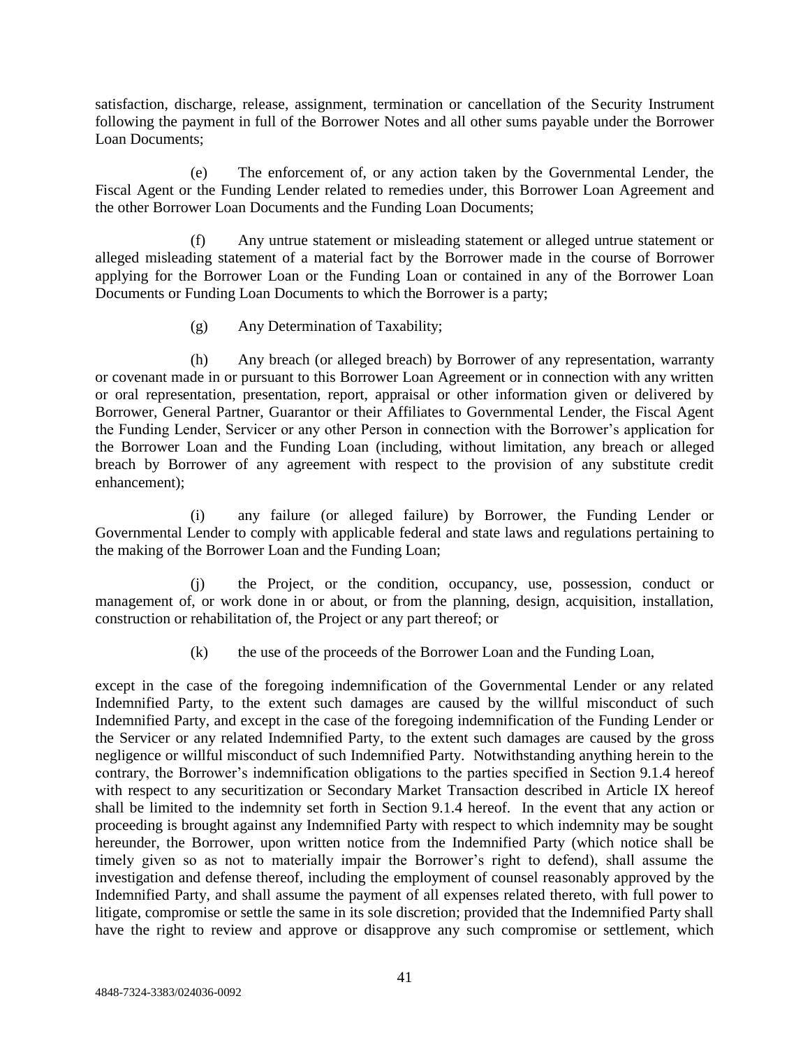satisfaction, discharge, release, assignment, termination or cancellation of the Security Instrument following the payment in full of the Borrower Notes and all other sums payable under the Borrower Loan Documents;

(e) The enforcement of, or any action taken by the Governmental Lender, the Fiscal Agent or the Funding Lender related to remedies under, this Borrower Loan Agreement and the other Borrower Loan Documents and the Funding Loan Documents;

(f) Any untrue statement or misleading statement or alleged untrue statement or alleged misleading statement of a material fact by the Borrower made in the course of Borrower applying for the Borrower Loan or the Funding Loan or contained in any of the Borrower Loan Documents or Funding Loan Documents to which the Borrower is a party;

(g) Any Determination of Taxability;

(h) Any breach (or alleged breach) by Borrower of any representation, warranty or covenant made in or pursuant to this Borrower Loan Agreement or in connection with any written or oral representation, presentation, report, appraisal or other information given or delivered by Borrower, General Partner, Guarantor or their Affiliates to Governmental Lender, the Fiscal Agent the Funding Lender, Servicer or any other Person in connection with the Borrower's application for the Borrower Loan and the Funding Loan (including, without limitation, any breach or alleged breach by Borrower of any agreement with respect to the provision of any substitute credit enhancement);

(i) any failure (or alleged failure) by Borrower, the Funding Lender or Governmental Lender to comply with applicable federal and state laws and regulations pertaining to the making of the Borrower Loan and the Funding Loan;

(j) the Project, or the condition, occupancy, use, possession, conduct or management of, or work done in or about, or from the planning, design, acquisition, installation, construction or rehabilitation of, the Project or any part thereof; or

(k) the use of the proceeds of the Borrower Loan and the Funding Loan,

except in the case of the foregoing indemnification of the Governmental Lender or any related Indemnified Party, to the extent such damages are caused by the willful misconduct of such Indemnified Party, and except in the case of the foregoing indemnification of the Funding Lender or the Servicer or any related Indemnified Party, to the extent such damages are caused by the gross negligence or willful misconduct of such Indemnified Party. Notwithstanding anything herein to the contrary, the Borrower's indemnification obligations to the parties specified in Section 9.1.4 hereof with respect to any securitization or Secondary Market Transaction described in Article IX hereof shall be limited to the indemnity set forth in Section 9.1.4 hereof. In the event that any action or proceeding is brought against any Indemnified Party with respect to which indemnity may be sought hereunder, the Borrower, upon written notice from the Indemnified Party (which notice shall be timely given so as not to materially impair the Borrower's right to defend), shall assume the investigation and defense thereof, including the employment of counsel reasonably approved by the Indemnified Party, and shall assume the payment of all expenses related thereto, with full power to litigate, compromise or settle the same in its sole discretion; provided that the Indemnified Party shall have the right to review and approve or disapprove any such compromise or settlement, which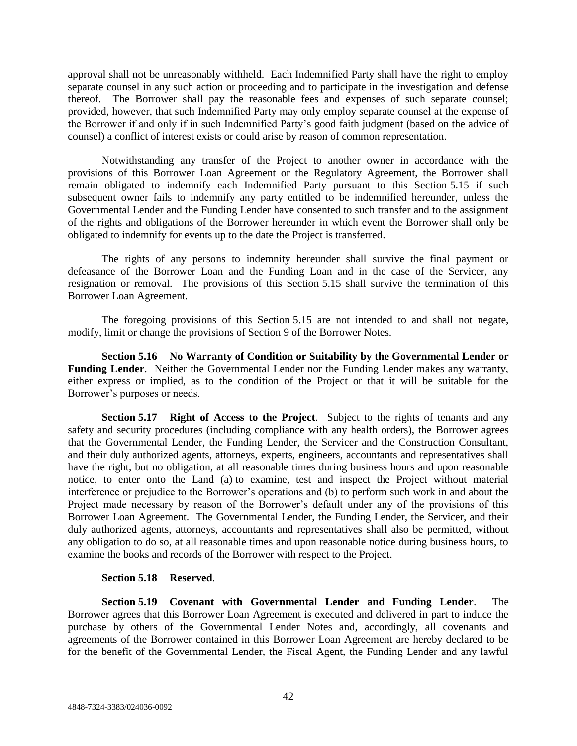approval shall not be unreasonably withheld. Each Indemnified Party shall have the right to employ separate counsel in any such action or proceeding and to participate in the investigation and defense thereof. The Borrower shall pay the reasonable fees and expenses of such separate counsel; provided, however, that such Indemnified Party may only employ separate counsel at the expense of the Borrower if and only if in such Indemnified Party's good faith judgment (based on the advice of counsel) a conflict of interest exists or could arise by reason of common representation.

Notwithstanding any transfer of the Project to another owner in accordance with the provisions of this Borrower Loan Agreement or the Regulatory Agreement, the Borrower shall remain obligated to indemnify each Indemnified Party pursuant to this Section 5.15 if such subsequent owner fails to indemnify any party entitled to be indemnified hereunder, unless the Governmental Lender and the Funding Lender have consented to such transfer and to the assignment of the rights and obligations of the Borrower hereunder in which event the Borrower shall only be obligated to indemnify for events up to the date the Project is transferred.

The rights of any persons to indemnity hereunder shall survive the final payment or defeasance of the Borrower Loan and the Funding Loan and in the case of the Servicer, any resignation or removal. The provisions of this Section 5.15 shall survive the termination of this Borrower Loan Agreement.

The foregoing provisions of this Section 5.15 are not intended to and shall not negate, modify, limit or change the provisions of Section 9 of the Borrower Notes.

**Section 5.16 No Warranty of Condition or Suitability by the Governmental Lender or Funding Lender**. Neither the Governmental Lender nor the Funding Lender makes any warranty, either express or implied, as to the condition of the Project or that it will be suitable for the Borrower's purposes or needs.

**Section 5.17 Right of Access to the Project**. Subject to the rights of tenants and any safety and security procedures (including compliance with any health orders), the Borrower agrees that the Governmental Lender, the Funding Lender, the Servicer and the Construction Consultant, and their duly authorized agents, attorneys, experts, engineers, accountants and representatives shall have the right, but no obligation, at all reasonable times during business hours and upon reasonable notice, to enter onto the Land (a) to examine, test and inspect the Project without material interference or prejudice to the Borrower's operations and (b) to perform such work in and about the Project made necessary by reason of the Borrower's default under any of the provisions of this Borrower Loan Agreement. The Governmental Lender, the Funding Lender, the Servicer, and their duly authorized agents, attorneys, accountants and representatives shall also be permitted, without any obligation to do so, at all reasonable times and upon reasonable notice during business hours, to examine the books and records of the Borrower with respect to the Project.

**Section 5.18 Reserved**.

**Section 5.19 Covenant with Governmental Lender and Funding Lender**. The Borrower agrees that this Borrower Loan Agreement is executed and delivered in part to induce the purchase by others of the Governmental Lender Notes and, accordingly, all covenants and agreements of the Borrower contained in this Borrower Loan Agreement are hereby declared to be for the benefit of the Governmental Lender, the Fiscal Agent, the Funding Lender and any lawful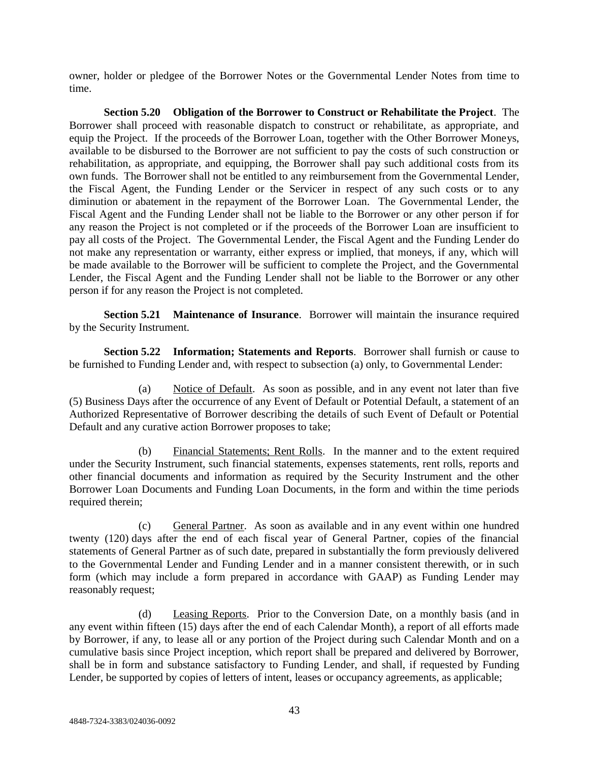owner, holder or pledgee of the Borrower Notes or the Governmental Lender Notes from time to time.

**Section 5.20 Obligation of the Borrower to Construct or Rehabilitate the Project**. The Borrower shall proceed with reasonable dispatch to construct or rehabilitate, as appropriate, and equip the Project. If the proceeds of the Borrower Loan, together with the Other Borrower Moneys, available to be disbursed to the Borrower are not sufficient to pay the costs of such construction or rehabilitation, as appropriate, and equipping, the Borrower shall pay such additional costs from its own funds. The Borrower shall not be entitled to any reimbursement from the Governmental Lender, the Fiscal Agent, the Funding Lender or the Servicer in respect of any such costs or to any diminution or abatement in the repayment of the Borrower Loan. The Governmental Lender, the Fiscal Agent and the Funding Lender shall not be liable to the Borrower or any other person if for any reason the Project is not completed or if the proceeds of the Borrower Loan are insufficient to pay all costs of the Project. The Governmental Lender, the Fiscal Agent and the Funding Lender do not make any representation or warranty, either express or implied, that moneys, if any, which will be made available to the Borrower will be sufficient to complete the Project, and the Governmental Lender, the Fiscal Agent and the Funding Lender shall not be liable to the Borrower or any other person if for any reason the Project is not completed.

**Section 5.21 Maintenance of Insurance**. Borrower will maintain the insurance required by the Security Instrument.

**Section 5.22 Information; Statements and Reports**. Borrower shall furnish or cause to be furnished to Funding Lender and, with respect to subsection (a) only, to Governmental Lender:

(a) Notice of Default. As soon as possible, and in any event not later than five (5) Business Days after the occurrence of any Event of Default or Potential Default, a statement of an Authorized Representative of Borrower describing the details of such Event of Default or Potential Default and any curative action Borrower proposes to take;

(b) Financial Statements; Rent Rolls. In the manner and to the extent required under the Security Instrument, such financial statements, expenses statements, rent rolls, reports and other financial documents and information as required by the Security Instrument and the other Borrower Loan Documents and Funding Loan Documents, in the form and within the time periods required therein;

(c) General Partner. As soon as available and in any event within one hundred twenty (120) days after the end of each fiscal year of General Partner, copies of the financial statements of General Partner as of such date, prepared in substantially the form previously delivered to the Governmental Lender and Funding Lender and in a manner consistent therewith, or in such form (which may include a form prepared in accordance with GAAP) as Funding Lender may reasonably request;

(d) Leasing Reports. Prior to the Conversion Date, on a monthly basis (and in any event within fifteen (15) days after the end of each Calendar Month), a report of all efforts made by Borrower, if any, to lease all or any portion of the Project during such Calendar Month and on a cumulative basis since Project inception, which report shall be prepared and delivered by Borrower, shall be in form and substance satisfactory to Funding Lender, and shall, if requested by Funding Lender, be supported by copies of letters of intent, leases or occupancy agreements, as applicable;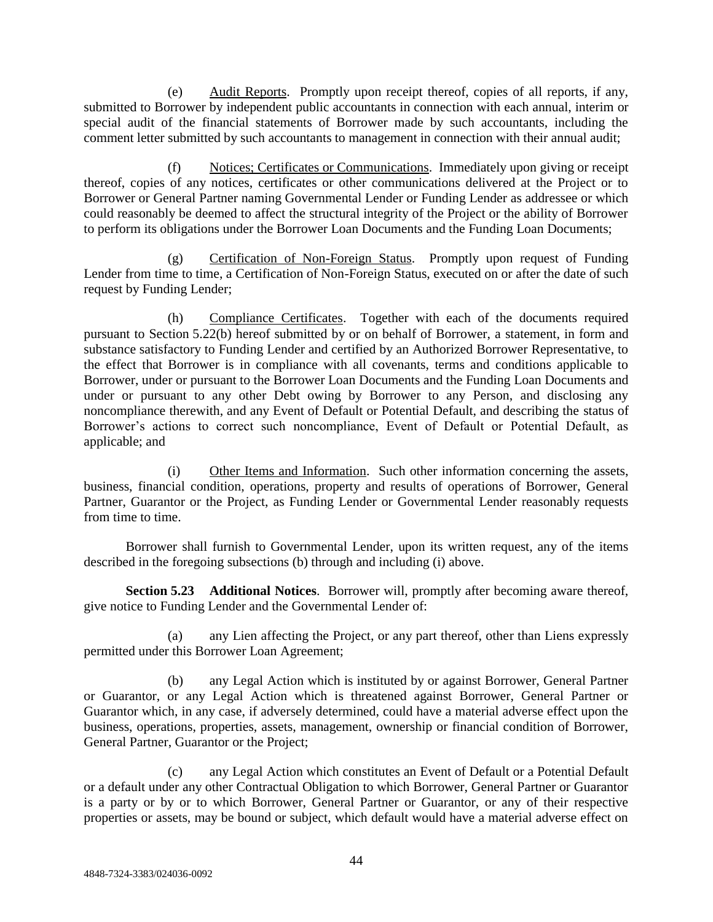(e) Audit Reports. Promptly upon receipt thereof, copies of all reports, if any, submitted to Borrower by independent public accountants in connection with each annual, interim or special audit of the financial statements of Borrower made by such accountants, including the comment letter submitted by such accountants to management in connection with their annual audit;

(f) Notices; Certificates or Communications. Immediately upon giving or receipt thereof, copies of any notices, certificates or other communications delivered at the Project or to Borrower or General Partner naming Governmental Lender or Funding Lender as addressee or which could reasonably be deemed to affect the structural integrity of the Project or the ability of Borrower to perform its obligations under the Borrower Loan Documents and the Funding Loan Documents;

(g) Certification of Non-Foreign Status. Promptly upon request of Funding Lender from time to time, a Certification of Non-Foreign Status, executed on or after the date of such request by Funding Lender;

(h) Compliance Certificates. Together with each of the documents required pursuant to Section 5.22(b) hereof submitted by or on behalf of Borrower, a statement, in form and substance satisfactory to Funding Lender and certified by an Authorized Borrower Representative, to the effect that Borrower is in compliance with all covenants, terms and conditions applicable to Borrower, under or pursuant to the Borrower Loan Documents and the Funding Loan Documents and under or pursuant to any other Debt owing by Borrower to any Person, and disclosing any noncompliance therewith, and any Event of Default or Potential Default, and describing the status of Borrower's actions to correct such noncompliance, Event of Default or Potential Default, as applicable; and

(i) Other Items and Information. Such other information concerning the assets, business, financial condition, operations, property and results of operations of Borrower, General Partner, Guarantor or the Project, as Funding Lender or Governmental Lender reasonably requests from time to time.

Borrower shall furnish to Governmental Lender, upon its written request, any of the items described in the foregoing subsections (b) through and including (i) above.

**Section 5.23 Additional Notices**. Borrower will, promptly after becoming aware thereof, give notice to Funding Lender and the Governmental Lender of:

(a) any Lien affecting the Project, or any part thereof, other than Liens expressly permitted under this Borrower Loan Agreement;

(b) any Legal Action which is instituted by or against Borrower, General Partner or Guarantor, or any Legal Action which is threatened against Borrower, General Partner or Guarantor which, in any case, if adversely determined, could have a material adverse effect upon the business, operations, properties, assets, management, ownership or financial condition of Borrower, General Partner, Guarantor or the Project;

(c) any Legal Action which constitutes an Event of Default or a Potential Default or a default under any other Contractual Obligation to which Borrower, General Partner or Guarantor is a party or by or to which Borrower, General Partner or Guarantor, or any of their respective properties or assets, may be bound or subject, which default would have a material adverse effect on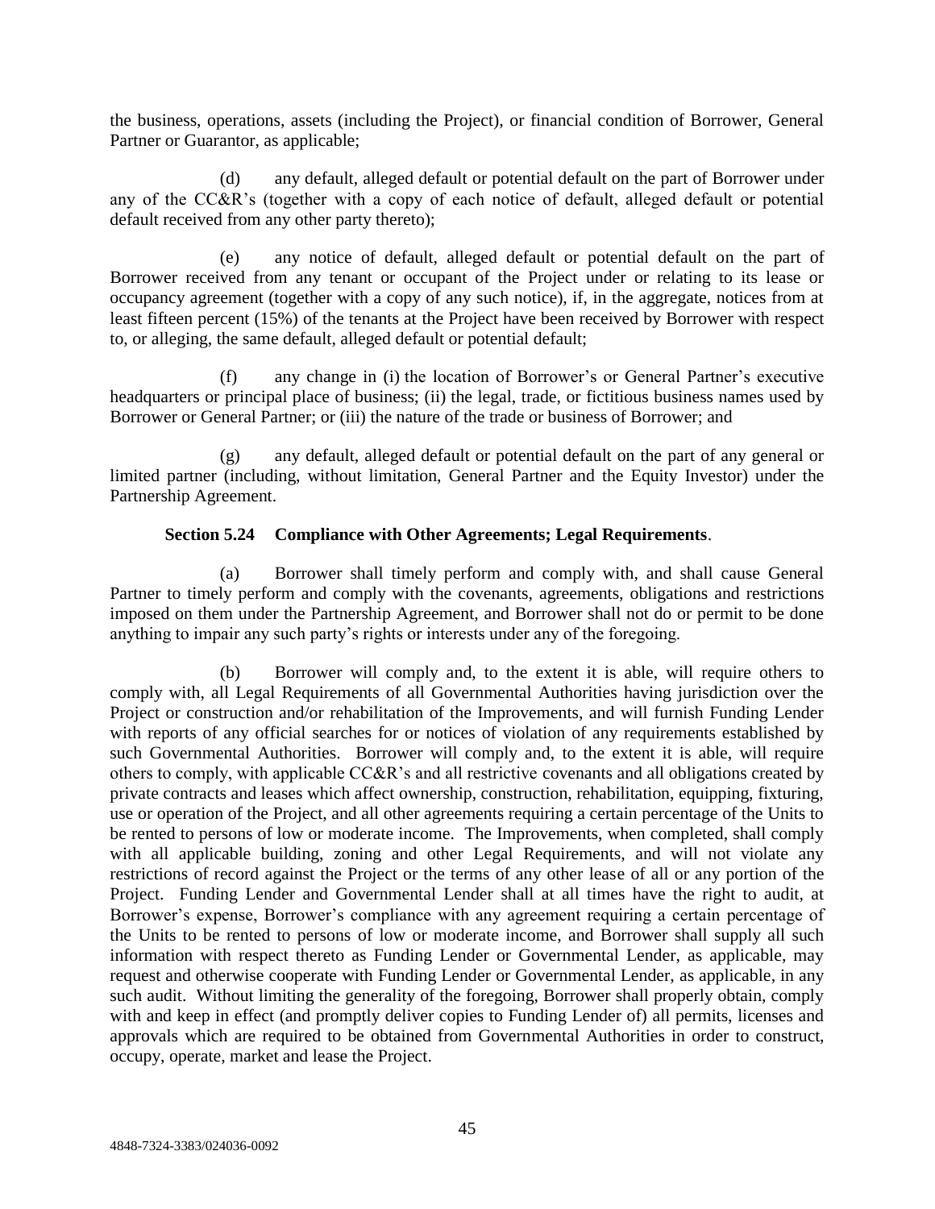the business, operations, assets (including the Project), or financial condition of Borrower, General Partner or Guarantor, as applicable;

(d) any default, alleged default or potential default on the part of Borrower under any of the CC&R's (together with a copy of each notice of default, alleged default or potential default received from any other party thereto);

(e) any notice of default, alleged default or potential default on the part of Borrower received from any tenant or occupant of the Project under or relating to its lease or occupancy agreement (together with a copy of any such notice), if, in the aggregate, notices from at least fifteen percent (15%) of the tenants at the Project have been received by Borrower with respect to, or alleging, the same default, alleged default or potential default;

(f) any change in (i) the location of Borrower's or General Partner's executive headquarters or principal place of business; (ii) the legal, trade, or fictitious business names used by Borrower or General Partner; or (iii) the nature of the trade or business of Borrower; and

(g) any default, alleged default or potential default on the part of any general or limited partner (including, without limitation, General Partner and the Equity Investor) under the Partnership Agreement.

**Section 5.24 Compliance with Other Agreements; Legal Requirements**.

(a) Borrower shall timely perform and comply with, and shall cause General Partner to timely perform and comply with the covenants, agreements, obligations and restrictions imposed on them under the Partnership Agreement, and Borrower shall not do or permit to be done anything to impair any such party's rights or interests under any of the foregoing.

(b) Borrower will comply and, to the extent it is able, will require others to comply with, all Legal Requirements of all Governmental Authorities having jurisdiction over the Project or construction and/or rehabilitation of the Improvements, and will furnish Funding Lender with reports of any official searches for or notices of violation of any requirements established by such Governmental Authorities. Borrower will comply and, to the extent it is able, will require others to comply, with applicable CC&R's and all restrictive covenants and all obligations created by private contracts and leases which affect ownership, construction, rehabilitation, equipping, fixturing, use or operation of the Project, and all other agreements requiring a certain percentage of the Units to be rented to persons of low or moderate income. The Improvements, when completed, shall comply with all applicable building, zoning and other Legal Requirements, and will not violate any restrictions of record against the Project or the terms of any other lease of all or any portion of the Project. Funding Lender and Governmental Lender shall at all times have the right to audit, at Borrower's expense, Borrower's compliance with any agreement requiring a certain percentage of the Units to be rented to persons of low or moderate income, and Borrower shall supply all such information with respect thereto as Funding Lender or Governmental Lender, as applicable, may request and otherwise cooperate with Funding Lender or Governmental Lender, as applicable, in any such audit. Without limiting the generality of the foregoing, Borrower shall properly obtain, comply with and keep in effect (and promptly deliver copies to Funding Lender of) all permits, licenses and approvals which are required to be obtained from Governmental Authorities in order to construct, occupy, operate, market and lease the Project.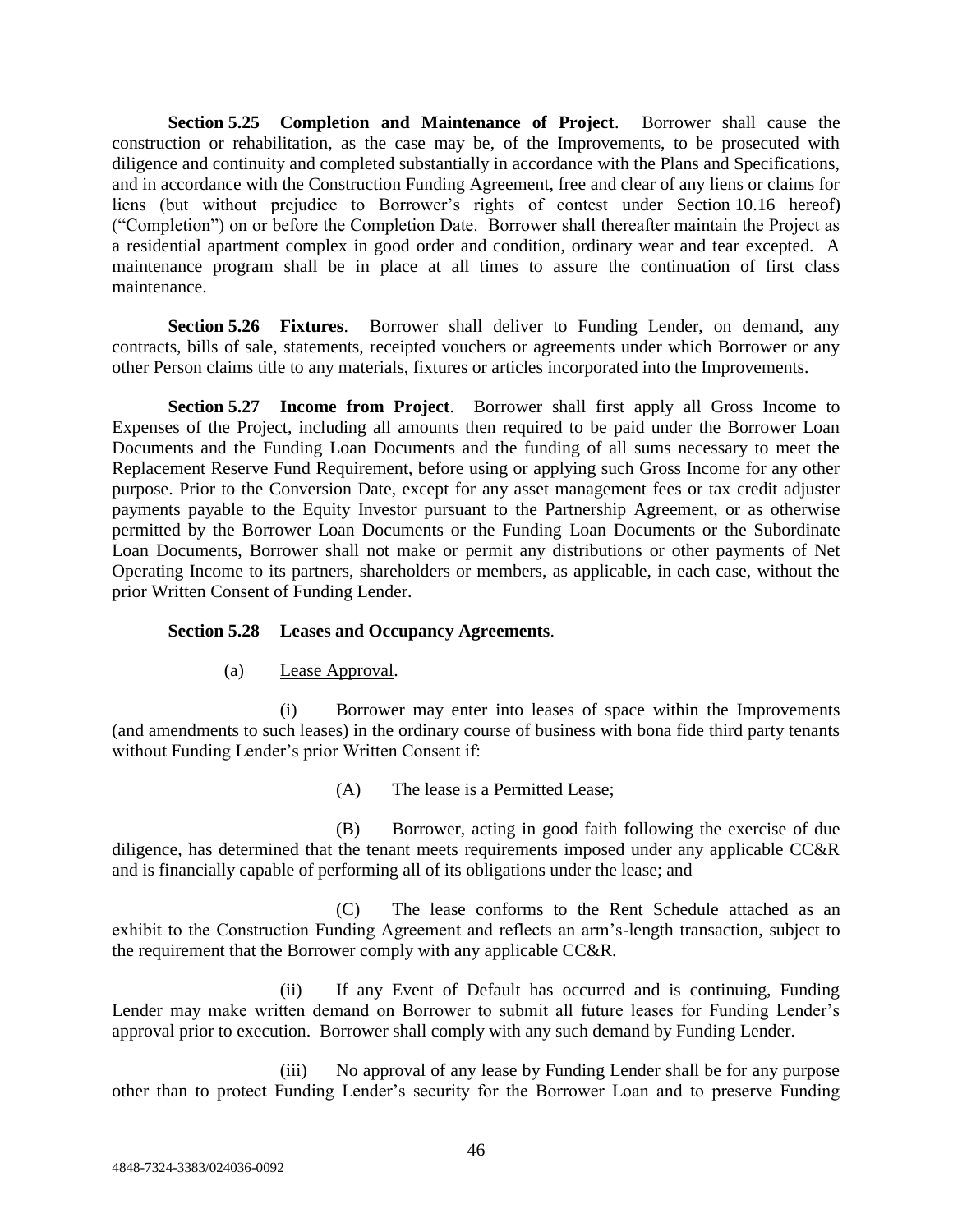**Section 5.25 Completion and Maintenance of Project**. Borrower shall cause the construction or rehabilitation, as the case may be, of the Improvements, to be prosecuted with diligence and continuity and completed substantially in accordance with the Plans and Specifications, and in accordance with the Construction Funding Agreement, free and clear of any liens or claims for liens (but without prejudice to Borrower's rights of contest under Section 10.16 hereof) ("Completion") on or before the Completion Date. Borrower shall thereafter maintain the Project as a residential apartment complex in good order and condition, ordinary wear and tear excepted. A maintenance program shall be in place at all times to assure the continuation of first class maintenance.

**Section 5.26 Fixtures**. Borrower shall deliver to Funding Lender, on demand, any contracts, bills of sale, statements, receipted vouchers or agreements under which Borrower or any other Person claims title to any materials, fixtures or articles incorporated into the Improvements.

**Section 5.27 Income from Project**. Borrower shall first apply all Gross Income to Expenses of the Project, including all amounts then required to be paid under the Borrower Loan Documents and the Funding Loan Documents and the funding of all sums necessary to meet the Replacement Reserve Fund Requirement, before using or applying such Gross Income for any other purpose. Prior to the Conversion Date, except for any asset management fees or tax credit adjuster payments payable to the Equity Investor pursuant to the Partnership Agreement, or as otherwise permitted by the Borrower Loan Documents or the Funding Loan Documents or the Subordinate Loan Documents, Borrower shall not make or permit any distributions or other payments of Net Operating Income to its partners, shareholders or members, as applicable, in each case, without the prior Written Consent of Funding Lender.

**Section 5.28 Leases and Occupancy Agreements**.

(a) Lease Approval.

(i) Borrower may enter into leases of space within the Improvements (and amendments to such leases) in the ordinary course of business with bona fide third party tenants without Funding Lender's prior Written Consent if:

(A) The lease is a Permitted Lease;

(B) Borrower, acting in good faith following the exercise of due diligence, has determined that the tenant meets requirements imposed under any applicable CC&R and is financially capable of performing all of its obligations under the lease; and

(C) The lease conforms to the Rent Schedule attached as an exhibit to the Construction Funding Agreement and reflects an arm's-length transaction, subject to the requirement that the Borrower comply with any applicable CC&R.

(ii) If any Event of Default has occurred and is continuing, Funding Lender may make written demand on Borrower to submit all future leases for Funding Lender's approval prior to execution. Borrower shall comply with any such demand by Funding Lender.

(iii) No approval of any lease by Funding Lender shall be for any purpose other than to protect Funding Lender's security for the Borrower Loan and to preserve Funding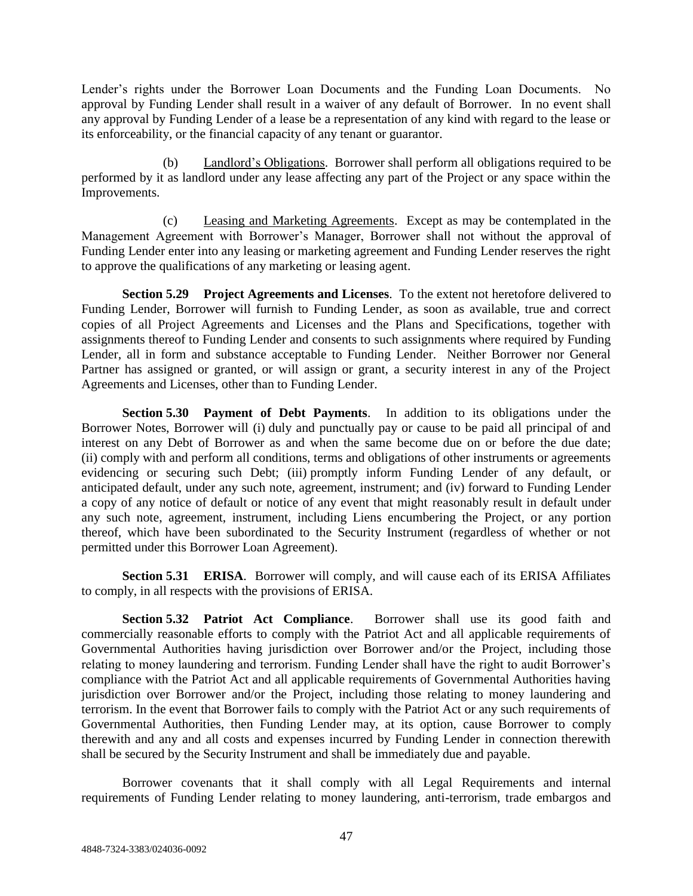Lender's rights under the Borrower Loan Documents and the Funding Loan Documents. No approval by Funding Lender shall result in a waiver of any default of Borrower. In no event shall any approval by Funding Lender of a lease be a representation of any kind with regard to the lease or its enforceability, or the financial capacity of any tenant or guarantor.

(b) Landlord's Obligations. Borrower shall perform all obligations required to be performed by it as landlord under any lease affecting any part of the Project or any space within the Improvements.

(c) Leasing and Marketing Agreements. Except as may be contemplated in the Management Agreement with Borrower's Manager, Borrower shall not without the approval of Funding Lender enter into any leasing or marketing agreement and Funding Lender reserves the right to approve the qualifications of any marketing or leasing agent.

**Section 5.29 Project Agreements and Licenses**. To the extent not heretofore delivered to Funding Lender, Borrower will furnish to Funding Lender, as soon as available, true and correct copies of all Project Agreements and Licenses and the Plans and Specifications, together with assignments thereof to Funding Lender and consents to such assignments where required by Funding Lender, all in form and substance acceptable to Funding Lender. Neither Borrower nor General Partner has assigned or granted, or will assign or grant, a security interest in any of the Project Agreements and Licenses, other than to Funding Lender.

**Section 5.30 Payment of Debt Payments**. In addition to its obligations under the Borrower Notes, Borrower will (i) duly and punctually pay or cause to be paid all principal of and interest on any Debt of Borrower as and when the same become due on or before the due date; (ii) comply with and perform all conditions, terms and obligations of other instruments or agreements evidencing or securing such Debt; (iii) promptly inform Funding Lender of any default, or anticipated default, under any such note, agreement, instrument; and (iv) forward to Funding Lender a copy of any notice of default or notice of any event that might reasonably result in default under any such note, agreement, instrument, including Liens encumbering the Project, or any portion thereof, which have been subordinated to the Security Instrument (regardless of whether or not permitted under this Borrower Loan Agreement).

**Section 5.31 ERISA**. Borrower will comply, and will cause each of its ERISA Affiliates to comply, in all respects with the provisions of ERISA.

**Section 5.32 Patriot Act Compliance**. Borrower shall use its good faith and commercially reasonable efforts to comply with the Patriot Act and all applicable requirements of Governmental Authorities having jurisdiction over Borrower and/or the Project, including those relating to money laundering and terrorism. Funding Lender shall have the right to audit Borrower's compliance with the Patriot Act and all applicable requirements of Governmental Authorities having jurisdiction over Borrower and/or the Project, including those relating to money laundering and terrorism. In the event that Borrower fails to comply with the Patriot Act or any such requirements of Governmental Authorities, then Funding Lender may, at its option, cause Borrower to comply therewith and any and all costs and expenses incurred by Funding Lender in connection therewith shall be secured by the Security Instrument and shall be immediately due and payable.

Borrower covenants that it shall comply with all Legal Requirements and internal requirements of Funding Lender relating to money laundering, anti-terrorism, trade embargos and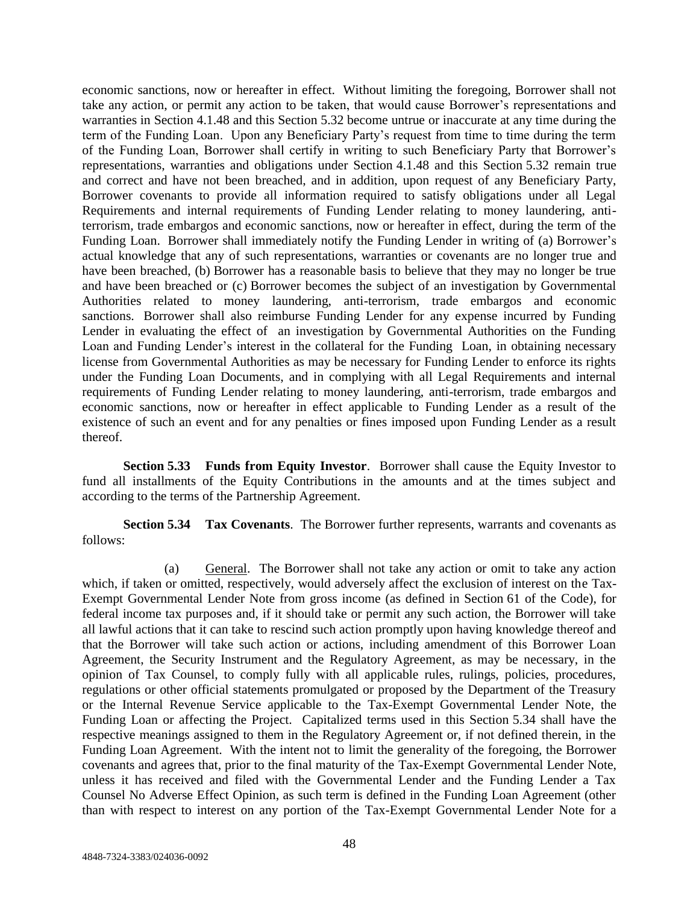economic sanctions, now or hereafter in effect. Without limiting the foregoing, Borrower shall not take any action, or permit any action to be taken, that would cause Borrower's representations and warranties in Section 4.1.48 and this Section 5.32 become untrue or inaccurate at any time during the term of the Funding Loan. Upon any Beneficiary Party's request from time to time during the term of the Funding Loan, Borrower shall certify in writing to such Beneficiary Party that Borrower's representations, warranties and obligations under Section 4.1.48 and this Section 5.32 remain true and correct and have not been breached, and in addition, upon request of any Beneficiary Party, Borrower covenants to provide all information required to satisfy obligations under all Legal Requirements and internal requirements of Funding Lender relating to money laundering, anti-terrorism, trade embargos and economic sanctions, now or hereafter in effect, during the term of the Funding Loan. Borrower shall immediately notify the Funding Lender in writing of (a) Borrower's actual knowledge that any of such representations, warranties or covenants are no longer true and have been breached, (b) Borrower has a reasonable basis to believe that they may no longer be true and have been breached or (c) Borrower becomes the subject of an investigation by Governmental Authorities related to money laundering, anti-terrorism, trade embargos and economic sanctions. Borrower shall also reimburse Funding Lender for any expense incurred by Funding Lender in evaluating the effect of an investigation by Governmental Authorities on the Funding Loan and Funding Lender's interest in the collateral for the Funding Loan, in obtaining necessary license from Governmental Authorities as may be necessary for Funding Lender to enforce its rights under the Funding Loan Documents, and in complying with all Legal Requirements and internal requirements of Funding Lender relating to money laundering, anti-terrorism, trade embargos and economic sanctions, now or hereafter in effect applicable to Funding Lender as a result of the existence of such an event and for any penalties or fines imposed upon Funding Lender as a result thereof.

**Section 5.33 Funds from Equity Investor**. Borrower shall cause the Equity Investor to fund all installments of the Equity Contributions in the amounts and at the times subject and according to the terms of the Partnership Agreement.

**Section 5.34 Tax Covenants**. The Borrower further represents, warrants and covenants as follows:

(a) General. The Borrower shall not take any action or omit to take any action which, if taken or omitted, respectively, would adversely affect the exclusion of interest on the Tax-Exempt Governmental Lender Note from gross income (as defined in Section 61 of the Code), for federal income tax purposes and, if it should take or permit any such action, the Borrower will take all lawful actions that it can take to rescind such action promptly upon having knowledge thereof and that the Borrower will take such action or actions, including amendment of this Borrower Loan Agreement, the Security Instrument and the Regulatory Agreement, as may be necessary, in the opinion of Tax Counsel, to comply fully with all applicable rules, rulings, policies, procedures, regulations or other official statements promulgated or proposed by the Department of the Treasury or the Internal Revenue Service applicable to the Tax-Exempt Governmental Lender Note, the Funding Loan or affecting the Project. Capitalized terms used in this Section 5.34 shall have the respective meanings assigned to them in the Regulatory Agreement or, if not defined therein, in the Funding Loan Agreement. With the intent not to limit the generality of the foregoing, the Borrower covenants and agrees that, prior to the final maturity of the Tax-Exempt Governmental Lender Note, unless it has received and filed with the Governmental Lender and the Funding Lender a Tax Counsel No Adverse Effect Opinion, as such term is defined in the Funding Loan Agreement (other than with respect to interest on any portion of the Tax-Exempt Governmental Lender Note for a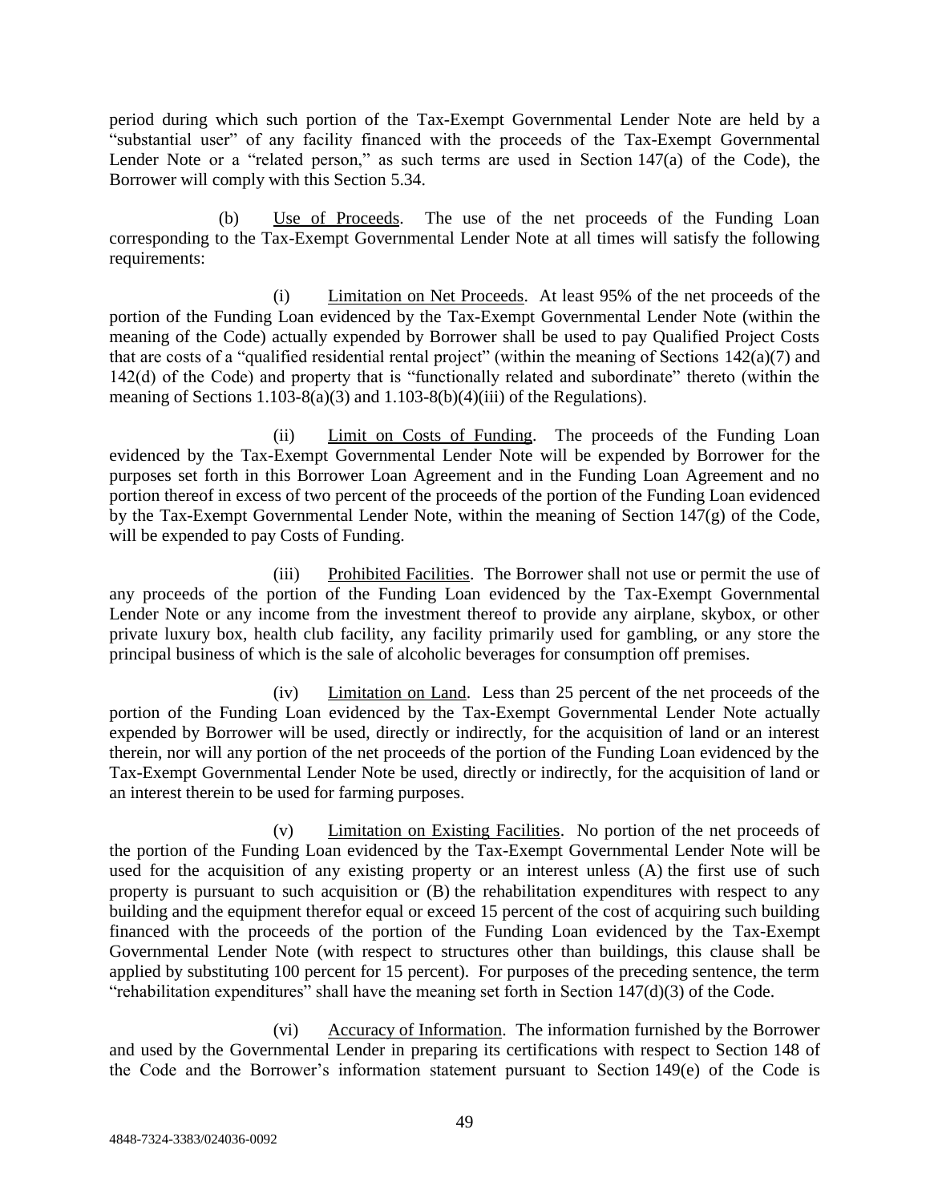period during which such portion of the Tax-Exempt Governmental Lender Note are held by a "substantial user" of any facility financed with the proceeds of the Tax-Exempt Governmental Lender Note or a "related person," as such terms are used in Section 147(a) of the Code), the Borrower will comply with this Section 5.34.

(b) Use of Proceeds. The use of the net proceeds of the Funding Loan corresponding to the Tax-Exempt Governmental Lender Note at all times will satisfy the following requirements:

(i) Limitation on Net Proceeds. At least 95% of the net proceeds of the portion of the Funding Loan evidenced by the Tax-Exempt Governmental Lender Note (within the meaning of the Code) actually expended by Borrower shall be used to pay Qualified Project Costs that are costs of a "qualified residential rental project" (within the meaning of Sections 142(a)(7) and 142(d) of the Code) and property that is "functionally related and subordinate" thereto (within the meaning of Sections 1.103-8(a)(3) and 1.103-8(b)(4)(iii) of the Regulations).

(ii) Limit on Costs of Funding. The proceeds of the Funding Loan evidenced by the Tax-Exempt Governmental Lender Note will be expended by Borrower for the purposes set forth in this Borrower Loan Agreement and in the Funding Loan Agreement and no portion thereof in excess of two percent of the proceeds of the portion of the Funding Loan evidenced by the Tax-Exempt Governmental Lender Note, within the meaning of Section 147(g) of the Code, will be expended to pay Costs of Funding.

(iii) Prohibited Facilities. The Borrower shall not use or permit the use of any proceeds of the portion of the Funding Loan evidenced by the Tax-Exempt Governmental Lender Note or any income from the investment thereof to provide any airplane, skybox, or other private luxury box, health club facility, any facility primarily used for gambling, or any store the principal business of which is the sale of alcoholic beverages for consumption off premises.

(iv) Limitation on Land. Less than 25 percent of the net proceeds of the portion of the Funding Loan evidenced by the Tax-Exempt Governmental Lender Note actually expended by Borrower will be used, directly or indirectly, for the acquisition of land or an interest therein, nor will any portion of the net proceeds of the portion of the Funding Loan evidenced by the Tax-Exempt Governmental Lender Note be used, directly or indirectly, for the acquisition of land or an interest therein to be used for farming purposes.

(v) Limitation on Existing Facilities. No portion of the net proceeds of the portion of the Funding Loan evidenced by the Tax-Exempt Governmental Lender Note will be used for the acquisition of any existing property or an interest unless (A) the first use of such property is pursuant to such acquisition or (B) the rehabilitation expenditures with respect to any building and the equipment therefor equal or exceed 15 percent of the cost of acquiring such building financed with the proceeds of the portion of the Funding Loan evidenced by the Tax-Exempt Governmental Lender Note (with respect to structures other than buildings, this clause shall be applied by substituting 100 percent for 15 percent). For purposes of the preceding sentence, the term "rehabilitation expenditures" shall have the meaning set forth in Section 147(d)(3) of the Code.

(vi) Accuracy of Information. The information furnished by the Borrower and used by the Governmental Lender in preparing its certifications with respect to Section 148 of the Code and the Borrower's information statement pursuant to Section 149(e) of the Code is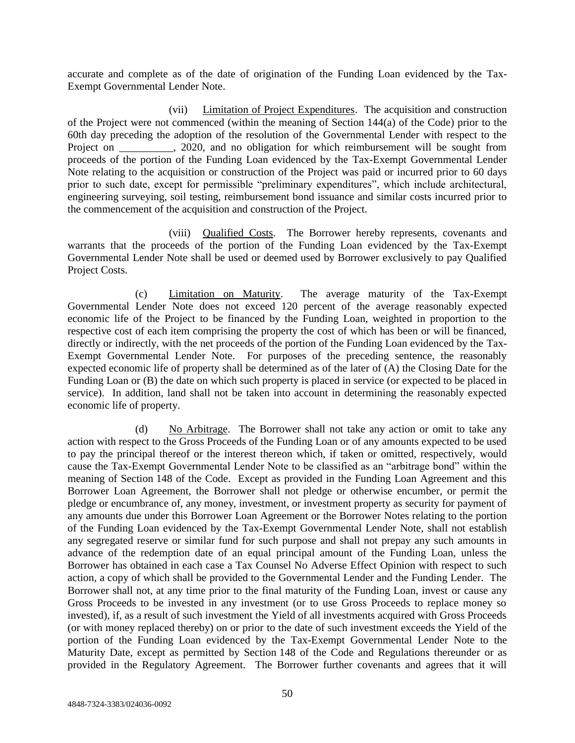accurate and complete as of the date of origination of the Funding Loan evidenced by the Tax-Exempt Governmental Lender Note.

(vii) Limitation of Project Expenditures. The acquisition and construction of the Project were not commenced (within the meaning of Section 144(a) of the Code) prior to the 60th day preceding the adoption of the resolution of the Governmental Lender with respect to the Project on __________, 2020, and no obligation for which reimbursement will be sought from proceeds of the portion of the Funding Loan evidenced by the Tax-Exempt Governmental Lender Note relating to the acquisition or construction of the Project was paid or incurred prior to 60 days prior to such date, except for permissible "preliminary expenditures", which include architectural, engineering surveying, soil testing, reimbursement bond issuance and similar costs incurred prior to the commencement of the acquisition and construction of the Project.

(viii) Qualified Costs. The Borrower hereby represents, covenants and warrants that the proceeds of the portion of the Funding Loan evidenced by the Tax-Exempt Governmental Lender Note shall be used or deemed used by Borrower exclusively to pay Qualified Project Costs.

(c) Limitation on Maturity. The average maturity of the Tax-Exempt Governmental Lender Note does not exceed 120 percent of the average reasonably expected economic life of the Project to be financed by the Funding Loan, weighted in proportion to the respective cost of each item comprising the property the cost of which has been or will be financed, directly or indirectly, with the net proceeds of the portion of the Funding Loan evidenced by the Tax-Exempt Governmental Lender Note. For purposes of the preceding sentence, the reasonably expected economic life of property shall be determined as of the later of (A) the Closing Date for the Funding Loan or (B) the date on which such property is placed in service (or expected to be placed in service). In addition, land shall not be taken into account in determining the reasonably expected economic life of property.

(d) No Arbitrage. The Borrower shall not take any action or omit to take any action with respect to the Gross Proceeds of the Funding Loan or of any amounts expected to be used to pay the principal thereof or the interest thereon which, if taken or omitted, respectively, would cause the Tax-Exempt Governmental Lender Note to be classified as an "arbitrage bond" within the meaning of Section 148 of the Code. Except as provided in the Funding Loan Agreement and this Borrower Loan Agreement, the Borrower shall not pledge or otherwise encumber, or permit the pledge or encumbrance of, any money, investment, or investment property as security for payment of any amounts due under this Borrower Loan Agreement or the Borrower Notes relating to the portion of the Funding Loan evidenced by the Tax-Exempt Governmental Lender Note, shall not establish any segregated reserve or similar fund for such purpose and shall not prepay any such amounts in advance of the redemption date of an equal principal amount of the Funding Loan, unless the Borrower has obtained in each case a Tax Counsel No Adverse Effect Opinion with respect to such action, a copy of which shall be provided to the Governmental Lender and the Funding Lender. The Borrower shall not, at any time prior to the final maturity of the Funding Loan, invest or cause any Gross Proceeds to be invested in any investment (or to use Gross Proceeds to replace money so invested), if, as a result of such investment the Yield of all investments acquired with Gross Proceeds (or with money replaced thereby) on or prior to the date of such investment exceeds the Yield of the portion of the Funding Loan evidenced by the Tax-Exempt Governmental Lender Note to the Maturity Date, except as permitted by Section 148 of the Code and Regulations thereunder or as provided in the Regulatory Agreement. The Borrower further covenants and agrees that it will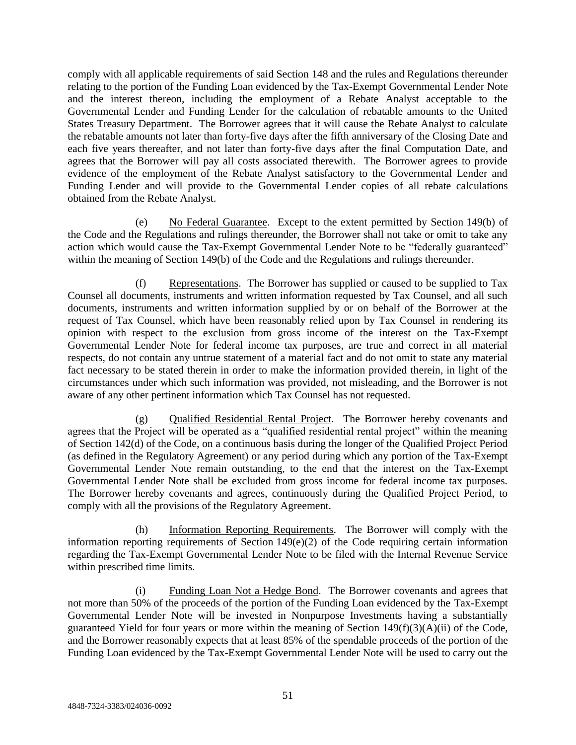comply with all applicable requirements of said Section 148 and the rules and Regulations thereunder relating to the portion of the Funding Loan evidenced by the Tax-Exempt Governmental Lender Note and the interest thereon, including the employment of a Rebate Analyst acceptable to the Governmental Lender and Funding Lender for the calculation of rebatable amounts to the United States Treasury Department. The Borrower agrees that it will cause the Rebate Analyst to calculate the rebatable amounts not later than forty-five days after the fifth anniversary of the Closing Date and each five years thereafter, and not later than forty-five days after the final Computation Date, and agrees that the Borrower will pay all costs associated therewith. The Borrower agrees to provide evidence of the employment of the Rebate Analyst satisfactory to the Governmental Lender and Funding Lender and will provide to the Governmental Lender copies of all rebate calculations obtained from the Rebate Analyst.

(e) No Federal Guarantee. Except to the extent permitted by Section 149(b) of the Code and the Regulations and rulings thereunder, the Borrower shall not take or omit to take any action which would cause the Tax-Exempt Governmental Lender Note to be "federally guaranteed" within the meaning of Section 149(b) of the Code and the Regulations and rulings thereunder.

(f) Representations. The Borrower has supplied or caused to be supplied to Tax Counsel all documents, instruments and written information requested by Tax Counsel, and all such documents, instruments and written information supplied by or on behalf of the Borrower at the request of Tax Counsel, which have been reasonably relied upon by Tax Counsel in rendering its opinion with respect to the exclusion from gross income of the interest on the Tax-Exempt Governmental Lender Note for federal income tax purposes, are true and correct in all material respects, do not contain any untrue statement of a material fact and do not omit to state any material fact necessary to be stated therein in order to make the information provided therein, in light of the circumstances under which such information was provided, not misleading, and the Borrower is not aware of any other pertinent information which Tax Counsel has not requested.

(g) Qualified Residential Rental Project. The Borrower hereby covenants and agrees that the Project will be operated as a "qualified residential rental project" within the meaning of Section 142(d) of the Code, on a continuous basis during the longer of the Qualified Project Period (as defined in the Regulatory Agreement) or any period during which any portion of the Tax-Exempt Governmental Lender Note remain outstanding, to the end that the interest on the Tax-Exempt Governmental Lender Note shall be excluded from gross income for federal income tax purposes. The Borrower hereby covenants and agrees, continuously during the Qualified Project Period, to comply with all the provisions of the Regulatory Agreement.

(h) Information Reporting Requirements. The Borrower will comply with the information reporting requirements of Section 149(e)(2) of the Code requiring certain information regarding the Tax-Exempt Governmental Lender Note to be filed with the Internal Revenue Service within prescribed time limits.

(i) Funding Loan Not a Hedge Bond. The Borrower covenants and agrees that not more than 50% of the proceeds of the portion of the Funding Loan evidenced by the Tax-Exempt Governmental Lender Note will be invested in Nonpurpose Investments having a substantially guaranteed Yield for four years or more within the meaning of Section 149(f)(3)(A)(ii) of the Code, and the Borrower reasonably expects that at least 85% of the spendable proceeds of the portion of the Funding Loan evidenced by the Tax-Exempt Governmental Lender Note will be used to carry out the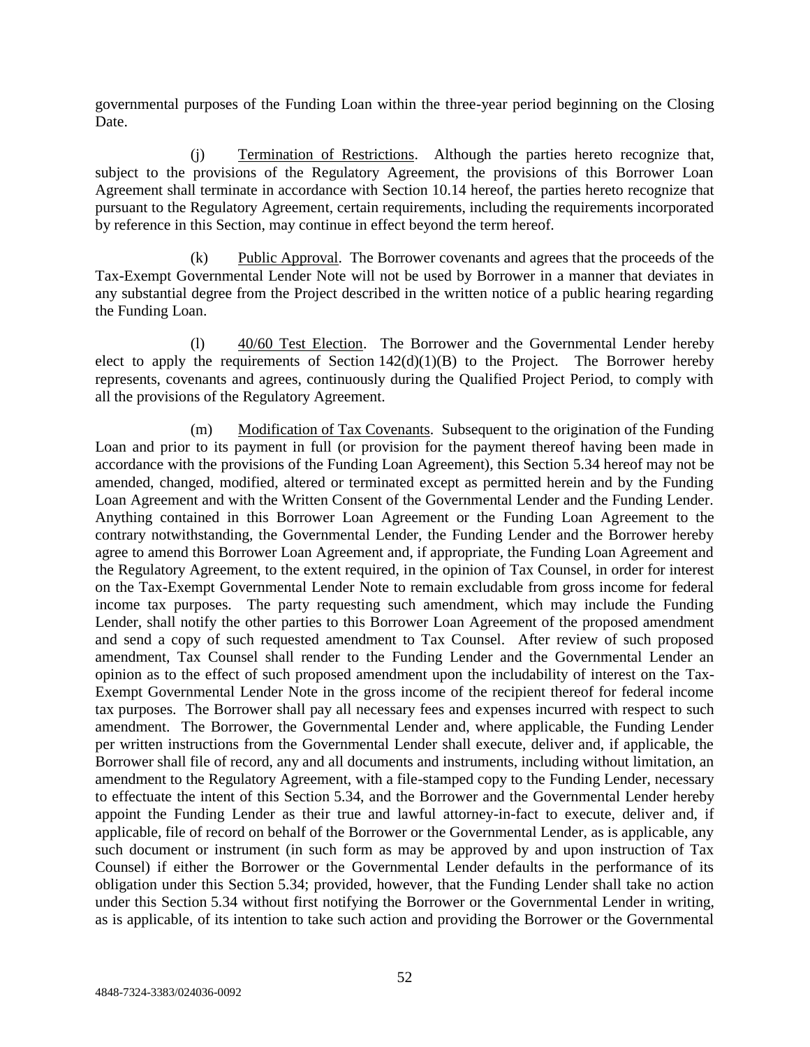governmental purposes of the Funding Loan within the three-year period beginning on the Closing Date.

(j) Termination of Restrictions. Although the parties hereto recognize that, subject to the provisions of the Regulatory Agreement, the provisions of this Borrower Loan Agreement shall terminate in accordance with Section 10.14 hereof, the parties hereto recognize that pursuant to the Regulatory Agreement, certain requirements, including the requirements incorporated by reference in this Section, may continue in effect beyond the term hereof.

(k) Public Approval. The Borrower covenants and agrees that the proceeds of the Tax-Exempt Governmental Lender Note will not be used by Borrower in a manner that deviates in any substantial degree from the Project described in the written notice of a public hearing regarding the Funding Loan.

(l) 40/60 Test Election. The Borrower and the Governmental Lender hereby elect to apply the requirements of Section 142(d)(1)(B) to the Project. The Borrower hereby represents, covenants and agrees, continuously during the Qualified Project Period, to comply with all the provisions of the Regulatory Agreement.

(m) Modification of Tax Covenants. Subsequent to the origination of the Funding Loan and prior to its payment in full (or provision for the payment thereof having been made in accordance with the provisions of the Funding Loan Agreement), this Section 5.34 hereof may not be amended, changed, modified, altered or terminated except as permitted herein and by the Funding Loan Agreement and with the Written Consent of the Governmental Lender and the Funding Lender. Anything contained in this Borrower Loan Agreement or the Funding Loan Agreement to the contrary notwithstanding, the Governmental Lender, the Funding Lender and the Borrower hereby agree to amend this Borrower Loan Agreement and, if appropriate, the Funding Loan Agreement and the Regulatory Agreement, to the extent required, in the opinion of Tax Counsel, in order for interest on the Tax-Exempt Governmental Lender Note to remain excludable from gross income for federal income tax purposes. The party requesting such amendment, which may include the Funding Lender, shall notify the other parties to this Borrower Loan Agreement of the proposed amendment and send a copy of such requested amendment to Tax Counsel. After review of such proposed amendment, Tax Counsel shall render to the Funding Lender and the Governmental Lender an opinion as to the effect of such proposed amendment upon the includability of interest on the Tax-Exempt Governmental Lender Note in the gross income of the recipient thereof for federal income tax purposes. The Borrower shall pay all necessary fees and expenses incurred with respect to such amendment. The Borrower, the Governmental Lender and, where applicable, the Funding Lender per written instructions from the Governmental Lender shall execute, deliver and, if applicable, the Borrower shall file of record, any and all documents and instruments, including without limitation, an amendment to the Regulatory Agreement, with a file-stamped copy to the Funding Lender, necessary to effectuate the intent of this Section 5.34, and the Borrower and the Governmental Lender hereby appoint the Funding Lender as their true and lawful attorney-in-fact to execute, deliver and, if applicable, file of record on behalf of the Borrower or the Governmental Lender, as is applicable, any such document or instrument (in such form as may be approved by and upon instruction of Tax Counsel) if either the Borrower or the Governmental Lender defaults in the performance of its obligation under this Section 5.34; provided, however, that the Funding Lender shall take no action under this Section 5.34 without first notifying the Borrower or the Governmental Lender in writing, as is applicable, of its intention to take such action and providing the Borrower or the Governmental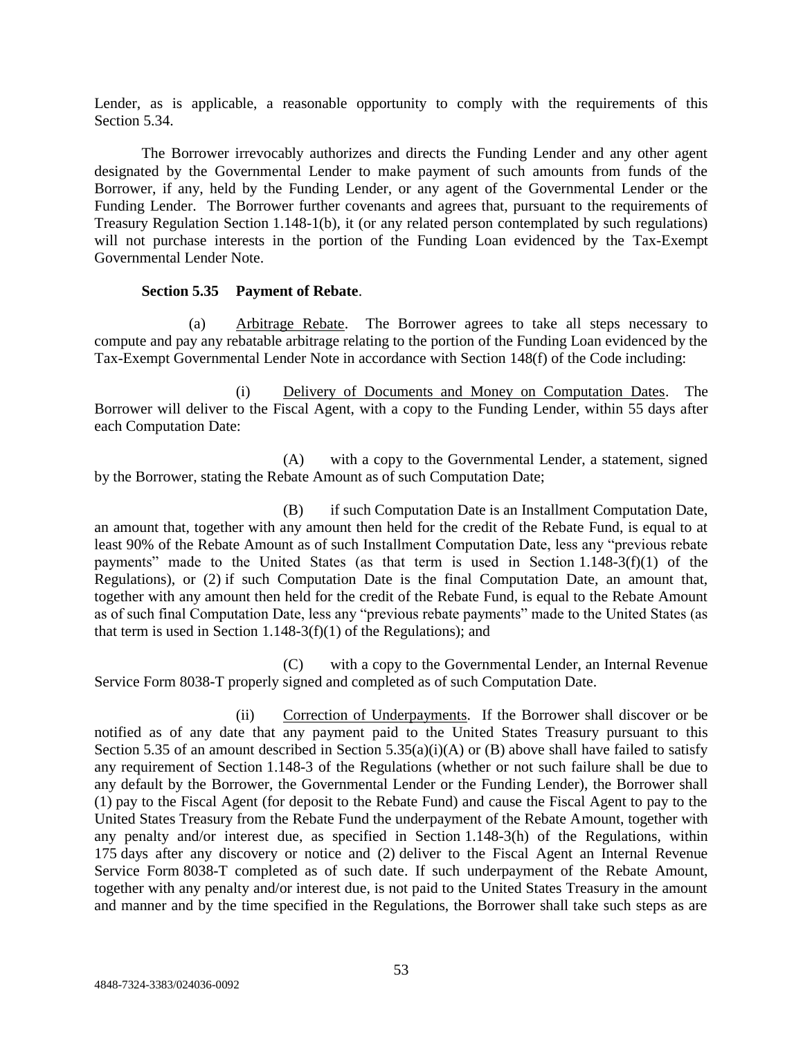Lender, as is applicable, a reasonable opportunity to comply with the requirements of this Section 5.34.

The Borrower irrevocably authorizes and directs the Funding Lender and any other agent designated by the Governmental Lender to make payment of such amounts from funds of the Borrower, if any, held by the Funding Lender, or any agent of the Governmental Lender or the Funding Lender. The Borrower further covenants and agrees that, pursuant to the requirements of Treasury Regulation Section 1.148-1(b), it (or any related person contemplated by such regulations) will not purchase interests in the portion of the Funding Loan evidenced by the Tax-Exempt Governmental Lender Note.

**Section 5.35 Payment of Rebate**.

(a) Arbitrage Rebate. The Borrower agrees to take all steps necessary to compute and pay any rebatable arbitrage relating to the portion of the Funding Loan evidenced by the Tax-Exempt Governmental Lender Note in accordance with Section 148(f) of the Code including:

(i) Delivery of Documents and Money on Computation Dates. The Borrower will deliver to the Fiscal Agent, with a copy to the Funding Lender, within 55 days after each Computation Date:

(A) with a copy to the Governmental Lender, a statement, signed by the Borrower, stating the Rebate Amount as of such Computation Date;

(B) if such Computation Date is an Installment Computation Date, an amount that, together with any amount then held for the credit of the Rebate Fund, is equal to at least 90% of the Rebate Amount as of such Installment Computation Date, less any "previous rebate payments" made to the United States (as that term is used in Section 1.148-3(f)(1) of the Regulations), or (2) if such Computation Date is the final Computation Date, an amount that, together with any amount then held for the credit of the Rebate Fund, is equal to the Rebate Amount as of such final Computation Date, less any "previous rebate payments" made to the United States (as that term is used in Section 1.148-3(f)(1) of the Regulations); and

(C) with a copy to the Governmental Lender, an Internal Revenue Service Form 8038-T properly signed and completed as of such Computation Date.

(ii) Correction of Underpayments. If the Borrower shall discover or be notified as of any date that any payment paid to the United States Treasury pursuant to this Section 5.35 of an amount described in Section 5.35(a)(i)(A) or (B) above shall have failed to satisfy any requirement of Section 1.148-3 of the Regulations (whether or not such failure shall be due to any default by the Borrower, the Governmental Lender or the Funding Lender), the Borrower shall (1) pay to the Fiscal Agent (for deposit to the Rebate Fund) and cause the Fiscal Agent to pay to the United States Treasury from the Rebate Fund the underpayment of the Rebate Amount, together with any penalty and/or interest due, as specified in Section 1.148-3(h) of the Regulations, within 175 days after any discovery or notice and (2) deliver to the Fiscal Agent an Internal Revenue Service Form 8038-T completed as of such date. If such underpayment of the Rebate Amount, together with any penalty and/or interest due, is not paid to the United States Treasury in the amount and manner and by the time specified in the Regulations, the Borrower shall take such steps as are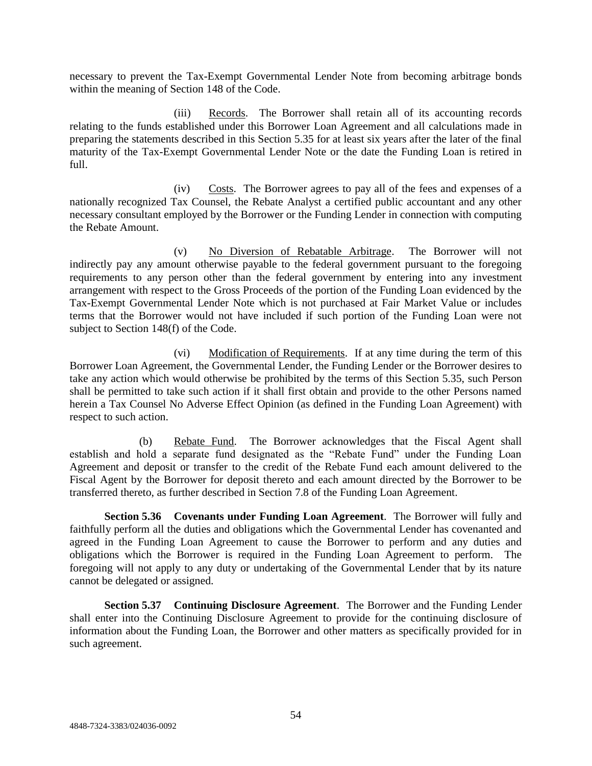necessary to prevent the Tax-Exempt Governmental Lender Note from becoming arbitrage bonds within the meaning of Section 148 of the Code.

(iii) Records. The Borrower shall retain all of its accounting records relating to the funds established under this Borrower Loan Agreement and all calculations made in preparing the statements described in this Section 5.35 for at least six years after the later of the final maturity of the Tax-Exempt Governmental Lender Note or the date the Funding Loan is retired in full.

(iv) Costs. The Borrower agrees to pay all of the fees and expenses of a nationally recognized Tax Counsel, the Rebate Analyst a certified public accountant and any other necessary consultant employed by the Borrower or the Funding Lender in connection with computing the Rebate Amount.

(v) No Diversion of Rebatable Arbitrage. The Borrower will not indirectly pay any amount otherwise payable to the federal government pursuant to the foregoing requirements to any person other than the federal government by entering into any investment arrangement with respect to the Gross Proceeds of the portion of the Funding Loan evidenced by the Tax-Exempt Governmental Lender Note which is not purchased at Fair Market Value or includes terms that the Borrower would not have included if such portion of the Funding Loan were not subject to Section 148(f) of the Code.

(vi) Modification of Requirements. If at any time during the term of this Borrower Loan Agreement, the Governmental Lender, the Funding Lender or the Borrower desires to take any action which would otherwise be prohibited by the terms of this Section 5.35, such Person shall be permitted to take such action if it shall first obtain and provide to the other Persons named herein a Tax Counsel No Adverse Effect Opinion (as defined in the Funding Loan Agreement) with respect to such action.

(b) Rebate Fund. The Borrower acknowledges that the Fiscal Agent shall establish and hold a separate fund designated as the "Rebate Fund" under the Funding Loan Agreement and deposit or transfer to the credit of the Rebate Fund each amount delivered to the Fiscal Agent by the Borrower for deposit thereto and each amount directed by the Borrower to be transferred thereto, as further described in Section 7.8 of the Funding Loan Agreement.

**Section 5.36 Covenants under Funding Loan Agreement**. The Borrower will fully and faithfully perform all the duties and obligations which the Governmental Lender has covenanted and agreed in the Funding Loan Agreement to cause the Borrower to perform and any duties and obligations which the Borrower is required in the Funding Loan Agreement to perform. The foregoing will not apply to any duty or undertaking of the Governmental Lender that by its nature cannot be delegated or assigned.

**Section 5.37 Continuing Disclosure Agreement**. The Borrower and the Funding Lender shall enter into the Continuing Disclosure Agreement to provide for the continuing disclosure of information about the Funding Loan, the Borrower and other matters as specifically provided for in such agreement.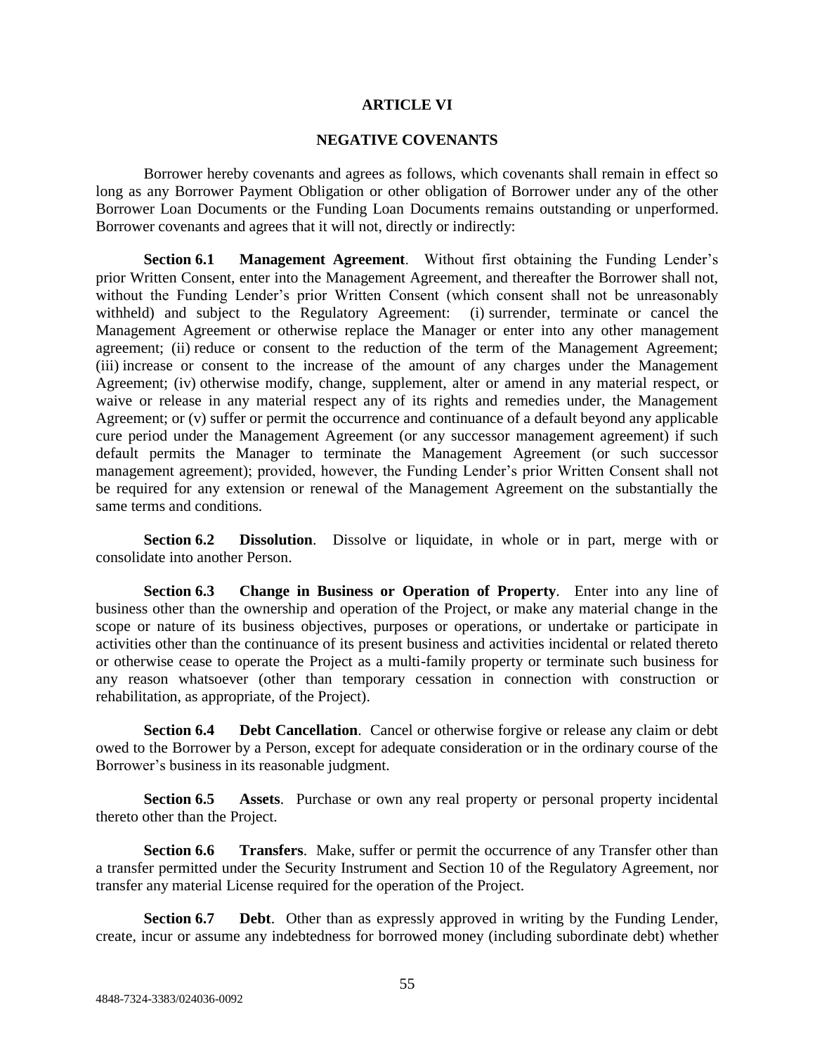# ARTICLE VI

## NEGATIVE COVENANTS

Borrower hereby covenants and agrees as follows, which covenants shall remain in effect so long as any Borrower Payment Obligation or other obligation of Borrower under any of the other Borrower Loan Documents or the Funding Loan Documents remains outstanding or unperformed. Borrower covenants and agrees that it will not, directly or indirectly:

**Section 6.1 Management Agreement**. Without first obtaining the Funding Lender's prior Written Consent, enter into the Management Agreement, and thereafter the Borrower shall not, without the Funding Lender's prior Written Consent (which consent shall not be unreasonably withheld) and subject to the Regulatory Agreement: (i) surrender, terminate or cancel the Management Agreement or otherwise replace the Manager or enter into any other management agreement; (ii) reduce or consent to the reduction of the term of the Management Agreement; (iii) increase or consent to the increase of the amount of any charges under the Management Agreement; (iv) otherwise modify, change, supplement, alter or amend in any material respect, or waive or release in any material respect any of its rights and remedies under, the Management Agreement; or (v) suffer or permit the occurrence and continuance of a default beyond any applicable cure period under the Management Agreement (or any successor management agreement) if such default permits the Manager to terminate the Management Agreement (or such successor management agreement); provided, however, the Funding Lender's prior Written Consent shall not be required for any extension or renewal of the Management Agreement on the substantially the same terms and conditions.

**Section 6.2 Dissolution**. Dissolve or liquidate, in whole or in part, merge with or consolidate into another Person.

**Section 6.3 Change in Business or Operation of Property**. Enter into any line of business other than the ownership and operation of the Project, or make any material change in the scope or nature of its business objectives, purposes or operations, or undertake or participate in activities other than the continuance of its present business and activities incidental or related thereto or otherwise cease to operate the Project as a multi-family property or terminate such business for any reason whatsoever (other than temporary cessation in connection with construction or rehabilitation, as appropriate, of the Project).

**Section 6.4 Debt Cancellation**. Cancel or otherwise forgive or release any claim or debt owed to the Borrower by a Person, except for adequate consideration or in the ordinary course of the Borrower's business in its reasonable judgment.

**Section 6.5 Assets**. Purchase or own any real property or personal property incidental thereto other than the Project.

**Section 6.6 Transfers**. Make, suffer or permit the occurrence of any Transfer other than a transfer permitted under the Security Instrument and Section 10 of the Regulatory Agreement, nor transfer any material License required for the operation of the Project.

**Section 6.7 Debt**. Other than as expressly approved in writing by the Funding Lender, create, incur or assume any indebtedness for borrowed money (including subordinate debt) whether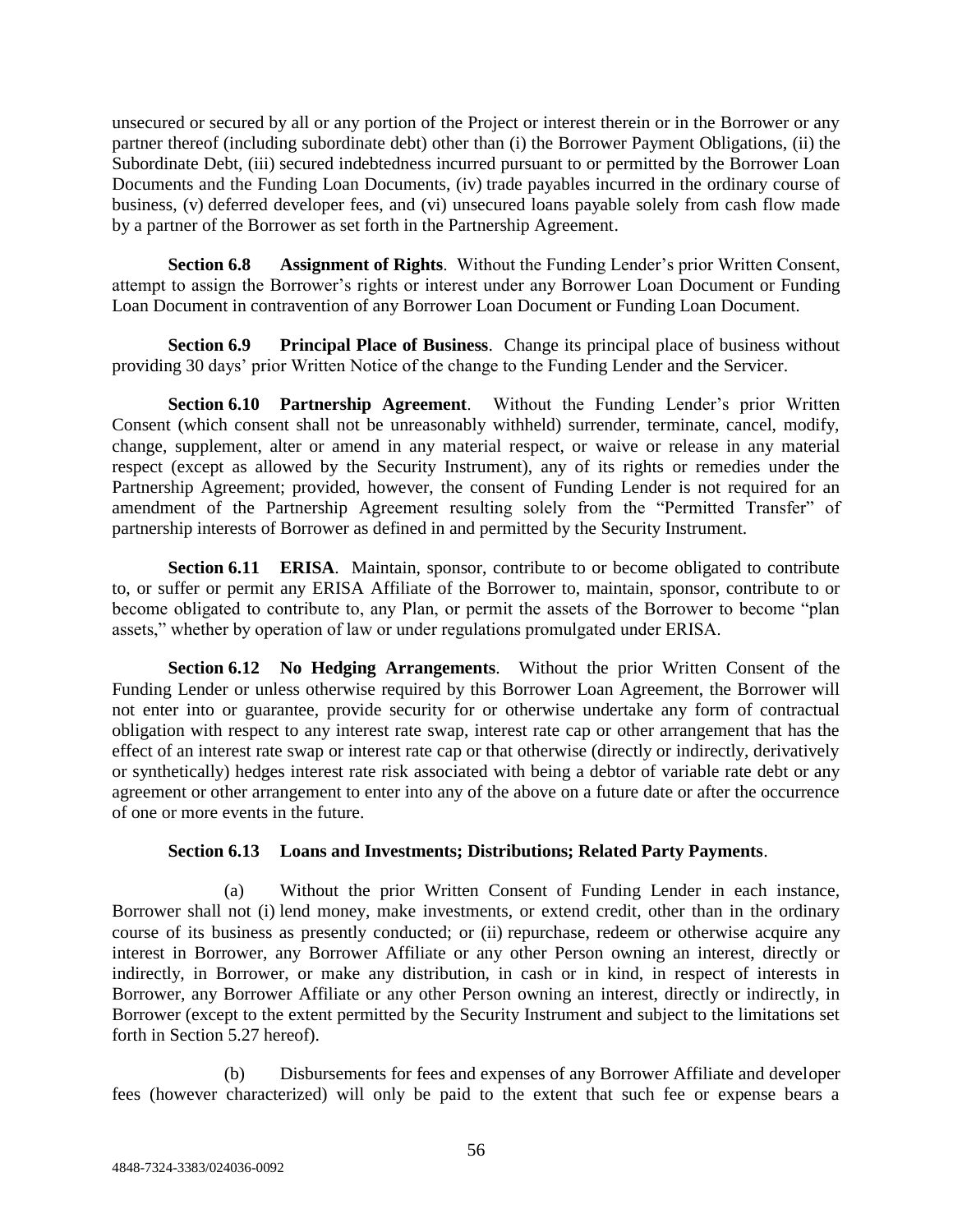unsecured or secured by all or any portion of the Project or interest therein or in the Borrower or any partner thereof (including subordinate debt) other than (i) the Borrower Payment Obligations, (ii) the Subordinate Debt, (iii) secured indebtedness incurred pursuant to or permitted by the Borrower Loan Documents and the Funding Loan Documents, (iv) trade payables incurred in the ordinary course of business, (v) deferred developer fees, and (vi) unsecured loans payable solely from cash flow made by a partner of the Borrower as set forth in the Partnership Agreement.

**Section 6.8 Assignment of Rights**. Without the Funding Lender's prior Written Consent, attempt to assign the Borrower's rights or interest under any Borrower Loan Document or Funding Loan Document in contravention of any Borrower Loan Document or Funding Loan Document.

**Section 6.9 Principal Place of Business**. Change its principal place of business without providing 30 days' prior Written Notice of the change to the Funding Lender and the Servicer.

**Section 6.10 Partnership Agreement**. Without the Funding Lender's prior Written Consent (which consent shall not be unreasonably withheld) surrender, terminate, cancel, modify, change, supplement, alter or amend in any material respect, or waive or release in any material respect (except as allowed by the Security Instrument), any of its rights or remedies under the Partnership Agreement; provided, however, the consent of Funding Lender is not required for an amendment of the Partnership Agreement resulting solely from the "Permitted Transfer" of partnership interests of Borrower as defined in and permitted by the Security Instrument.

**Section 6.11 ERISA**. Maintain, sponsor, contribute to or become obligated to contribute to, or suffer or permit any ERISA Affiliate of the Borrower to, maintain, sponsor, contribute to or become obligated to contribute to, any Plan, or permit the assets of the Borrower to become "plan assets," whether by operation of law or under regulations promulgated under ERISA.

**Section 6.12 No Hedging Arrangements**. Without the prior Written Consent of the Funding Lender or unless otherwise required by this Borrower Loan Agreement, the Borrower will not enter into or guarantee, provide security for or otherwise undertake any form of contractual obligation with respect to any interest rate swap, interest rate cap or other arrangement that has the effect of an interest rate swap or interest rate cap or that otherwise (directly or indirectly, derivatively or synthetically) hedges interest rate risk associated with being a debtor of variable rate debt or any agreement or other arrangement to enter into any of the above on a future date or after the occurrence of one or more events in the future.

**Section 6.13 Loans and Investments; Distributions; Related Party Payments**.

(a) Without the prior Written Consent of Funding Lender in each instance, Borrower shall not (i) lend money, make investments, or extend credit, other than in the ordinary course of its business as presently conducted; or (ii) repurchase, redeem or otherwise acquire any interest in Borrower, any Borrower Affiliate or any other Person owning an interest, directly or indirectly, in Borrower, or make any distribution, in cash or in kind, in respect of interests in Borrower, any Borrower Affiliate or any other Person owning an interest, directly or indirectly, in Borrower (except to the extent permitted by the Security Instrument and subject to the limitations set forth in Section 5.27 hereof).

(b) Disbursements for fees and expenses of any Borrower Affiliate and developer fees (however characterized) will only be paid to the extent that such fee or expense bears a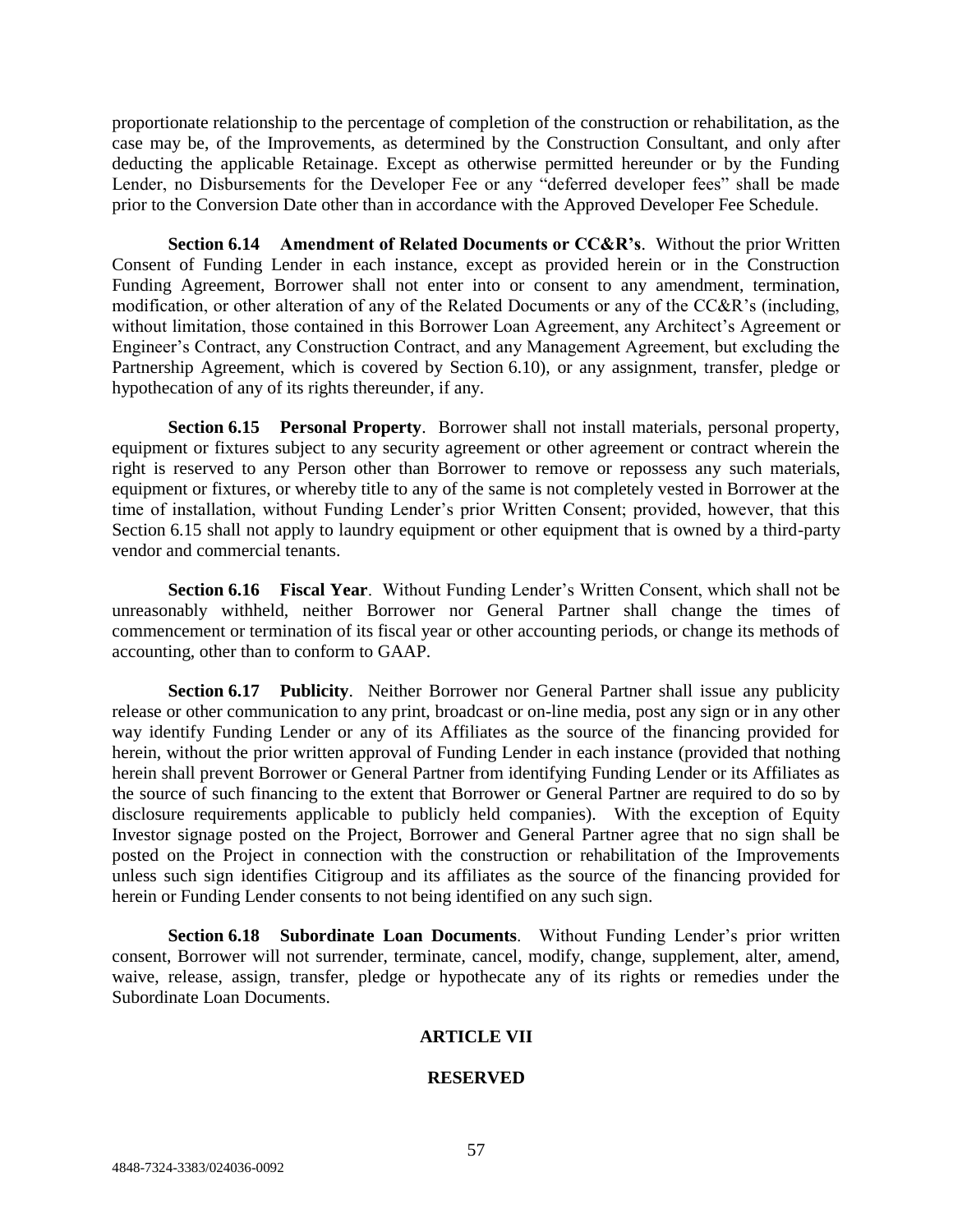proportionate relationship to the percentage of completion of the construction or rehabilitation, as the case may be, of the Improvements, as determined by the Construction Consultant, and only after deducting the applicable Retainage. Except as otherwise permitted hereunder or by the Funding Lender, no Disbursements for the Developer Fee or any "deferred developer fees" shall be made prior to the Conversion Date other than in accordance with the Approved Developer Fee Schedule.

**Section 6.14 Amendment of Related Documents or CC&R's**. Without the prior Written Consent of Funding Lender in each instance, except as provided herein or in the Construction Funding Agreement, Borrower shall not enter into or consent to any amendment, termination, modification, or other alteration of any of the Related Documents or any of the CC&R's (including, without limitation, those contained in this Borrower Loan Agreement, any Architect's Agreement or Engineer's Contract, any Construction Contract, and any Management Agreement, but excluding the Partnership Agreement, which is covered by Section 6.10), or any assignment, transfer, pledge or hypothecation of any of its rights thereunder, if any.

**Section 6.15 Personal Property**. Borrower shall not install materials, personal property, equipment or fixtures subject to any security agreement or other agreement or contract wherein the right is reserved to any Person other than Borrower to remove or repossess any such materials, equipment or fixtures, or whereby title to any of the same is not completely vested in Borrower at the time of installation, without Funding Lender's prior Written Consent; provided, however, that this Section 6.15 shall not apply to laundry equipment or other equipment that is owned by a third-party vendor and commercial tenants.

**Section 6.16 Fiscal Year**. Without Funding Lender's Written Consent, which shall not be unreasonably withheld, neither Borrower nor General Partner shall change the times of commencement or termination of its fiscal year or other accounting periods, or change its methods of accounting, other than to conform to GAAP.

**Section 6.17 Publicity**. Neither Borrower nor General Partner shall issue any publicity release or other communication to any print, broadcast or on-line media, post any sign or in any other way identify Funding Lender or any of its Affiliates as the source of the financing provided for herein, without the prior written approval of Funding Lender in each instance (provided that nothing herein shall prevent Borrower or General Partner from identifying Funding Lender or its Affiliates as the source of such financing to the extent that Borrower or General Partner are required to do so by disclosure requirements applicable to publicly held companies). With the exception of Equity Investor signage posted on the Project, Borrower and General Partner agree that no sign shall be posted on the Project in connection with the construction or rehabilitation of the Improvements unless such sign identifies Citigroup and its affiliates as the source of the financing provided for herein or Funding Lender consents to not being identified on any such sign.

**Section 6.18 Subordinate Loan Documents**. Without Funding Lender's prior written consent, Borrower will not surrender, terminate, cancel, modify, change, supplement, alter, amend, waive, release, assign, transfer, pledge or hypothecate any of its rights or remedies under the Subordinate Loan Documents.

## ARTICLE VII

## RESERVED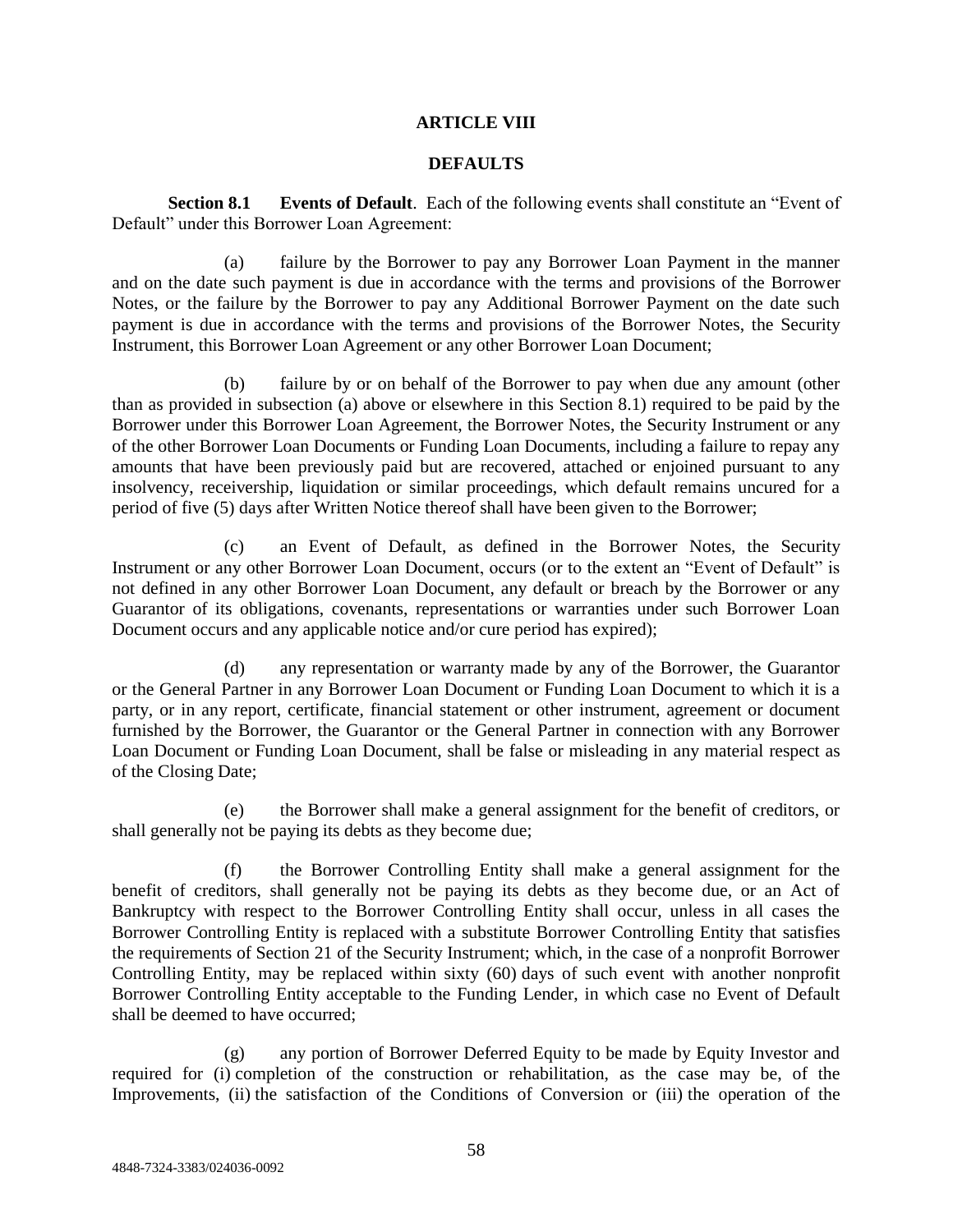# ARTICLE VIII

## DEFAULTS

**Section 8.1 Events of Default**. Each of the following events shall constitute an "Event of Default" under this Borrower Loan Agreement:

(a) failure by the Borrower to pay any Borrower Loan Payment in the manner and on the date such payment is due in accordance with the terms and provisions of the Borrower Notes, or the failure by the Borrower to pay any Additional Borrower Payment on the date such payment is due in accordance with the terms and provisions of the Borrower Notes, the Security Instrument, this Borrower Loan Agreement or any other Borrower Loan Document;

(b) failure by or on behalf of the Borrower to pay when due any amount (other than as provided in subsection (a) above or elsewhere in this Section 8.1) required to be paid by the Borrower under this Borrower Loan Agreement, the Borrower Notes, the Security Instrument or any of the other Borrower Loan Documents or Funding Loan Documents, including a failure to repay any amounts that have been previously paid but are recovered, attached or enjoined pursuant to any insolvency, receivership, liquidation or similar proceedings, which default remains uncured for a period of five (5) days after Written Notice thereof shall have been given to the Borrower;

(c) an Event of Default, as defined in the Borrower Notes, the Security Instrument or any other Borrower Loan Document, occurs (or to the extent an "Event of Default" is not defined in any other Borrower Loan Document, any default or breach by the Borrower or any Guarantor of its obligations, covenants, representations or warranties under such Borrower Loan Document occurs and any applicable notice and/or cure period has expired);

(d) any representation or warranty made by any of the Borrower, the Guarantor or the General Partner in any Borrower Loan Document or Funding Loan Document to which it is a party, or in any report, certificate, financial statement or other instrument, agreement or document furnished by the Borrower, the Guarantor or the General Partner in connection with any Borrower Loan Document or Funding Loan Document, shall be false or misleading in any material respect as of the Closing Date;

(e) the Borrower shall make a general assignment for the benefit of creditors, or shall generally not be paying its debts as they become due;

(f) the Borrower Controlling Entity shall make a general assignment for the benefit of creditors, shall generally not be paying its debts as they become due, or an Act of Bankruptcy with respect to the Borrower Controlling Entity shall occur, unless in all cases the Borrower Controlling Entity is replaced with a substitute Borrower Controlling Entity that satisfies the requirements of Section 21 of the Security Instrument; which, in the case of a nonprofit Borrower Controlling Entity, may be replaced within sixty (60) days of such event with another nonprofit Borrower Controlling Entity acceptable to the Funding Lender, in which case no Event of Default shall be deemed to have occurred;

(g) any portion of Borrower Deferred Equity to be made by Equity Investor and required for (i) completion of the construction or rehabilitation, as the case may be, of the Improvements, (ii) the satisfaction of the Conditions of Conversion or (iii) the operation of the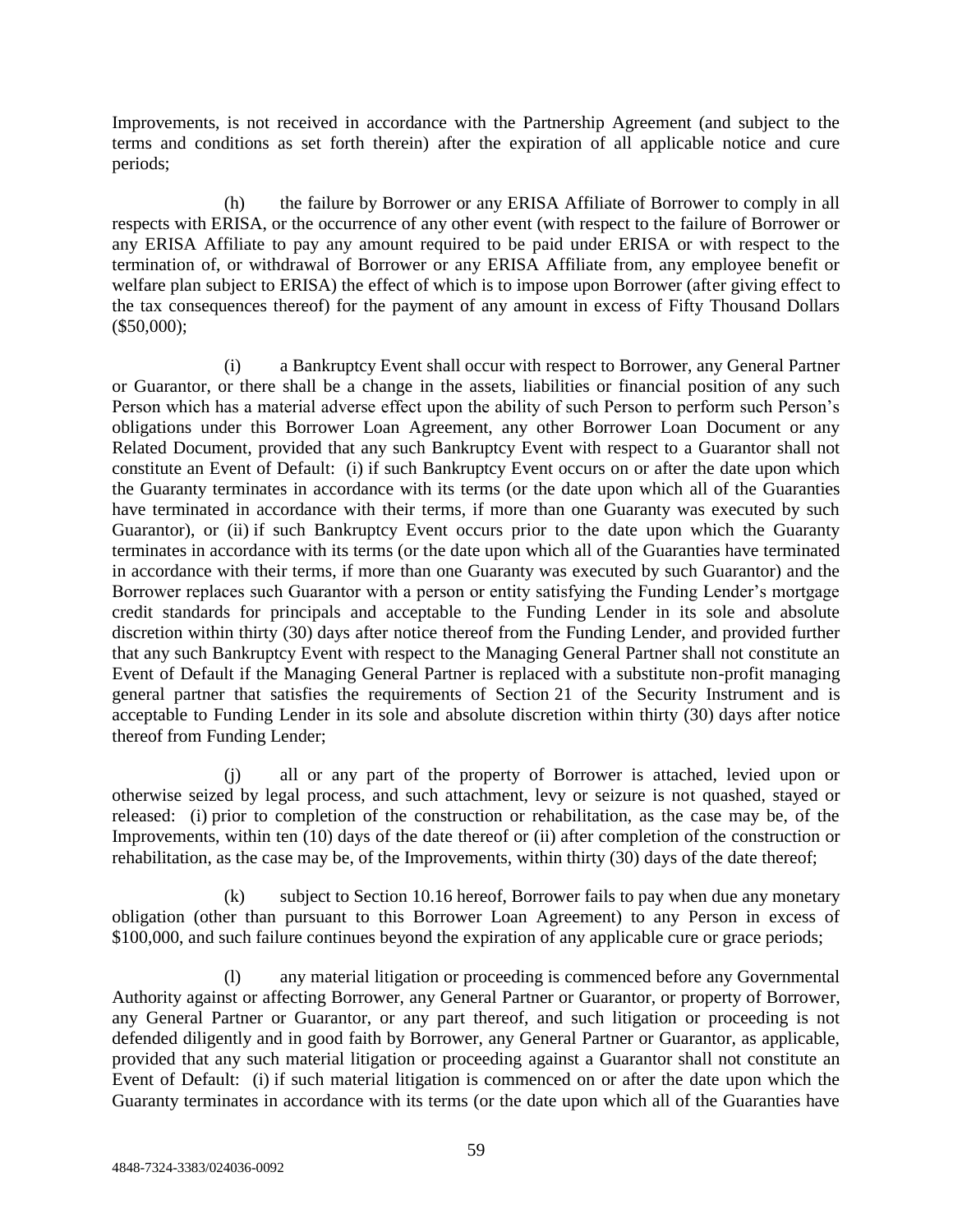Improvements, is not received in accordance with the Partnership Agreement (and subject to the terms and conditions as set forth therein) after the expiration of all applicable notice and cure periods;

(h) the failure by Borrower or any ERISA Affiliate of Borrower to comply in all respects with ERISA, or the occurrence of any other event (with respect to the failure of Borrower or any ERISA Affiliate to pay any amount required to be paid under ERISA or with respect to the termination of, or withdrawal of Borrower or any ERISA Affiliate from, any employee benefit or welfare plan subject to ERISA) the effect of which is to impose upon Borrower (after giving effect to the tax consequences thereof) for the payment of any amount in excess of Fifty Thousand Dollars ($50,000);

(i) a Bankruptcy Event shall occur with respect to Borrower, any General Partner or Guarantor, or there shall be a change in the assets, liabilities or financial position of any such Person which has a material adverse effect upon the ability of such Person to perform such Person's obligations under this Borrower Loan Agreement, any other Borrower Loan Document or any Related Document, provided that any such Bankruptcy Event with respect to a Guarantor shall not constitute an Event of Default: (i) if such Bankruptcy Event occurs on or after the date upon which the Guaranty terminates in accordance with its terms (or the date upon which all of the Guaranties have terminated in accordance with their terms, if more than one Guaranty was executed by such Guarantor), or (ii) if such Bankruptcy Event occurs prior to the date upon which the Guaranty terminates in accordance with its terms (or the date upon which all of the Guaranties have terminated in accordance with their terms, if more than one Guaranty was executed by such Guarantor) and the Borrower replaces such Guarantor with a person or entity satisfying the Funding Lender's mortgage credit standards for principals and acceptable to the Funding Lender in its sole and absolute discretion within thirty (30) days after notice thereof from the Funding Lender, and provided further that any such Bankruptcy Event with respect to the Managing General Partner shall not constitute an Event of Default if the Managing General Partner is replaced with a substitute non-profit managing general partner that satisfies the requirements of Section 21 of the Security Instrument and is acceptable to Funding Lender in its sole and absolute discretion within thirty (30) days after notice thereof from Funding Lender;

(j) all or any part of the property of Borrower is attached, levied upon or otherwise seized by legal process, and such attachment, levy or seizure is not quashed, stayed or released: (i) prior to completion of the construction or rehabilitation, as the case may be, of the Improvements, within ten (10) days of the date thereof or (ii) after completion of the construction or rehabilitation, as the case may be, of the Improvements, within thirty (30) days of the date thereof;

(k) subject to Section 10.16 hereof, Borrower fails to pay when due any monetary obligation (other than pursuant to this Borrower Loan Agreement) to any Person in excess of $100,000, and such failure continues beyond the expiration of any applicable cure or grace periods;

(l) any material litigation or proceeding is commenced before any Governmental Authority against or affecting Borrower, any General Partner or Guarantor, or property of Borrower, any General Partner or Guarantor, or any part thereof, and such litigation or proceeding is not defended diligently and in good faith by Borrower, any General Partner or Guarantor, as applicable, provided that any such material litigation or proceeding against a Guarantor shall not constitute an Event of Default: (i) if such material litigation is commenced on or after the date upon which the Guaranty terminates in accordance with its terms (or the date upon which all of the Guaranties have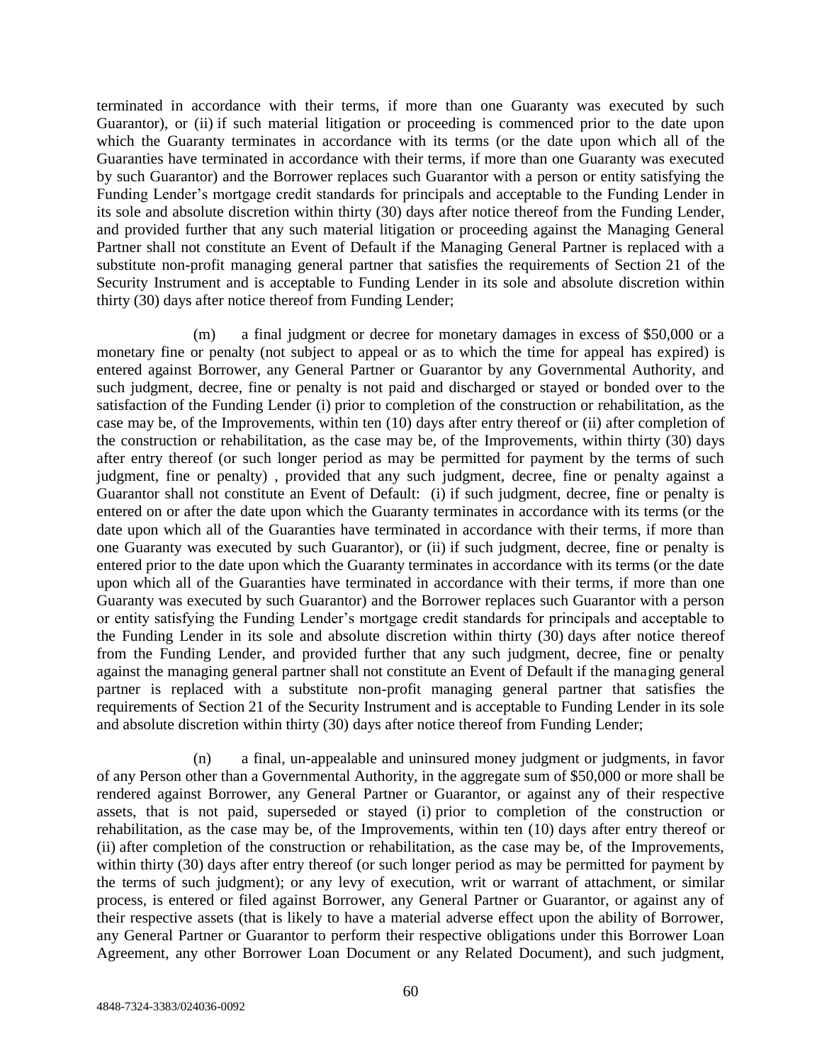terminated in accordance with their terms, if more than one Guaranty was executed by such Guarantor), or (ii) if such material litigation or proceeding is commenced prior to the date upon which the Guaranty terminates in accordance with its terms (or the date upon which all of the Guaranties have terminated in accordance with their terms, if more than one Guaranty was executed by such Guarantor) and the Borrower replaces such Guarantor with a person or entity satisfying the Funding Lender's mortgage credit standards for principals and acceptable to the Funding Lender in its sole and absolute discretion within thirty (30) days after notice thereof from the Funding Lender, and provided further that any such material litigation or proceeding against the Managing General Partner shall not constitute an Event of Default if the Managing General Partner is replaced with a substitute non-profit managing general partner that satisfies the requirements of Section 21 of the Security Instrument and is acceptable to Funding Lender in its sole and absolute discretion within thirty (30) days after notice thereof from Funding Lender;

(m) a final judgment or decree for monetary damages in excess of $50,000 or a monetary fine or penalty (not subject to appeal or as to which the time for appeal has expired) is entered against Borrower, any General Partner or Guarantor by any Governmental Authority, and such judgment, decree, fine or penalty is not paid and discharged or stayed or bonded over to the satisfaction of the Funding Lender (i) prior to completion of the construction or rehabilitation, as the case may be, of the Improvements, within ten (10) days after entry thereof or (ii) after completion of the construction or rehabilitation, as the case may be, of the Improvements, within thirty (30) days after entry thereof (or such longer period as may be permitted for payment by the terms of such judgment, fine or penalty) , provided that any such judgment, decree, fine or penalty against a Guarantor shall not constitute an Event of Default: (i) if such judgment, decree, fine or penalty is entered on or after the date upon which the Guaranty terminates in accordance with its terms (or the date upon which all of the Guaranties have terminated in accordance with their terms, if more than one Guaranty was executed by such Guarantor), or (ii) if such judgment, decree, fine or penalty is entered prior to the date upon which the Guaranty terminates in accordance with its terms (or the date upon which all of the Guaranties have terminated in accordance with their terms, if more than one Guaranty was executed by such Guarantor) and the Borrower replaces such Guarantor with a person or entity satisfying the Funding Lender's mortgage credit standards for principals and acceptable to the Funding Lender in its sole and absolute discretion within thirty (30) days after notice thereof from the Funding Lender, and provided further that any such judgment, decree, fine or penalty against the managing general partner shall not constitute an Event of Default if the managing general partner is replaced with a substitute non-profit managing general partner that satisfies the requirements of Section 21 of the Security Instrument and is acceptable to Funding Lender in its sole and absolute discretion within thirty (30) days after notice thereof from Funding Lender;

(n) a final, un-appealable and uninsured money judgment or judgments, in favor of any Person other than a Governmental Authority, in the aggregate sum of $50,000 or more shall be rendered against Borrower, any General Partner or Guarantor, or against any of their respective assets, that is not paid, superseded or stayed (i) prior to completion of the construction or rehabilitation, as the case may be, of the Improvements, within ten (10) days after entry thereof or (ii) after completion of the construction or rehabilitation, as the case may be, of the Improvements, within thirty (30) days after entry thereof (or such longer period as may be permitted for payment by the terms of such judgment); or any levy of execution, writ or warrant of attachment, or similar process, is entered or filed against Borrower, any General Partner or Guarantor, or against any of their respective assets (that is likely to have a material adverse effect upon the ability of Borrower, any General Partner or Guarantor to perform their respective obligations under this Borrower Loan Agreement, any other Borrower Loan Document or any Related Document), and such judgment,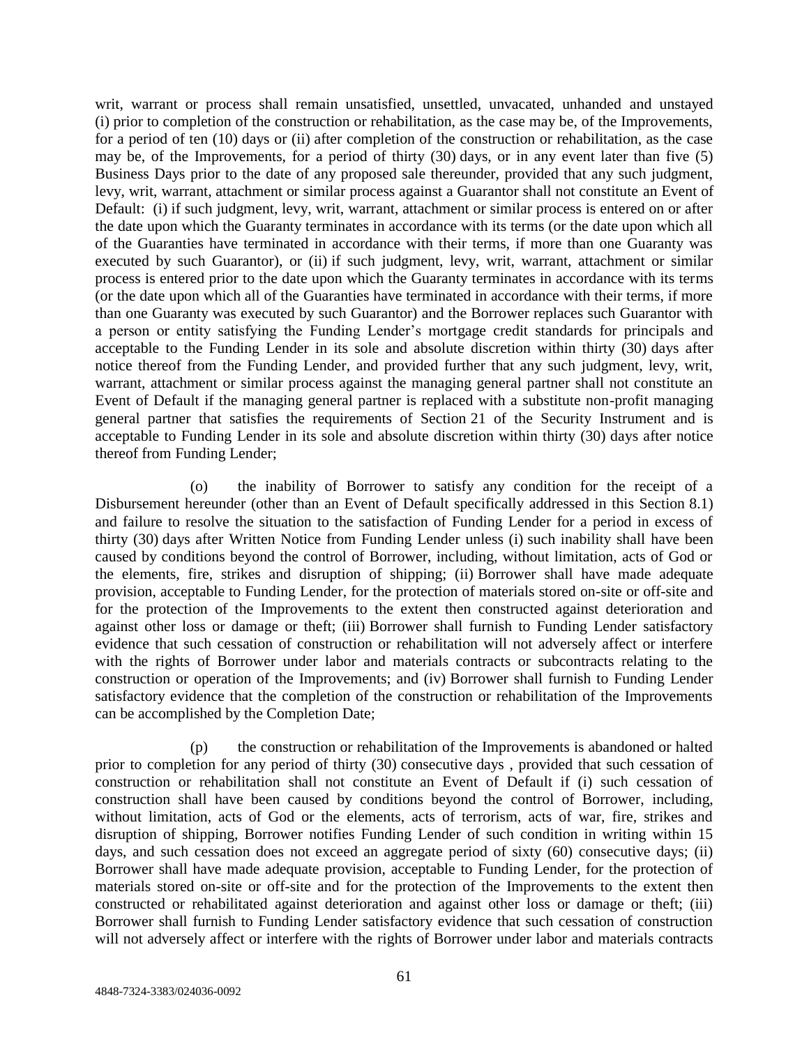writ, warrant or process shall remain unsatisfied, unsettled, unvacated, unhanded and unstayed (i) prior to completion of the construction or rehabilitation, as the case may be, of the Improvements, for a period of ten (10) days or (ii) after completion of the construction or rehabilitation, as the case may be, of the Improvements, for a period of thirty (30) days, or in any event later than five (5) Business Days prior to the date of any proposed sale thereunder, provided that any such judgment, levy, writ, warrant, attachment or similar process against a Guarantor shall not constitute an Event of Default: (i) if such judgment, levy, writ, warrant, attachment or similar process is entered on or after the date upon which the Guaranty terminates in accordance with its terms (or the date upon which all of the Guaranties have terminated in accordance with their terms, if more than one Guaranty was executed by such Guarantor), or (ii) if such judgment, levy, writ, warrant, attachment or similar process is entered prior to the date upon which the Guaranty terminates in accordance with its terms (or the date upon which all of the Guaranties have terminated in accordance with their terms, if more than one Guaranty was executed by such Guarantor) and the Borrower replaces such Guarantor with a person or entity satisfying the Funding Lender's mortgage credit standards for principals and acceptable to the Funding Lender in its sole and absolute discretion within thirty (30) days after notice thereof from the Funding Lender, and provided further that any such judgment, levy, writ, warrant, attachment or similar process against the managing general partner shall not constitute an Event of Default if the managing general partner is replaced with a substitute non-profit managing general partner that satisfies the requirements of Section 21 of the Security Instrument and is acceptable to Funding Lender in its sole and absolute discretion within thirty (30) days after notice thereof from Funding Lender;

(o) the inability of Borrower to satisfy any condition for the receipt of a Disbursement hereunder (other than an Event of Default specifically addressed in this Section 8.1) and failure to resolve the situation to the satisfaction of Funding Lender for a period in excess of thirty (30) days after Written Notice from Funding Lender unless (i) such inability shall have been caused by conditions beyond the control of Borrower, including, without limitation, acts of God or the elements, fire, strikes and disruption of shipping; (ii) Borrower shall have made adequate provision, acceptable to Funding Lender, for the protection of materials stored on-site or off-site and for the protection of the Improvements to the extent then constructed against deterioration and against other loss or damage or theft; (iii) Borrower shall furnish to Funding Lender satisfactory evidence that such cessation of construction or rehabilitation will not adversely affect or interfere with the rights of Borrower under labor and materials contracts or subcontracts relating to the construction or operation of the Improvements; and (iv) Borrower shall furnish to Funding Lender satisfactory evidence that the completion of the construction or rehabilitation of the Improvements can be accomplished by the Completion Date;

(p) the construction or rehabilitation of the Improvements is abandoned or halted prior to completion for any period of thirty (30) consecutive days , provided that such cessation of construction or rehabilitation shall not constitute an Event of Default if (i) such cessation of construction shall have been caused by conditions beyond the control of Borrower, including, without limitation, acts of God or the elements, acts of terrorism, acts of war, fire, strikes and disruption of shipping, Borrower notifies Funding Lender of such condition in writing within 15 days, and such cessation does not exceed an aggregate period of sixty (60) consecutive days; (ii) Borrower shall have made adequate provision, acceptable to Funding Lender, for the protection of materials stored on-site or off-site and for the protection of the Improvements to the extent then constructed or rehabilitated against deterioration and against other loss or damage or theft; (iii) Borrower shall furnish to Funding Lender satisfactory evidence that such cessation of construction will not adversely affect or interfere with the rights of Borrower under labor and materials contracts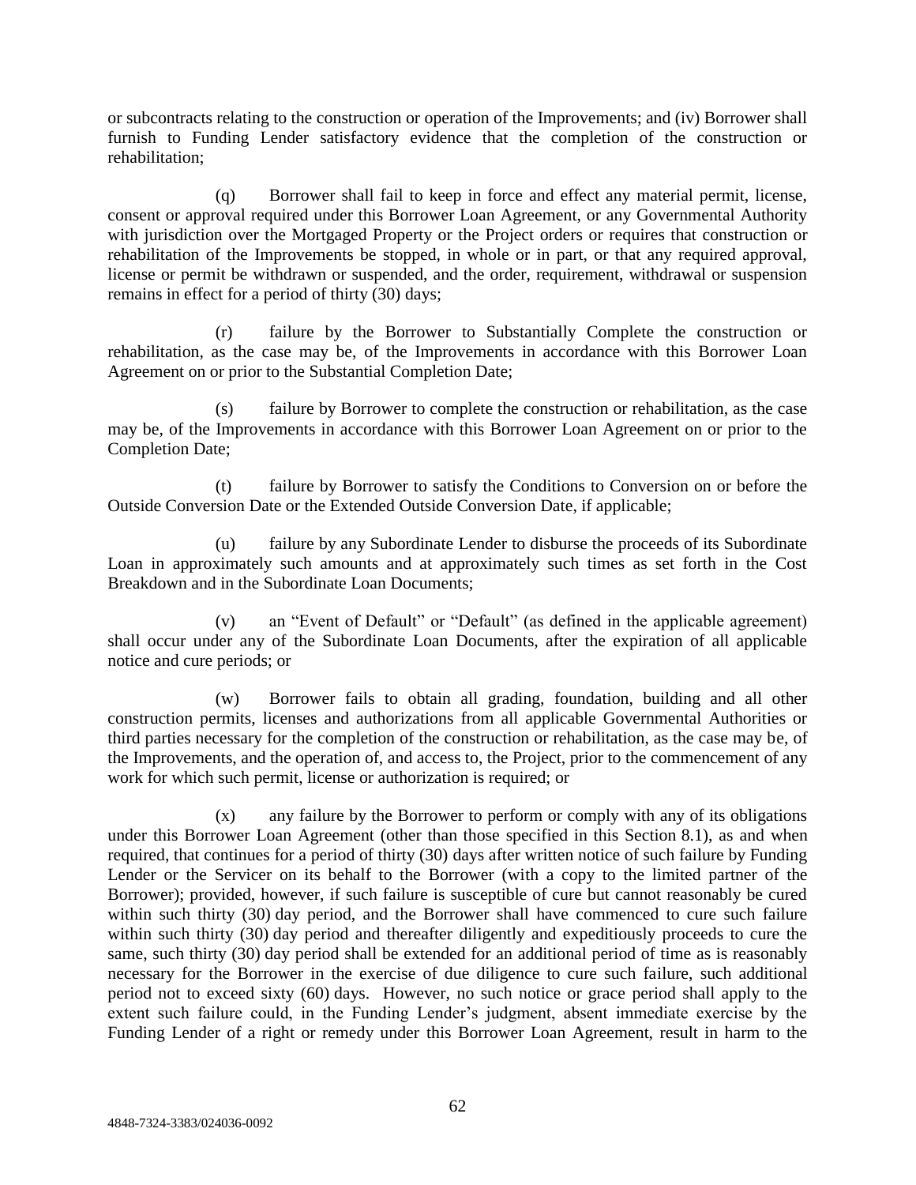or subcontracts relating to the construction or operation of the Improvements; and (iv) Borrower shall furnish to Funding Lender satisfactory evidence that the completion of the construction or rehabilitation;

(q) Borrower shall fail to keep in force and effect any material permit, license, consent or approval required under this Borrower Loan Agreement, or any Governmental Authority with jurisdiction over the Mortgaged Property or the Project orders or requires that construction or rehabilitation of the Improvements be stopped, in whole or in part, or that any required approval, license or permit be withdrawn or suspended, and the order, requirement, withdrawal or suspension remains in effect for a period of thirty (30) days;

(r) failure by the Borrower to Substantially Complete the construction or rehabilitation, as the case may be, of the Improvements in accordance with this Borrower Loan Agreement on or prior to the Substantial Completion Date;

(s) failure by Borrower to complete the construction or rehabilitation, as the case may be, of the Improvements in accordance with this Borrower Loan Agreement on or prior to the Completion Date;

(t) failure by Borrower to satisfy the Conditions to Conversion on or before the Outside Conversion Date or the Extended Outside Conversion Date, if applicable;

(u) failure by any Subordinate Lender to disburse the proceeds of its Subordinate Loan in approximately such amounts and at approximately such times as set forth in the Cost Breakdown and in the Subordinate Loan Documents;

(v) an "Event of Default" or "Default" (as defined in the applicable agreement) shall occur under any of the Subordinate Loan Documents, after the expiration of all applicable notice and cure periods; or

(w) Borrower fails to obtain all grading, foundation, building and all other construction permits, licenses and authorizations from all applicable Governmental Authorities or third parties necessary for the completion of the construction or rehabilitation, as the case may be, of the Improvements, and the operation of, and access to, the Project, prior to the commencement of any work for which such permit, license or authorization is required; or

(x) any failure by the Borrower to perform or comply with any of its obligations under this Borrower Loan Agreement (other than those specified in this Section 8.1), as and when required, that continues for a period of thirty (30) days after written notice of such failure by Funding Lender or the Servicer on its behalf to the Borrower (with a copy to the limited partner of the Borrower); provided, however, if such failure is susceptible of cure but cannot reasonably be cured within such thirty (30) day period, and the Borrower shall have commenced to cure such failure within such thirty (30) day period and thereafter diligently and expeditiously proceeds to cure the same, such thirty (30) day period shall be extended for an additional period of time as is reasonably necessary for the Borrower in the exercise of due diligence to cure such failure, such additional period not to exceed sixty (60) days. However, no such notice or grace period shall apply to the extent such failure could, in the Funding Lender's judgment, absent immediate exercise by the Funding Lender of a right or remedy under this Borrower Loan Agreement, result in harm to the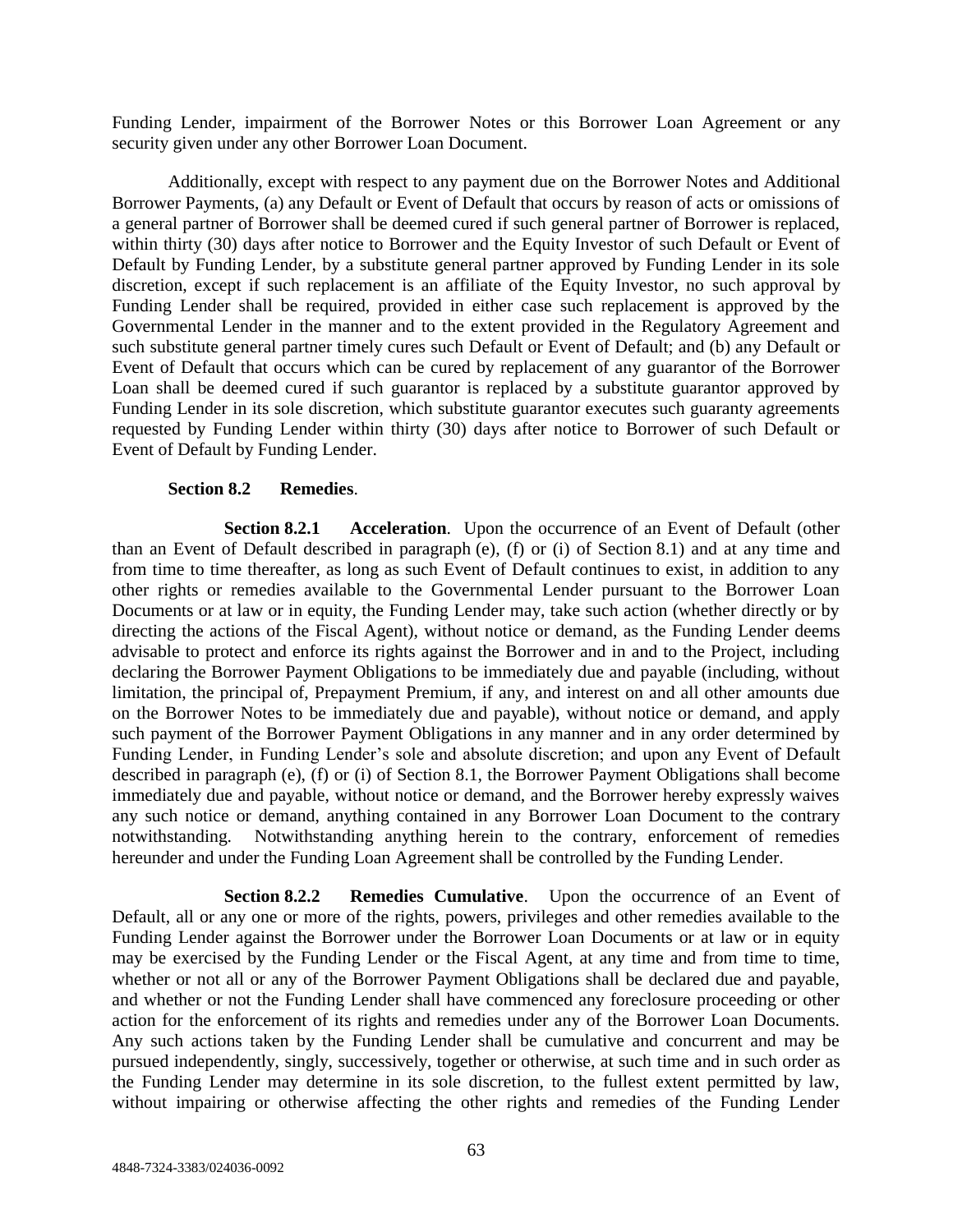Funding Lender, impairment of the Borrower Notes or this Borrower Loan Agreement or any security given under any other Borrower Loan Document.

Additionally, except with respect to any payment due on the Borrower Notes and Additional Borrower Payments, (a) any Default or Event of Default that occurs by reason of acts or omissions of a general partner of Borrower shall be deemed cured if such general partner of Borrower is replaced, within thirty (30) days after notice to Borrower and the Equity Investor of such Default or Event of Default by Funding Lender, by a substitute general partner approved by Funding Lender in its sole discretion, except if such replacement is an affiliate of the Equity Investor, no such approval by Funding Lender shall be required, provided in either case such replacement is approved by the Governmental Lender in the manner and to the extent provided in the Regulatory Agreement and such substitute general partner timely cures such Default or Event of Default; and (b) any Default or Event of Default that occurs which can be cured by replacement of any guarantor of the Borrower Loan shall be deemed cured if such guarantor is replaced by a substitute guarantor approved by Funding Lender in its sole discretion, which substitute guarantor executes such guaranty agreements requested by Funding Lender within thirty (30) days after notice to Borrower of such Default or Event of Default by Funding Lender.

**Section 8.2 Remedies**.

**Section 8.2.1 Acceleration**. Upon the occurrence of an Event of Default (other than an Event of Default described in paragraph (e), (f) or (i) of Section 8.1) and at any time and from time to time thereafter, as long as such Event of Default continues to exist, in addition to any other rights or remedies available to the Governmental Lender pursuant to the Borrower Loan Documents or at law or in equity, the Funding Lender may, take such action (whether directly or by directing the actions of the Fiscal Agent), without notice or demand, as the Funding Lender deems advisable to protect and enforce its rights against the Borrower and in and to the Project, including declaring the Borrower Payment Obligations to be immediately due and payable (including, without limitation, the principal of, Prepayment Premium, if any, and interest on and all other amounts due on the Borrower Notes to be immediately due and payable), without notice or demand, and apply such payment of the Borrower Payment Obligations in any manner and in any order determined by Funding Lender, in Funding Lender's sole and absolute discretion; and upon any Event of Default described in paragraph (e), (f) or (i) of Section 8.1, the Borrower Payment Obligations shall become immediately due and payable, without notice or demand, and the Borrower hereby expressly waives any such notice or demand, anything contained in any Borrower Loan Document to the contrary notwithstanding. Notwithstanding anything herein to the contrary, enforcement of remedies hereunder and under the Funding Loan Agreement shall be controlled by the Funding Lender.

**Section 8.2.2 Remedies Cumulative**. Upon the occurrence of an Event of Default, all or any one or more of the rights, powers, privileges and other remedies available to the Funding Lender against the Borrower under the Borrower Loan Documents or at law or in equity may be exercised by the Funding Lender or the Fiscal Agent, at any time and from time to time, whether or not all or any of the Borrower Payment Obligations shall be declared due and payable, and whether or not the Funding Lender shall have commenced any foreclosure proceeding or other action for the enforcement of its rights and remedies under any of the Borrower Loan Documents. Any such actions taken by the Funding Lender shall be cumulative and concurrent and may be pursued independently, singly, successively, together or otherwise, at such time and in such order as the Funding Lender may determine in its sole discretion, to the fullest extent permitted by law, without impairing or otherwise affecting the other rights and remedies of the Funding Lender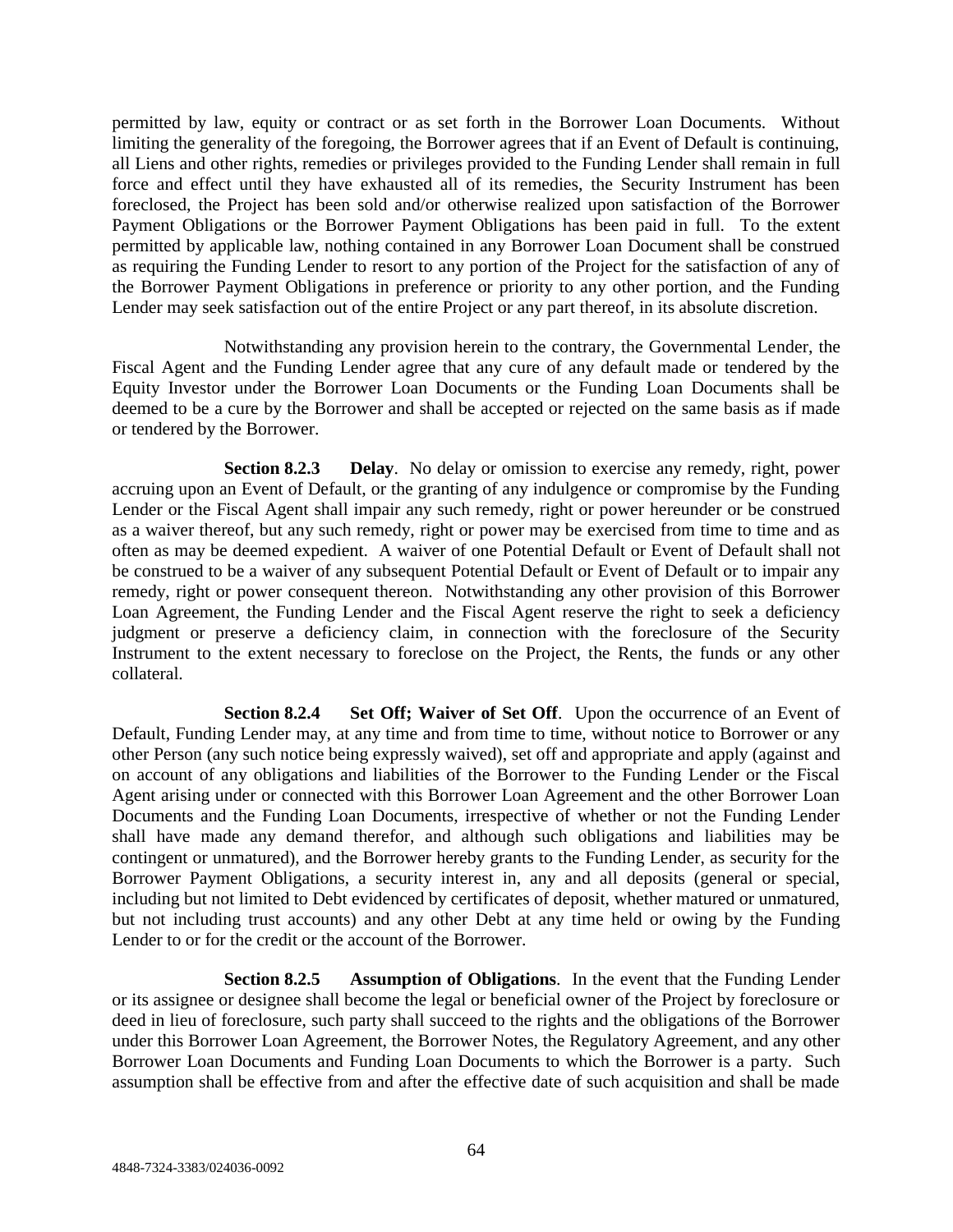permitted by law, equity or contract or as set forth in the Borrower Loan Documents. Without limiting the generality of the foregoing, the Borrower agrees that if an Event of Default is continuing, all Liens and other rights, remedies or privileges provided to the Funding Lender shall remain in full force and effect until they have exhausted all of its remedies, the Security Instrument has been foreclosed, the Project has been sold and/or otherwise realized upon satisfaction of the Borrower Payment Obligations or the Borrower Payment Obligations has been paid in full. To the extent permitted by applicable law, nothing contained in any Borrower Loan Document shall be construed as requiring the Funding Lender to resort to any portion of the Project for the satisfaction of any of the Borrower Payment Obligations in preference or priority to any other portion, and the Funding Lender may seek satisfaction out of the entire Project or any part thereof, in its absolute discretion.

Notwithstanding any provision herein to the contrary, the Governmental Lender, the Fiscal Agent and the Funding Lender agree that any cure of any default made or tendered by the Equity Investor under the Borrower Loan Documents or the Funding Loan Documents shall be deemed to be a cure by the Borrower and shall be accepted or rejected on the same basis as if made or tendered by the Borrower.

**Section 8.2.3 Delay**. No delay or omission to exercise any remedy, right, power accruing upon an Event of Default, or the granting of any indulgence or compromise by the Funding Lender or the Fiscal Agent shall impair any such remedy, right or power hereunder or be construed as a waiver thereof, but any such remedy, right or power may be exercised from time to time and as often as may be deemed expedient. A waiver of one Potential Default or Event of Default shall not be construed to be a waiver of any subsequent Potential Default or Event of Default or to impair any remedy, right or power consequent thereon. Notwithstanding any other provision of this Borrower Loan Agreement, the Funding Lender and the Fiscal Agent reserve the right to seek a deficiency judgment or preserve a deficiency claim, in connection with the foreclosure of the Security Instrument to the extent necessary to foreclose on the Project, the Rents, the funds or any other collateral.

**Section 8.2.4 Set Off; Waiver of Set Off**. Upon the occurrence of an Event of Default, Funding Lender may, at any time and from time to time, without notice to Borrower or any other Person (any such notice being expressly waived), set off and appropriate and apply (against and on account of any obligations and liabilities of the Borrower to the Funding Lender or the Fiscal Agent arising under or connected with this Borrower Loan Agreement and the other Borrower Loan Documents and the Funding Loan Documents, irrespective of whether or not the Funding Lender shall have made any demand therefor, and although such obligations and liabilities may be contingent or unmatured), and the Borrower hereby grants to the Funding Lender, as security for the Borrower Payment Obligations, a security interest in, any and all deposits (general or special, including but not limited to Debt evidenced by certificates of deposit, whether matured or unmatured, but not including trust accounts) and any other Debt at any time held or owing by the Funding Lender to or for the credit or the account of the Borrower.

**Section 8.2.5 Assumption of Obligations**. In the event that the Funding Lender or its assignee or designee shall become the legal or beneficial owner of the Project by foreclosure or deed in lieu of foreclosure, such party shall succeed to the rights and the obligations of the Borrower under this Borrower Loan Agreement, the Borrower Notes, the Regulatory Agreement, and any other Borrower Loan Documents and Funding Loan Documents to which the Borrower is a party. Such assumption shall be effective from and after the effective date of such acquisition and shall be made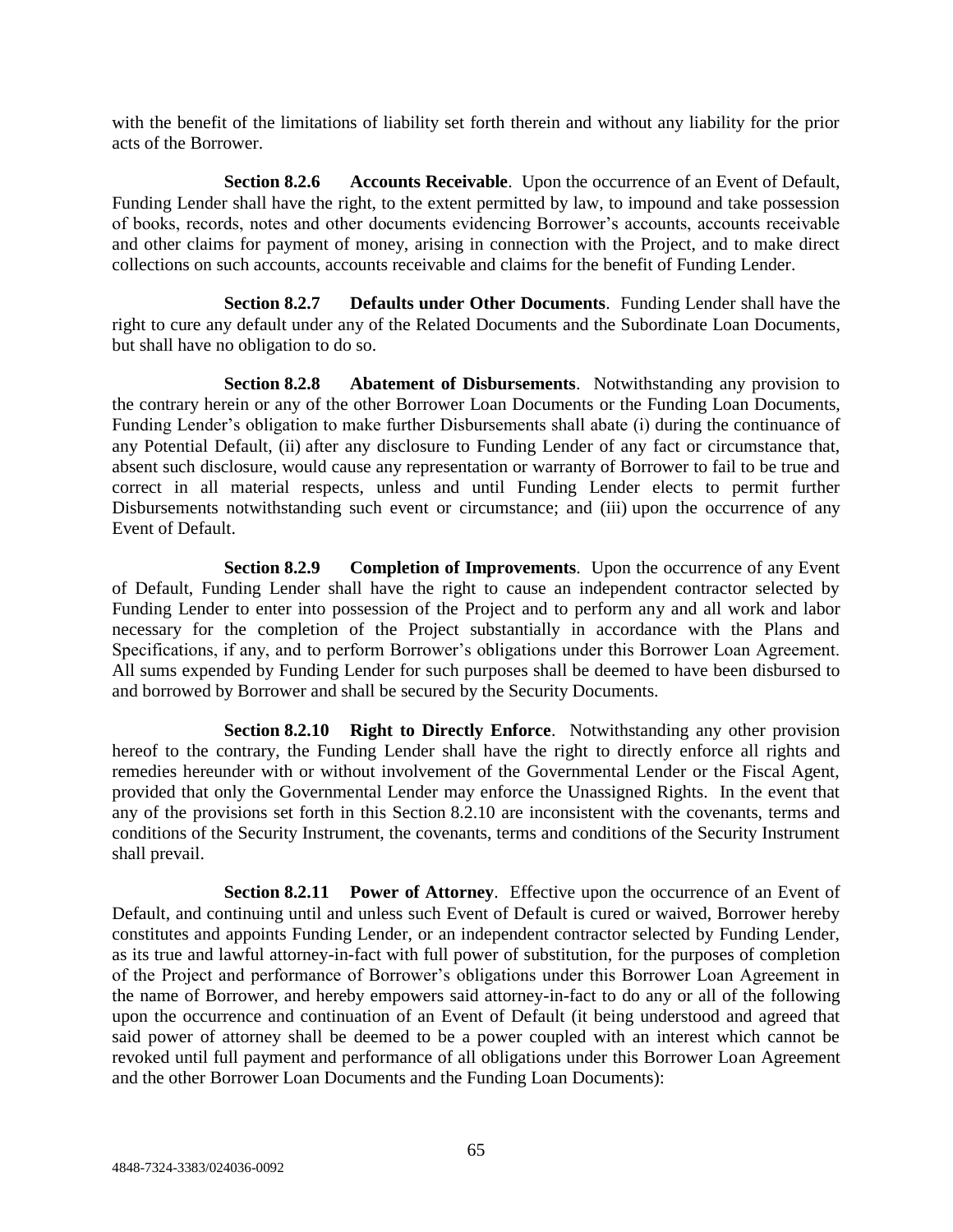with the benefit of the limitations of liability set forth therein and without any liability for the prior acts of the Borrower.

**Section 8.2.6 Accounts Receivable**. Upon the occurrence of an Event of Default, Funding Lender shall have the right, to the extent permitted by law, to impound and take possession of books, records, notes and other documents evidencing Borrower's accounts, accounts receivable and other claims for payment of money, arising in connection with the Project, and to make direct collections on such accounts, accounts receivable and claims for the benefit of Funding Lender.

**Section 8.2.7 Defaults under Other Documents**. Funding Lender shall have the right to cure any default under any of the Related Documents and the Subordinate Loan Documents, but shall have no obligation to do so.

**Section 8.2.8 Abatement of Disbursements**. Notwithstanding any provision to the contrary herein or any of the other Borrower Loan Documents or the Funding Loan Documents, Funding Lender's obligation to make further Disbursements shall abate (i) during the continuance of any Potential Default, (ii) after any disclosure to Funding Lender of any fact or circumstance that, absent such disclosure, would cause any representation or warranty of Borrower to fail to be true and correct in all material respects, unless and until Funding Lender elects to permit further Disbursements notwithstanding such event or circumstance; and (iii) upon the occurrence of any Event of Default.

**Section 8.2.9 Completion of Improvements**. Upon the occurrence of any Event of Default, Funding Lender shall have the right to cause an independent contractor selected by Funding Lender to enter into possession of the Project and to perform any and all work and labor necessary for the completion of the Project substantially in accordance with the Plans and Specifications, if any, and to perform Borrower's obligations under this Borrower Loan Agreement. All sums expended by Funding Lender for such purposes shall be deemed to have been disbursed to and borrowed by Borrower and shall be secured by the Security Documents.

**Section 8.2.10 Right to Directly Enforce**. Notwithstanding any other provision hereof to the contrary, the Funding Lender shall have the right to directly enforce all rights and remedies hereunder with or without involvement of the Governmental Lender or the Fiscal Agent, provided that only the Governmental Lender may enforce the Unassigned Rights. In the event that any of the provisions set forth in this Section 8.2.10 are inconsistent with the covenants, terms and conditions of the Security Instrument, the covenants, terms and conditions of the Security Instrument shall prevail.

**Section 8.2.11 Power of Attorney**. Effective upon the occurrence of an Event of Default, and continuing until and unless such Event of Default is cured or waived, Borrower hereby constitutes and appoints Funding Lender, or an independent contractor selected by Funding Lender, as its true and lawful attorney-in-fact with full power of substitution, for the purposes of completion of the Project and performance of Borrower's obligations under this Borrower Loan Agreement in the name of Borrower, and hereby empowers said attorney-in-fact to do any or all of the following upon the occurrence and continuation of an Event of Default (it being understood and agreed that said power of attorney shall be deemed to be a power coupled with an interest which cannot be revoked until full payment and performance of all obligations under this Borrower Loan Agreement and the other Borrower Loan Documents and the Funding Loan Documents):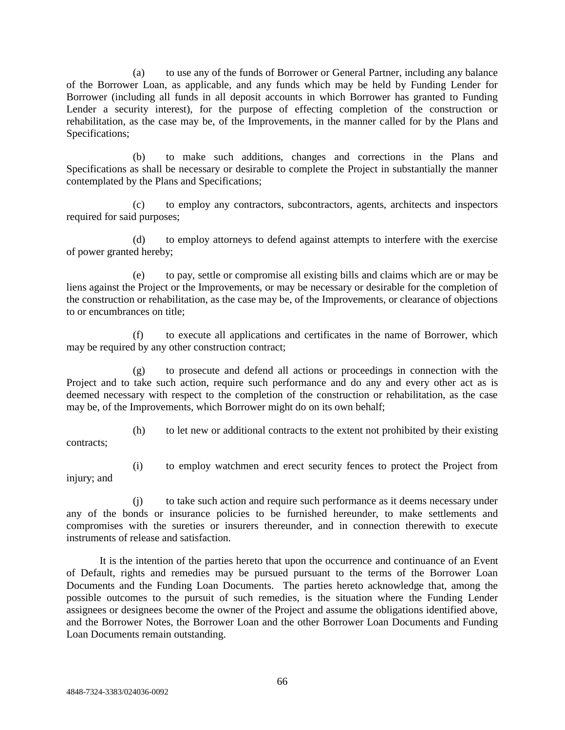(a) to use any of the funds of Borrower or General Partner, including any balance of the Borrower Loan, as applicable, and any funds which may be held by Funding Lender for Borrower (including all funds in all deposit accounts in which Borrower has granted to Funding Lender a security interest), for the purpose of effecting completion of the construction or rehabilitation, as the case may be, of the Improvements, in the manner called for by the Plans and Specifications;

(b) to make such additions, changes and corrections in the Plans and Specifications as shall be necessary or desirable to complete the Project in substantially the manner contemplated by the Plans and Specifications;

(c) to employ any contractors, subcontractors, agents, architects and inspectors required for said purposes;

(d) to employ attorneys to defend against attempts to interfere with the exercise of power granted hereby;

(e) to pay, settle or compromise all existing bills and claims which are or may be liens against the Project or the Improvements, or may be necessary or desirable for the completion of the construction or rehabilitation, as the case may be, of the Improvements, or clearance of objections to or encumbrances on title;

(f) to execute all applications and certificates in the name of Borrower, which may be required by any other construction contract;

(g) to prosecute and defend all actions or proceedings in connection with the Project and to take such action, require such performance and do any and every other act as is deemed necessary with respect to the completion of the construction or rehabilitation, as the case may be, of the Improvements, which Borrower might do on its own behalf;

(h) to let new or additional contracts to the extent not prohibited by their existing contracts;

(i) to employ watchmen and erect security fences to protect the Project from injury; and

(j) to take such action and require such performance as it deems necessary under any of the bonds or insurance policies to be furnished hereunder, to make settlements and compromises with the sureties or insurers thereunder, and in connection therewith to execute instruments of release and satisfaction.

It is the intention of the parties hereto that upon the occurrence and continuance of an Event of Default, rights and remedies may be pursued pursuant to the terms of the Borrower Loan Documents and the Funding Loan Documents. The parties hereto acknowledge that, among the possible outcomes to the pursuit of such remedies, is the situation where the Funding Lender assignees or designees become the owner of the Project and assume the obligations identified above, and the Borrower Notes, the Borrower Loan and the other Borrower Loan Documents and Funding Loan Documents remain outstanding.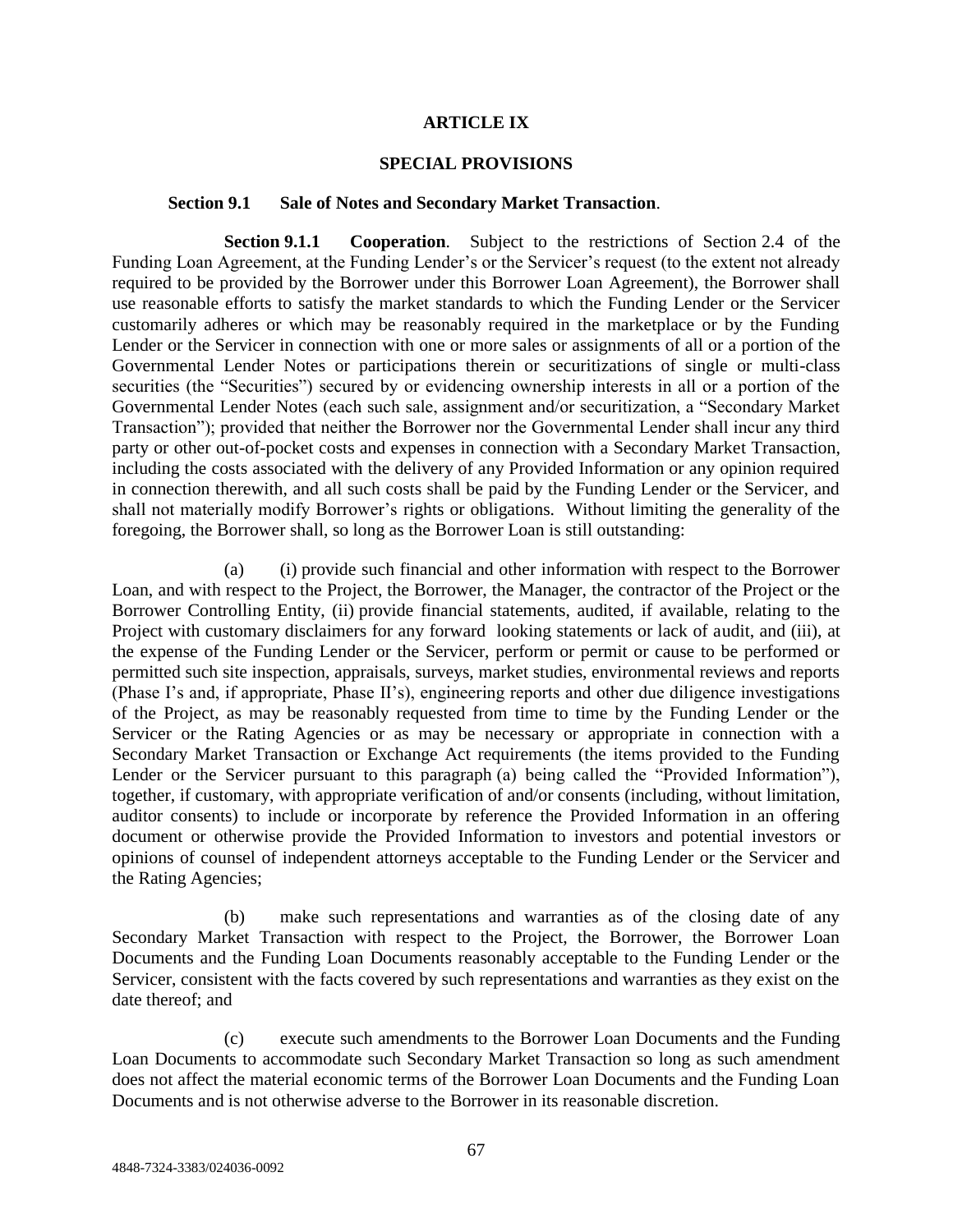# ARTICLE IX

# SPECIAL PROVISIONS

**Section 9.1 Sale of Notes and Secondary Market Transaction**.

**Section 9.1.1 Cooperation**. Subject to the restrictions of Section 2.4 of the Funding Loan Agreement, at the Funding Lender's or the Servicer's request (to the extent not already required to be provided by the Borrower under this Borrower Loan Agreement), the Borrower shall use reasonable efforts to satisfy the market standards to which the Funding Lender or the Servicer customarily adheres or which may be reasonably required in the marketplace or by the Funding Lender or the Servicer in connection with one or more sales or assignments of all or a portion of the Governmental Lender Notes or participations therein or securitizations of single or multi-class securities (the "Securities") secured by or evidencing ownership interests in all or a portion of the Governmental Lender Notes (each such sale, assignment and/or securitization, a "Secondary Market Transaction"); provided that neither the Borrower nor the Governmental Lender shall incur any third party or other out-of-pocket costs and expenses in connection with a Secondary Market Transaction, including the costs associated with the delivery of any Provided Information or any opinion required in connection therewith, and all such costs shall be paid by the Funding Lender or the Servicer, and shall not materially modify Borrower's rights or obligations. Without limiting the generality of the foregoing, the Borrower shall, so long as the Borrower Loan is still outstanding:

(a) (i) provide such financial and other information with respect to the Borrower Loan, and with respect to the Project, the Borrower, the Manager, the contractor of the Project or the Borrower Controlling Entity, (ii) provide financial statements, audited, if available, relating to the Project with customary disclaimers for any forward looking statements or lack of audit, and (iii), at the expense of the Funding Lender or the Servicer, perform or permit or cause to be performed or permitted such site inspection, appraisals, surveys, market studies, environmental reviews and reports (Phase I's and, if appropriate, Phase II's), engineering reports and other due diligence investigations of the Project, as may be reasonably requested from time to time by the Funding Lender or the Servicer or the Rating Agencies or as may be necessary or appropriate in connection with a Secondary Market Transaction or Exchange Act requirements (the items provided to the Funding Lender or the Servicer pursuant to this paragraph (a) being called the "Provided Information"), together, if customary, with appropriate verification of and/or consents (including, without limitation, auditor consents) to include or incorporate by reference the Provided Information in an offering document or otherwise provide the Provided Information to investors and potential investors or opinions of counsel of independent attorneys acceptable to the Funding Lender or the Servicer and the Rating Agencies;

(b) make such representations and warranties as of the closing date of any Secondary Market Transaction with respect to the Project, the Borrower, the Borrower Loan Documents and the Funding Loan Documents reasonably acceptable to the Funding Lender or the Servicer, consistent with the facts covered by such representations and warranties as they exist on the date thereof; and

(c) execute such amendments to the Borrower Loan Documents and the Funding Loan Documents to accommodate such Secondary Market Transaction so long as such amendment does not affect the material economic terms of the Borrower Loan Documents and the Funding Loan Documents and is not otherwise adverse to the Borrower in its reasonable discretion.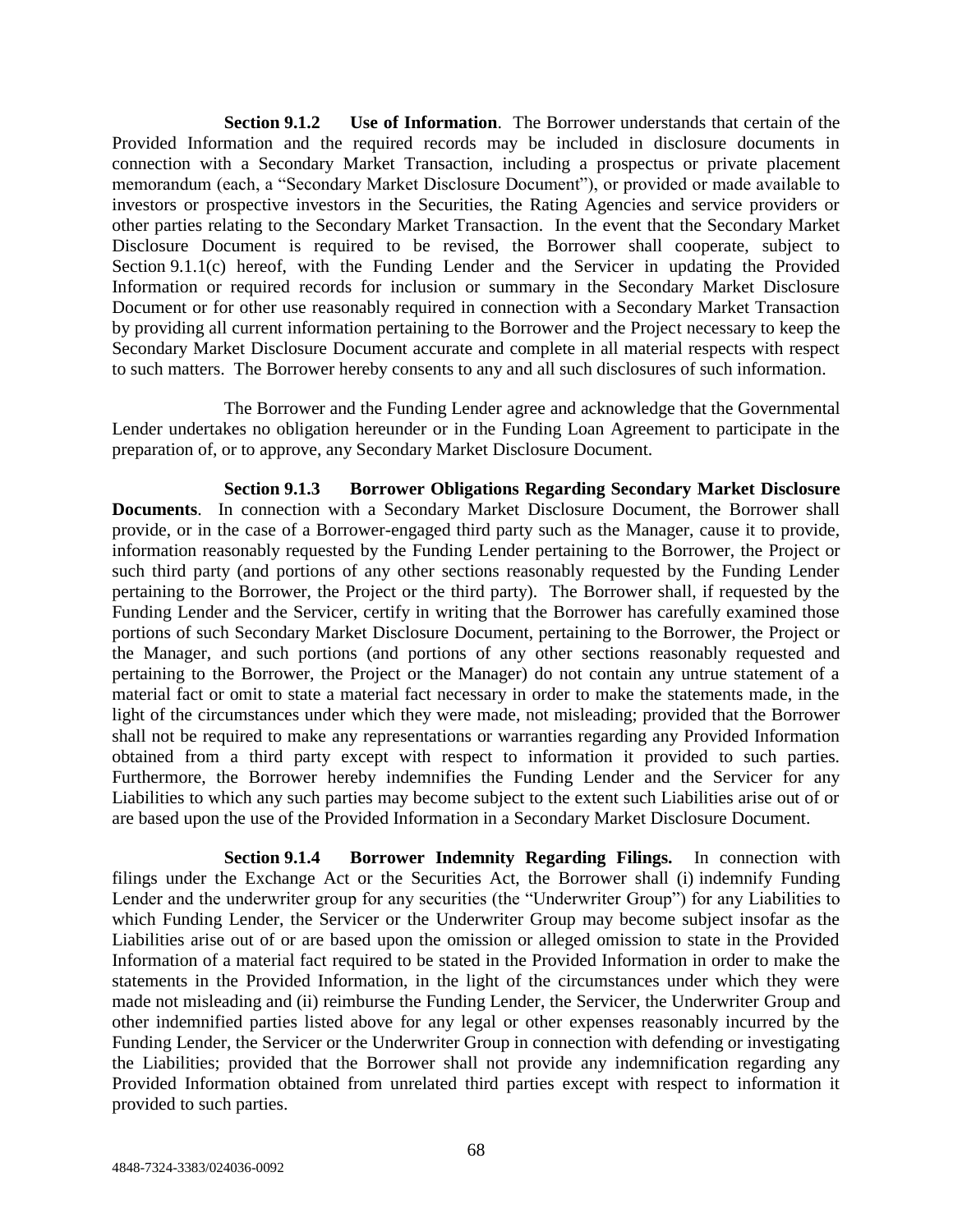**Section 9.1.2 Use of Information**. The Borrower understands that certain of the Provided Information and the required records may be included in disclosure documents in connection with a Secondary Market Transaction, including a prospectus or private placement memorandum (each, a "Secondary Market Disclosure Document"), or provided or made available to investors or prospective investors in the Securities, the Rating Agencies and service providers or other parties relating to the Secondary Market Transaction. In the event that the Secondary Market Disclosure Document is required to be revised, the Borrower shall cooperate, subject to Section 9.1.1(c) hereof, with the Funding Lender and the Servicer in updating the Provided Information or required records for inclusion or summary in the Secondary Market Disclosure Document or for other use reasonably required in connection with a Secondary Market Transaction by providing all current information pertaining to the Borrower and the Project necessary to keep the Secondary Market Disclosure Document accurate and complete in all material respects with respect to such matters. The Borrower hereby consents to any and all such disclosures of such information.

The Borrower and the Funding Lender agree and acknowledge that the Governmental Lender undertakes no obligation hereunder or in the Funding Loan Agreement to participate in the preparation of, or to approve, any Secondary Market Disclosure Document.

**Section 9.1.3 Borrower Obligations Regarding Secondary Market Disclosure Documents**. In connection with a Secondary Market Disclosure Document, the Borrower shall provide, or in the case of a Borrower-engaged third party such as the Manager, cause it to provide, information reasonably requested by the Funding Lender pertaining to the Borrower, the Project or such third party (and portions of any other sections reasonably requested by the Funding Lender pertaining to the Borrower, the Project or the third party). The Borrower shall, if requested by the Funding Lender and the Servicer, certify in writing that the Borrower has carefully examined those portions of such Secondary Market Disclosure Document, pertaining to the Borrower, the Project or the Manager, and such portions (and portions of any other sections reasonably requested and pertaining to the Borrower, the Project or the Manager) do not contain any untrue statement of a material fact or omit to state a material fact necessary in order to make the statements made, in the light of the circumstances under which they were made, not misleading; provided that the Borrower shall not be required to make any representations or warranties regarding any Provided Information obtained from a third party except with respect to information it provided to such parties. Furthermore, the Borrower hereby indemnifies the Funding Lender and the Servicer for any Liabilities to which any such parties may become subject to the extent such Liabilities arise out of or are based upon the use of the Provided Information in a Secondary Market Disclosure Document.

**Section 9.1.4 Borrower Indemnity Regarding Filings.** In connection with filings under the Exchange Act or the Securities Act, the Borrower shall (i) indemnify Funding Lender and the underwriter group for any securities (the "Underwriter Group") for any Liabilities to which Funding Lender, the Servicer or the Underwriter Group may become subject insofar as the Liabilities arise out of or are based upon the omission or alleged omission to state in the Provided Information of a material fact required to be stated in the Provided Information in order to make the statements in the Provided Information, in the light of the circumstances under which they were made not misleading and (ii) reimburse the Funding Lender, the Servicer, the Underwriter Group and other indemnified parties listed above for any legal or other expenses reasonably incurred by the Funding Lender, the Servicer or the Underwriter Group in connection with defending or investigating the Liabilities; provided that the Borrower shall not provide any indemnification regarding any Provided Information obtained from unrelated third parties except with respect to information it provided to such parties.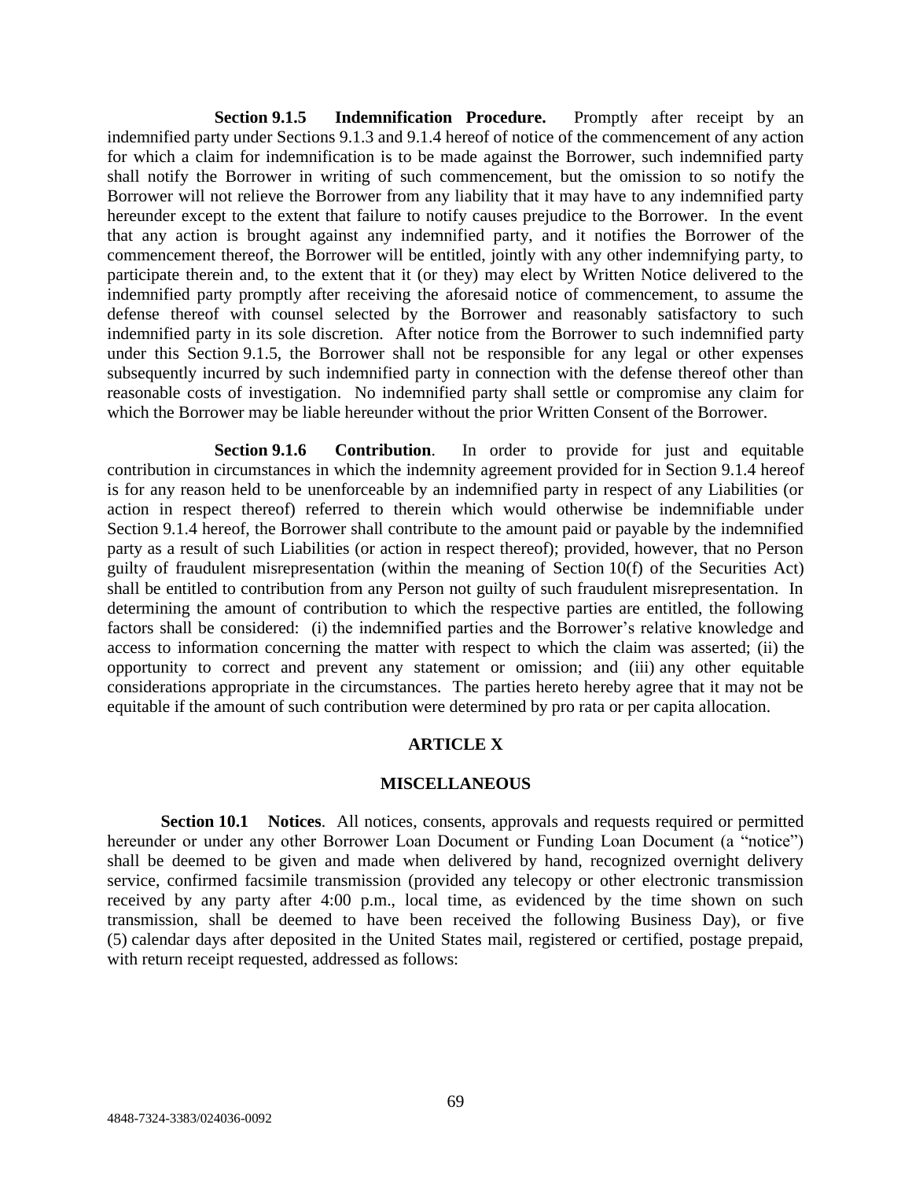**Section 9.1.5 Indemnification Procedure.** Promptly after receipt by an indemnified party under Sections 9.1.3 and 9.1.4 hereof of notice of the commencement of any action for which a claim for indemnification is to be made against the Borrower, such indemnified party shall notify the Borrower in writing of such commencement, but the omission to so notify the Borrower will not relieve the Borrower from any liability that it may have to any indemnified party hereunder except to the extent that failure to notify causes prejudice to the Borrower. In the event that any action is brought against any indemnified party, and it notifies the Borrower of the commencement thereof, the Borrower will be entitled, jointly with any other indemnifying party, to participate therein and, to the extent that it (or they) may elect by Written Notice delivered to the indemnified party promptly after receiving the aforesaid notice of commencement, to assume the defense thereof with counsel selected by the Borrower and reasonably satisfactory to such indemnified party in its sole discretion. After notice from the Borrower to such indemnified party under this Section 9.1.5, the Borrower shall not be responsible for any legal or other expenses subsequently incurred by such indemnified party in connection with the defense thereof other than reasonable costs of investigation. No indemnified party shall settle or compromise any claim for which the Borrower may be liable hereunder without the prior Written Consent of the Borrower.

**Section 9.1.6 Contribution**. In order to provide for just and equitable contribution in circumstances in which the indemnity agreement provided for in Section 9.1.4 hereof is for any reason held to be unenforceable by an indemnified party in respect of any Liabilities (or action in respect thereof) referred to therein which would otherwise be indemnifiable under Section 9.1.4 hereof, the Borrower shall contribute to the amount paid or payable by the indemnified party as a result of such Liabilities (or action in respect thereof); provided, however, that no Person guilty of fraudulent misrepresentation (within the meaning of Section 10(f) of the Securities Act) shall be entitled to contribution from any Person not guilty of such fraudulent misrepresentation. In determining the amount of contribution to which the respective parties are entitled, the following factors shall be considered: (i) the indemnified parties and the Borrower's relative knowledge and access to information concerning the matter with respect to which the claim was asserted; (ii) the opportunity to correct and prevent any statement or omission; and (iii) any other equitable considerations appropriate in the circumstances. The parties hereto hereby agree that it may not be equitable if the amount of such contribution were determined by pro rata or per capita allocation.

## ARTICLE X

## MISCELLANEOUS

**Section 10.1 Notices**. All notices, consents, approvals and requests required or permitted hereunder or under any other Borrower Loan Document or Funding Loan Document (a "notice") shall be deemed to be given and made when delivered by hand, recognized overnight delivery service, confirmed facsimile transmission (provided any telecopy or other electronic transmission received by any party after 4:00 p.m., local time, as evidenced by the time shown on such transmission, shall be deemed to have been received the following Business Day), or five (5) calendar days after deposited in the United States mail, registered or certified, postage prepaid, with return receipt requested, addressed as follows: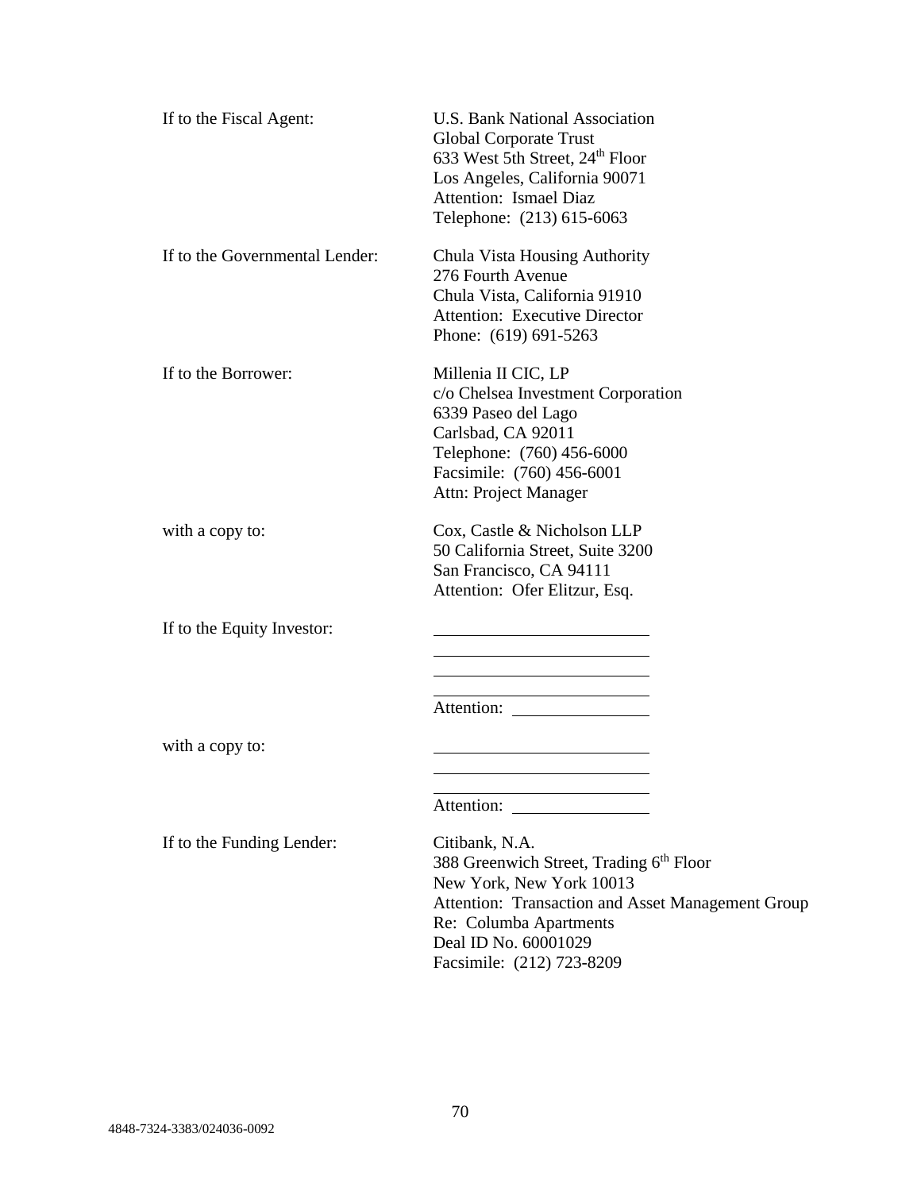| | |
|---|---|
| If to the Fiscal Agent: | U.S. Bank National Association<br>Global Corporate Trust<br>633 West 5th Street, 24th Floor<br>Los Angeles, California 90071<br>Attention: Ismael Diaz<br>Telephone: (213) 615-6063 |
| If to the Governmental Lender: | Chula Vista Housing Authority<br>276 Fourth Avenue<br>Chula Vista, California 91910<br>Attention: Executive Director<br>Phone: (619) 691-5263 |
| If to the Borrower: | Millenia II CIC, LP<br>c/o Chelsea Investment Corporation<br>6339 Paseo del Lago<br>Carlsbad, CA 92011<br>Telephone: (760) 456-6000<br>Facsimile: (760) 456-6001<br>Attn: Project Manager |
| with a copy to: | Cox, Castle & Nicholson LLP<br>50 California Street, Suite 3200<br>San Francisco, CA 94111<br>Attention: Ofer Elitzur, Esq. |
| If to the Equity Investor: | ____________________<br>____________________<br>____________________<br>____________________<br>Attention: ____________ |
| with a copy to: | ____________________<br>____________________<br>____________________<br>Attention: ____________ |
| If to the Funding Lender: | Citibank, N.A.<br>388 Greenwich Street, Trading 6th Floor<br>New York, New York 10013<br>Attention: Transaction and Asset Management Group<br>Re: Columba Apartments<br>Deal ID No. 60001029<br>Facsimile: (212) 723-8209 |

4848-7324-3383/024036-0092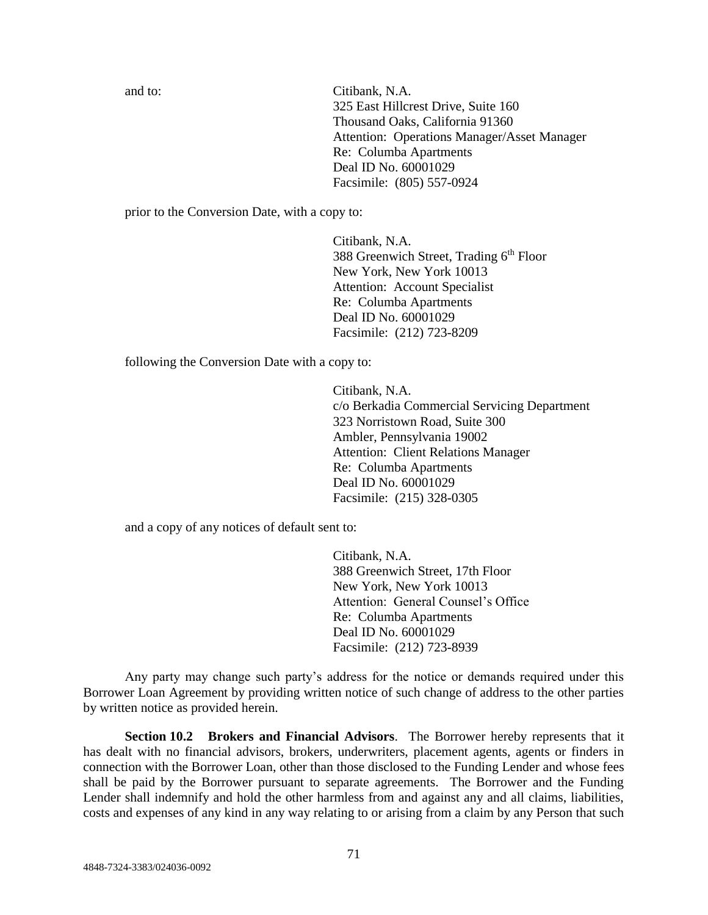and to: Citibank, N.A.
325 East Hillcrest Drive, Suite 160
Thousand Oaks, California 91360
Attention: Operations Manager/Asset Manager
Re: Columba Apartments
Deal ID No. 60001029
Facsimile: (805) 557-0924

prior to the Conversion Date, with a copy to:

Citibank, N.A.
388 Greenwich Street, Trading 6th Floor
New York, New York 10013
Attention: Account Specialist
Re: Columba Apartments
Deal ID No. 60001029
Facsimile: (212) 723-8209

following the Conversion Date with a copy to:

Citibank, N.A.
c/o Berkadia Commercial Servicing Department
323 Norristown Road, Suite 300
Ambler, Pennsylvania 19002
Attention: Client Relations Manager
Re: Columba Apartments
Deal ID No. 60001029
Facsimile: (215) 328-0305

and a copy of any notices of default sent to:

Citibank, N.A.
388 Greenwich Street, 17th Floor
New York, New York 10013
Attention: General Counsel's Office
Re: Columba Apartments
Deal ID No. 60001029
Facsimile: (212) 723-8939

Any party may change such party's address for the notice or demands required under this Borrower Loan Agreement by providing written notice of such change of address to the other parties by written notice as provided herein.

**Section 10.2 Brokers and Financial Advisors**. The Borrower hereby represents that it has dealt with no financial advisors, brokers, underwriters, placement agents, agents or finders in connection with the Borrower Loan, other than those disclosed to the Funding Lender and whose fees shall be paid by the Borrower pursuant to separate agreements. The Borrower and the Funding Lender shall indemnify and hold the other harmless from and against any and all claims, liabilities, costs and expenses of any kind in any way relating to or arising from a claim by any Person that such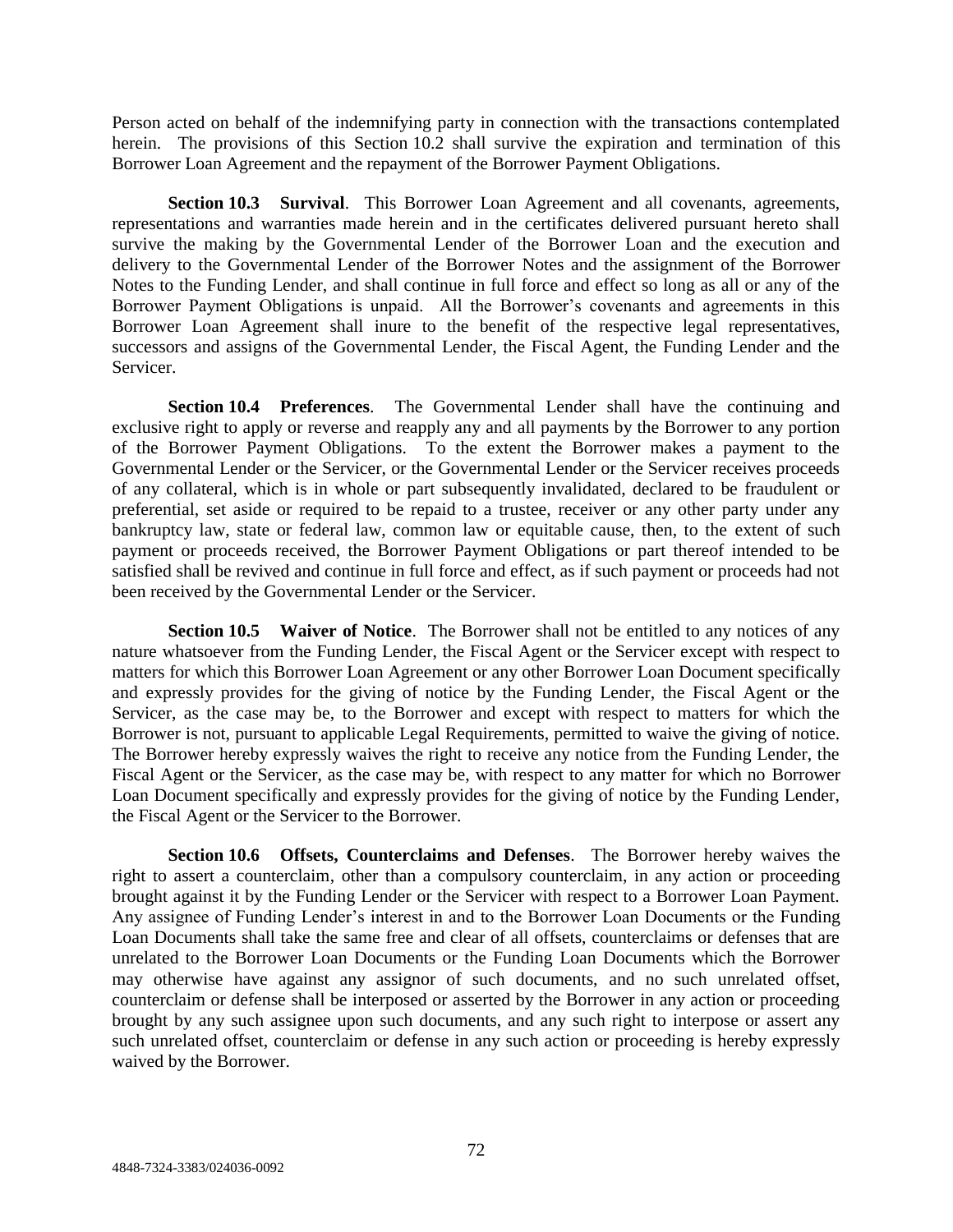Person acted on behalf of the indemnifying party in connection with the transactions contemplated herein. The provisions of this Section 10.2 shall survive the expiration and termination of this Borrower Loan Agreement and the repayment of the Borrower Payment Obligations.

**Section 10.3 Survival**. This Borrower Loan Agreement and all covenants, agreements, representations and warranties made herein and in the certificates delivered pursuant hereto shall survive the making by the Governmental Lender of the Borrower Loan and the execution and delivery to the Governmental Lender of the Borrower Notes and the assignment of the Borrower Notes to the Funding Lender, and shall continue in full force and effect so long as all or any of the Borrower Payment Obligations is unpaid. All the Borrower's covenants and agreements in this Borrower Loan Agreement shall inure to the benefit of the respective legal representatives, successors and assigns of the Governmental Lender, the Fiscal Agent, the Funding Lender and the Servicer.

**Section 10.4 Preferences**. The Governmental Lender shall have the continuing and exclusive right to apply or reverse and reapply any and all payments by the Borrower to any portion of the Borrower Payment Obligations. To the extent the Borrower makes a payment to the Governmental Lender or the Servicer, or the Governmental Lender or the Servicer receives proceeds of any collateral, which is in whole or part subsequently invalidated, declared to be fraudulent or preferential, set aside or required to be repaid to a trustee, receiver or any other party under any bankruptcy law, state or federal law, common law or equitable cause, then, to the extent of such payment or proceeds received, the Borrower Payment Obligations or part thereof intended to be satisfied shall be revived and continue in full force and effect, as if such payment or proceeds had not been received by the Governmental Lender or the Servicer.

**Section 10.5 Waiver of Notice**. The Borrower shall not be entitled to any notices of any nature whatsoever from the Funding Lender, the Fiscal Agent or the Servicer except with respect to matters for which this Borrower Loan Agreement or any other Borrower Loan Document specifically and expressly provides for the giving of notice by the Funding Lender, the Fiscal Agent or the Servicer, as the case may be, to the Borrower and except with respect to matters for which the Borrower is not, pursuant to applicable Legal Requirements, permitted to waive the giving of notice. The Borrower hereby expressly waives the right to receive any notice from the Funding Lender, the Fiscal Agent or the Servicer, as the case may be, with respect to any matter for which no Borrower Loan Document specifically and expressly provides for the giving of notice by the Funding Lender, the Fiscal Agent or the Servicer to the Borrower.

**Section 10.6 Offsets, Counterclaims and Defenses**. The Borrower hereby waives the right to assert a counterclaim, other than a compulsory counterclaim, in any action or proceeding brought against it by the Funding Lender or the Servicer with respect to a Borrower Loan Payment. Any assignee of Funding Lender's interest in and to the Borrower Loan Documents or the Funding Loan Documents shall take the same free and clear of all offsets, counterclaims or defenses that are unrelated to the Borrower Loan Documents or the Funding Loan Documents which the Borrower may otherwise have against any assignor of such documents, and no such unrelated offset, counterclaim or defense shall be interposed or asserted by the Borrower in any action or proceeding brought by any such assignee upon such documents, and any such right to interpose or assert any such unrelated offset, counterclaim or defense in any such action or proceeding is hereby expressly waived by the Borrower.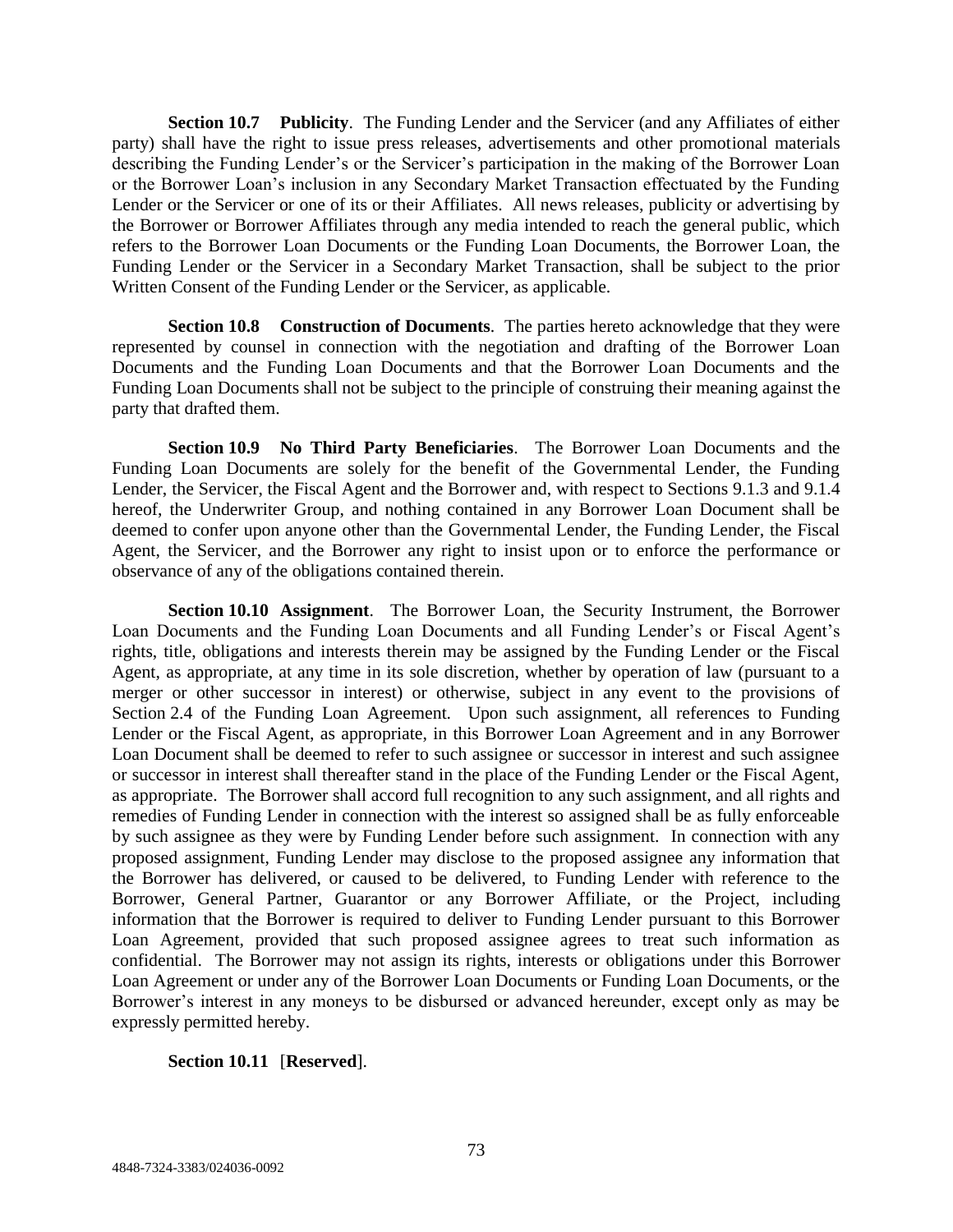**Section 10.7 Publicity**. The Funding Lender and the Servicer (and any Affiliates of either party) shall have the right to issue press releases, advertisements and other promotional materials describing the Funding Lender's or the Servicer's participation in the making of the Borrower Loan or the Borrower Loan's inclusion in any Secondary Market Transaction effectuated by the Funding Lender or the Servicer or one of its or their Affiliates. All news releases, publicity or advertising by the Borrower or Borrower Affiliates through any media intended to reach the general public, which refers to the Borrower Loan Documents or the Funding Loan Documents, the Borrower Loan, the Funding Lender or the Servicer in a Secondary Market Transaction, shall be subject to the prior Written Consent of the Funding Lender or the Servicer, as applicable.

**Section 10.8 Construction of Documents**. The parties hereto acknowledge that they were represented by counsel in connection with the negotiation and drafting of the Borrower Loan Documents and the Funding Loan Documents and that the Borrower Loan Documents and the Funding Loan Documents shall not be subject to the principle of construing their meaning against the party that drafted them.

**Section 10.9 No Third Party Beneficiaries**. The Borrower Loan Documents and the Funding Loan Documents are solely for the benefit of the Governmental Lender, the Funding Lender, the Servicer, the Fiscal Agent and the Borrower and, with respect to Sections 9.1.3 and 9.1.4 hereof, the Underwriter Group, and nothing contained in any Borrower Loan Document shall be deemed to confer upon anyone other than the Governmental Lender, the Funding Lender, the Fiscal Agent, the Servicer, and the Borrower any right to insist upon or to enforce the performance or observance of any of the obligations contained therein.

**Section 10.10 Assignment**. The Borrower Loan, the Security Instrument, the Borrower Loan Documents and the Funding Loan Documents and all Funding Lender's or Fiscal Agent's rights, title, obligations and interests therein may be assigned by the Funding Lender or the Fiscal Agent, as appropriate, at any time in its sole discretion, whether by operation of law (pursuant to a merger or other successor in interest) or otherwise, subject in any event to the provisions of Section 2.4 of the Funding Loan Agreement. Upon such assignment, all references to Funding Lender or the Fiscal Agent, as appropriate, in this Borrower Loan Agreement and in any Borrower Loan Document shall be deemed to refer to such assignee or successor in interest and such assignee or successor in interest shall thereafter stand in the place of the Funding Lender or the Fiscal Agent, as appropriate. The Borrower shall accord full recognition to any such assignment, and all rights and remedies of Funding Lender in connection with the interest so assigned shall be as fully enforceable by such assignee as they were by Funding Lender before such assignment. In connection with any proposed assignment, Funding Lender may disclose to the proposed assignee any information that the Borrower has delivered, or caused to be delivered, to Funding Lender with reference to the Borrower, General Partner, Guarantor or any Borrower Affiliate, or the Project, including information that the Borrower is required to deliver to Funding Lender pursuant to this Borrower Loan Agreement, provided that such proposed assignee agrees to treat such information as confidential. The Borrower may not assign its rights, interests or obligations under this Borrower Loan Agreement or under any of the Borrower Loan Documents or Funding Loan Documents, or the Borrower's interest in any moneys to be disbursed or advanced hereunder, except only as may be expressly permitted hereby.

**Section 10.11** [**Reserved**].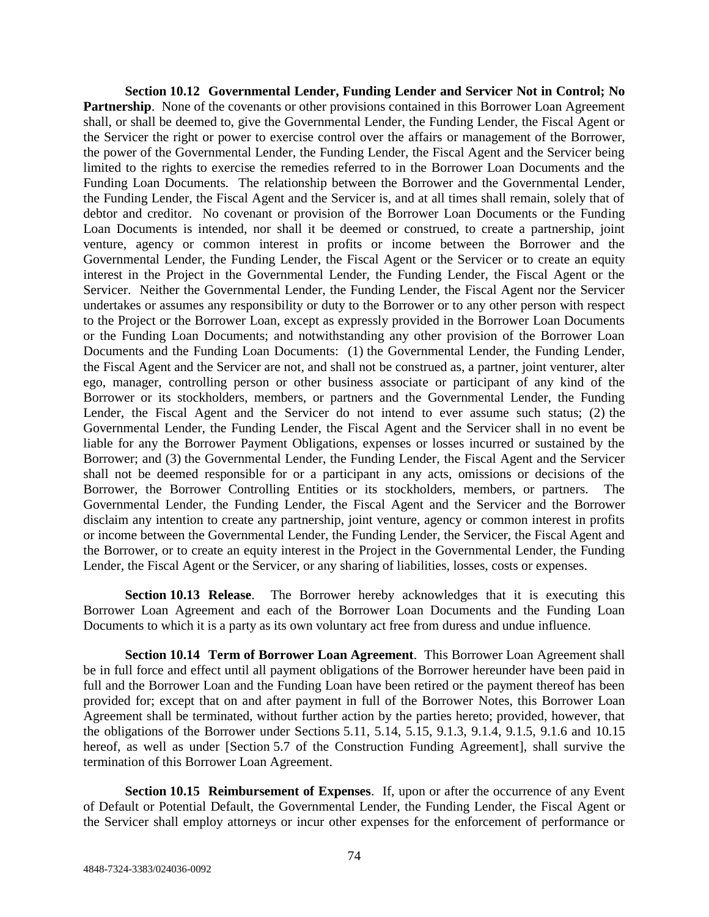**Section 10.12 Governmental Lender, Funding Lender and Servicer Not in Control; No Partnership**. None of the covenants or other provisions contained in this Borrower Loan Agreement shall, or shall be deemed to, give the Governmental Lender, the Funding Lender, the Fiscal Agent or the Servicer the right or power to exercise control over the affairs or management of the Borrower, the power of the Governmental Lender, the Funding Lender, the Fiscal Agent and the Servicer being limited to the rights to exercise the remedies referred to in the Borrower Loan Documents and the Funding Loan Documents. The relationship between the Borrower and the Governmental Lender, the Funding Lender, the Fiscal Agent and the Servicer is, and at all times shall remain, solely that of debtor and creditor. No covenant or provision of the Borrower Loan Documents or the Funding Loan Documents is intended, nor shall it be deemed or construed, to create a partnership, joint venture, agency or common interest in profits or income between the Borrower and the Governmental Lender, the Funding Lender, the Fiscal Agent or the Servicer or to create an equity interest in the Project in the Governmental Lender, the Funding Lender, the Fiscal Agent or the Servicer. Neither the Governmental Lender, the Funding Lender, the Fiscal Agent nor the Servicer undertakes or assumes any responsibility or duty to the Borrower or to any other person with respect to the Project or the Borrower Loan, except as expressly provided in the Borrower Loan Documents or the Funding Loan Documents; and notwithstanding any other provision of the Borrower Loan Documents and the Funding Loan Documents: (1) the Governmental Lender, the Funding Lender, the Fiscal Agent and the Servicer are not, and shall not be construed as, a partner, joint venturer, alter ego, manager, controlling person or other business associate or participant of any kind of the Borrower or its stockholders, members, or partners and the Governmental Lender, the Funding Lender, the Fiscal Agent and the Servicer do not intend to ever assume such status; (2) the Governmental Lender, the Funding Lender, the Fiscal Agent and the Servicer shall in no event be liable for any the Borrower Payment Obligations, expenses or losses incurred or sustained by the Borrower; and (3) the Governmental Lender, the Funding Lender, the Fiscal Agent and the Servicer shall not be deemed responsible for or a participant in any acts, omissions or decisions of the Borrower, the Borrower Controlling Entities or its stockholders, members, or partners. The Governmental Lender, the Funding Lender, the Fiscal Agent and the Servicer and the Borrower disclaim any intention to create any partnership, joint venture, agency or common interest in profits or income between the Governmental Lender, the Funding Lender, the Servicer, the Fiscal Agent and the Borrower, or to create an equity interest in the Project in the Governmental Lender, the Funding Lender, the Fiscal Agent or the Servicer, or any sharing of liabilities, losses, costs or expenses.

**Section 10.13 Release**. The Borrower hereby acknowledges that it is executing this Borrower Loan Agreement and each of the Borrower Loan Documents and the Funding Loan Documents to which it is a party as its own voluntary act free from duress and undue influence.

**Section 10.14 Term of Borrower Loan Agreement**. This Borrower Loan Agreement shall be in full force and effect until all payment obligations of the Borrower hereunder have been paid in full and the Borrower Loan and the Funding Loan have been retired or the payment thereof has been provided for; except that on and after payment in full of the Borrower Notes, this Borrower Loan Agreement shall be terminated, without further action by the parties hereto; provided, however, that the obligations of the Borrower under Sections 5.11, 5.14, 5.15, 9.1.3, 9.1.4, 9.1.5, 9.1.6 and 10.15 hereof, as well as under [Section 5.7 of the Construction Funding Agreement], shall survive the termination of this Borrower Loan Agreement.

**Section 10.15 Reimbursement of Expenses**. If, upon or after the occurrence of any Event of Default or Potential Default, the Governmental Lender, the Funding Lender, the Fiscal Agent or the Servicer shall employ attorneys or incur other expenses for the enforcement of performance or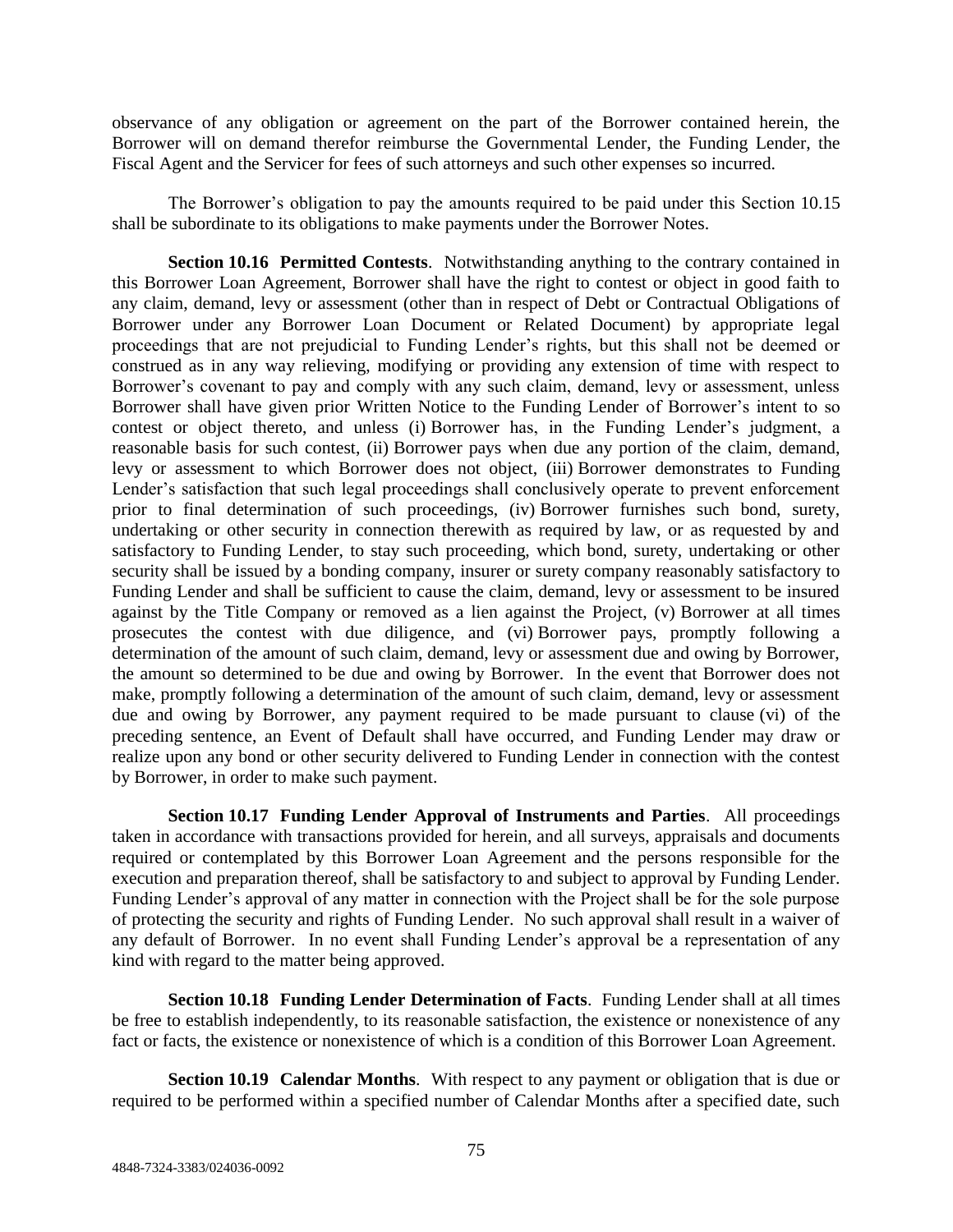observance of any obligation or agreement on the part of the Borrower contained herein, the Borrower will on demand therefor reimburse the Governmental Lender, the Funding Lender, the Fiscal Agent and the Servicer for fees of such attorneys and such other expenses so incurred.

The Borrower's obligation to pay the amounts required to be paid under this Section 10.15 shall be subordinate to its obligations to make payments under the Borrower Notes.

**Section 10.16 Permitted Contests**. Notwithstanding anything to the contrary contained in this Borrower Loan Agreement, Borrower shall have the right to contest or object in good faith to any claim, demand, levy or assessment (other than in respect of Debt or Contractual Obligations of Borrower under any Borrower Loan Document or Related Document) by appropriate legal proceedings that are not prejudicial to Funding Lender's rights, but this shall not be deemed or construed as in any way relieving, modifying or providing any extension of time with respect to Borrower's covenant to pay and comply with any such claim, demand, levy or assessment, unless Borrower shall have given prior Written Notice to the Funding Lender of Borrower's intent to so contest or object thereto, and unless (i) Borrower has, in the Funding Lender's judgment, a reasonable basis for such contest, (ii) Borrower pays when due any portion of the claim, demand, levy or assessment to which Borrower does not object, (iii) Borrower demonstrates to Funding Lender's satisfaction that such legal proceedings shall conclusively operate to prevent enforcement prior to final determination of such proceedings, (iv) Borrower furnishes such bond, surety, undertaking or other security in connection therewith as required by law, or as requested by and satisfactory to Funding Lender, to stay such proceeding, which bond, surety, undertaking or other security shall be issued by a bonding company, insurer or surety company reasonably satisfactory to Funding Lender and shall be sufficient to cause the claim, demand, levy or assessment to be insured against by the Title Company or removed as a lien against the Project, (v) Borrower at all times prosecutes the contest with due diligence, and (vi) Borrower pays, promptly following a determination of the amount of such claim, demand, levy or assessment due and owing by Borrower, the amount so determined to be due and owing by Borrower. In the event that Borrower does not make, promptly following a determination of the amount of such claim, demand, levy or assessment due and owing by Borrower, any payment required to be made pursuant to clause (vi) of the preceding sentence, an Event of Default shall have occurred, and Funding Lender may draw or realize upon any bond or other security delivered to Funding Lender in connection with the contest by Borrower, in order to make such payment.

**Section 10.17 Funding Lender Approval of Instruments and Parties**. All proceedings taken in accordance with transactions provided for herein, and all surveys, appraisals and documents required or contemplated by this Borrower Loan Agreement and the persons responsible for the execution and preparation thereof, shall be satisfactory to and subject to approval by Funding Lender. Funding Lender's approval of any matter in connection with the Project shall be for the sole purpose of protecting the security and rights of Funding Lender. No such approval shall result in a waiver of any default of Borrower. In no event shall Funding Lender's approval be a representation of any kind with regard to the matter being approved.

**Section 10.18 Funding Lender Determination of Facts**. Funding Lender shall at all times be free to establish independently, to its reasonable satisfaction, the existence or nonexistence of any fact or facts, the existence or nonexistence of which is a condition of this Borrower Loan Agreement.

**Section 10.19 Calendar Months**. With respect to any payment or obligation that is due or required to be performed within a specified number of Calendar Months after a specified date, such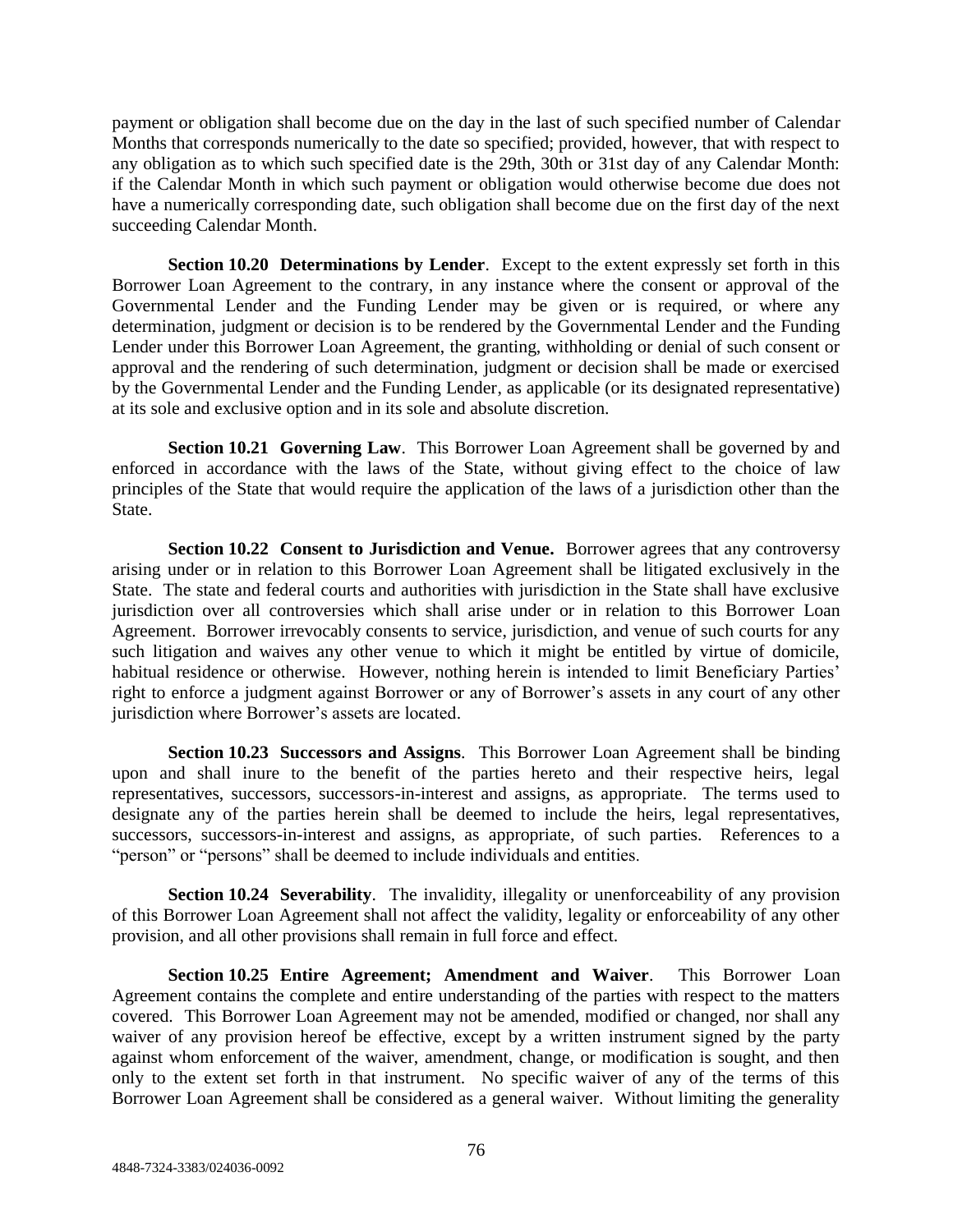payment or obligation shall become due on the day in the last of such specified number of Calendar Months that corresponds numerically to the date so specified; provided, however, that with respect to any obligation as to which such specified date is the 29th, 30th or 31st day of any Calendar Month: if the Calendar Month in which such payment or obligation would otherwise become due does not have a numerically corresponding date, such obligation shall become due on the first day of the next succeeding Calendar Month.

**Section 10.20 Determinations by Lender**. Except to the extent expressly set forth in this Borrower Loan Agreement to the contrary, in any instance where the consent or approval of the Governmental Lender and the Funding Lender may be given or is required, or where any determination, judgment or decision is to be rendered by the Governmental Lender and the Funding Lender under this Borrower Loan Agreement, the granting, withholding or denial of such consent or approval and the rendering of such determination, judgment or decision shall be made or exercised by the Governmental Lender and the Funding Lender, as applicable (or its designated representative) at its sole and exclusive option and in its sole and absolute discretion.

**Section 10.21 Governing Law**. This Borrower Loan Agreement shall be governed by and enforced in accordance with the laws of the State, without giving effect to the choice of law principles of the State that would require the application of the laws of a jurisdiction other than the State.

**Section 10.22 Consent to Jurisdiction and Venue.** Borrower agrees that any controversy arising under or in relation to this Borrower Loan Agreement shall be litigated exclusively in the State. The state and federal courts and authorities with jurisdiction in the State shall have exclusive jurisdiction over all controversies which shall arise under or in relation to this Borrower Loan Agreement. Borrower irrevocably consents to service, jurisdiction, and venue of such courts for any such litigation and waives any other venue to which it might be entitled by virtue of domicile, habitual residence or otherwise. However, nothing herein is intended to limit Beneficiary Parties' right to enforce a judgment against Borrower or any of Borrower's assets in any court of any other jurisdiction where Borrower's assets are located.

**Section 10.23 Successors and Assigns**. This Borrower Loan Agreement shall be binding upon and shall inure to the benefit of the parties hereto and their respective heirs, legal representatives, successors, successors-in-interest and assigns, as appropriate. The terms used to designate any of the parties herein shall be deemed to include the heirs, legal representatives, successors, successors-in-interest and assigns, as appropriate, of such parties. References to a "person" or "persons" shall be deemed to include individuals and entities.

**Section 10.24 Severability**. The invalidity, illegality or unenforceability of any provision of this Borrower Loan Agreement shall not affect the validity, legality or enforceability of any other provision, and all other provisions shall remain in full force and effect.

**Section 10.25 Entire Agreement; Amendment and Waiver**. This Borrower Loan Agreement contains the complete and entire understanding of the parties with respect to the matters covered. This Borrower Loan Agreement may not be amended, modified or changed, nor shall any waiver of any provision hereof be effective, except by a written instrument signed by the party against whom enforcement of the waiver, amendment, change, or modification is sought, and then only to the extent set forth in that instrument. No specific waiver of any of the terms of this Borrower Loan Agreement shall be considered as a general waiver. Without limiting the generality

4848-7324-3383/024036-0092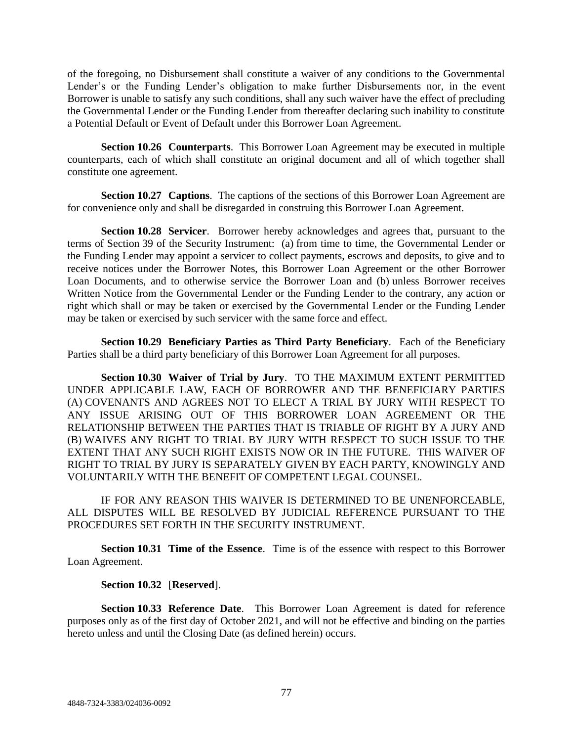of the foregoing, no Disbursement shall constitute a waiver of any conditions to the Governmental Lender's or the Funding Lender's obligation to make further Disbursements nor, in the event Borrower is unable to satisfy any such conditions, shall any such waiver have the effect of precluding the Governmental Lender or the Funding Lender from thereafter declaring such inability to constitute a Potential Default or Event of Default under this Borrower Loan Agreement.

**Section 10.26 Counterparts**. This Borrower Loan Agreement may be executed in multiple counterparts, each of which shall constitute an original document and all of which together shall constitute one agreement.

**Section 10.27 Captions**. The captions of the sections of this Borrower Loan Agreement are for convenience only and shall be disregarded in construing this Borrower Loan Agreement.

**Section 10.28 Servicer**. Borrower hereby acknowledges and agrees that, pursuant to the terms of Section 39 of the Security Instrument: (a) from time to time, the Governmental Lender or the Funding Lender may appoint a servicer to collect payments, escrows and deposits, to give and to receive notices under the Borrower Notes, this Borrower Loan Agreement or the other Borrower Loan Documents, and to otherwise service the Borrower Loan and (b) unless Borrower receives Written Notice from the Governmental Lender or the Funding Lender to the contrary, any action or right which shall or may be taken or exercised by the Governmental Lender or the Funding Lender may be taken or exercised by such servicer with the same force and effect.

**Section 10.29 Beneficiary Parties as Third Party Beneficiary**. Each of the Beneficiary Parties shall be a third party beneficiary of this Borrower Loan Agreement for all purposes.

**Section 10.30 Waiver of Trial by Jury**. TO THE MAXIMUM EXTENT PERMITTED UNDER APPLICABLE LAW, EACH OF BORROWER AND THE BENEFICIARY PARTIES (A) COVENANTS AND AGREES NOT TO ELECT A TRIAL BY JURY WITH RESPECT TO ANY ISSUE ARISING OUT OF THIS BORROWER LOAN AGREEMENT OR THE RELATIONSHIP BETWEEN THE PARTIES THAT IS TRIABLE OF RIGHT BY A JURY AND (B) WAIVES ANY RIGHT TO TRIAL BY JURY WITH RESPECT TO SUCH ISSUE TO THE EXTENT THAT ANY SUCH RIGHT EXISTS NOW OR IN THE FUTURE. THIS WAIVER OF RIGHT TO TRIAL BY JURY IS SEPARATELY GIVEN BY EACH PARTY, KNOWINGLY AND VOLUNTARILY WITH THE BENEFIT OF COMPETENT LEGAL COUNSEL.

IF FOR ANY REASON THIS WAIVER IS DETERMINED TO BE UNENFORCEABLE, ALL DISPUTES WILL BE RESOLVED BY JUDICIAL REFERENCE PURSUANT TO THE PROCEDURES SET FORTH IN THE SECURITY INSTRUMENT.

**Section 10.31 Time of the Essence**. Time is of the essence with respect to this Borrower Loan Agreement.

**Section 10.32** [**Reserved**].

**Section 10.33 Reference Date**. This Borrower Loan Agreement is dated for reference purposes only as of the first day of October 2021, and will not be effective and binding on the parties hereto unless and until the Closing Date (as defined herein) occurs.

4848-7324-3383/024036-0092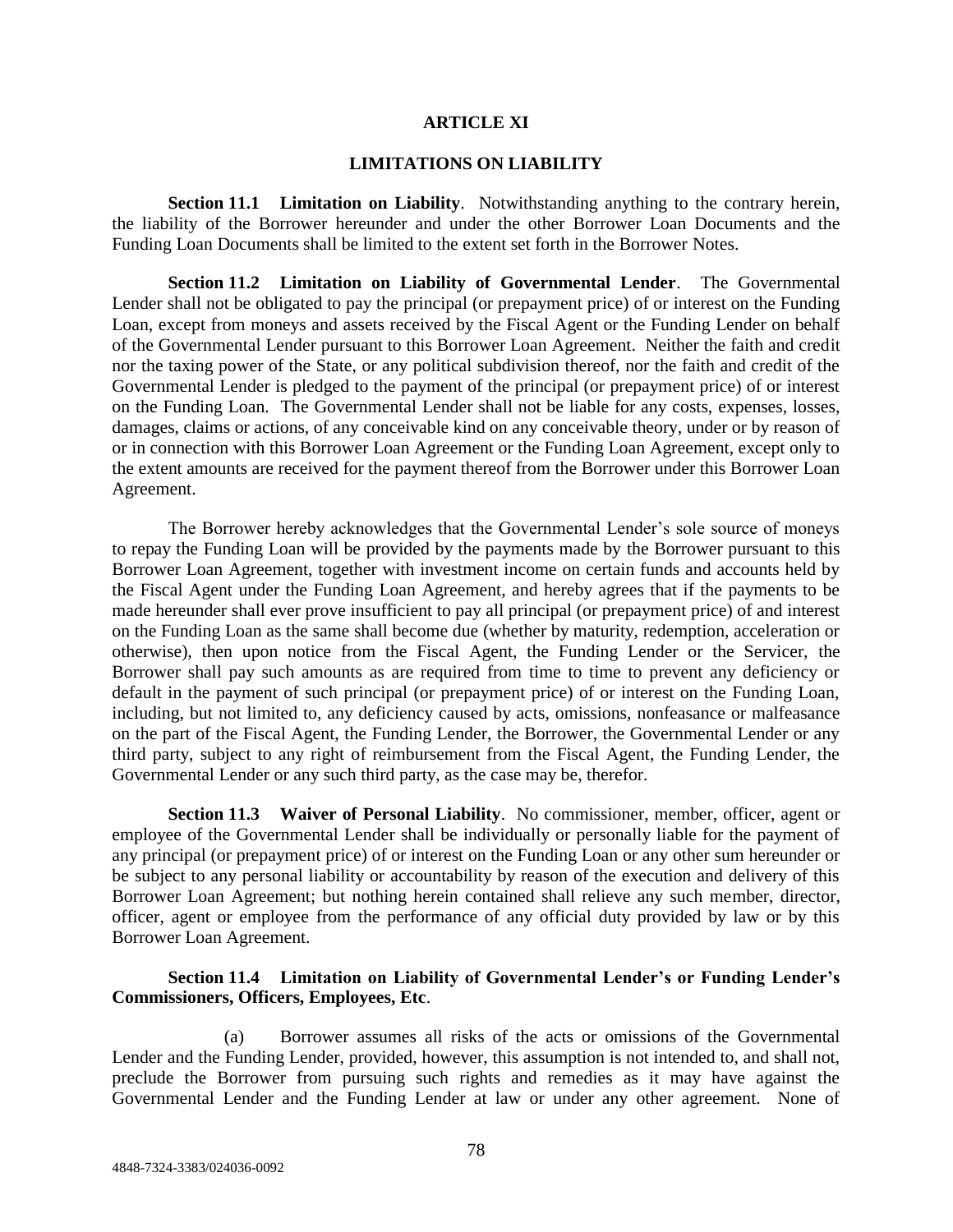# ARTICLE XI

## LIMITATIONS ON LIABILITY

**Section 11.1 Limitation on Liability**. Notwithstanding anything to the contrary herein, the liability of the Borrower hereunder and under the other Borrower Loan Documents and the Funding Loan Documents shall be limited to the extent set forth in the Borrower Notes.

**Section 11.2 Limitation on Liability of Governmental Lender**. The Governmental Lender shall not be obligated to pay the principal (or prepayment price) of or interest on the Funding Loan, except from moneys and assets received by the Fiscal Agent or the Funding Lender on behalf of the Governmental Lender pursuant to this Borrower Loan Agreement. Neither the faith and credit nor the taxing power of the State, or any political subdivision thereof, nor the faith and credit of the Governmental Lender is pledged to the payment of the principal (or prepayment price) of or interest on the Funding Loan. The Governmental Lender shall not be liable for any costs, expenses, losses, damages, claims or actions, of any conceivable kind on any conceivable theory, under or by reason of or in connection with this Borrower Loan Agreement or the Funding Loan Agreement, except only to the extent amounts are received for the payment thereof from the Borrower under this Borrower Loan Agreement.

The Borrower hereby acknowledges that the Governmental Lender's sole source of moneys to repay the Funding Loan will be provided by the payments made by the Borrower pursuant to this Borrower Loan Agreement, together with investment income on certain funds and accounts held by the Fiscal Agent under the Funding Loan Agreement, and hereby agrees that if the payments to be made hereunder shall ever prove insufficient to pay all principal (or prepayment price) of and interest on the Funding Loan as the same shall become due (whether by maturity, redemption, acceleration or otherwise), then upon notice from the Fiscal Agent, the Funding Lender or the Servicer, the Borrower shall pay such amounts as are required from time to time to prevent any deficiency or default in the payment of such principal (or prepayment price) of or interest on the Funding Loan, including, but not limited to, any deficiency caused by acts, omissions, nonfeasance or malfeasance on the part of the Fiscal Agent, the Funding Lender, the Borrower, the Governmental Lender or any third party, subject to any right of reimbursement from the Fiscal Agent, the Funding Lender, the Governmental Lender or any such third party, as the case may be, therefor.

**Section 11.3 Waiver of Personal Liability**. No commissioner, member, officer, agent or employee of the Governmental Lender shall be individually or personally liable for the payment of any principal (or prepayment price) of or interest on the Funding Loan or any other sum hereunder or be subject to any personal liability or accountability by reason of the execution and delivery of this Borrower Loan Agreement; but nothing herein contained shall relieve any such member, director, officer, agent or employee from the performance of any official duty provided by law or by this Borrower Loan Agreement.

**Section 11.4 Limitation on Liability of Governmental Lender's or Funding Lender's Commissioners, Officers, Employees, Etc**.

(a) Borrower assumes all risks of the acts or omissions of the Governmental Lender and the Funding Lender, provided, however, this assumption is not intended to, and shall not, preclude the Borrower from pursuing such rights and remedies as it may have against the Governmental Lender and the Funding Lender at law or under any other agreement. None of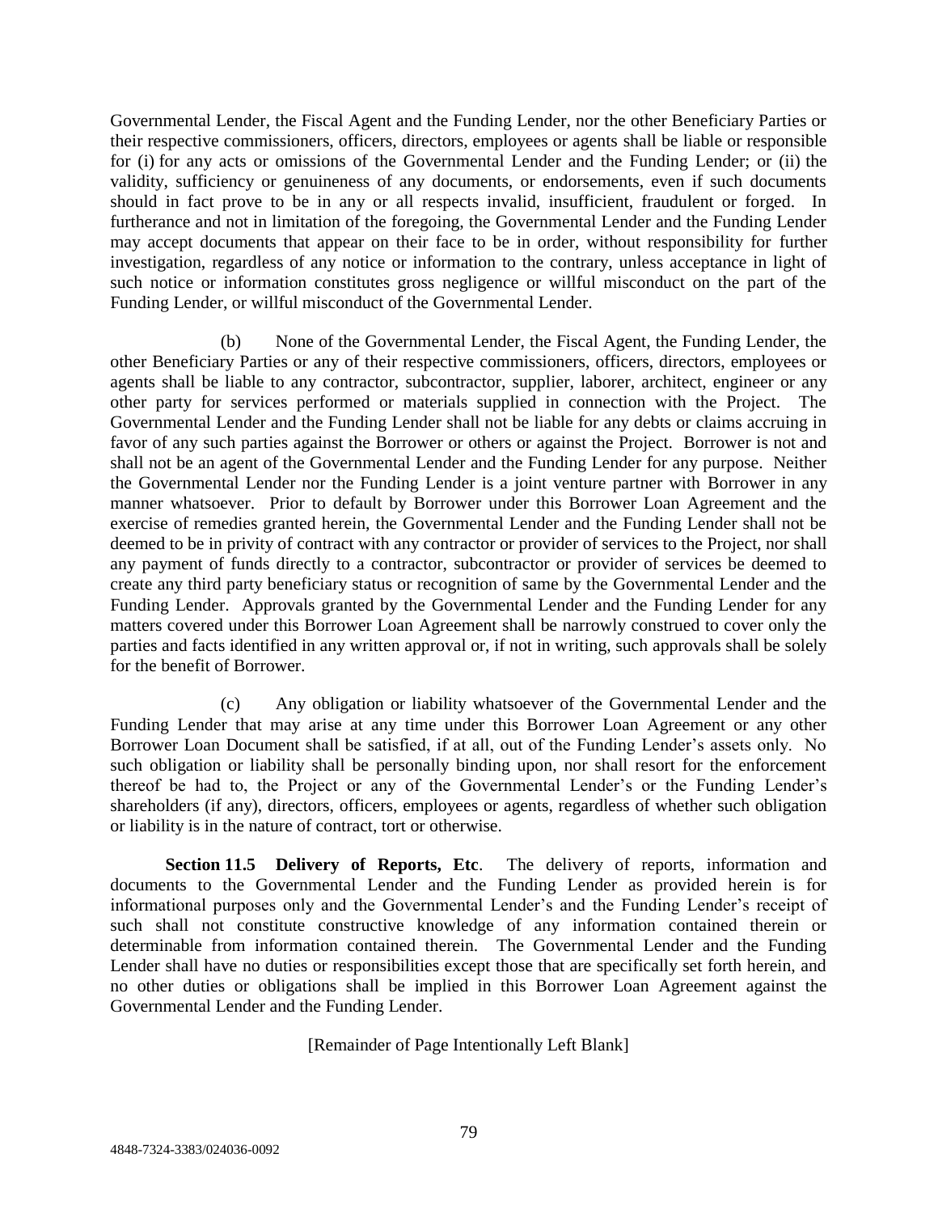Governmental Lender, the Fiscal Agent and the Funding Lender, nor the other Beneficiary Parties or their respective commissioners, officers, directors, employees or agents shall be liable or responsible for (i) for any acts or omissions of the Governmental Lender and the Funding Lender; or (ii) the validity, sufficiency or genuineness of any documents, or endorsements, even if such documents should in fact prove to be in any or all respects invalid, insufficient, fraudulent or forged. In furtherance and not in limitation of the foregoing, the Governmental Lender and the Funding Lender may accept documents that appear on their face to be in order, without responsibility for further investigation, regardless of any notice or information to the contrary, unless acceptance in light of such notice or information constitutes gross negligence or willful misconduct on the part of the Funding Lender, or willful misconduct of the Governmental Lender.

(b) None of the Governmental Lender, the Fiscal Agent, the Funding Lender, the other Beneficiary Parties or any of their respective commissioners, officers, directors, employees or agents shall be liable to any contractor, subcontractor, supplier, laborer, architect, engineer or any other party for services performed or materials supplied in connection with the Project. The Governmental Lender and the Funding Lender shall not be liable for any debts or claims accruing in favor of any such parties against the Borrower or others or against the Project. Borrower is not and shall not be an agent of the Governmental Lender and the Funding Lender for any purpose. Neither the Governmental Lender nor the Funding Lender is a joint venture partner with Borrower in any manner whatsoever. Prior to default by Borrower under this Borrower Loan Agreement and the exercise of remedies granted herein, the Governmental Lender and the Funding Lender shall not be deemed to be in privity of contract with any contractor or provider of services to the Project, nor shall any payment of funds directly to a contractor, subcontractor or provider of services be deemed to create any third party beneficiary status or recognition of same by the Governmental Lender and the Funding Lender. Approvals granted by the Governmental Lender and the Funding Lender for any matters covered under this Borrower Loan Agreement shall be narrowly construed to cover only the parties and facts identified in any written approval or, if not in writing, such approvals shall be solely for the benefit of Borrower.

(c) Any obligation or liability whatsoever of the Governmental Lender and the Funding Lender that may arise at any time under this Borrower Loan Agreement or any other Borrower Loan Document shall be satisfied, if at all, out of the Funding Lender's assets only. No such obligation or liability shall be personally binding upon, nor shall resort for the enforcement thereof be had to, the Project or any of the Governmental Lender's or the Funding Lender's shareholders (if any), directors, officers, employees or agents, regardless of whether such obligation or liability is in the nature of contract, tort or otherwise.

**Section 11.5 Delivery of Reports, Etc**. The delivery of reports, information and documents to the Governmental Lender and the Funding Lender as provided herein is for informational purposes only and the Governmental Lender's and the Funding Lender's receipt of such shall not constitute constructive knowledge of any information contained therein or determinable from information contained therein. The Governmental Lender and the Funding Lender shall have no duties or responsibilities except those that are specifically set forth herein, and no other duties or obligations shall be implied in this Borrower Loan Agreement against the Governmental Lender and the Funding Lender.

[Remainder of Page Intentionally Left Blank]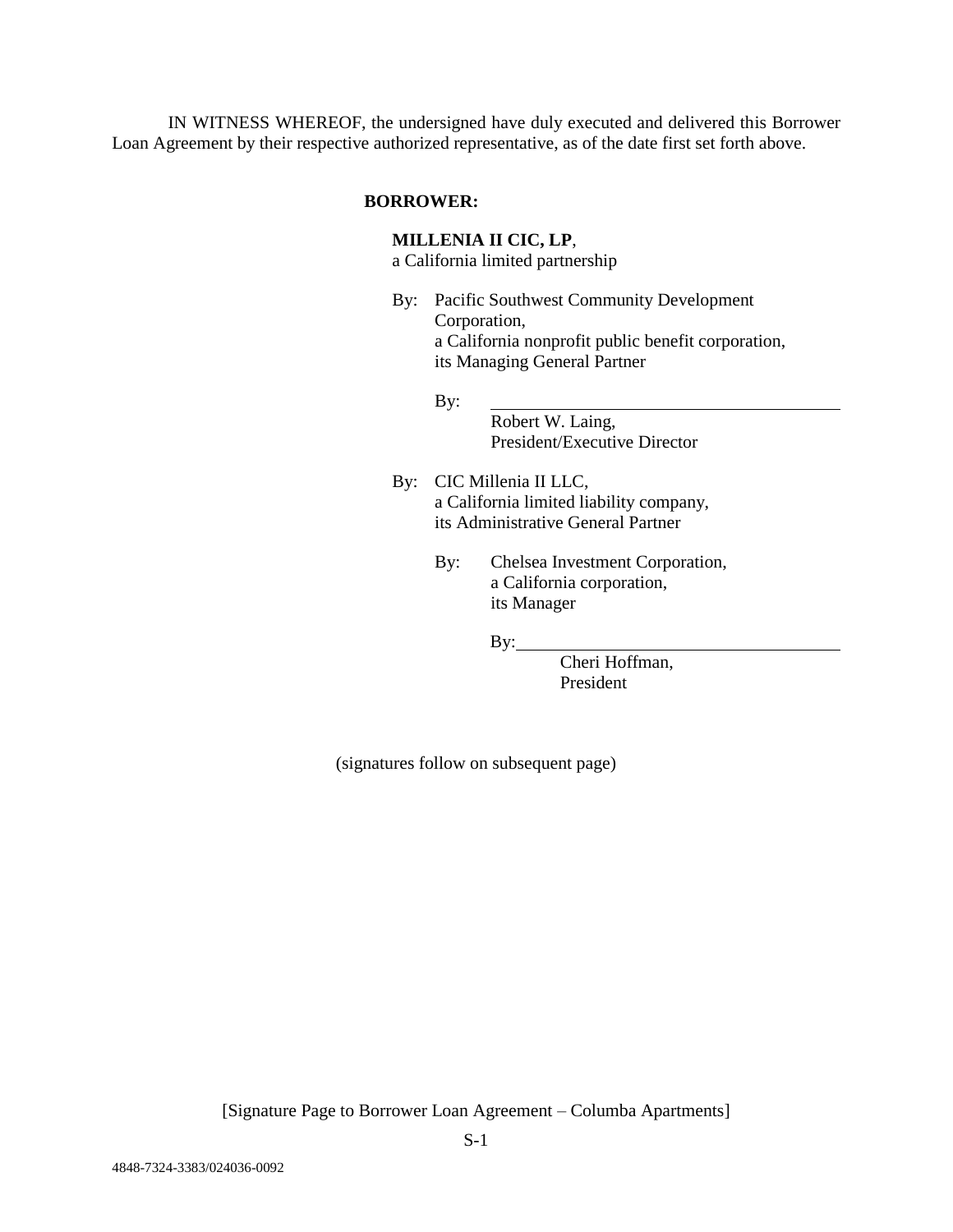IN WITNESS WHEREOF, the undersigned have duly executed and delivered this Borrower Loan Agreement by their respective authorized representative, as of the date first set forth above.

**BORROWER:**

**MILLENIA II CIC, LP**,
a California limited partnership

By: Pacific Southwest Community Development Corporation,
a California nonprofit public benefit corporation,
its Managing General Partner

By: \_\_\_\_\_\_\_\_\_\_\_\_\_\_\_\_\_\_\_\_\_\_\_\_\_\_\_\_\_\_\_\_\_\_\_\_\_\_
Robert W. Laing,
President/Executive Director

By: CIC Millenia II LLC,
a California limited liability company,
its Administrative General Partner

By: Chelsea Investment Corporation,
a California corporation,
its Manager

By: \_\_\_\_\_\_\_\_\_\_\_\_\_\_\_\_\_\_\_\_\_\_\_\_\_\_\_\_\_\_\_\_\_\_\_\_\_\_
Cheri Hoffman,
President

(signatures follow on subsequent page)

[Signature Page to Borrower Loan Agreement – Columba Apartments]

4848-7324-3383/024036-0092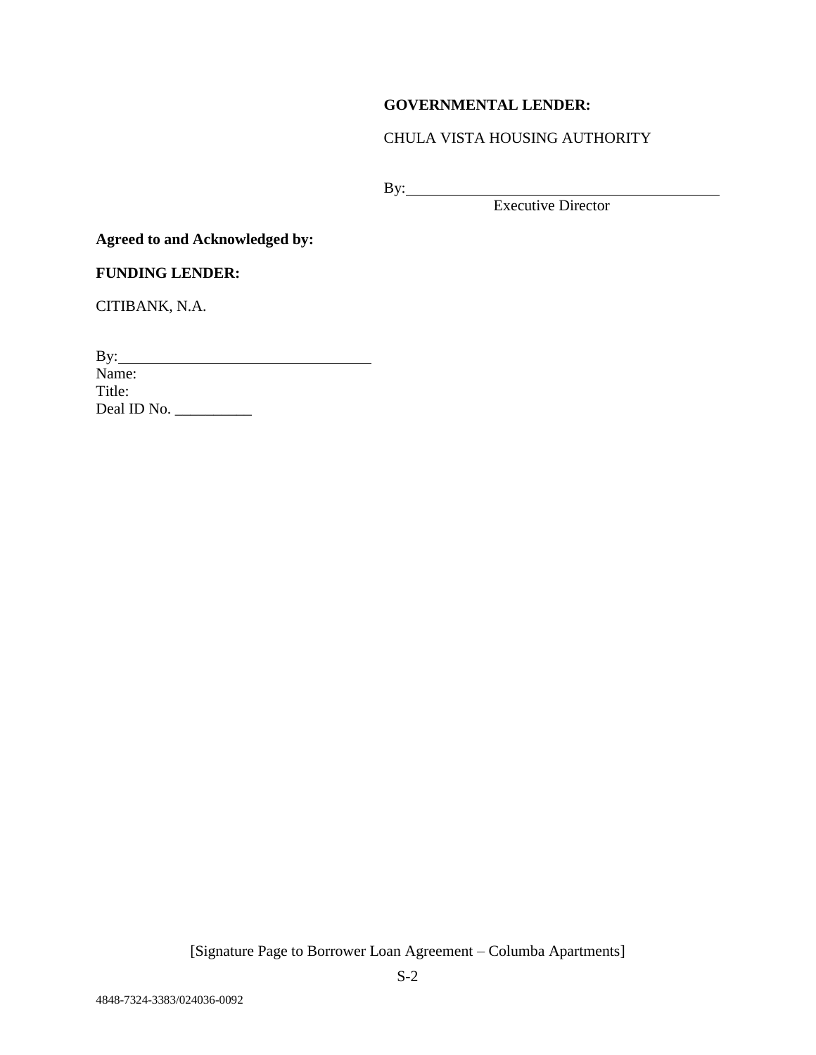**GOVERNMENTAL LENDER:**

CHULA VISTA HOUSING AUTHORITY

By:\_\_\_\_\_\_\_\_\_\_\_\_\_\_\_\_\_\_\_\_\_\_\_\_\_\_\_\_\_\_\_\_\_\_\_\_\_\_\_\_
Executive Director

**Agreed to and Acknowledged by:**

**FUNDING LENDER:**

CITIBANK, N.A.

By:\_\_\_\_\_\_\_\_\_\_\_\_\_\_\_\_\_\_\_\_\_\_\_\_\_\_\_\_\_\_\_\_
Name:
Title:
Deal ID No. \_\_\_\_\_\_\_\_\_\_

[Signature Page to Borrower Loan Agreement – Columba Apartments]

4848-7324-3383/024036-0092